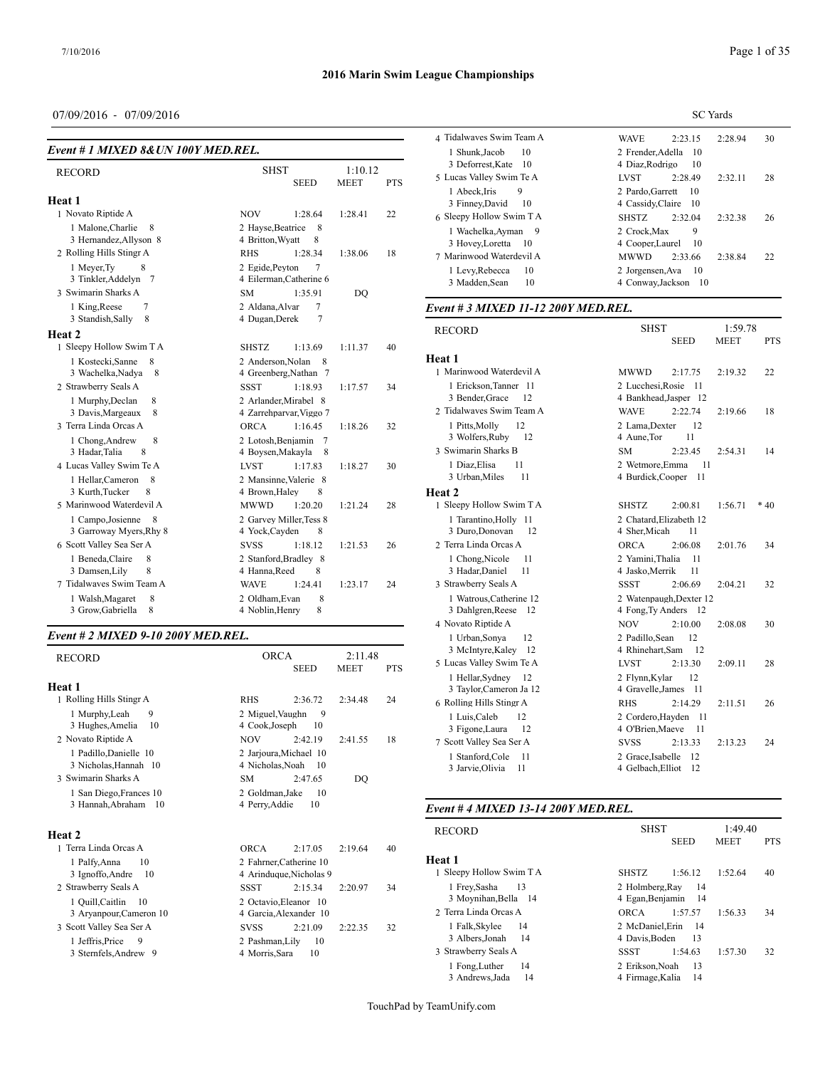# 2016 Marin Swim League Championships

07/09/2016 - 07/09/2016

SC Yards

### Event # 1 MIXED 8&UN 100Y MED.REL.

| RECORD | SHST | 1:10.12 | |
|---|---|---|---|
| | SEED | MEET | PTS |

**Heat 1**

1 Novato Riptide A — NOV 1:28.64 1:28.41 22
- 1 Malone,Charlie 8
- 2 Hayse,Beatrice 8
- 3 Hernandez,Allyson 8
- 4 Britton,Wyatt 8

2 Rolling Hills Stingr A — RHS 1:28.34 1:38.06 18
- 1 Meyer,Ty 8
- 2 Egide,Peyton 7
- 3 Tinkler,Addelyn 7
- 4 Eilerman,Catherine 6

3 Swimarin Sharks A — SM 1:35.91 DQ
- 1 King,Reese 7
- 2 Aldana,Alvar 7
- 3 Standish,Sally 8
- 4 Dugan,Derek 7

**Heat 2**

1 Sleepy Hollow Swim T A — SHSTZ 1:13.69 1:11.37 40
- 1 Kostecki,Sanne 8
- 2 Anderson,Nolan 8
- 3 Wachelka,Nadya 8
- 4 Greenberg,Nathan 7

2 Strawberry Seals A — SSST 1:18.93 1:17.57 34
- 1 Murphy,Declan 8
- 2 Arlander,Mirabel 8
- 3 Davis,Margeaux 8
- 4 Zarrehparvar,Viggo 7

3 Terra Linda Orcas A — ORCA 1:16.45 1:18.26 32
- 1 Chong,Andrew 8
- 2 Lotosh,Benjamin 7
- 3 Hadar,Talia 8
- 4 Boysen,Makayla 8

4 Lucas Valley Swim Te A — LVST 1:17.83 1:18.27 30
- 1 Hellar,Cameron 8
- 2 Mansinne,Valerie 8
- 3 Kurth,Tucker 8
- 4 Brown,Haley 8

5 Marinwood Waterdevil A — MWWD 1:20.20 1:21.24 28
- 1 Campo,Josienne 8
- 2 Garvey Miller,Tess 8
- 3 Garroway Myers,Rhy 8
- 4 Yock,Cayden 8

6 Scott Valley Sea Ser A — SVSS 1:18.12 1:21.53 26
- 1 Beneda,Claire 8
- 2 Stanford,Bradley 8
- 3 Damsen,Lily 8
- 4 Hanna,Reed 8

7 Tidalwaves Swim Team A — WAVE 1:24.41 1:23.17 24
- 1 Walsh,Magaret 8
- 2 Oldham,Evan 8
- 3 Grow,Gabriella 8
- 4 Noblin,Henry 8

### Event # 2 MIXED 9-10 200Y MED.REL.

| RECORD | ORCA | 2:11.48 | |
|---|---|---|---|
| | SEED | MEET | PTS |

**Heat 1**

1 Rolling Hills Stingr A — RHS 2:36.72 2:34.48 24
- 1 Murphy,Leah 9
- 2 Miguel,Vaughn 9
- 3 Hughes,Amelia 10
- 4 Cook,Joseph 10

2 Novato Riptide A — NOV 2:42.19 2:41.55 18
- 1 Padillo,Danielle 10
- 2 Jarjoura,Michael 10
- 3 Nicholas,Hannah 10
- 4 Nicholas,Noah 10

3 Swimarin Sharks A — SM 2:47.65 DQ
- 1 San Diego,Frances 10
- 2 Goldman,Jake 10
- 3 Hannah,Abraham 10
- 4 Perry,Addie 10

**Heat 2**

1 Terra Linda Orcas A — ORCA 2:17.05 2:19.64 40
- 1 Palfy,Anna 10
- 2 Fahrner,Catherine 10
- 3 Ignoffo,Andre 10
- 4 Arinduque,Nicholas 9

2 Strawberry Seals A — SSST 2:15.34 2:20.97 34
- 1 Quill,Caitlin 10
- 2 Octavio,Eleanor 10
- 3 Aryanpour,Cameron 10
- 4 Garcia,Alexander 10

3 Scott Valley Sea Ser A — SVSS 2:21.09 2:22.35 32
- 1 Jeffris,Price 9
- 2 Pashman,Lily 10
- 3 Sternfels,Andrew 9
- 4 Morris,Sara 10

4 Tidalwaves Swim Team A — WAVE 2:23.15 2:28.94 30
- 1 Shunk,Jacob 10
- 2 Frender,Adella 10
- 3 Deforrest,Kate 10
- 4 Diaz,Rodrigo 10

5 Lucas Valley Swim Te A — LVST 2:28.49 2:32.11 28
- 1 Abeck,Iris 9
- 2 Pardo,Garrett 10
- 3 Finney,David 10
- 4 Cassidy,Claire 10

6 Sleepy Hollow Swim T A — SHSTZ 2:32.04 2:32.38 26
- 1 Wachelka,Ayman 9
- 2 Crock,Max 9
- 3 Hovey,Loretta 10
- 4 Cooper,Laurel 10

7 Marinwood Waterdevil A — MWWD 2:33.66 2:38.84 22
- 1 Levy,Rebecca 10
- 2 Jorgensen,Ava 10
- 3 Madden,Sean 10
- 4 Conway,Jackson 10

### Event # 3 MIXED 11-12 200Y MED.REL.

| RECORD | SHST | 1:59.78 | |
|---|---|---|---|
| | SEED | MEET | PTS |

**Heat 1**

1 Marinwood Waterdevil A — MWWD 2:17.75 2:19.32 22
- 1 Erickson,Tanner 11
- 2 Lucchesi,Rosie 11
- 3 Bender,Grace 12
- 4 Bankhead,Jasper 12

2 Tidalwaves Swim Team A — WAVE 2:22.74 2:19.66 18
- 1 Pitts,Molly 12
- 2 Lama,Dexter 12
- 3 Wolfers,Ruby 12
- 4 Aune,Tor 11

3 Swimarin Sharks B — SM 2:23.45 2:54.31 14
- 1 Diaz,Elisa 11
- 2 Wetmore,Emma 11
- 3 Urban,Miles 11
- 4 Burdick,Cooper 11

**Heat 2**

1 Sleepy Hollow Swim T A — SHSTZ 2:00.81 1:56.71 * 40
- 1 Tarantino,Holly 11
- 2 Chatard,Elizabeth 12
- 3 Duro,Donovan 12
- 4 Sher,Micah 11

2 Terra Linda Orcas A — ORCA 2:06.08 2:01.76 34
- 1 Chong,Nicole 11
- 2 Yamini,Thalia 11
- 3 Hadar,Daniel 11
- 4 Jasko,Merrik 11

3 Strawberry Seals A — SSST 2:06.69 2:04.21 32
- 1 Watrous,Catherine 12
- 2 Watenpaugh,Dexter 12
- 3 Dahlgren,Reese 12
- 4 Fong,Ty Anders 12

4 Novato Riptide A — NOV 2:10.00 2:08.08 30
- 1 Urban,Sonya 12
- 2 Padillo,Sean 12
- 3 McIntyre,Kaley 12
- 4 Rhinehart,Sam 12

5 Lucas Valley Swim Te A — LVST 2:13.30 2:09.11 28
- 1 Hellar,Sydney 12
- 2 Flynn,Kylar 12
- 3 Taylor,Cameron Ja 12
- 4 Gravelle,James 11

6 Rolling Hills Stingr A — RHS 2:14.29 2:11.51 26
- 1 Luis,Caleb 12
- 2 Cordero,Hayden 11
- 3 Figone,Laura 12
- 4 O'Brien,Maeve 11

7 Scott Valley Sea Ser A — SVSS 2:13.33 2:13.23 24
- 1 Stanford,Cole 11
- 2 Grace,Isabelle 12
- 3 Jarvie,Olivia 11
- 4 Gelbach,Elliot 12

### Event # 4 MIXED 13-14 200Y MED.REL.

| RECORD | SHST | 1:49.40 | |
|---|---|---|---|
| | SEED | MEET | PTS |

**Heat 1**

1 Sleepy Hollow Swim T A — SHSTZ 1:56.12 1:52.64 40
- 1 Frey,Sasha 13
- 2 Holmberg,Ray 14
- 3 Moynihan,Bella 14
- 4 Egan,Benjamin 14

2 Terra Linda Orcas A — ORCA 1:57.57 1:56.33 34
- 1 Falk,Skylee 14
- 2 McDaniel,Erin 14
- 3 Albers,Jonah 14
- 4 Davis,Boden 13

3 Strawberry Seals A — SSST 1:54.63 1:57.30 32
- 1 Fong,Luther 14
- 2 Erikson,Noah 13
- 3 Andrews,Jada 14
- 4 Firmage,Kalia 14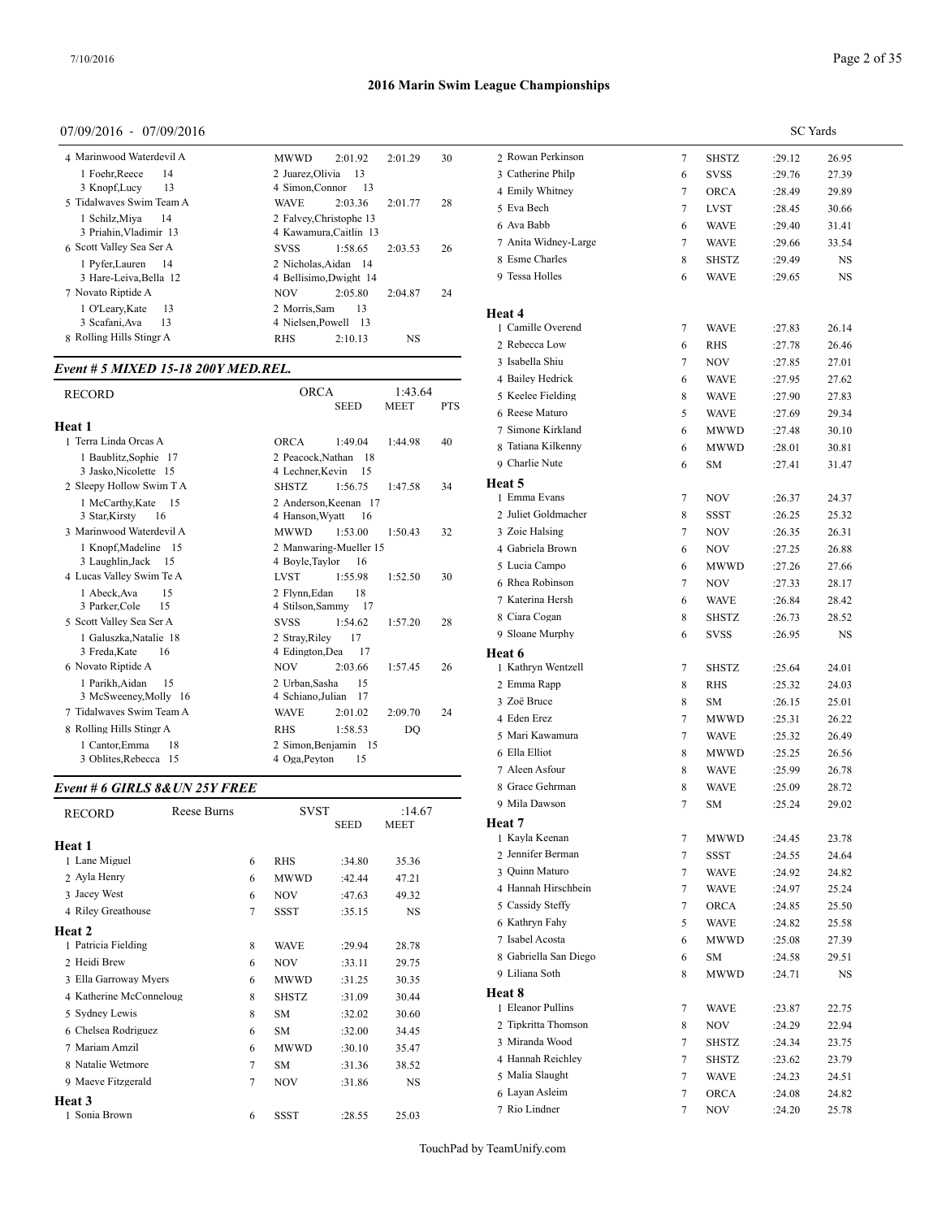# 2016 Marin Swim League Championships

07/09/2016 - 07/09/2016

SC Yards

| | Team | Relay | Seed | Meet | Pts |
|---|---|---|---|---|---|
| 4 | Marinwood Waterdevil A | MWWD | 2:01.92 | 2:01.29 | 30 |

1 Foehr,Reece 14; 2 Juarez,Olivia 13; 3 Knopf,Lucy 13; 4 Simon,Connor 13

| | Team | Relay | Seed | Meet | Pts |
|---|---|---|---|---|---|
| 5 | Tidalwaves Swim Team A | WAVE | 2:03.36 | 2:01.77 | 28 |

1 Schilz,Miya 14; 2 Falvey,Christophe 13; 3 Priahin,Vladimir 13; 4 Kawamura,Caitlin 13

| | Team | Relay | Seed | Meet | Pts |
|---|---|---|---|---|---|
| 6 | Scott Valley Sea Ser A | SVSS | 1:58.65 | 2:03.53 | 26 |

1 Pyfer,Lauren 14; 2 Nicholas,Aidan 14; 3 Hare-Leiva,Bella 12; 4 Bellisimo,Dwight 14

| | Team | Relay | Seed | Meet | Pts |
|---|---|---|---|---|---|
| 7 | Novato Riptide A | NOV | 2:05.80 | 2:04.87 | 24 |

1 O'Leary,Kate 13; 2 Morris,Sam 13; 3 Scafani,Ava 13; 4 Nielsen,Powell 13

| | Team | Relay | Seed | Meet | Pts |
|---|---|---|---|---|---|
| 8 | Rolling Hills Stingr A | RHS | 2:10.13 | NS | |

### *Event # 5 MIXED 15-18 200Y MED.REL.*

RECORD: ORCA 1:43.64

**Heat 1**

| | Team | Relay | Seed | Meet | Pts |
|---|---|---|---|---|---|
| 1 | Terra Linda Orcas A | ORCA | 1:49.04 | 1:44.98 | 40 |
| | 1 Baublitz,Sophie 17; 2 Peacock,Nathan 18; 3 Jasko,Nicolette 15; 4 Lechner,Kevin 15 | | | | |
| 2 | Sleepy Hollow Swim T A | SHSTZ | 1:56.75 | 1:47.58 | 34 |
| | 1 McCarthy,Kate 15; 2 Anderson,Keenan 17; 3 Star,Kirsty 16; 4 Hanson,Wyatt 16 | | | | |
| 3 | Marinwood Waterdevil A | MWWD | 1:53.00 | 1:50.43 | 32 |
| | 1 Knopf,Madeline 15; 2 Manwaring-Mueller 15; 3 Laughlin,Jack 15; 4 Boyle,Taylor 16 | | | | |
| 4 | Lucas Valley Swim Te A | LVST | 1:55.98 | 1:52.50 | 30 |
| | 1 Abeck,Ava 15; 2 Flynn,Edan 18; 3 Parker,Cole 15; 4 Stilson,Sammy 17 | | | | |
| 5 | Scott Valley Sea Ser A | SVSS | 1:54.62 | 1:57.20 | 28 |
| | 1 Galuszka,Natalie 18; 2 Stray,Riley 17; 3 Freda,Kate 16; 4 Edington,Dea 17 | | | | |
| 6 | Novato Riptide A | NOV | 2:03.66 | 1:57.45 | 26 |
| | 1 Parikh,Aidan 15; 2 Urban,Sasha 15; 3 McSweeney,Molly 16; 4 Schiano,Julian 17 | | | | |
| 7 | Tidalwaves Swim Team A | WAVE | 2:01.02 | 2:09.70 | 24 |
| 8 | Rolling Hills Stingr A | RHS | 1:58.53 | DQ | |
| | 1 Cantor,Emma 18; 2 Simon,Benjamin 15; 3 Oblites,Rebecca 15; 4 Oga,Peyton 15 | | | | |

### *Event # 6 GIRLS 8&UN 25Y FREE*

RECORD: Reese Burns, SVST, :14.67

| Place | Name | Age | Team | Seed | Meet |
|---|---|---|---|---|---|
| **Heat 1** | | | | | |
| 1 | Lane Miguel | 6 | RHS | :34.80 | 35.36 |
| 2 | Ayla Henry | 6 | MWWD | :42.44 | 47.21 |
| 3 | Jacey West | 6 | NOV | :47.63 | 49.32 |
| 4 | Riley Greathouse | 7 | SSST | :35.15 | NS |
| **Heat 2** | | | | | |
| 1 | Patricia Fielding | 8 | WAVE | :29.94 | 28.78 |
| 2 | Heidi Brew | 6 | NOV | :33.11 | 29.75 |
| 3 | Ella Garroway Myers | 6 | MWWD | :31.25 | 30.35 |
| 4 | Katherine McConneloug | 8 | SHSTZ | :31.09 | 30.44 |
| 5 | Sydney Lewis | 8 | SM | :32.02 | 30.60 |
| 6 | Chelsea Rodriguez | 6 | SM | :32.00 | 34.45 |
| 7 | Mariam Amzil | 6 | MWWD | :30.10 | 35.47 |
| 8 | Natalie Wetmore | 7 | SM | :31.36 | 38.52 |
| 9 | Maeve Fitzgerald | 7 | NOV | :31.86 | NS |
| **Heat 3** | | | | | |
| 1 | Sonia Brown | 6 | SSST | :28.55 | 25.03 |
| 2 | Rowan Perkinson | 7 | SHSTZ | :29.12 | 26.95 |
| 3 | Catherine Philp | 6 | SVSS | :29.76 | 27.39 |
| 4 | Emily Whitney | 7 | ORCA | :28.49 | 29.89 |
| 5 | Eva Bech | 7 | LVST | :28.45 | 30.66 |
| 6 | Ava Babb | 6 | WAVE | :29.40 | 31.41 |
| 7 | Anita Widney-Large | 7 | WAVE | :29.66 | 33.54 |
| 8 | Esme Charles | 8 | SHSTZ | :29.49 | NS |
| 9 | Tessa Holles | 6 | WAVE | :29.65 | NS |
| **Heat 4** | | | | | |
| 1 | Camille Overend | 7 | WAVE | :27.83 | 26.14 |
| 2 | Rebecca Low | 6 | RHS | :27.78 | 26.46 |
| 3 | Isabella Shiu | 7 | NOV | :27.85 | 27.01 |
| 4 | Bailey Hedrick | 6 | WAVE | :27.95 | 27.62 |
| 5 | Keelee Fielding | 8 | WAVE | :27.90 | 27.83 |
| 6 | Reese Maturo | 5 | WAVE | :27.69 | 29.34 |
| 7 | Simone Kirkland | 6 | MWWD | :27.48 | 30.10 |
| 8 | Tatiana Kilkenny | 6 | MWWD | :28.01 | 30.81 |
| 9 | Charlie Nute | 6 | SM | :27.41 | 31.47 |
| **Heat 5** | | | | | |
| 1 | Emma Evans | 7 | NOV | :26.37 | 24.37 |
| 2 | Juliet Goldmacher | 8 | SSST | :26.25 | 25.32 |
| 3 | Zoie Halsing | 7 | NOV | :26.35 | 26.31 |
| 4 | Gabriela Brown | 6 | NOV | :27.25 | 26.88 |
| 5 | Lucia Campo | 6 | MWWD | :27.26 | 27.66 |
| 6 | Rhea Robinson | 7 | NOV | :27.33 | 28.17 |
| 7 | Katerina Hersh | 6 | WAVE | :26.84 | 28.42 |
| 8 | Ciara Cogan | 8 | SHSTZ | :26.73 | 28.52 |
| 9 | Sloane Murphy | 6 | SVSS | :26.95 | NS |
| **Heat 6** | | | | | |
| 1 | Kathryn Wentzell | 7 | SHSTZ | :25.64 | 24.01 |
| 2 | Emma Rapp | 8 | RHS | :25.32 | 24.03 |
| 3 | Zoë Bruce | 8 | SM | :26.15 | 25.01 |
| 4 | Eden Erez | 7 | MWWD | :25.31 | 26.22 |
| 5 | Mari Kawamura | 7 | WAVE | :25.32 | 26.49 |
| 6 | Ella Elliot | 8 | MWWD | :25.25 | 26.56 |
| 7 | Aleen Asfour | 8 | WAVE | :25.99 | 26.78 |
| 8 | Grace Gehrman | 8 | WAVE | :25.09 | 28.72 |
| 9 | Mila Dawson | 7 | SM | :25.24 | 29.02 |
| **Heat 7** | | | | | |
| 1 | Kayla Keenan | 7 | MWWD | :24.45 | 23.78 |
| 2 | Jennifer Berman | 7 | SSST | :24.55 | 24.64 |
| 3 | Quinn Maturo | 7 | WAVE | :24.92 | 24.82 |
| 4 | Hannah Hirschbein | 7 | WAVE | :24.97 | 25.24 |
| 5 | Cassidy Steffy | 7 | ORCA | :24.85 | 25.50 |
| 6 | Kathryn Fahy | 5 | WAVE | :24.82 | 25.58 |
| 7 | Isabel Acosta | 6 | MWWD | :25.08 | 27.39 |
| 8 | Gabriella San Diego | 6 | SM | :24.58 | 29.51 |
| 9 | Liliana Soth | 8 | MWWD | :24.71 | NS |
| **Heat 8** | | | | | |
| 1 | Eleanor Pullins | 7 | WAVE | :23.87 | 22.75 |
| 2 | Tipkritta Thomson | 8 | NOV | :24.29 | 22.94 |
| 3 | Miranda Wood | 7 | SHSTZ | :24.34 | 23.75 |
| 4 | Hannah Reichley | 7 | SHSTZ | :23.62 | 23.79 |
| 5 | Malia Slaught | 7 | WAVE | :24.23 | 24.51 |
| 6 | Layan Asleim | 7 | ORCA | :24.08 | 24.82 |
| 7 | Rio Lindner | 7 | NOV | :24.20 | 25.78 |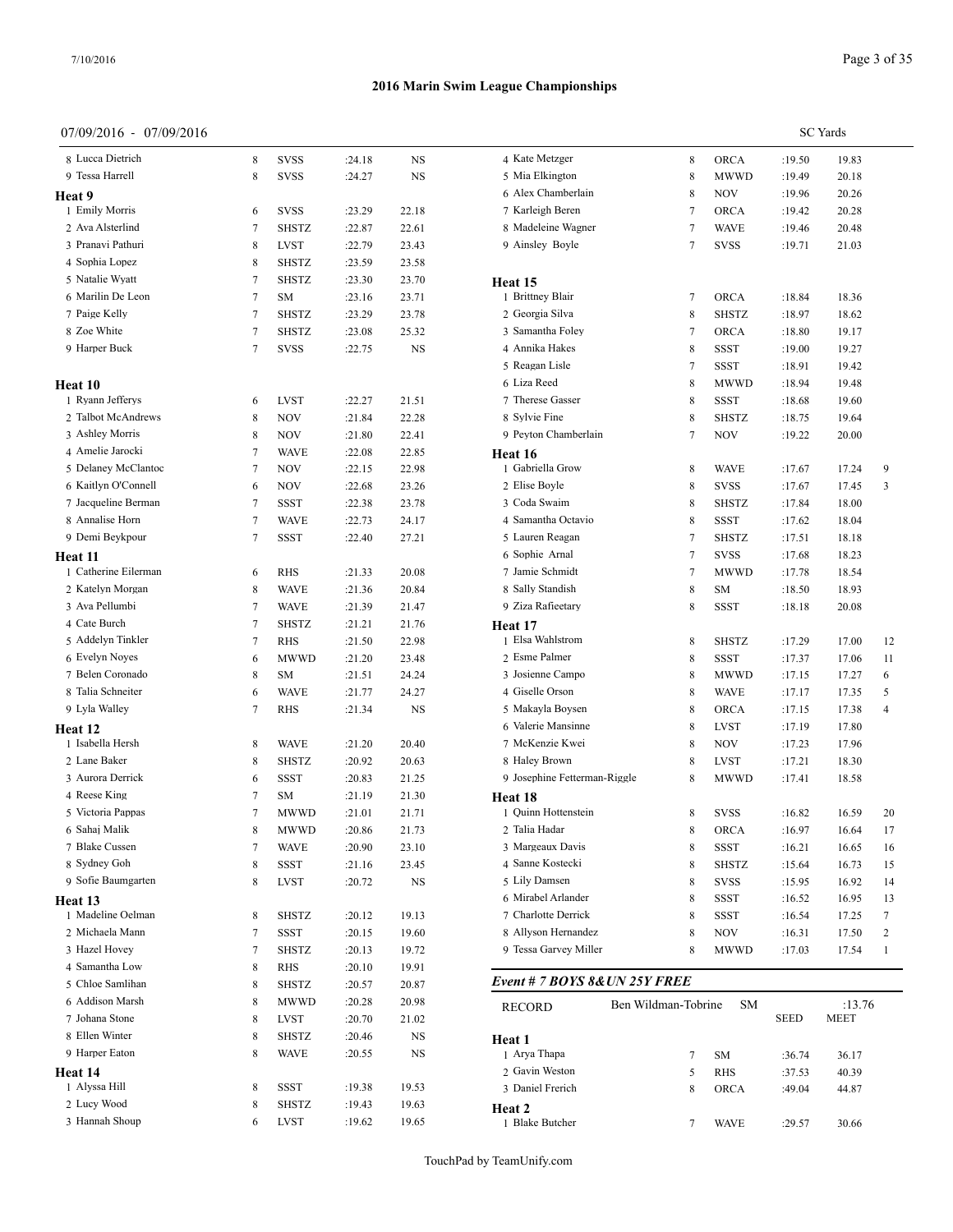## 2016 Marin Swim League Championships

07/09/2016 - 07/09/2016

SC Yards

| | Name | Age | Team | Seed | Time | Points |
|---|---|---|---|---|---|---|
| 8 | Lucca Dietrich | 8 | SVSS | :24.18 | NS | |
| 9 | Tessa Harrell | 8 | SVSS | :24.27 | NS | |

### Heat 9

| | Name | Age | Team | Seed | Time | Points |
|---|---|---|---|---|---|---|
| 1 | Emily Morris | 6 | SVSS | :23.29 | 22.18 | |
| 2 | Ava Alsterlind | 7 | SHSTZ | :22.87 | 22.61 | |
| 3 | Pranavi Pathuri | 8 | LVST | :22.79 | 23.43 | |
| 4 | Sophia Lopez | 8 | SHSTZ | :23.59 | 23.58 | |
| 5 | Natalie Wyatt | 7 | SHSTZ | :23.30 | 23.70 | |
| 6 | Marilin De Leon | 7 | SM | :23.16 | 23.71 | |
| 7 | Paige Kelly | 7 | SHSTZ | :23.29 | 23.78 | |
| 8 | Zoe White | 7 | SHSTZ | :23.08 | 25.32 | |
| 9 | Harper Buck | 7 | SVSS | :22.75 | NS | |

### Heat 10

| | Name | Age | Team | Seed | Time | Points |
|---|---|---|---|---|---|---|
| 1 | Ryann Jefferys | 6 | LVST | :22.27 | 21.51 | |
| 2 | Talbot McAndrews | 8 | NOV | :21.84 | 22.28 | |
| 3 | Ashley Morris | 8 | NOV | :21.80 | 22.41 | |
| 4 | Amelie Jarocki | 7 | WAVE | :22.08 | 22.85 | |
| 5 | Delaney McClantoc | 7 | NOV | :22.15 | 22.98 | |
| 6 | Kaitlyn O'Connell | 6 | NOV | :22.68 | 23.26 | |
| 7 | Jacqueline Berman | 7 | SSST | :22.38 | 23.78 | |
| 8 | Annalise Horn | 7 | WAVE | :22.73 | 24.17 | |
| 9 | Demi Beykpour | 7 | SSST | :22.40 | 27.21 | |

### Heat 11

| | Name | Age | Team | Seed | Time | Points |
|---|---|---|---|---|---|---|
| 1 | Catherine Eilerman | 6 | RHS | :21.33 | 20.08 | |
| 2 | Katelyn Morgan | 8 | WAVE | :21.36 | 20.84 | |
| 3 | Ava Pellumbi | 7 | WAVE | :21.39 | 21.47 | |
| 4 | Cate Burch | 7 | SHSTZ | :21.21 | 21.76 | |
| 5 | Addelyn Tinkler | 7 | RHS | :21.50 | 22.98 | |
| 6 | Evelyn Noyes | 6 | MWWD | :21.20 | 23.48 | |
| 7 | Belen Coronado | 8 | SM | :21.51 | 24.24 | |
| 8 | Talia Schneiter | 6 | WAVE | :21.77 | 24.27 | |
| 9 | Lyla Walley | 7 | RHS | :21.34 | NS | |

### Heat 12

| | Name | Age | Team | Seed | Time | Points |
|---|---|---|---|---|---|---|
| 1 | Isabella Hersh | 8 | WAVE | :21.20 | 20.40 | |
| 2 | Lane Baker | 8 | SHSTZ | :20.92 | 20.63 | |
| 3 | Aurora Derrick | 6 | SSST | :20.83 | 21.25 | |
| 4 | Reese King | 7 | SM | :21.19 | 21.30 | |
| 5 | Victoria Pappas | 7 | MWWD | :21.01 | 21.71 | |
| 6 | Sahaj Malik | 8 | MWWD | :20.86 | 21.73 | |
| 7 | Blake Cussen | 7 | WAVE | :20.90 | 23.10 | |
| 8 | Sydney Goh | 8 | SSST | :21.16 | 23.45 | |
| 9 | Sofie Baumgarten | 8 | LVST | :20.72 | NS | |

### Heat 13

| | Name | Age | Team | Seed | Time | Points |
|---|---|---|---|---|---|---|
| 1 | Madeline Oelman | 8 | SHSTZ | :20.12 | 19.13 | |
| 2 | Michaela Mann | 7 | SSST | :20.15 | 19.60 | |
| 3 | Hazel Hovey | 7 | SHSTZ | :20.13 | 19.72 | |
| 4 | Samantha Low | 8 | RHS | :20.10 | 19.91 | |
| 5 | Chloe Samlihan | 8 | SHSTZ | :20.57 | 20.87 | |
| 6 | Addison Marsh | 8 | MWWD | :20.28 | 20.98 | |
| 7 | Johana Stone | 8 | LVST | :20.70 | 21.02 | |
| 8 | Ellen Winter | 8 | SHSTZ | :20.46 | NS | |
| 9 | Harper Eaton | 8 | WAVE | :20.55 | NS | |

### Heat 14

| | Name | Age | Team | Seed | Time | Points |
|---|---|---|---|---|---|---|
| 1 | Alyssa Hill | 8 | SSST | :19.38 | 19.53 | |
| 2 | Lucy Wood | 8 | SHSTZ | :19.43 | 19.63 | |
| 3 | Hannah Shoup | 6 | LVST | :19.62 | 19.65 | |
| 4 | Kate Metzger | 8 | ORCA | :19.50 | 19.83 | |
| 5 | Mia Elkington | 8 | MWWD | :19.49 | 20.18 | |
| 6 | Alex Chamberlain | 8 | NOV | :19.96 | 20.26 | |
| 7 | Karleigh Beren | 7 | ORCA | :19.42 | 20.28 | |
| 8 | Madeleine Wagner | 7 | WAVE | :19.46 | 20.48 | |
| 9 | Ainsley Boyle | 7 | SVSS | :19.71 | 21.03 | |

### Heat 15

| | Name | Age | Team | Seed | Time | Points |
|---|---|---|---|---|---|---|
| 1 | Brittney Blair | 7 | ORCA | :18.84 | 18.36 | |
| 2 | Georgia Silva | 8 | SHSTZ | :18.97 | 18.62 | |
| 3 | Samantha Foley | 7 | ORCA | :18.80 | 19.17 | |
| 4 | Annika Hakes | 8 | SSST | :19.00 | 19.27 | |
| 5 | Reagan Lisle | 7 | SSST | :18.91 | 19.42 | |
| 6 | Liza Reed | 8 | MWWD | :18.94 | 19.48 | |
| 7 | Therese Gasser | 8 | SSST | :18.68 | 19.60 | |
| 8 | Sylvie Fine | 8 | SHSTZ | :18.75 | 19.64 | |
| 9 | Peyton Chamberlain | 7 | NOV | :19.22 | 20.00 | |

### Heat 16

| | Name | Age | Team | Seed | Time | Points |
|---|---|---|---|---|---|---|
| 1 | Gabriella Grow | 8 | WAVE | :17.67 | 17.24 | 9 |
| 2 | Elise Boyle | 8 | SVSS | :17.67 | 17.45 | 3 |
| 3 | Coda Swaim | 8 | SHSTZ | :17.84 | 18.00 | |
| 4 | Samantha Octavio | 8 | SSST | :17.62 | 18.04 | |
| 5 | Lauren Reagan | 7 | SHSTZ | :17.51 | 18.18 | |
| 6 | Sophie Arnal | 7 | SVSS | :17.68 | 18.23 | |
| 7 | Jamie Schmidt | 7 | MWWD | :17.78 | 18.54 | |
| 8 | Sally Standish | 8 | SM | :18.50 | 18.93 | |
| 9 | Ziza Rafieetary | 8 | SSST | :18.18 | 20.08 | |

### Heat 17

| | Name | Age | Team | Seed | Time | Points |
|---|---|---|---|---|---|---|
| 1 | Elsa Wahlstrom | 8 | SHSTZ | :17.29 | 17.00 | 12 |
| 2 | Esme Palmer | 8 | SSST | :17.37 | 17.06 | 11 |
| 3 | Josienne Campo | 8 | MWWD | :17.15 | 17.27 | 6 |
| 4 | Giselle Orson | 8 | WAVE | :17.17 | 17.35 | 5 |
| 5 | Makayla Boysen | 8 | ORCA | :17.15 | 17.38 | 4 |
| 6 | Valerie Mansinne | 8 | LVST | :17.19 | 17.80 | |
| 7 | McKenzie Kwei | 8 | NOV | :17.23 | 17.96 | |
| 8 | Haley Brown | 8 | LVST | :17.21 | 18.30 | |
| 9 | Josephine Fetterman-Riggle | 8 | MWWD | :17.41 | 18.58 | |

### Heat 18

| | Name | Age | Team | Seed | Time | Points |
|---|---|---|---|---|---|---|
| 1 | Quinn Hottenstein | 8 | SVSS | :16.82 | 16.59 | 20 |
| 2 | Talia Hadar | 8 | ORCA | :16.97 | 16.64 | 17 |
| 3 | Margeaux Davis | 8 | SSST | :16.21 | 16.65 | 16 |
| 4 | Sanne Kostecki | 8 | SHSTZ | :15.64 | 16.73 | 15 |
| 5 | Lily Damsen | 8 | SVSS | :15.95 | 16.92 | 14 |
| 6 | Mirabel Arlander | 8 | SSST | :16.52 | 16.95 | 13 |
| 7 | Charlotte Derrick | 8 | SSST | :16.54 | 17.25 | 7 |
| 8 | Allyson Hernandez | 8 | NOV | :16.31 | 17.50 | 2 |
| 9 | Tessa Garvey Miller | 8 | MWWD | :17.03 | 17.54 | 1 |

## *Event # 7 BOYS 8&UN 25Y FREE*

| RECORD | Ben Wildman-Tobrine | SM | | :13.76 |
|---|---|---|---|---|
| | | | SEED | MEET |

### Heat 1

| | Name | Age | Team | Seed | Time |
|---|---|---|---|---|---|
| 1 | Arya Thapa | 7 | SM | :36.74 | 36.17 |
| 2 | Gavin Weston | 5 | RHS | :37.53 | 40.39 |
| 3 | Daniel Frerich | 8 | ORCA | :49.04 | 44.87 |

### Heat 2

| | Name | Age | Team | Seed | Time |
|---|---|---|---|---|---|
| 1 | Blake Butcher | 7 | WAVE | :29.57 | 30.66 |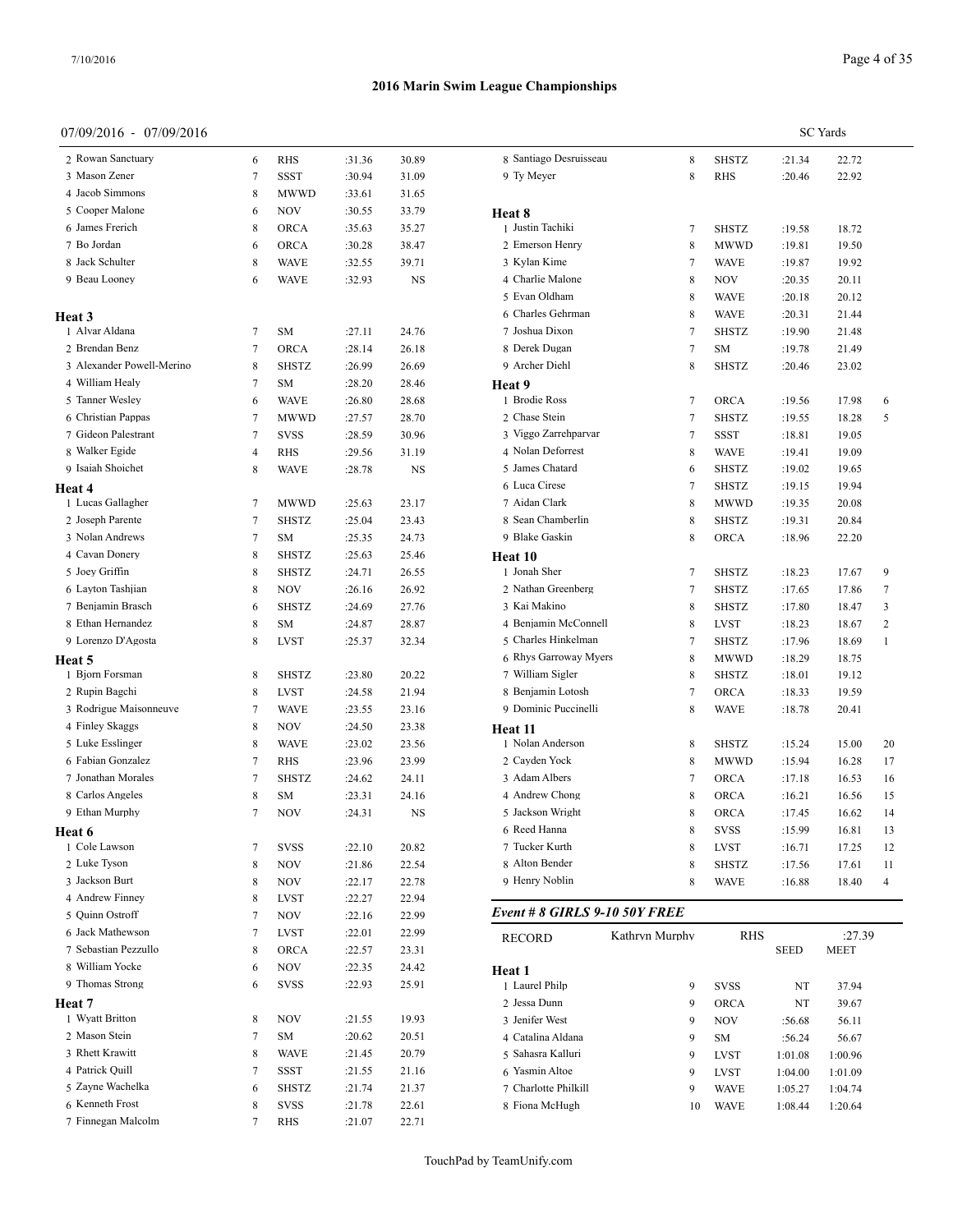# 2016 Marin Swim League Championships

07/09/2016 - 07/09/2016

SC Yards

| | Name | Age | Team | Seed | Time | Points |
|---|---|---|---|---|---|---|
| 2 | Rowan Sanctuary | 6 | RHS | :31.36 | 30.89 | |
| 3 | Mason Zener | 7 | SSST | :30.94 | 31.09 | |
| 4 | Jacob Simmons | 8 | MWWD | :33.61 | 31.65 | |
| 5 | Cooper Malone | 6 | NOV | :30.55 | 33.79 | |
| 6 | James Frerich | 8 | ORCA | :35.63 | 35.27 | |
| 7 | Bo Jordan | 6 | ORCA | :30.28 | 38.47 | |
| 8 | Jack Schulter | 8 | WAVE | :32.55 | 39.71 | |
| 9 | Beau Looney | 6 | WAVE | :32.93 | NS | |

**Heat 3**

| | Name | Age | Team | Seed | Time | Points |
|---|---|---|---|---|---|---|
| 1 | Alvar Aldana | 7 | SM | :27.11 | 24.76 | |
| 2 | Brendan Benz | 7 | ORCA | :28.14 | 26.18 | |
| 3 | Alexander Powell-Merino | 8 | SHSTZ | :26.99 | 26.69 | |
| 4 | William Healy | 7 | SM | :28.20 | 28.46 | |
| 5 | Tanner Wesley | 6 | WAVE | :26.80 | 28.68 | |
| 6 | Christian Pappas | 7 | MWWD | :27.57 | 28.70 | |
| 7 | Gideon Palestrant | 7 | SVSS | :28.59 | 30.96 | |
| 8 | Walker Egide | 4 | RHS | :29.56 | 31.19 | |
| 9 | Isaiah Shoichet | 8 | WAVE | :28.78 | NS | |

**Heat 4**

| | Name | Age | Team | Seed | Time | Points |
|---|---|---|---|---|---|---|
| 1 | Lucas Gallagher | 7 | MWWD | :25.63 | 23.17 | |
| 2 | Joseph Parente | 7 | SHSTZ | :25.04 | 23.43 | |
| 3 | Nolan Andrews | 7 | SM | :25.35 | 24.73 | |
| 4 | Cavan Donery | 8 | SHSTZ | :25.63 | 25.46 | |
| 5 | Joey Griffin | 8 | SHSTZ | :24.71 | 26.55 | |
| 6 | Layton Tashjian | 8 | NOV | :26.16 | 26.92 | |
| 7 | Benjamin Brasch | 6 | SHSTZ | :24.69 | 27.76 | |
| 8 | Ethan Hernandez | 8 | SM | :24.87 | 28.87 | |
| 9 | Lorenzo D'Agosta | 8 | LVST | :25.37 | 32.34 | |

**Heat 5**

| | Name | Age | Team | Seed | Time | Points |
|---|---|---|---|---|---|---|
| 1 | Bjorn Forsman | 8 | SHSTZ | :23.80 | 20.22 | |
| 2 | Rupin Bagchi | 8 | LVST | :24.58 | 21.94 | |
| 3 | Rodrigue Maisonneuve | 7 | WAVE | :23.55 | 23.16 | |
| 4 | Finley Skaggs | 8 | NOV | :24.50 | 23.38 | |
| 5 | Luke Esslinger | 8 | WAVE | :23.02 | 23.56 | |
| 6 | Fabian Gonzalez | 7 | RHS | :23.96 | 23.99 | |
| 7 | Jonathan Morales | 7 | SHSTZ | :24.62 | 24.11 | |
| 8 | Carlos Angeles | 8 | SM | :23.31 | 24.16 | |
| 9 | Ethan Murphy | 7 | NOV | :24.31 | NS | |

**Heat 6**

| | Name | Age | Team | Seed | Time | Points |
|---|---|---|---|---|---|---|
| 1 | Cole Lawson | 7 | SVSS | :22.10 | 20.82 | |
| 2 | Luke Tyson | 8 | NOV | :21.86 | 22.54 | |
| 3 | Jackson Burt | 8 | NOV | :22.17 | 22.78 | |
| 4 | Andrew Finney | 8 | LVST | :22.27 | 22.94 | |
| 5 | Quinn Ostroff | 7 | NOV | :22.16 | 22.99 | |
| 6 | Jack Mathewson | 7 | LVST | :22.01 | 22.99 | |
| 7 | Sebastian Pezzullo | 8 | ORCA | :22.57 | 23.31 | |
| 8 | William Yocke | 6 | NOV | :22.35 | 24.42 | |
| 9 | Thomas Strong | 6 | SVSS | :22.93 | 25.91 | |

**Heat 7**

| | Name | Age | Team | Seed | Time | Points |
|---|---|---|---|---|---|---|
| 1 | Wyatt Britton | 8 | NOV | :21.55 | 19.93 | |
| 2 | Mason Stein | 7 | SM | :20.62 | 20.51 | |
| 3 | Rhett Krawitt | 8 | WAVE | :21.45 | 20.79 | |
| 4 | Patrick Quill | 7 | SSST | :21.55 | 21.16 | |
| 5 | Zayne Wachelka | 6 | SHSTZ | :21.74 | 21.37 | |
| 6 | Kenneth Frost | 8 | SVSS | :21.78 | 22.61 | |
| 7 | Finnegan Malcolm | 7 | RHS | :21.07 | 22.71 | |
| 8 | Santiago Desruisseau | 8 | SHSTZ | :21.34 | 22.72 | |
| 9 | Ty Meyer | 8 | RHS | :20.46 | 22.92 | |

**Heat 8**

| | Name | Age | Team | Seed | Time | Points |
|---|---|---|---|---|---|---|
| 1 | Justin Tachiki | 7 | SHSTZ | :19.58 | 18.72 | |
| 2 | Emerson Henry | 8 | MWWD | :19.81 | 19.50 | |
| 3 | Kylan Kime | 7 | WAVE | :19.87 | 19.92 | |
| 4 | Charlie Malone | 8 | NOV | :20.35 | 20.11 | |
| 5 | Evan Oldham | 8 | WAVE | :20.18 | 20.12 | |
| 6 | Charles Gehrman | 8 | WAVE | :20.31 | 21.44 | |
| 7 | Joshua Dixon | 7 | SHSTZ | :19.90 | 21.48 | |
| 8 | Derek Dugan | 7 | SM | :19.78 | 21.49 | |
| 9 | Archer Diehl | 8 | SHSTZ | :20.46 | 23.02 | |

**Heat 9**

| | Name | Age | Team | Seed | Time | Points |
|---|---|---|---|---|---|---|
| 1 | Brodie Ross | 7 | ORCA | :19.56 | 17.98 | 6 |
| 2 | Chase Stein | 7 | SHSTZ | :19.55 | 18.28 | 5 |
| 3 | Viggo Zarrehparvar | 7 | SSST | :18.81 | 19.05 | |
| 4 | Nolan Deforrest | 8 | WAVE | :19.41 | 19.09 | |
| 5 | James Chatard | 6 | SHSTZ | :19.02 | 19.65 | |
| 6 | Luca Cirese | 7 | SHSTZ | :19.15 | 19.94 | |
| 7 | Aidan Clark | 8 | MWWD | :19.35 | 20.08 | |
| 8 | Sean Chamberlin | 8 | SHSTZ | :19.31 | 20.84 | |
| 9 | Blake Gaskin | 8 | ORCA | :18.96 | 22.20 | |

**Heat 10**

| | Name | Age | Team | Seed | Time | Points |
|---|---|---|---|---|---|---|
| 1 | Jonah Sher | 7 | SHSTZ | :18.23 | 17.67 | 9 |
| 2 | Nathan Greenberg | 7 | SHSTZ | :17.65 | 17.86 | 7 |
| 3 | Kai Makino | 8 | SHSTZ | :17.80 | 18.47 | 3 |
| 4 | Benjamin McConnell | 8 | LVST | :18.23 | 18.67 | 2 |
| 5 | Charles Hinkelman | 7 | SHSTZ | :17.96 | 18.69 | 1 |
| 6 | Rhys Garroway Myers | 8 | MWWD | :18.29 | 18.75 | |
| 7 | William Sigler | 8 | SHSTZ | :18.01 | 19.12 | |
| 8 | Benjamin Lotosh | 7 | ORCA | :18.33 | 19.59 | |
| 9 | Dominic Puccinelli | 8 | WAVE | :18.78 | 20.41 | |

**Heat 11**

| | Name | Age | Team | Seed | Time | Points |
|---|---|---|---|---|---|---|
| 1 | Nolan Anderson | 8 | SHSTZ | :15.24 | 15.00 | 20 |
| 2 | Cayden Yock | 8 | MWWD | :15.94 | 16.28 | 17 |
| 3 | Adam Albers | 7 | ORCA | :17.18 | 16.53 | 16 |
| 4 | Andrew Chong | 8 | ORCA | :16.21 | 16.56 | 15 |
| 5 | Jackson Wright | 8 | ORCA | :17.45 | 16.62 | 14 |
| 6 | Reed Hanna | 8 | SVSS | :15.99 | 16.81 | 13 |
| 7 | Tucker Kurth | 8 | LVST | :16.71 | 17.25 | 12 |
| 8 | Alton Bender | 8 | SHSTZ | :17.56 | 17.61 | 11 |
| 9 | Henry Noblin | 8 | WAVE | :16.88 | 18.40 | 4 |

## *Event # 8 GIRLS 9-10 50Y FREE*

RECORD — Kathryn Murphy — RHS — :27.39

**Heat 1**

| | Name | Age | Team | SEED | MEET |
|---|---|---|---|---|---|
| 1 | Laurel Philp | 9 | SVSS | NT | 37.94 |
| 2 | Jessa Dunn | 9 | ORCA | NT | 39.67 |
| 3 | Jenifer West | 9 | NOV | :56.68 | 56.11 |
| 4 | Catalina Aldana | 9 | SM | :56.24 | 56.67 |
| 5 | Sahasra Kalluri | 9 | LVST | 1:01.08 | 1:00.96 |
| 6 | Yasmin Altoe | 9 | LVST | 1:04.00 | 1:01.09 |
| 7 | Charlotte Philkill | 9 | WAVE | 1:05.27 | 1:04.74 |
| 8 | Fiona McHugh | 10 | WAVE | 1:08.44 | 1:20.64 |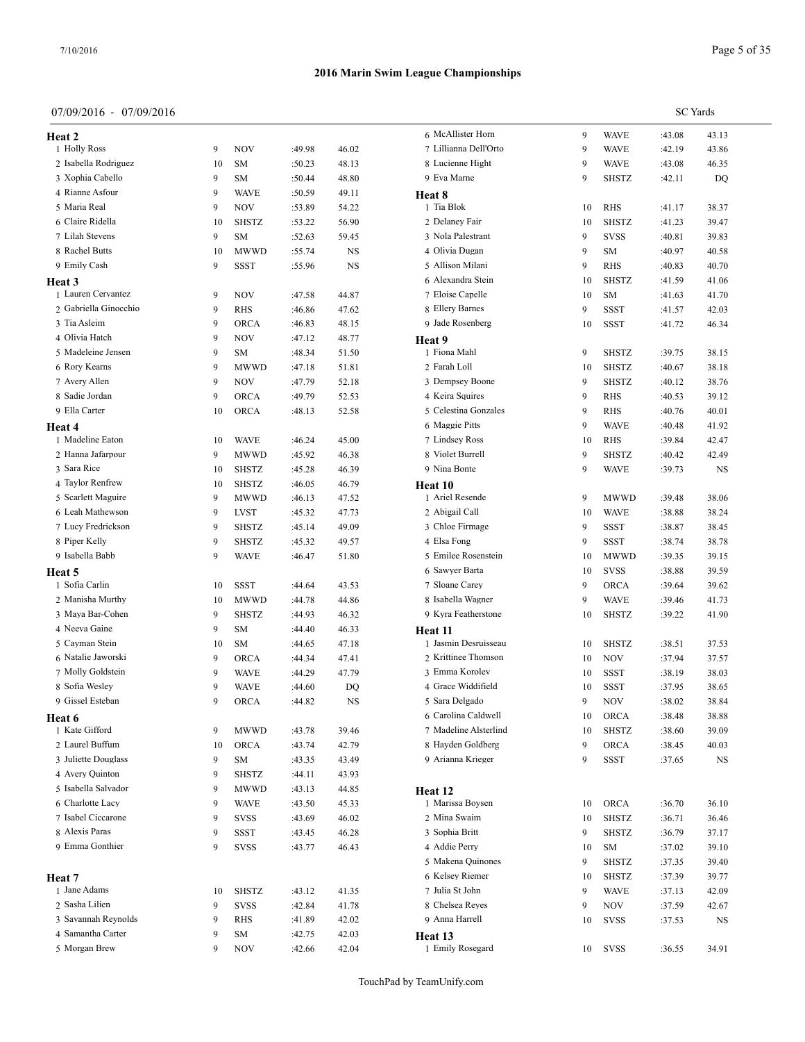# 2016 Marin Swim League Championships

07/09/2016 - 07/09/2016

SC Yards

### Heat 2

| | Name | Age | Team | Seed | Time |
|---|---|---|---|---|---|
| 1 | Holly Ross | 9 | NOV | :49.98 | 46.02 |
| 2 | Isabella Rodriguez | 10 | SM | :50.23 | 48.13 |
| 3 | Xophia Cabello | 9 | SM | :50.44 | 48.80 |
| 4 | Rianne Asfour | 9 | WAVE | :50.59 | 49.11 |
| 5 | Maria Real | 9 | NOV | :53.89 | 54.22 |
| 6 | Claire Ridella | 10 | SHSTZ | :53.22 | 56.90 |
| 7 | Lilah Stevens | 9 | SM | :52.63 | 59.45 |
| 8 | Rachel Butts | 10 | MWWD | :55.74 | NS |
| 9 | Emily Cash | 9 | SSST | :55.96 | NS |

### Heat 3

| | Name | Age | Team | Seed | Time |
|---|---|---|---|---|---|
| 1 | Lauren Cervantez | 9 | NOV | :47.58 | 44.87 |
| 2 | Gabriella Ginocchio | 9 | RHS | :46.86 | 47.62 |
| 3 | Tia Asleim | 9 | ORCA | :46.83 | 48.15 |
| 4 | Olivia Hatch | 9 | NOV | :47.12 | 48.77 |
| 5 | Madeleine Jensen | 9 | SM | :48.34 | 51.50 |
| 6 | Rory Kearns | 9 | MWWD | :47.18 | 51.81 |
| 7 | Avery Allen | 9 | NOV | :47.79 | 52.18 |
| 8 | Sadie Jordan | 9 | ORCA | :49.79 | 52.53 |
| 9 | Ella Carter | 10 | ORCA | :48.13 | 52.58 |

### Heat 4

| | Name | Age | Team | Seed | Time |
|---|---|---|---|---|---|
| 1 | Madeline Eaton | 10 | WAVE | :46.24 | 45.00 |
| 2 | Hanna Jafarpour | 9 | MWWD | :45.92 | 46.38 |
| 3 | Sara Rice | 10 | SHSTZ | :45.28 | 46.39 |
| 4 | Taylor Renfrew | 10 | SHSTZ | :46.05 | 46.79 |
| 5 | Scarlett Maguire | 9 | MWWD | :46.13 | 47.52 |
| 6 | Leah Mathewson | 9 | LVST | :45.32 | 47.73 |
| 7 | Lucy Fredrickson | 9 | SHSTZ | :45.14 | 49.09 |
| 8 | Piper Kelly | 9 | SHSTZ | :45.32 | 49.57 |
| 9 | Isabella Babb | 9 | WAVE | :46.47 | 51.80 |

### Heat 5

| | Name | Age | Team | Seed | Time |
|---|---|---|---|---|---|
| 1 | Sofia Carlin | 10 | SSST | :44.64 | 43.53 |
| 2 | Manisha Murthy | 10 | MWWD | :44.78 | 44.86 |
| 3 | Maya Bar-Cohen | 9 | SHSTZ | :44.93 | 46.32 |
| 4 | Neeva Gaine | 9 | SM | :44.40 | 46.33 |
| 5 | Cayman Stein | 10 | SM | :44.65 | 47.18 |
| 6 | Natalie Jaworski | 9 | ORCA | :44.34 | 47.41 |
| 7 | Molly Goldstein | 9 | WAVE | :44.29 | 47.79 |
| 8 | Sofia Wesley | 9 | WAVE | :44.60 | DQ |
| 9 | Gissel Esteban | 9 | ORCA | :44.82 | NS |

### Heat 6

| | Name | Age | Team | Seed | Time |
|---|---|---|---|---|---|
| 1 | Kate Gifford | 9 | MWWD | :43.78 | 39.46 |
| 2 | Laurel Buffum | 10 | ORCA | :43.74 | 42.79 |
| 3 | Juliette Douglass | 9 | SM | :43.35 | 43.49 |
| 4 | Avery Quinton | 9 | SHSTZ | :44.11 | 43.93 |
| 5 | Isabella Salvador | 9 | MWWD | :43.13 | 44.85 |
| 6 | Charlotte Lacy | 9 | WAVE | :43.50 | 45.33 |
| 7 | Isabel Ciccarone | 9 | SVSS | :43.69 | 46.02 |
| 8 | Alexis Paras | 9 | SSST | :43.45 | 46.28 |
| 9 | Emma Gonthier | 9 | SVSS | :43.77 | 46.43 |

### Heat 7

| | Name | Age | Team | Seed | Time |
|---|---|---|---|---|---|
| 1 | Jane Adams | 10 | SHSTZ | :43.12 | 41.35 |
| 2 | Sasha Lilien | 9 | SVSS | :42.84 | 41.78 |
| 3 | Savannah Reynolds | 9 | RHS | :41.89 | 42.02 |
| 4 | Samantha Carter | 9 | SM | :42.75 | 42.03 |
| 5 | Morgan Brew | 9 | NOV | :42.66 | 42.04 |
| 6 | McAllister Horn | 9 | WAVE | :43.08 | 43.13 |
| 7 | Lillianna Dell'Orto | 9 | WAVE | :42.19 | 43.86 |
| 8 | Lucienne Hight | 9 | WAVE | :43.08 | 46.35 |
| 9 | Eva Marne | 9 | SHSTZ | :42.11 | DQ |

### Heat 8

| | Name | Age | Team | Seed | Time |
|---|---|---|---|---|---|
| 1 | Tia Blok | 10 | RHS | :41.17 | 38.37 |
| 2 | Delaney Fair | 10 | SHSTZ | :41.23 | 39.47 |
| 3 | Nola Palestrant | 9 | SVSS | :40.81 | 39.83 |
| 4 | Olivia Dugan | 9 | SM | :40.97 | 40.58 |
| 5 | Allison Milani | 9 | RHS | :40.83 | 40.70 |
| 6 | Alexandra Stein | 10 | SHSTZ | :41.59 | 41.06 |
| 7 | Eloise Capelle | 10 | SM | :41.63 | 41.70 |
| 8 | Ellery Barnes | 9 | SSST | :41.57 | 42.03 |
| 9 | Jade Rosenberg | 10 | SSST | :41.72 | 46.34 |

### Heat 9

| | Name | Age | Team | Seed | Time |
|---|---|---|---|---|---|
| 1 | Fiona Mahl | 9 | SHSTZ | :39.75 | 38.15 |
| 2 | Farah Loll | 10 | SHSTZ | :40.67 | 38.18 |
| 3 | Dempsey Boone | 9 | SHSTZ | :40.12 | 38.76 |
| 4 | Keira Squires | 9 | RHS | :40.53 | 39.12 |
| 5 | Celestina Gonzales | 9 | RHS | :40.76 | 40.01 |
| 6 | Maggie Pitts | 9 | WAVE | :40.48 | 41.92 |
| 7 | Lindsey Ross | 10 | RHS | :39.84 | 42.47 |
| 8 | Violet Burrell | 9 | SHSTZ | :40.42 | 42.49 |
| 9 | Nina Bonte | 9 | WAVE | :39.73 | NS |

### Heat 10

| | Name | Age | Team | Seed | Time |
|---|---|---|---|---|---|
| 1 | Ariel Resende | 9 | MWWD | :39.48 | 38.06 |
| 2 | Abigail Call | 10 | WAVE | :38.88 | 38.24 |
| 3 | Chloe Firmage | 9 | SSST | :38.87 | 38.45 |
| 4 | Elsa Fong | 9 | SSST | :38.74 | 38.78 |
| 5 | Emilee Rosenstein | 10 | MWWD | :39.35 | 39.15 |
| 6 | Sawyer Barta | 10 | SVSS | :38.88 | 39.59 |
| 7 | Sloane Carey | 9 | ORCA | :39.64 | 39.62 |
| 8 | Isabella Wagner | 9 | WAVE | :39.46 | 41.73 |
| 9 | Kyra Featherstone | 10 | SHSTZ | :39.22 | 41.90 |

### Heat 11

| | Name | Age | Team | Seed | Time |
|---|---|---|---|---|---|
| 1 | Jasmin Desruisseau | 10 | SHSTZ | :38.51 | 37.53 |
| 2 | Krittinee Thomson | 10 | NOV | :37.94 | 37.57 |
| 3 | Emma Korolev | 10 | SSST | :38.19 | 38.03 |
| 4 | Grace Widdifield | 10 | SSST | :37.95 | 38.65 |
| 5 | Sara Delgado | 9 | NOV | :38.02 | 38.84 |
| 6 | Carolina Caldwell | 10 | ORCA | :38.48 | 38.88 |
| 7 | Madeline Alsterlind | 10 | SHSTZ | :38.60 | 39.09 |
| 8 | Hayden Goldberg | 9 | ORCA | :38.45 | 40.03 |
| 9 | Arianna Krieger | 9 | SSST | :37.65 | NS |

### Heat 12

| | Name | Age | Team | Seed | Time |
|---|---|---|---|---|---|
| 1 | Marissa Boysen | 10 | ORCA | :36.70 | 36.10 |
| 2 | Mina Swaim | 10 | SHSTZ | :36.71 | 36.46 |
| 3 | Sophia Britt | 9 | SHSTZ | :36.79 | 37.17 |
| 4 | Addie Perry | 10 | SM | :37.02 | 39.10 |
| 5 | Makena Quinones | 9 | SHSTZ | :37.35 | 39.40 |
| 6 | Kelsey Riemer | 10 | SHSTZ | :37.39 | 39.77 |
| 7 | Julia St John | 9 | WAVE | :37.13 | 42.09 |
| 8 | Chelsea Reyes | 9 | NOV | :37.59 | 42.67 |
| 9 | Anna Harrell | 10 | SVSS | :37.53 | NS |

### Heat 13

| | Name | Age | Team | Seed | Time |
|---|---|---|---|---|---|
| 1 | Emily Rosegard | 10 | SVSS | :36.55 | 34.91 |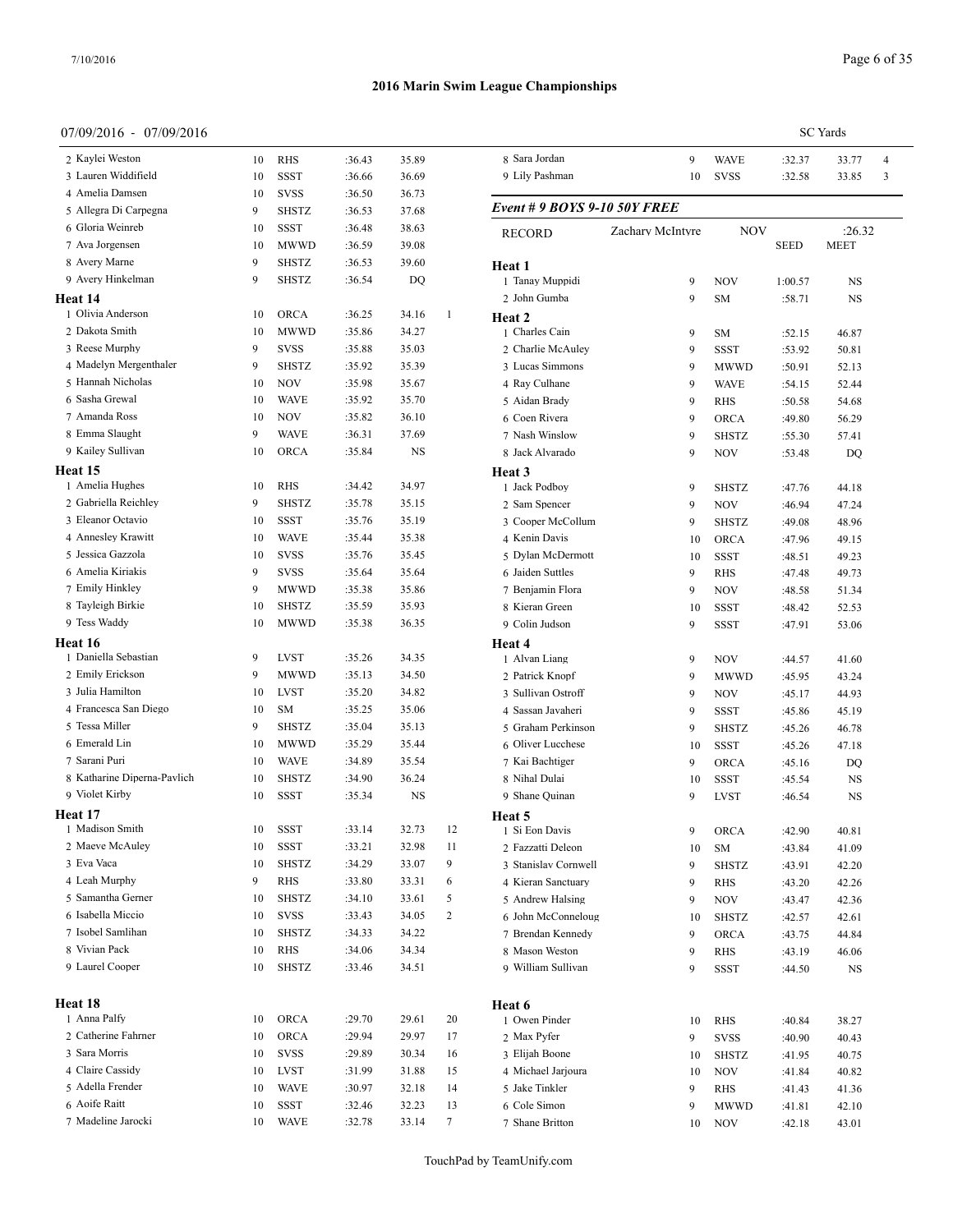## 2016 Marin Swim League Championships

07/09/2016 - 07/09/2016 SC Yards

| | Name | Age | Team | Seed | Time | Points |
|---|---|---|---|---|---|---|
| 2 | Kaylei Weston | 10 | RHS | :36.43 | 35.89 | |
| 3 | Lauren Widdifield | 10 | SSST | :36.66 | 36.69 | |
| 4 | Amelia Damsen | 10 | SVSS | :36.50 | 36.73 | |
| 5 | Allegra Di Carpegna | 9 | SHSTZ | :36.53 | 37.68 | |
| 6 | Gloria Weinreb | 10 | SSST | :36.48 | 38.63 | |
| 7 | Ava Jorgensen | 10 | MWWD | :36.59 | 39.08 | |
| 8 | Avery Marne | 9 | SHSTZ | :36.53 | 39.60 | |
| 9 | Avery Hinkelman | 9 | SHSTZ | :36.54 | DQ | |

**Heat 14**

| | Name | Age | Team | Seed | Time | Points |
|---|---|---|---|---|---|---|
| 1 | Olivia Anderson | 10 | ORCA | :36.25 | 34.16 | 1 |
| 2 | Dakota Smith | 10 | MWWD | :35.86 | 34.27 | |
| 3 | Reese Murphy | 9 | SVSS | :35.88 | 35.03 | |
| 4 | Madelyn Mergenthaler | 9 | SHSTZ | :35.92 | 35.39 | |
| 5 | Hannah Nicholas | 10 | NOV | :35.98 | 35.67 | |
| 6 | Sasha Grewal | 10 | WAVE | :35.92 | 35.70 | |
| 7 | Amanda Ross | 10 | NOV | :35.82 | 36.10 | |
| 8 | Emma Slaught | 9 | WAVE | :36.31 | 37.69 | |
| 9 | Kailey Sullivan | 10 | ORCA | :35.84 | NS | |

**Heat 15**

| | Name | Age | Team | Seed | Time | Points |
|---|---|---|---|---|---|---|
| 1 | Amelia Hughes | 10 | RHS | :34.42 | 34.97 | |
| 2 | Gabriella Reichley | 9 | SHSTZ | :35.78 | 35.15 | |
| 3 | Eleanor Octavio | 10 | SSST | :35.76 | 35.19 | |
| 4 | Annesley Krawitt | 10 | WAVE | :35.44 | 35.38 | |
| 5 | Jessica Gazzola | 10 | SVSS | :35.76 | 35.45 | |
| 6 | Amelia Kiriakis | 9 | SVSS | :35.64 | 35.64 | |
| 7 | Emily Hinkley | 9 | MWWD | :35.38 | 35.86 | |
| 8 | Tayleigh Birkie | 10 | SHSTZ | :35.59 | 35.93 | |
| 9 | Tess Waddy | 10 | MWWD | :35.38 | 36.35 | |

**Heat 16**

| | Name | Age | Team | Seed | Time | Points |
|---|---|---|---|---|---|---|
| 1 | Daniella Sebastian | 9 | LVST | :35.26 | 34.35 | |
| 2 | Emily Erickson | 9 | MWWD | :35.13 | 34.50 | |
| 3 | Julia Hamilton | 10 | LVST | :35.20 | 34.82 | |
| 4 | Francesca San Diego | 10 | SM | :35.25 | 35.06 | |
| 5 | Tessa Miller | 9 | SHSTZ | :35.04 | 35.13 | |
| 6 | Emerald Lin | 10 | MWWD | :35.29 | 35.44 | |
| 7 | Sarani Puri | 10 | WAVE | :34.89 | 35.54 | |
| 8 | Katharine Diperna-Pavlich | 10 | SHSTZ | :34.90 | 36.24 | |
| 9 | Violet Kirby | 10 | SSST | :35.34 | NS | |

**Heat 17**

| | Name | Age | Team | Seed | Time | Points |
|---|---|---|---|---|---|---|
| 1 | Madison Smith | 10 | SSST | :33.14 | 32.73 | 12 |
| 2 | Maeve McAuley | 10 | SSST | :33.21 | 32.98 | 11 |
| 3 | Eva Vaca | 10 | SHSTZ | :34.29 | 33.07 | 9 |
| 4 | Leah Murphy | 9 | RHS | :33.80 | 33.31 | 6 |
| 5 | Samantha Gerner | 10 | SHSTZ | :34.10 | 33.61 | 5 |
| 6 | Isabella Miccio | 10 | SVSS | :33.43 | 34.05 | 2 |
| 7 | Isobel Samlihan | 10 | SHSTZ | :34.33 | 34.22 | |
| 8 | Vivian Pack | 10 | RHS | :34.06 | 34.34 | |
| 9 | Laurel Cooper | 10 | SHSTZ | :33.46 | 34.51 | |

**Heat 18**

| | Name | Age | Team | Seed | Time | Points |
|---|---|---|---|---|---|---|
| 1 | Anna Palfy | 10 | ORCA | :29.70 | 29.61 | 20 |
| 2 | Catherine Fahrner | 10 | ORCA | :29.94 | 29.97 | 17 |
| 3 | Sara Morris | 10 | SVSS | :29.89 | 30.34 | 16 |
| 4 | Claire Cassidy | 10 | LVST | :31.99 | 31.88 | 15 |
| 5 | Adella Frender | 10 | WAVE | :30.97 | 32.18 | 14 |
| 6 | Aoife Raitt | 10 | SSST | :32.46 | 32.23 | 13 |
| 7 | Madeline Jarocki | 10 | WAVE | :32.78 | 33.14 | 7 |
| 8 | Sara Jordan | 9 | WAVE | :32.37 | 33.77 | 4 |
| 9 | Lily Pashman | 10 | SVSS | :32.58 | 33.85 | 3 |

### *Event # 9 BOYS 9-10 50Y FREE*

| RECORD | Zachary McIntyre | NOV | :26.32 |
|---|---|---|---|

| | Name | Age | Team | SEED | MEET |
|---|---|---|---|---|---|

**Heat 1**

| | Name | Age | Team | Seed | Time |
|---|---|---|---|---|---|
| 1 | Tanay Muppidi | 9 | NOV | 1:00.57 | NS |
| 2 | John Gumba | 9 | SM | :58.71 | NS |

**Heat 2**

| | Name | Age | Team | Seed | Time |
|---|---|---|---|---|---|
| 1 | Charles Cain | 9 | SM | :52.15 | 46.87 |
| 2 | Charlie McAuley | 9 | SSST | :53.92 | 50.81 |
| 3 | Lucas Simmons | 9 | MWWD | :50.91 | 52.13 |
| 4 | Ray Culhane | 9 | WAVE | :54.15 | 52.44 |
| 5 | Aidan Brady | 9 | RHS | :50.58 | 54.68 |
| 6 | Coen Rivera | 9 | ORCA | :49.80 | 56.29 |
| 7 | Nash Winslow | 9 | SHSTZ | :55.30 | 57.41 |
| 8 | Jack Alvarado | 9 | NOV | :53.48 | DQ |

**Heat 3**

| | Name | Age | Team | Seed | Time |
|---|---|---|---|---|---|
| 1 | Jack Podboy | 9 | SHSTZ | :47.76 | 44.18 |
| 2 | Sam Spencer | 9 | NOV | :46.94 | 47.24 |
| 3 | Cooper McCollum | 9 | SHSTZ | :49.08 | 48.96 |
| 4 | Kenin Davis | 10 | ORCA | :47.96 | 49.15 |
| 5 | Dylan McDermott | 10 | SSST | :48.51 | 49.23 |
| 6 | Jaiden Suttles | 9 | RHS | :47.48 | 49.73 |
| 7 | Benjamin Flora | 9 | NOV | :48.58 | 51.34 |
| 8 | Kieran Green | 10 | SSST | :48.42 | 52.53 |
| 9 | Colin Judson | 9 | SSST | :47.91 | 53.06 |

**Heat 4**

| | Name | Age | Team | Seed | Time |
|---|---|---|---|---|---|
| 1 | Alvan Liang | 9 | NOV | :44.57 | 41.60 |
| 2 | Patrick Knopf | 9 | MWWD | :45.95 | 43.24 |
| 3 | Sullivan Ostroff | 9 | NOV | :45.17 | 44.93 |
| 4 | Sassan Javaheri | 9 | SSST | :45.86 | 45.19 |
| 5 | Graham Perkinson | 9 | SHSTZ | :45.26 | 46.78 |
| 6 | Oliver Lucchese | 10 | SSST | :45.26 | 47.18 |
| 7 | Kai Bachtiger | 9 | ORCA | :45.16 | DQ |
| 8 | Nihal Dulai | 10 | SSST | :45.54 | NS |
| 9 | Shane Quinan | 9 | LVST | :46.54 | NS |

**Heat 5**

| | Name | Age | Team | Seed | Time |
|---|---|---|---|---|---|
| 1 | Si Eon Davis | 9 | ORCA | :42.90 | 40.81 |
| 2 | Fazzatti Deleon | 10 | SM | :43.84 | 41.09 |
| 3 | Stanislav Cornwell | 9 | SHSTZ | :43.91 | 42.20 |
| 4 | Kieran Sanctuary | 9 | RHS | :43.20 | 42.26 |
| 5 | Andrew Halsing | 9 | NOV | :43.47 | 42.36 |
| 6 | John McConneloug | 10 | SHSTZ | :42.57 | 42.61 |
| 7 | Brendan Kennedy | 9 | ORCA | :43.75 | 44.84 |
| 8 | Mason Weston | 9 | RHS | :43.19 | 46.06 |
| 9 | William Sullivan | 9 | SSST | :44.50 | NS |

**Heat 6**

| | Name | Age | Team | Seed | Time |
|---|---|---|---|---|---|
| 1 | Owen Pinder | 10 | RHS | :40.84 | 38.27 |
| 2 | Max Pyfer | 9 | SVSS | :40.90 | 40.43 |
| 3 | Elijah Boone | 10 | SHSTZ | :41.95 | 40.75 |
| 4 | Michael Jarjoura | 10 | NOV | :41.84 | 40.82 |
| 5 | Jake Tinkler | 9 | RHS | :41.43 | 41.36 |
| 6 | Cole Simon | 9 | MWWD | :41.81 | 42.10 |
| 7 | Shane Britton | 10 | NOV | :42.18 | 43.01 |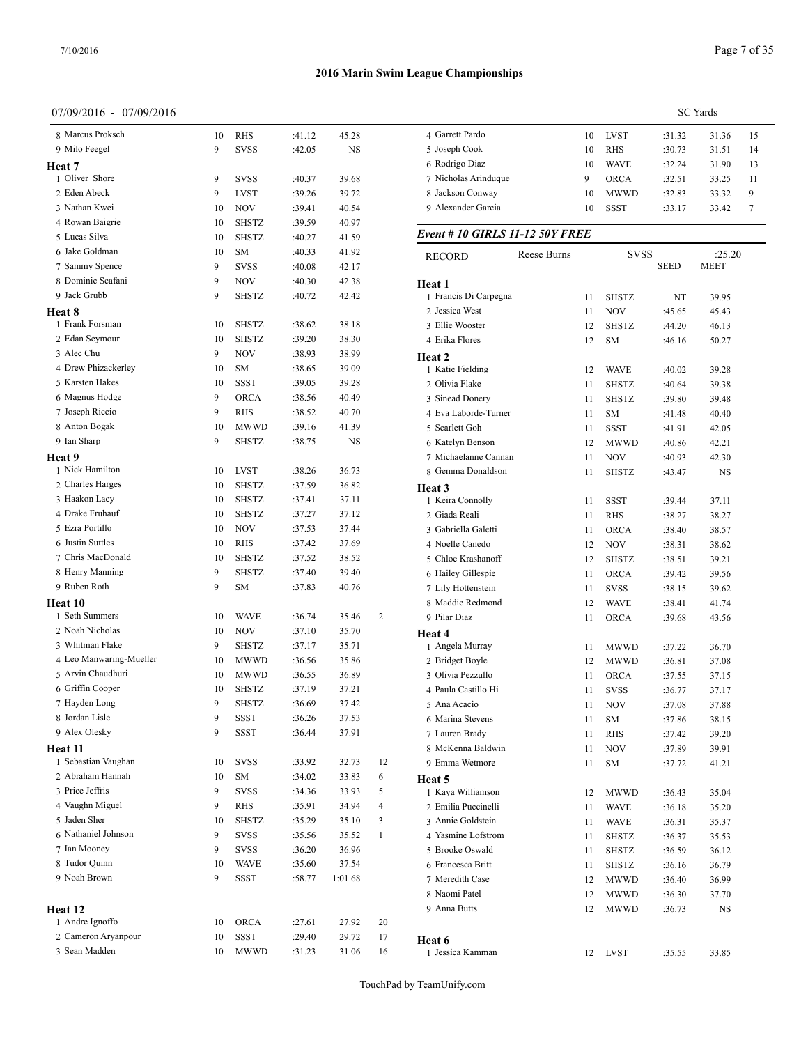## 2016 Marin Swim League Championships

07/09/2016 - 07/09/2016 SC Yards

| # | Name | Age | Team | Seed | Finals | Points |
|---|---|---|---|---|---|---|
| 8 | Marcus Proksch | 10 | RHS | :41.12 | 45.28 | |
| 9 | Milo Feegel | 9 | SVSS | :42.05 | NS | |

**Heat 7**

| # | Name | Age | Team | Seed | Finals | Points |
|---|---|---|---|---|---|---|
| 1 | Oliver Shore | 9 | SVSS | :40.37 | 39.68 | |
| 2 | Eden Abeck | 9 | LVST | :39.26 | 39.72 | |
| 3 | Nathan Kwei | 10 | NOV | :39.41 | 40.54 | |
| 4 | Rowan Baigrie | 10 | SHSTZ | :39.59 | 40.97 | |
| 5 | Lucas Silva | 10 | SHSTZ | :40.27 | 41.59 | |
| 6 | Jake Goldman | 10 | SM | :40.33 | 41.92 | |
| 7 | Sammy Spence | 9 | SVSS | :40.08 | 42.17 | |
| 8 | Dominic Scafani | 9 | NOV | :40.30 | 42.38 | |
| 9 | Jack Grubb | 9 | SHSTZ | :40.72 | 42.42 | |

**Heat 8**

| # | Name | Age | Team | Seed | Finals | Points |
|---|---|---|---|---|---|---|
| 1 | Frank Forsman | 10 | SHSTZ | :38.62 | 38.18 | |
| 2 | Edan Seymour | 10 | SHSTZ | :39.20 | 38.30 | |
| 3 | Alec Chu | 9 | NOV | :38.93 | 38.99 | |
| 4 | Drew Phizackerley | 10 | SM | :38.65 | 39.09 | |
| 5 | Karsten Hakes | 10 | SSST | :39.05 | 39.28 | |
| 6 | Magnus Hodge | 9 | ORCA | :38.56 | 40.49 | |
| 7 | Joseph Riccio | 9 | RHS | :38.52 | 40.70 | |
| 8 | Anton Bogak | 10 | MWWD | :39.16 | 41.39 | |
| 9 | Ian Sharp | 9 | SHSTZ | :38.75 | NS | |

**Heat 9**

| # | Name | Age | Team | Seed | Finals | Points |
|---|---|---|---|---|---|---|
| 1 | Nick Hamilton | 10 | LVST | :38.26 | 36.73 | |
| 2 | Charles Harges | 10 | SHSTZ | :37.59 | 36.82 | |
| 3 | Haakon Lacy | 10 | SHSTZ | :37.41 | 37.11 | |
| 4 | Drake Fruhauf | 10 | SHSTZ | :37.27 | 37.12 | |
| 5 | Ezra Portillo | 10 | NOV | :37.53 | 37.44 | |
| 6 | Justin Suttles | 10 | RHS | :37.42 | 37.69 | |
| 7 | Chris MacDonald | 10 | SHSTZ | :37.52 | 38.52 | |
| 8 | Henry Manning | 9 | SHSTZ | :37.40 | 39.40 | |
| 9 | Ruben Roth | 9 | SM | :37.83 | 40.76 | |

**Heat 10**

| # | Name | Age | Team | Seed | Finals | Points |
|---|---|---|---|---|---|---|
| 1 | Seth Summers | 10 | WAVE | :36.74 | 35.46 | 2 |
| 2 | Noah Nicholas | 10 | NOV | :37.10 | 35.70 | |
| 3 | Whitman Flake | 9 | SHSTZ | :37.17 | 35.71 | |
| 4 | Leo Manwaring-Mueller | 10 | MWWD | :36.56 | 35.86 | |
| 5 | Arvin Chaudhuri | 10 | MWWD | :36.55 | 36.89 | |
| 6 | Griffin Cooper | 10 | SHSTZ | :37.19 | 37.21 | |
| 7 | Hayden Long | 9 | SHSTZ | :36.69 | 37.42 | |
| 8 | Jordan Lisle | 9 | SSST | :36.26 | 37.53 | |
| 9 | Alex Olesky | 9 | SSST | :36.44 | 37.91 | |

**Heat 11**

| # | Name | Age | Team | Seed | Finals | Points |
|---|---|---|---|---|---|---|
| 1 | Sebastian Vaughan | 10 | SVSS | :33.92 | 32.73 | 12 |
| 2 | Abraham Hannah | 10 | SM | :34.02 | 33.83 | 6 |
| 3 | Price Jeffris | 9 | SVSS | :34.36 | 33.93 | 5 |
| 4 | Vaughn Miguel | 9 | RHS | :35.91 | 34.94 | 4 |
| 5 | Jaden Sher | 10 | SHSTZ | :35.29 | 35.10 | 3 |
| 6 | Nathaniel Johnson | 9 | SVSS | :35.56 | 35.52 | 1 |
| 7 | Ian Mooney | 9 | SVSS | :36.20 | 36.96 | |
| 8 | Tudor Quinn | 10 | WAVE | :35.60 | 37.54 | |
| 9 | Noah Brown | 9 | SSST | :58.77 | 1:01.68 | |

**Heat 12**

| # | Name | Age | Team | Seed | Finals | Points |
|---|---|---|---|---|---|---|
| 1 | Andre Ignoffo | 10 | ORCA | :27.61 | 27.92 | 20 |
| 2 | Cameron Aryanpour | 10 | SSST | :29.40 | 29.72 | 17 |
| 3 | Sean Madden | 10 | MWWD | :31.23 | 31.06 | 16 |
| 4 | Garrett Pardo | 10 | LVST | :31.32 | 31.36 | 15 |
| 5 | Joseph Cook | 10 | RHS | :30.73 | 31.51 | 14 |
| 6 | Rodrigo Diaz | 10 | WAVE | :32.24 | 31.90 | 13 |
| 7 | Nicholas Arinduque | 9 | ORCA | :32.51 | 33.25 | 11 |
| 8 | Jackson Conway | 10 | MWWD | :32.83 | 33.32 | 9 |
| 9 | Alexander Garcia | 10 | SSST | :33.17 | 33.42 | 7 |

### *Event # 10 GIRLS 11-12 50Y FREE*

RECORD Reese Burns SVSS :25.20

**Heat 1**

| # | Name | Age | Team | Seed | Meet |
|---|---|---|---|---|---|
| 1 | Francis Di Carpegna | 11 | SHSTZ | NT | 39.95 |
| 2 | Jessica West | 11 | NOV | :45.65 | 45.43 |
| 3 | Ellie Wooster | 12 | SHSTZ | :44.20 | 46.13 |
| 4 | Erika Flores | 12 | SM | :46.16 | 50.27 |

**Heat 2**

| # | Name | Age | Team | Seed | Meet |
|---|---|---|---|---|---|
| 1 | Katie Fielding | 12 | WAVE | :40.02 | 39.28 |
| 2 | Olivia Flake | 11 | SHSTZ | :40.64 | 39.38 |
| 3 | Sinead Donery | 11 | SHSTZ | :39.80 | 39.48 |
| 4 | Eva Laborde-Turner | 11 | SM | :41.48 | 40.40 |
| 5 | Scarlett Goh | 11 | SSST | :41.91 | 42.05 |
| 6 | Katelyn Benson | 12 | MWWD | :40.86 | 42.21 |
| 7 | Michaelanne Cannan | 11 | NOV | :40.93 | 42.30 |
| 8 | Gemma Donaldson | 11 | SHSTZ | :43.47 | NS |

**Heat 3**

| # | Name | Age | Team | Seed | Meet |
|---|---|---|---|---|---|
| 1 | Keira Connolly | 11 | SSST | :39.44 | 37.11 |
| 2 | Giada Reali | 11 | RHS | :38.27 | 38.27 |
| 3 | Gabriella Galetti | 11 | ORCA | :38.40 | 38.57 |
| 4 | Noelle Canedo | 12 | NOV | :38.31 | 38.62 |
| 5 | Chloe Krashanoff | 12 | SHSTZ | :38.51 | 39.21 |
| 6 | Hailey Gillespie | 11 | ORCA | :39.42 | 39.56 |
| 7 | Lily Hottenstein | 11 | SVSS | :38.15 | 39.62 |
| 8 | Maddie Redmond | 12 | WAVE | :38.41 | 41.74 |
| 9 | Pilar Diaz | 11 | ORCA | :39.68 | 43.56 |

**Heat 4**

| # | Name | Age | Team | Seed | Meet |
|---|---|---|---|---|---|
| 1 | Angela Murray | 11 | MWWD | :37.22 | 36.70 |
| 2 | Bridget Boyle | 12 | MWWD | :36.81 | 37.08 |
| 3 | Olivia Pezzullo | 11 | ORCA | :37.55 | 37.15 |
| 4 | Paula Castillo Hi | 11 | SVSS | :36.77 | 37.17 |
| 5 | Ana Acacio | 11 | NOV | :37.08 | 37.88 |
| 6 | Marina Stevens | 11 | SM | :37.86 | 38.15 |
| 7 | Lauren Brady | 11 | RHS | :37.42 | 39.20 |
| 8 | McKenna Baldwin | 11 | NOV | :37.89 | 39.91 |
| 9 | Emma Wetmore | 11 | SM | :37.72 | 41.21 |

**Heat 5**

| # | Name | Age | Team | Seed | Meet |
|---|---|---|---|---|---|
| 1 | Kaya Williamson | 12 | MWWD | :36.43 | 35.04 |
| 2 | Emilia Puccinelli | 11 | WAVE | :36.18 | 35.20 |
| 3 | Annie Goldstein | 11 | WAVE | :36.31 | 35.37 |
| 4 | Yasmine Lofstrom | 11 | SHSTZ | :36.37 | 35.53 |
| 5 | Brooke Oswald | 11 | SHSTZ | :36.59 | 36.12 |
| 6 | Francesca Britt | 11 | SHSTZ | :36.16 | 36.79 |
| 7 | Meredith Case | 12 | MWWD | :36.40 | 36.99 |
| 8 | Naomi Patel | 12 | MWWD | :36.30 | 37.70 |
| 9 | Anna Butts | 12 | MWWD | :36.73 | NS |

**Heat 6**

| # | Name | Age | Team | Seed | Meet |
|---|---|---|---|---|---|
| 1 | Jessica Kamman | 12 | LVST | :35.55 | 33.85 |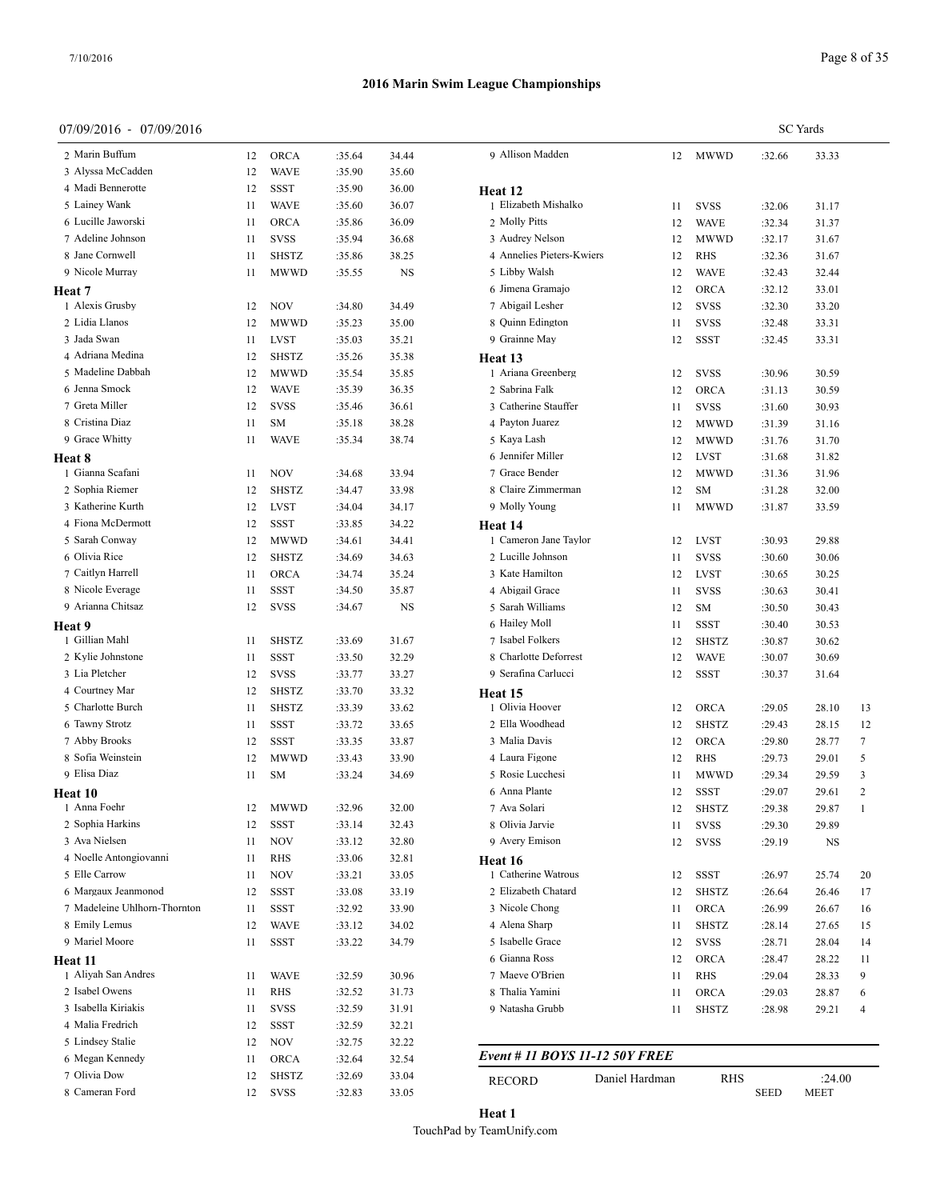# 2016 Marin Swim League Championships

07/09/2016 - 07/09/2016

SC Yards

| | Name | Age | Team | Seed | Finals | Points |
|---|---|---|---|---|---|---|
| 2 | Marin Buffum | 12 | ORCA | :35.64 | 34.44 | |
| 3 | Alyssa McCadden | 12 | WAVE | :35.90 | 35.60 | |
| 4 | Madi Bennerotte | 12 | SSST | :35.90 | 36.00 | |
| 5 | Lainey Wank | 11 | WAVE | :35.60 | 36.07 | |
| 6 | Lucille Jaworski | 11 | ORCA | :35.86 | 36.09 | |
| 7 | Adeline Johnson | 11 | SVSS | :35.94 | 36.68 | |
| 8 | Jane Cornwell | 11 | SHSTZ | :35.86 | 38.25 | |
| 9 | Nicole Murray | 11 | MWWD | :35.55 | NS | |

**Heat 7**

| | Name | Age | Team | Seed | Finals | Points |
|---|---|---|---|---|---|---|
| 1 | Alexis Grusby | 12 | NOV | :34.80 | 34.49 | |
| 2 | Lidia Llanos | 12 | MWWD | :35.23 | 35.00 | |
| 3 | Jada Swan | 11 | LVST | :35.03 | 35.21 | |
| 4 | Adriana Medina | 12 | SHSTZ | :35.26 | 35.38 | |
| 5 | Madeline Dabbah | 12 | MWWD | :35.54 | 35.85 | |
| 6 | Jenna Smock | 12 | WAVE | :35.39 | 36.35 | |
| 7 | Greta Miller | 12 | SVSS | :35.46 | 36.61 | |
| 8 | Cristina Diaz | 11 | SM | :35.18 | 38.28 | |
| 9 | Grace Whitty | 11 | WAVE | :35.34 | 38.74 | |

**Heat 8**

| | Name | Age | Team | Seed | Finals | Points |
|---|---|---|---|---|---|---|
| 1 | Gianna Scafani | 11 | NOV | :34.68 | 33.94 | |
| 2 | Sophia Riemer | 12 | SHSTZ | :34.47 | 33.98 | |
| 3 | Katherine Kurth | 12 | LVST | :34.04 | 34.17 | |
| 4 | Fiona McDermott | 12 | SSST | :33.85 | 34.22 | |
| 5 | Sarah Conway | 12 | MWWD | :34.61 | 34.41 | |
| 6 | Olivia Rice | 12 | SHSTZ | :34.69 | 34.63 | |
| 7 | Caitlyn Harrell | 11 | ORCA | :34.74 | 35.24 | |
| 8 | Nicole Everage | 11 | SSST | :34.50 | 35.87 | |
| 9 | Arianna Chitsaz | 12 | SVSS | :34.67 | NS | |

**Heat 9**

| | Name | Age | Team | Seed | Finals | Points |
|---|---|---|---|---|---|---|
| 1 | Gillian Mahl | 11 | SHSTZ | :33.69 | 31.67 | |
| 2 | Kylie Johnstone | 11 | SSST | :33.50 | 32.29 | |
| 3 | Lia Pletcher | 12 | SVSS | :33.77 | 33.27 | |
| 4 | Courtney Mar | 12 | SHSTZ | :33.70 | 33.32 | |
| 5 | Charlotte Burch | 11 | SHSTZ | :33.39 | 33.62 | |
| 6 | Tawny Strotz | 11 | SSST | :33.72 | 33.65 | |
| 7 | Abby Brooks | 12 | SSST | :33.35 | 33.87 | |
| 8 | Sofia Weinstein | 12 | MWWD | :33.43 | 33.90 | |
| 9 | Elisa Diaz | 11 | SM | :33.24 | 34.69 | |

**Heat 10**

| | Name | Age | Team | Seed | Finals | Points |
|---|---|---|---|---|---|---|
| 1 | Anna Foehr | 12 | MWWD | :32.96 | 32.00 | |
| 2 | Sophia Harkins | 12 | SSST | :33.14 | 32.43 | |
| 3 | Ava Nielsen | 11 | NOV | :33.12 | 32.80 | |
| 4 | Noelle Antongiovanni | 11 | RHS | :33.06 | 32.81 | |
| 5 | Elle Carrow | 11 | NOV | :33.21 | 33.05 | |
| 6 | Margaux Jeanmonod | 12 | SSST | :33.08 | 33.19 | |
| 7 | Madeleine Uhlhorn-Thornton | 11 | SSST | :32.92 | 33.90 | |
| 8 | Emily Lemus | 12 | WAVE | :33.12 | 34.02 | |
| 9 | Mariel Moore | 11 | SSST | :33.22 | 34.79 | |

**Heat 11**

| | Name | Age | Team | Seed | Finals | Points |
|---|---|---|---|---|---|---|
| 1 | Aliyah San Andres | 11 | WAVE | :32.59 | 30.96 | |
| 2 | Isabel Owens | 11 | RHS | :32.52 | 31.73 | |
| 3 | Isabella Kiriakis | 11 | SVSS | :32.59 | 31.91 | |
| 4 | Malia Fredrich | 12 | SSST | :32.59 | 32.21 | |
| 5 | Lindsey Stalie | 12 | NOV | :32.75 | 32.22 | |
| 6 | Megan Kennedy | 11 | ORCA | :32.64 | 32.54 | |
| 7 | Olivia Dow | 12 | SHSTZ | :32.69 | 33.04 | |
| 8 | Cameran Ford | 12 | SVSS | :32.83 | 33.05 | |
| 9 | Allison Madden | 12 | MWWD | :32.66 | 33.33 | |

**Heat 12**

| | Name | Age | Team | Seed | Finals | Points |
|---|---|---|---|---|---|---|
| 1 | Elizabeth Mishalko | 11 | SVSS | :32.06 | 31.17 | |
| 2 | Molly Pitts | 12 | WAVE | :32.34 | 31.37 | |
| 3 | Audrey Nelson | 12 | MWWD | :32.17 | 31.67 | |
| 4 | Annelies Pieters-Kwiers | 12 | RHS | :32.36 | 31.67 | |
| 5 | Libby Walsh | 12 | WAVE | :32.43 | 32.44 | |
| 6 | Jimena Gramajo | 12 | ORCA | :32.12 | 33.01 | |
| 7 | Abigail Lesher | 12 | SVSS | :32.30 | 33.20 | |
| 8 | Quinn Edington | 11 | SVSS | :32.48 | 33.31 | |
| 9 | Grainne May | 12 | SSST | :32.45 | 33.31 | |

**Heat 13**

| | Name | Age | Team | Seed | Finals | Points |
|---|---|---|---|---|---|---|
| 1 | Ariana Greenberg | 12 | SVSS | :30.96 | 30.59 | |
| 2 | Sabrina Falk | 12 | ORCA | :31.13 | 30.59 | |
| 3 | Catherine Stauffer | 11 | SVSS | :31.60 | 30.93 | |
| 4 | Payton Juarez | 12 | MWWD | :31.39 | 31.16 | |
| 5 | Kaya Lash | 12 | MWWD | :31.76 | 31.70 | |
| 6 | Jennifer Miller | 12 | LVST | :31.68 | 31.82 | |
| 7 | Grace Bender | 12 | MWWD | :31.36 | 31.96 | |
| 8 | Claire Zimmerman | 12 | SM | :31.28 | 32.00 | |
| 9 | Molly Young | 11 | MWWD | :31.87 | 33.59 | |

**Heat 14**

| | Name | Age | Team | Seed | Finals | Points |
|---|---|---|---|---|---|---|
| 1 | Cameron Jane Taylor | 12 | LVST | :30.93 | 29.88 | |
| 2 | Lucille Johnson | 11 | SVSS | :30.60 | 30.06 | |
| 3 | Kate Hamilton | 12 | LVST | :30.65 | 30.25 | |
| 4 | Abigail Grace | 11 | SVSS | :30.63 | 30.41 | |
| 5 | Sarah Williams | 12 | SM | :30.50 | 30.43 | |
| 6 | Hailey Moll | 11 | SSST | :30.40 | 30.53 | |
| 7 | Isabel Folkers | 12 | SHSTZ | :30.87 | 30.62 | |
| 8 | Charlotte Deforrest | 12 | WAVE | :30.07 | 30.69 | |
| 9 | Serafina Carlucci | 12 | SSST | :30.37 | 31.64 | |

**Heat 15**

| | Name | Age | Team | Seed | Finals | Points |
|---|---|---|---|---|---|---|
| 1 | Olivia Hoover | 12 | ORCA | :29.05 | 28.10 | 13 |
| 2 | Ella Woodhead | 12 | SHSTZ | :29.43 | 28.15 | 12 |
| 3 | Malia Davis | 12 | ORCA | :29.80 | 28.77 | 7 |
| 4 | Laura Figone | 12 | RHS | :29.73 | 29.01 | 5 |
| 5 | Rosie Lucchesi | 11 | MWWD | :29.34 | 29.59 | 3 |
| 6 | Anna Plante | 12 | SSST | :29.07 | 29.61 | 2 |
| 7 | Ava Solari | 12 | SHSTZ | :29.38 | 29.87 | 1 |
| 8 | Olivia Jarvie | 11 | SVSS | :29.30 | 29.89 | |
| 9 | Avery Emison | 12 | SVSS | :29.19 | NS | |

**Heat 16**

| | Name | Age | Team | Seed | Finals | Points |
|---|---|---|---|---|---|---|
| 1 | Catherine Watrous | 12 | SSST | :26.97 | 25.74 | 20 |
| 2 | Elizabeth Chatard | 12 | SHSTZ | :26.64 | 26.46 | 17 |
| 3 | Nicole Chong | 11 | ORCA | :26.99 | 26.67 | 16 |
| 4 | Alena Sharp | 11 | SHSTZ | :28.14 | 27.65 | 15 |
| 5 | Isabelle Grace | 12 | SVSS | :28.71 | 28.04 | 14 |
| 6 | Gianna Ross | 12 | ORCA | :28.47 | 28.22 | 11 |
| 7 | Maeve O'Brien | 11 | RHS | :29.04 | 28.33 | 9 |
| 8 | Thalia Yamini | 11 | ORCA | :29.03 | 28.87 | 6 |
| 9 | Natasha Grubb | 11 | SHSTZ | :28.98 | 29.21 | 4 |

## *Event # 11 BOYS 11-12 50Y FREE*

| RECORD | Daniel Hardman | RHS | :24.00 |
|---|---|---|---|
| | | SEED | MEET |

**Heat 1**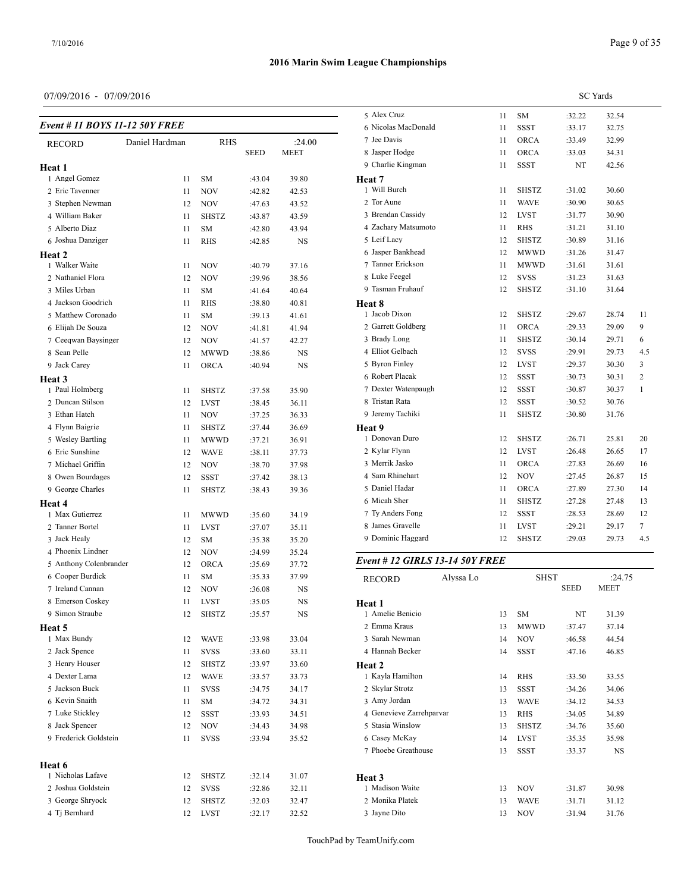# 2016 Marin Swim League Championships

07/09/2016 - 07/09/2016

SC Yards

### Event # 11 BOYS 11-12 50Y FREE

| RECORD | Daniel Hardman | | RHS | | :24.00 | |
|---|---|---|---|---|---|---|
| | | | | SEED | MEET | |
| **Heat 1** | | | | | | |
| 1 | Angel Gomez | 11 | SM | :43.04 | 39.80 | |
| 2 | Eric Tavenner | 11 | NOV | :42.82 | 42.53 | |
| 3 | Stephen Newman | 12 | NOV | :47.63 | 43.52 | |
| 4 | William Baker | 11 | SHSTZ | :43.87 | 43.59 | |
| 5 | Alberto Diaz | 11 | SM | :42.80 | 43.94 | |
| 6 | Joshua Danziger | 11 | RHS | :42.85 | NS | |
| **Heat 2** | | | | | | |
| 1 | Walker Waite | 11 | NOV | :40.79 | 37.16 | |
| 2 | Nathaniel Flora | 12 | NOV | :39.96 | 38.56 | |
| 3 | Miles Urban | 11 | SM | :41.64 | 40.64 | |
| 4 | Jackson Goodrich | 11 | RHS | :38.80 | 40.81 | |
| 5 | Matthew Coronado | 11 | SM | :39.13 | 41.61 | |
| 6 | Elijah De Souza | 12 | NOV | :41.81 | 41.94 | |
| 7 | Ceeqwan Baysinger | 12 | NOV | :41.57 | 42.27 | |
| 8 | Sean Pelle | 12 | MWWD | :38.86 | NS | |
| 9 | Jack Carey | 11 | ORCA | :40.94 | NS | |
| **Heat 3** | | | | | | |
| 1 | Paul Holmberg | 11 | SHSTZ | :37.58 | 35.90 | |
| 2 | Duncan Stilson | 12 | LVST | :38.45 | 36.11 | |
| 3 | Ethan Hatch | 11 | NOV | :37.25 | 36.33 | |
| 4 | Flynn Baigrie | 11 | SHSTZ | :37.44 | 36.69 | |
| 5 | Wesley Bartling | 11 | MWWD | :37.21 | 36.91 | |
| 6 | Eric Sunshine | 12 | WAVE | :38.11 | 37.73 | |
| 7 | Michael Griffin | 12 | NOV | :38.70 | 37.98 | |
| 8 | Owen Bourdages | 12 | SSST | :37.42 | 38.13 | |
| 9 | George Charles | 11 | SHSTZ | :38.43 | 39.36 | |
| **Heat 4** | | | | | | |
| 1 | Max Gutierrez | 11 | MWWD | :35.60 | 34.19 | |
| 2 | Tanner Bortel | 11 | LVST | :37.07 | 35.11 | |
| 3 | Jack Healy | 12 | SM | :35.38 | 35.20 | |
| 4 | Phoenix Lindner | 12 | NOV | :34.99 | 35.24 | |
| 5 | Anthony Colenbrander | 12 | ORCA | :35.69 | 37.72 | |
| 6 | Cooper Burdick | 11 | SM | :35.33 | 37.99 | |
| 7 | Ireland Cannan | 12 | NOV | :36.08 | NS | |
| 8 | Emerson Coskey | 11 | LVST | :35.05 | NS | |
| 9 | Simon Straube | 12 | SHSTZ | :35.57 | NS | |
| **Heat 5** | | | | | | |
| 1 | Max Bundy | 12 | WAVE | :33.98 | 33.04 | |
| 2 | Jack Spence | 11 | SVSS | :33.60 | 33.11 | |
| 3 | Henry Houser | 12 | SHSTZ | :33.97 | 33.60 | |
| 4 | Dexter Lama | 12 | WAVE | :33.57 | 33.73 | |
| 5 | Jackson Buck | 11 | SVSS | :34.75 | 34.17 | |
| 6 | Kevin Snaith | 11 | SM | :34.72 | 34.31 | |
| 7 | Luke Stickley | 12 | SSST | :33.93 | 34.51 | |
| 8 | Jack Spencer | 12 | NOV | :34.43 | 34.98 | |
| 9 | Frederick Goldstein | 11 | SVSS | :33.94 | 35.52 | |
| **Heat 6** | | | | | | |
| 1 | Nicholas Lafave | 12 | SHSTZ | :32.14 | 31.07 | |
| 2 | Joshua Goldstein | 12 | SVSS | :32.86 | 32.11 | |
| 3 | George Shryock | 12 | SHSTZ | :32.03 | 32.47 | |
| 4 | Tj Bernhard | 12 | LVST | :32.17 | 32.52 | |
| 5 | Alex Cruz | 11 | SM | :32.22 | 32.54 | |
| 6 | Nicolas MacDonald | 11 | SSST | :33.17 | 32.75 | |
| 7 | Jee Davis | 11 | ORCA | :33.49 | 32.99 | |
| 8 | Jasper Hodge | 11 | ORCA | :33.03 | 34.31 | |
| 9 | Charlie Kingman | 11 | SSST | NT | 42.56 | |
| **Heat 7** | | | | | | |
| 1 | Will Burch | 11 | SHSTZ | :31.02 | 30.60 | |
| 2 | Tor Aune | 11 | WAVE | :30.90 | 30.65 | |
| 3 | Brendan Cassidy | 12 | LVST | :31.77 | 30.90 | |
| 4 | Zachary Matsumoto | 11 | RHS | :31.21 | 31.10 | |
| 5 | Leif Lacy | 12 | SHSTZ | :30.89 | 31.16 | |
| 6 | Jasper Bankhead | 12 | MWWD | :31.26 | 31.47 | |
| 7 | Tanner Erickson | 11 | MWWD | :31.61 | 31.61 | |
| 8 | Luke Feegel | 12 | SVSS | :31.23 | 31.63 | |
| 9 | Tasman Fruhauf | 12 | SHSTZ | :31.10 | 31.64 | |
| **Heat 8** | | | | | | |
| 1 | Jacob Dixon | 12 | SHSTZ | :29.67 | 28.74 | 11 |
| 2 | Garrett Goldberg | 11 | ORCA | :29.33 | 29.09 | 9 |
| 3 | Brady Long | 11 | SHSTZ | :30.14 | 29.71 | 6 |
| 4 | Elliot Gelbach | 12 | SVSS | :29.91 | 29.73 | 4.5 |
| 5 | Byron Finley | 12 | LVST | :29.37 | 30.30 | 3 |
| 6 | Robert Placak | 12 | SSST | :30.73 | 30.31 | 2 |
| 7 | Dexter Watenpaugh | 12 | SSST | :30.87 | 30.37 | 1 |
| 8 | Tristan Rata | 12 | SSST | :30.52 | 30.76 | |
| 9 | Jeremy Tachiki | 11 | SHSTZ | :30.80 | 31.76 | |
| **Heat 9** | | | | | | |
| 1 | Donovan Duro | 12 | SHSTZ | :26.71 | 25.81 | 20 |
| 2 | Kylar Flynn | 12 | LVST | :26.48 | 26.65 | 17 |
| 3 | Merrik Jasko | 11 | ORCA | :27.83 | 26.69 | 16 |
| 4 | Sam Rhinehart | 12 | NOV | :27.45 | 26.87 | 15 |
| 5 | Daniel Hadar | 11 | ORCA | :27.89 | 27.30 | 14 |
| 6 | Micah Sher | 11 | SHSTZ | :27.28 | 27.48 | 13 |
| 7 | Ty Anders Fong | 12 | SSST | :28.53 | 28.69 | 12 |
| 8 | James Gravelle | 11 | LVST | :29.21 | 29.17 | 7 |
| 9 | Dominic Haggard | 12 | SHSTZ | :29.03 | 29.73 | 4.5 |

### Event # 12 GIRLS 13-14 50Y FREE

| RECORD | Alyssa Lo | | SHST | | :24.75 |
|---|---|---|---|---|---|
| | | | | SEED | MEET |
| **Heat 1** | | | | | |
| 1 | Amelie Benicio | 13 | SM | NT | 31.39 |
| 2 | Emma Kraus | 13 | MWWD | :37.47 | 37.14 |
| 3 | Sarah Newman | 14 | NOV | :46.58 | 44.54 |
| 4 | Hannah Becker | 14 | SSST | :47.16 | 46.85 |
| **Heat 2** | | | | | |
| 1 | Kayla Hamilton | 14 | RHS | :33.50 | 33.55 |
| 2 | Skylar Strotz | 13 | SSST | :34.26 | 34.06 |
| 3 | Amy Jordan | 13 | WAVE | :34.12 | 34.53 |
| 4 | Genevieve Zarrehparvar | 13 | RHS | :34.05 | 34.89 |
| 5 | Stasia Winslow | 13 | SHSTZ | :34.76 | 35.60 |
| 6 | Casey McKay | 14 | LVST | :35.35 | 35.98 |
| 7 | Phoebe Greathouse | 13 | SSST | :33.37 | NS |
| **Heat 3** | | | | | |
| 1 | Madison Waite | 13 | NOV | :31.87 | 30.98 |
| 2 | Monika Platek | 13 | WAVE | :31.71 | 31.12 |
| 3 | Jayne Dito | 13 | NOV | :31.94 | 31.76 |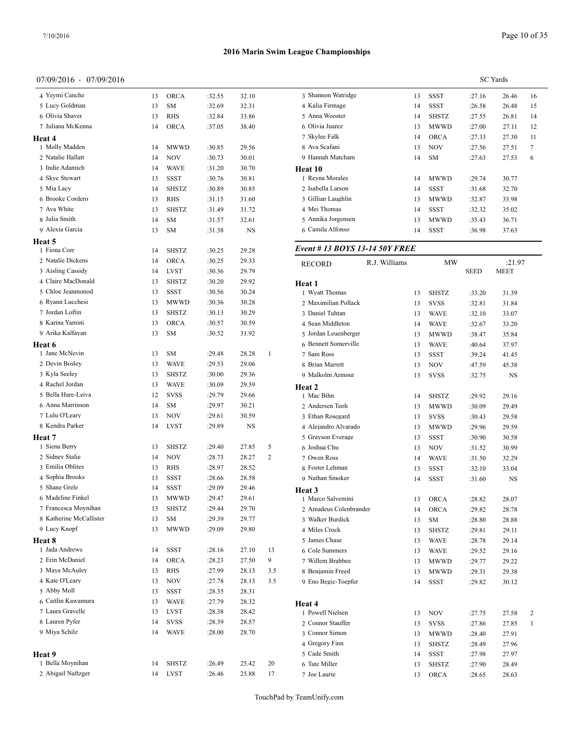# 2016 Marin Swim League Championships

07/09/2016 - 07/09/2016

SC Yards

| | Name | Age | Team | Seed | Finals | Points |
|---|---|---|---|---|---|---|
| 4 | Yeymi Canche | 13 | ORCA | :32.55 | 32.10 | |
| 5 | Lucy Goldman | 13 | SM | :32.69 | 32.31 | |
| 6 | Olivia Shaver | 13 | RHS | :32.84 | 33.86 | |
| 7 | Juliana McKenna | 14 | ORCA | :37.05 | 38.40 | |

**Heat 4**

| | Name | Age | Team | Seed | Finals | Points |
|---|---|---|---|---|---|---|
| 1 | Molly Madden | 14 | MWWD | :30.85 | 29.56 | |
| 2 | Natalie Hallatt | 14 | NOV | :30.73 | 30.01 | |
| 3 | Indie Adamich | 14 | WAVE | :31.20 | 30.70 | |
| 4 | Skye Stewart | 13 | SSST | :30.76 | 30.81 | |
| 5 | Mia Lacy | 14 | SHSTZ | :30.89 | 30.85 | |
| 6 | Brooke Cordero | 13 | RHS | :31.15 | 31.60 | |
| 7 | Ava White | 13 | SHSTZ | :31.49 | 31.72 | |
| 8 | Julia Smith | 14 | SM | :31.57 | 32.61 | |
| 9 | Alexia Garcia | 13 | SM | :31.38 | NS | |

**Heat 5**

| | Name | Age | Team | Seed | Finals | Points |
|---|---|---|---|---|---|---|
| 1 | Fiona Corr | 14 | SHSTZ | :30.25 | 29.28 | |
| 2 | Natalie Dickens | 14 | ORCA | :30.25 | 29.33 | |
| 3 | Aisling Cassidy | 14 | LVST | :30.36 | 29.79 | |
| 4 | Claire MacDonald | 13 | SHSTZ | :30.20 | 29.92 | |
| 5 | Chloe Jeanmonod | 13 | SSST | :30.56 | 30.24 | |
| 6 | Ryann Lucchesi | 13 | MWWD | :30.36 | 30.28 | |
| 7 | Jordan Loftin | 13 | SHSTZ | :30.13 | 30.29 | |
| 8 | Karina Yamini | 13 | ORCA | :30.57 | 30.59 | |
| 9 | Arika Kalfayan | 13 | SM | :30.52 | 31.92 | |

**Heat 6**

| | Name | Age | Team | Seed | Finals | Points |
|---|---|---|---|---|---|---|
| 1 | Jane McNevin | 13 | SM | :29.48 | 28.28 | 1 |
| 2 | Devin Bosley | 13 | WAVE | :29.53 | 29.06 | |
| 3 | Kyla Seeley | 13 | SHSTZ | :30.00 | 29.36 | |
| 4 | Rachel Jordan | 13 | WAVE | :30.09 | 29.59 | |
| 5 | Bella Hare-Leiva | 12 | SVSS | :29.79 | 29.66 | |
| 6 | Anna Marrinson | 14 | SM | :29.97 | 30.21 | |
| 7 | Lulu O'Leary | 13 | NOV | :29.61 | 30.59 | |
| 8 | Kendra Parker | 14 | LVST | :29.89 | NS | |

**Heat 7**

| | Name | Age | Team | Seed | Finals | Points |
|---|---|---|---|---|---|---|
| 1 | Siena Berry | 13 | SHSTZ | :29.40 | 27.85 | 5 |
| 2 | Sidney Stalie | 14 | NOV | :28.73 | 28.27 | 2 |
| 3 | Emilia Oblites | 13 | RHS | :28.97 | 28.52 | |
| 4 | Sophia Brooks | 13 | SSST | :28.66 | 28.58 | |
| 5 | Shane Grele | 14 | SSST | :29.09 | 29.46 | |
| 6 | Madeline Finkel | 13 | MWWD | :29.47 | 29.61 | |
| 7 | Francesca Moynihan | 13 | SHSTZ | :29.44 | 29.70 | |
| 8 | Katherine McCallister | 13 | SM | :29.39 | 29.77 | |
| 9 | Lucy Knopf | 13 | MWWD | :29.09 | 29.80 | |

**Heat 8**

| | Name | Age | Team | Seed | Finals | Points |
|---|---|---|---|---|---|---|
| 1 | Jada Andrews | 14 | SSST | :28.16 | 27.10 | 13 |
| 2 | Erin McDaniel | 14 | ORCA | :28.23 | 27.50 | 9 |
| 3 | Maya McAuley | 13 | RHS | :27.99 | 28.13 | 3.5 |
| 4 | Kate O'Leary | 13 | NOV | :27.78 | 28.13 | 3.5 |
| 5 | Abby Moll | 13 | SSST | :28.35 | 28.31 | |
| 6 | Caitlin Kawamura | 13 | WAVE | :27.79 | 28.32 | |
| 7 | Laura Gravelle | 13 | LVST | :28.38 | 28.42 | |
| 8 | Lauren Pyfer | 14 | SVSS | :28.39 | 28.57 | |
| 9 | Miya Schilz | 14 | WAVE | :28.00 | 28.70 | |

**Heat 9**

| | Name | Age | Team | Seed | Finals | Points |
|---|---|---|---|---|---|---|
| 1 | Bella Moynihan | 14 | SHSTZ | :26.49 | 25.42 | 20 |
| 2 | Abigail Naftzger | 14 | LVST | :26.46 | 25.88 | 17 |
| 3 | Shannon Watridge | 13 | SSST | :27.16 | 26.46 | 16 |
| 4 | Kalia Firmage | 14 | SSST | :26.58 | 26.48 | 15 |
| 5 | Anna Wooster | 14 | SHSTZ | :27.55 | 26.81 | 14 |
| 6 | Olivia Juarez | 13 | MWWD | :27.00 | 27.11 | 12 |
| 7 | Skylee Falk | 14 | ORCA | :27.33 | 27.30 | 11 |
| 8 | Ava Scafani | 13 | NOV | :27.56 | 27.51 | 7 |
| 9 | Hannah Matcham | 14 | SM | :27.63 | 27.53 | 6 |

**Heat 10**

| | Name | Age | Team | Seed | Finals | Points |
|---|---|---|---|---|---|---|
| 1 | Reyna Morales | 14 | MWWD | :29.74 | 30.77 | |
| 2 | Isabella Larson | 14 | SSST | :31.68 | 32.70 | |
| 3 | Gillian Laughlin | 13 | MWWD | :32.87 | 33.98 | |
| 4 | Mei Thomas | 14 | SSST | :32.32 | 35.02 | |
| 5 | Annika Jorgensen | 13 | MWWD | :35.43 | 36.71 | |
| 6 | Camila Alfonso | 14 | SSST | :36.98 | 37.63 | |

## *Event # 13 BOYS 13-14 50Y FREE*

| RECORD | R.J. Williams | MW | | :21.97 |
|---|---|---|---|---|
| | | | SEED | MEET |

**Heat 1**

| | Name | Age | Team | Seed | Finals | Points |
|---|---|---|---|---|---|---|
| 1 | Wyatt Thomas | 13 | SHSTZ | :33.20 | 31.39 | |
| 2 | Maximilian Pollack | 13 | SVSS | :32.81 | 31.84 | |
| 3 | Daniel Tuhtan | 13 | WAVE | :32.10 | 33.07 | |
| 4 | Sean Middleton | 14 | WAVE | :32.67 | 33.20 | |
| 5 | Jordan Leuenberger | 13 | MWWD | :38.47 | 35.84 | |
| 6 | Bennett Somerville | 13 | WAVE | :40.64 | 37.97 | |
| 7 | Sam Ross | 13 | SSST | :39.24 | 41.45 | |
| 8 | Brian Marrett | 13 | NOV | :47.59 | 45.38 | |
| 9 | Malkolm Armour | 13 | SVSS | :32.75 | NS | |

**Heat 2**

| | Name | Age | Team | Seed | Finals | Points |
|---|---|---|---|---|---|---|
| 1 | Mac Bihn | 14 | SHSTZ | :29.92 | 29.16 | |
| 2 | Andersen Teoh | 13 | MWWD | :30.09 | 29.49 | |
| 3 | Ethan Rosegard | 13 | SVSS | :30.43 | 29.58 | |
| 4 | Alejandro Alvarado | 13 | MWWD | :29.96 | 29.59 | |
| 5 | Grayson Everage | 13 | SSST | :30.90 | 30.58 | |
| 6 | Joshua Chu | 13 | NOV | :31.52 | 30.99 | |
| 7 | Owen Ross | 14 | WAVE | :31.50 | 32.29 | |
| 8 | Foster Lehman | 13 | SSST | :32.10 | 33.04 | |
| 9 | Nathan Smoker | 14 | SSST | :31.60 | NS | |

**Heat 3**

| | Name | Age | Team | Seed | Finals | Points |
|---|---|---|---|---|---|---|
| 1 | Marco Salvemini | 13 | ORCA | :28.82 | 28.07 | |
| 2 | Amadeus Colenbrander | 14 | ORCA | :29.82 | 28.78 | |
| 3 | Walker Burdick | 13 | SM | :28.80 | 28.88 | |
| 4 | Miles Crock | 13 | SHSTZ | :29.81 | 29.11 | |
| 5 | James Chase | 13 | WAVE | :28.78 | 29.14 | |
| 6 | Cole Summers | 13 | WAVE | :29.52 | 29.16 | |
| 7 | Willem Brabbee | 13 | MWWD | :29.77 | 29.22 | |
| 8 | Benjamin Freed | 13 | MWWD | :29.31 | 29.38 | |
| 9 | Eno Begic-Toepfer | 14 | SSST | :29.82 | 30.12 | |

**Heat 4**

| | Name | Age | Team | Seed | Finals | Points |
|---|---|---|---|---|---|---|
| 1 | Powell Nielsen | 13 | NOV | :27.75 | 27.58 | 2 |
| 2 | Connor Stauffer | 13 | SVSS | :27.86 | 27.85 | 1 |
| 3 | Connor Simon | 13 | MWWD | :28.40 | 27.91 | |
| 4 | Gregory Finn | 13 | SHSTZ | :28.49 | 27.96 | |
| 5 | Cade Smith | 14 | SSST | :27.98 | 27.97 | |
| 6 | Tate Miller | 13 | SHSTZ | :27.90 | 28.49 | |
| 7 | Joe Laurie | 13 | ORCA | :28.65 | 28.63 | |

TouchPad by TeamUnify.com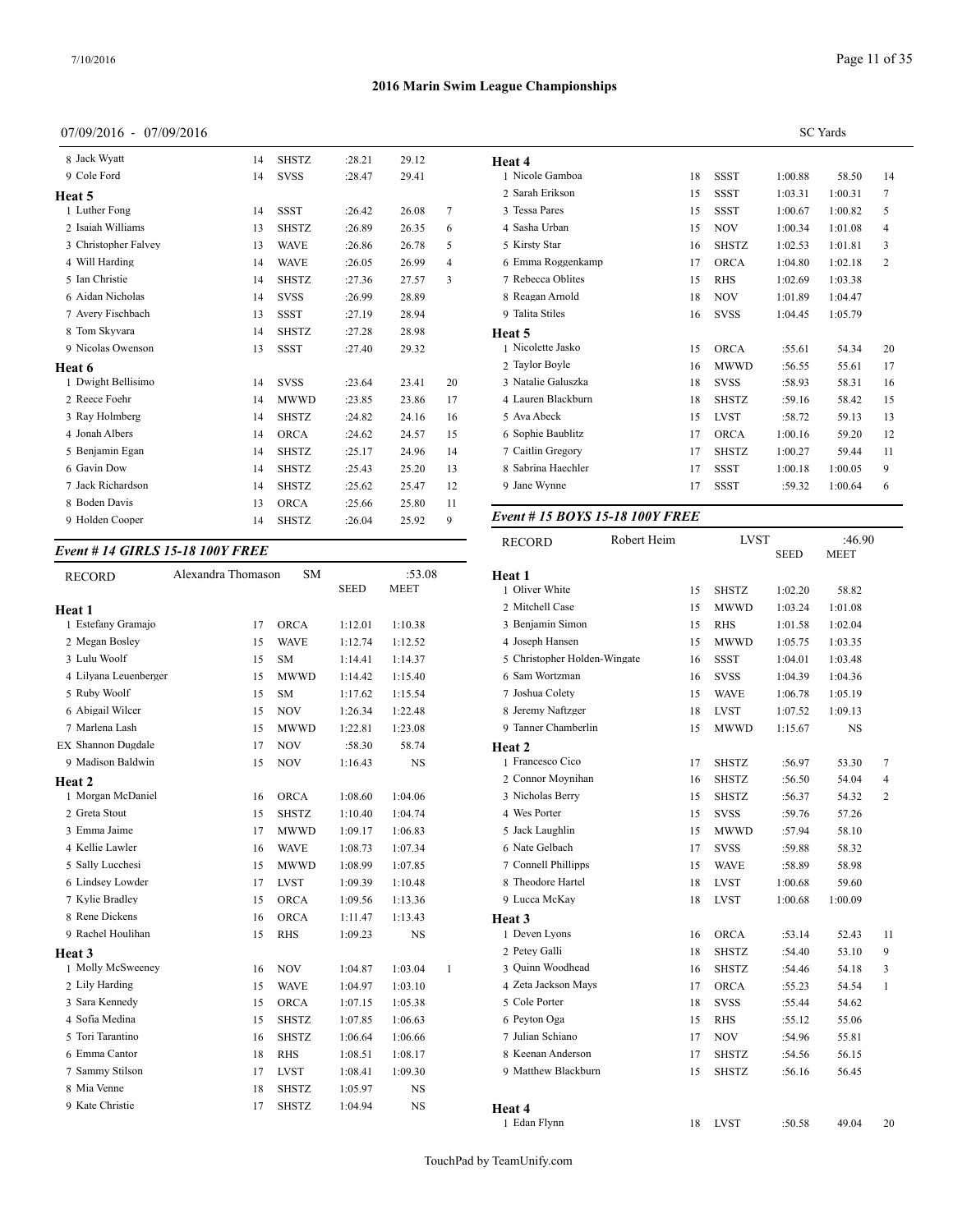## 2016 Marin Swim League Championships

07/09/2016 - 07/09/2016 SC Yards

| | Name | Age | Team | Seed | Time | Points |
|---|---|---|---|---|---|---|
| 8 | Jack Wyatt | 14 | SHSTZ | :28.21 | 29.12 | |
| 9 | Cole Ford | 14 | SVSS | :28.47 | 29.41 | |

**Heat 5**

| | Name | Age | Team | Seed | Time | Points |
|---|---|---|---|---|---|---|
| 1 | Luther Fong | 14 | SSST | :26.42 | 26.08 | 7 |
| 2 | Isaiah Williams | 13 | SHSTZ | :26.89 | 26.35 | 6 |
| 3 | Christopher Falvey | 13 | WAVE | :26.86 | 26.78 | 5 |
| 4 | Will Harding | 14 | WAVE | :26.05 | 26.99 | 4 |
| 5 | Ian Christie | 14 | SHSTZ | :27.36 | 27.57 | 3 |
| 6 | Aidan Nicholas | 14 | SVSS | :26.99 | 28.89 | |
| 7 | Avery Fischbach | 13 | SSST | :27.19 | 28.94 | |
| 8 | Tom Skyvara | 14 | SHSTZ | :27.28 | 28.98 | |
| 9 | Nicolas Owenson | 13 | SSST | :27.40 | 29.32 | |

**Heat 6**

| | Name | Age | Team | Seed | Time | Points |
|---|---|---|---|---|---|---|
| 1 | Dwight Bellisimo | 14 | SVSS | :23.64 | 23.41 | 20 |
| 2 | Reece Foehr | 14 | MWWD | :23.85 | 23.86 | 17 |
| 3 | Ray Holmberg | 14 | SHSTZ | :24.82 | 24.16 | 16 |
| 4 | Jonah Albers | 14 | ORCA | :24.62 | 24.57 | 15 |
| 5 | Benjamin Egan | 14 | SHSTZ | :25.17 | 24.96 | 14 |
| 6 | Gavin Dow | 14 | SHSTZ | :25.43 | 25.20 | 13 |
| 7 | Jack Richardson | 14 | SHSTZ | :25.62 | 25.47 | 12 |
| 8 | Boden Davis | 13 | ORCA | :25.66 | 25.80 | 11 |
| 9 | Holden Cooper | 14 | SHSTZ | :26.04 | 25.92 | 9 |

### *Event # 14 GIRLS 15-18 100Y FREE*

RECORD: Alexandra Thomason, SM, :53.08

| | Name | Age | Team | SEED | MEET | Points |
|---|---|---|---|---|---|---|

**Heat 1**

| | Name | Age | Team | Seed | Time | Points |
|---|---|---|---|---|---|---|
| 1 | Estefany Gramajo | 17 | ORCA | 1:12.01 | 1:10.38 | |
| 2 | Megan Bosley | 15 | WAVE | 1:12.74 | 1:12.52 | |
| 3 | Lulu Woolf | 15 | SM | 1:14.41 | 1:14.37 | |
| 4 | Lilyana Leuenberger | 15 | MWWD | 1:14.42 | 1:15.40 | |
| 5 | Ruby Woolf | 15 | SM | 1:17.62 | 1:15.54 | |
| 6 | Abigail Wilcer | 15 | NOV | 1:26.34 | 1:22.48 | |
| 7 | Marlena Lash | 15 | MWWD | 1:22.81 | 1:23.08 | |
| EX | Shannon Dugdale | 17 | NOV | :58.30 | 58.74 | |
| 9 | Madison Baldwin | 15 | NOV | 1:16.43 | NS | |

**Heat 2**

| | Name | Age | Team | Seed | Time | Points |
|---|---|---|---|---|---|---|
| 1 | Morgan McDaniel | 16 | ORCA | 1:08.60 | 1:04.06 | |
| 2 | Greta Stout | 15 | SHSTZ | 1:10.40 | 1:04.74 | |
| 3 | Emma Jaime | 17 | MWWD | 1:09.17 | 1:06.83 | |
| 4 | Kellie Lawler | 16 | WAVE | 1:08.73 | 1:07.34 | |
| 5 | Sally Lucchesi | 15 | MWWD | 1:08.99 | 1:07.85 | |
| 6 | Lindsey Lowder | 17 | LVST | 1:09.39 | 1:10.48 | |
| 7 | Kylie Bradley | 15 | ORCA | 1:09.56 | 1:13.36 | |
| 8 | Rene Dickens | 16 | ORCA | 1:11.47 | 1:13.43 | |
| 9 | Rachel Houlihan | 15 | RHS | 1:09.23 | NS | |

**Heat 3**

| | Name | Age | Team | Seed | Time | Points |
|---|---|---|---|---|---|---|
| 1 | Molly McSweeney | 16 | NOV | 1:04.87 | 1:03.04 | 1 |
| 2 | Lily Harding | 15 | WAVE | 1:04.97 | 1:03.10 | |
| 3 | Sara Kennedy | 15 | ORCA | 1:07.15 | 1:05.38 | |
| 4 | Sofia Medina | 15 | SHSTZ | 1:07.85 | 1:06.63 | |
| 5 | Tori Tarantino | 16 | SHSTZ | 1:06.64 | 1:06.66 | |
| 6 | Emma Cantor | 18 | RHS | 1:08.51 | 1:08.17 | |
| 7 | Sammy Stilson | 17 | LVST | 1:08.41 | 1:09.30 | |
| 8 | Mia Venne | 18 | SHSTZ | 1:05.97 | NS | |
| 9 | Kate Christie | 17 | SHSTZ | 1:04.94 | NS | |

**Heat 4**

| | Name | Age | Team | Seed | Time | Points |
|---|---|---|---|---|---|---|
| 1 | Nicole Gamboa | 18 | SSST | 1:00.88 | 58.50 | 14 |
| 2 | Sarah Erikson | 15 | SSST | 1:03.31 | 1:00.31 | 7 |
| 3 | Tessa Pares | 15 | SSST | 1:00.67 | 1:00.82 | 5 |
| 4 | Sasha Urban | 15 | NOV | 1:00.34 | 1:01.08 | 4 |
| 5 | Kirsty Star | 16 | SHSTZ | 1:02.53 | 1:01.81 | 3 |
| 6 | Emma Roggenkamp | 17 | ORCA | 1:04.80 | 1:02.18 | 2 |
| 7 | Rebecca Oblites | 15 | RHS | 1:02.69 | 1:03.38 | |
| 8 | Reagan Arnold | 18 | NOV | 1:01.89 | 1:04.47 | |
| 9 | Talita Stiles | 16 | SVSS | 1:04.45 | 1:05.79 | |

**Heat 5**

| | Name | Age | Team | Seed | Time | Points |
|---|---|---|---|---|---|---|
| 1 | Nicolette Jasko | 15 | ORCA | :55.61 | 54.34 | 20 |
| 2 | Taylor Boyle | 16 | MWWD | :56.55 | 55.61 | 17 |
| 3 | Natalie Galuszka | 18 | SVSS | :58.93 | 58.31 | 16 |
| 4 | Lauren Blackburn | 18 | SHSTZ | :59.16 | 58.42 | 15 |
| 5 | Ava Abeck | 15 | LVST | :58.72 | 59.13 | 13 |
| 6 | Sophie Baublitz | 17 | ORCA | 1:00.16 | 59.20 | 12 |
| 7 | Caitlin Gregory | 17 | SHSTZ | 1:00.27 | 59.44 | 11 |
| 8 | Sabrina Haechler | 17 | SSST | 1:00.18 | 1:00.05 | 9 |
| 9 | Jane Wynne | 17 | SSST | :59.32 | 1:00.64 | 6 |

### *Event # 15 BOYS 15-18 100Y FREE*

RECORD: Robert Heim, LVST, :46.90

**Heat 1**

| | Name | Age | Team | SEED | MEET | Points |
|---|---|---|---|---|---|---|
| 1 | Oliver White | 15 | SHSTZ | 1:02.20 | 58.82 | |
| 2 | Mitchell Case | 15 | MWWD | 1:03.24 | 1:01.08 | |
| 3 | Benjamin Simon | 15 | RHS | 1:01.58 | 1:02.04 | |
| 4 | Joseph Hansen | 15 | MWWD | 1:05.75 | 1:03.35 | |
| 5 | Christopher Holden-Wingate | 16 | SSST | 1:04.01 | 1:03.48 | |
| 6 | Sam Wortzman | 16 | SVSS | 1:04.39 | 1:04.36 | |
| 7 | Joshua Colety | 15 | WAVE | 1:06.78 | 1:05.19 | |
| 8 | Jeremy Naftzger | 18 | LVST | 1:07.52 | 1:09.13 | |
| 9 | Tanner Chamberlin | 15 | MWWD | 1:15.67 | NS | |

**Heat 2**

| | Name | Age | Team | Seed | Time | Points |
|---|---|---|---|---|---|---|
| 1 | Francesco Cico | 17 | SHSTZ | :56.97 | 53.30 | 7 |
| 2 | Connor Moynihan | 16 | SHSTZ | :56.50 | 54.04 | 4 |
| 3 | Nicholas Berry | 15 | SHSTZ | :56.37 | 54.32 | 2 |
| 4 | Wes Porter | 15 | SVSS | :59.76 | 57.26 | |
| 5 | Jack Laughlin | 15 | MWWD | :57.94 | 58.10 | |
| 6 | Nate Gelbach | 17 | SVSS | :59.88 | 58.32 | |
| 7 | Connell Phillipps | 15 | WAVE | :58.89 | 58.98 | |
| 8 | Theodore Hartel | 18 | LVST | 1:00.68 | 59.60 | |
| 9 | Lucca McKay | 18 | LVST | 1:00.68 | 1:00.09 | |

**Heat 3**

| | Name | Age | Team | Seed | Time | Points |
|---|---|---|---|---|---|---|
| 1 | Deven Lyons | 16 | ORCA | :53.14 | 52.43 | 11 |
| 2 | Petey Galli | 18 | SHSTZ | :54.40 | 53.10 | 9 |
| 3 | Quinn Woodhead | 16 | SHSTZ | :54.46 | 54.18 | 3 |
| 4 | Zeta Jackson Mays | 17 | ORCA | :55.23 | 54.54 | 1 |
| 5 | Cole Porter | 18 | SVSS | :55.44 | 54.62 | |
| 6 | Peyton Oga | 15 | RHS | :55.12 | 55.06 | |
| 7 | Julian Schiano | 17 | NOV | :54.96 | 55.81 | |
| 8 | Keenan Anderson | 17 | SHSTZ | :54.56 | 56.15 | |
| 9 | Matthew Blackburn | 15 | SHSTZ | :56.16 | 56.45 | |

**Heat 4**

| | Name | Age | Team | Seed | Time | Points |
|---|---|---|---|---|---|---|
| 1 | Edan Flynn | 18 | LVST | :50.58 | 49.04 | 20 |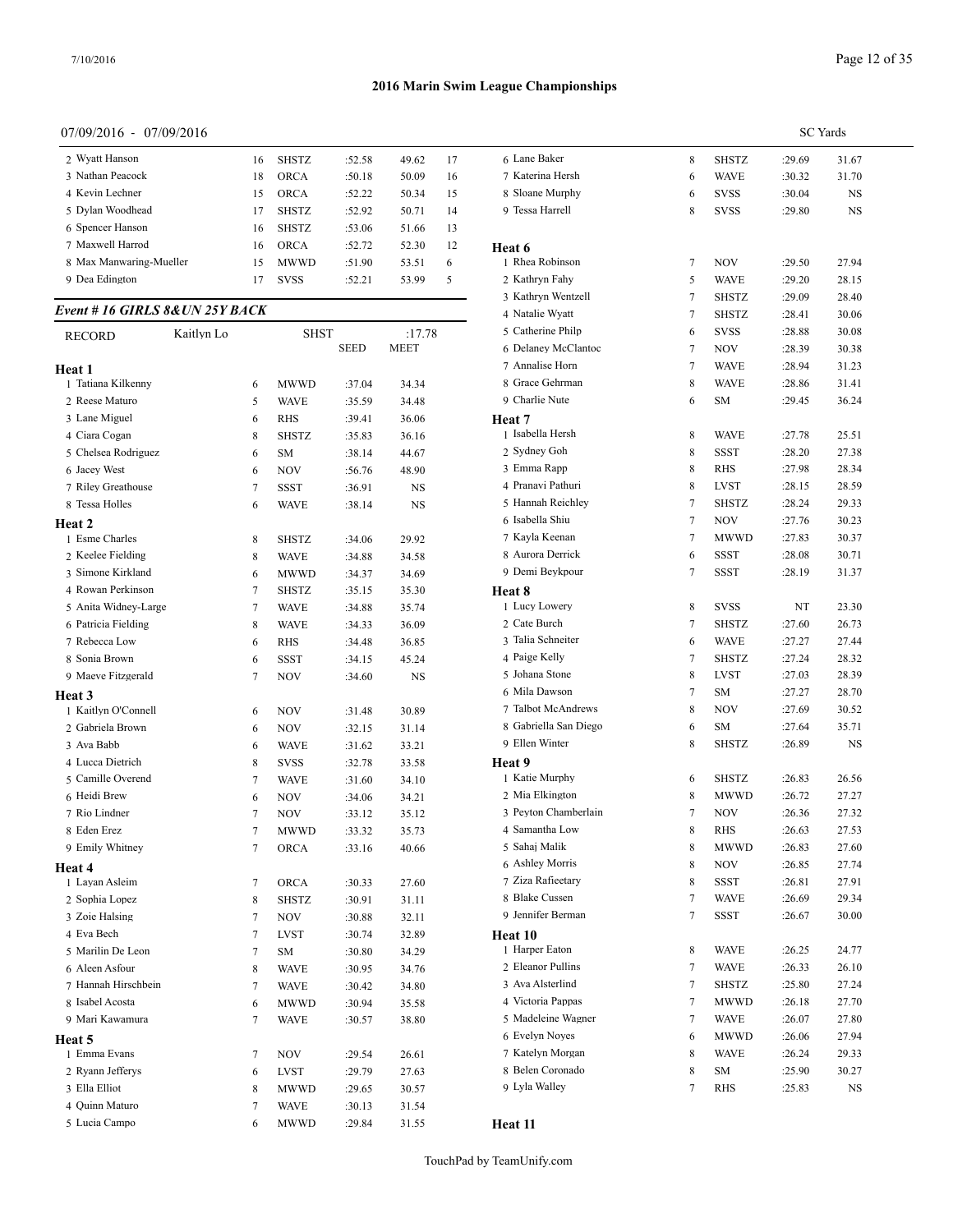# 2016 Marin Swim League Championships

07/09/2016 - 07/09/2016 SC Yards

| | | Age | Team | Seed | Meet | Points |
|---|---|---|---|---|---|---|
| 2 | Wyatt Hanson | 16 | SHSTZ | :52.58 | 49.62 | 17 |
| 3 | Nathan Peacock | 18 | ORCA | :50.18 | 50.09 | 16 |
| 4 | Kevin Lechner | 15 | ORCA | :52.22 | 50.34 | 15 |
| 5 | Dylan Woodhead | 17 | SHSTZ | :52.92 | 50.71 | 14 |
| 6 | Spencer Hanson | 16 | SHSTZ | :53.06 | 51.66 | 13 |
| 7 | Maxwell Harrod | 16 | ORCA | :52.72 | 52.30 | 12 |
| 8 | Max Manwaring-Mueller | 15 | MWWD | :51.90 | 53.51 | 6 |
| 9 | Dea Edington | 17 | SVSS | :52.21 | 53.99 | 5 |

## Event # 16 GIRLS 8&UN 25Y BACK

RECORD Kaitlyn Lo SHST :17.78

### Heat 1

| | Name | Age | Team | Seed | Meet |
|---|---|---|---|---|---|
| 1 | Tatiana Kilkenny | 6 | MWWD | :37.04 | 34.34 |
| 2 | Reese Maturo | 5 | WAVE | :35.59 | 34.48 |
| 3 | Lane Miguel | 6 | RHS | :39.41 | 36.06 |
| 4 | Ciara Cogan | 8 | SHSTZ | :35.83 | 36.16 |
| 5 | Chelsea Rodriguez | 6 | SM | :38.14 | 44.67 |
| 6 | Jacey West | 6 | NOV | :56.76 | 48.90 |
| 7 | Riley Greathouse | 7 | SSST | :36.91 | NS |
| 8 | Tessa Holles | 6 | WAVE | :38.14 | NS |

### Heat 2

| | Name | Age | Team | Seed | Meet |
|---|---|---|---|---|---|
| 1 | Esme Charles | 8 | SHSTZ | :34.06 | 29.92 |
| 2 | Keelee Fielding | 8 | WAVE | :34.88 | 34.58 |
| 3 | Simone Kirkland | 6 | MWWD | :34.37 | 34.69 |
| 4 | Rowan Perkinson | 7 | SHSTZ | :35.15 | 35.30 |
| 5 | Anita Widney-Large | 7 | WAVE | :34.88 | 35.74 |
| 6 | Patricia Fielding | 8 | WAVE | :34.33 | 36.09 |
| 7 | Rebecca Low | 6 | RHS | :34.48 | 36.85 |
| 8 | Sonia Brown | 6 | SSST | :34.15 | 45.24 |
| 9 | Maeve Fitzgerald | 7 | NOV | :34.60 | NS |

### Heat 3

| | Name | Age | Team | Seed | Meet |
|---|---|---|---|---|---|
| 1 | Kaitlyn O'Connell | 6 | NOV | :31.48 | 30.89 |
| 2 | Gabriela Brown | 6 | NOV | :32.15 | 31.14 |
| 3 | Ava Babb | 6 | WAVE | :31.62 | 33.21 |
| 4 | Lucca Dietrich | 8 | SVSS | :32.78 | 33.58 |
| 5 | Camille Overend | 7 | WAVE | :31.60 | 34.10 |
| 6 | Heidi Brew | 6 | NOV | :34.06 | 34.21 |
| 7 | Rio Lindner | 7 | NOV | :33.12 | 35.12 |
| 8 | Eden Erez | 7 | MWWD | :33.32 | 35.73 |
| 9 | Emily Whitney | 7 | ORCA | :33.16 | 40.66 |

### Heat 4

| | Name | Age | Team | Seed | Meet |
|---|---|---|---|---|---|
| 1 | Layan Asleim | 7 | ORCA | :30.33 | 27.60 |
| 2 | Sophia Lopez | 8 | SHSTZ | :30.91 | 31.11 |
| 3 | Zoie Halsing | 7 | NOV | :30.88 | 32.11 |
| 4 | Eva Bech | 7 | LVST | :30.74 | 32.89 |
| 5 | Marilin De Leon | 7 | SM | :30.80 | 34.29 |
| 6 | Aleen Asfour | 8 | WAVE | :30.95 | 34.76 |
| 7 | Hannah Hirschbein | 7 | WAVE | :30.42 | 34.80 |
| 8 | Isabel Acosta | 6 | MWWD | :30.94 | 35.58 |
| 9 | Mari Kawamura | 7 | WAVE | :30.57 | 38.80 |

### Heat 5

| | Name | Age | Team | Seed | Meet |
|---|---|---|---|---|---|
| 1 | Emma Evans | 7 | NOV | :29.54 | 26.61 |
| 2 | Ryann Jefferys | 6 | LVST | :29.79 | 27.63 |
| 3 | Ella Elliot | 8 | MWWD | :29.65 | 30.57 |
| 4 | Quinn Maturo | 7 | WAVE | :30.13 | 31.54 |
| 5 | Lucia Campo | 6 | MWWD | :29.84 | 31.55 |
| 6 | Lane Baker | 8 | SHSTZ | :29.69 | 31.67 |
| 7 | Katerina Hersh | 6 | WAVE | :30.32 | 31.70 |
| 8 | Sloane Murphy | 6 | SVSS | :30.04 | NS |
| 9 | Tessa Harrell | 8 | SVSS | :29.80 | NS |

### Heat 6

| | Name | Age | Team | Seed | Meet |
|---|---|---|---|---|---|
| 1 | Rhea Robinson | 7 | NOV | :29.50 | 27.94 |
| 2 | Kathryn Fahy | 5 | WAVE | :29.20 | 28.15 |
| 3 | Kathryn Wentzell | 7 | SHSTZ | :29.09 | 28.40 |
| 4 | Natalie Wyatt | 7 | SHSTZ | :28.41 | 30.06 |
| 5 | Catherine Philp | 6 | SVSS | :28.88 | 30.08 |
| 6 | Delaney McClantoc | 7 | NOV | :28.39 | 30.38 |
| 7 | Annalise Horn | 7 | WAVE | :28.94 | 31.23 |
| 8 | Grace Gehrman | 8 | WAVE | :28.86 | 31.41 |
| 9 | Charlie Nute | 6 | SM | :29.45 | 36.24 |

### Heat 7

| | Name | Age | Team | Seed | Meet |
|---|---|---|---|---|---|
| 1 | Isabella Hersh | 8 | WAVE | :27.78 | 25.51 |
| 2 | Sydney Goh | 8 | SSST | :28.20 | 27.38 |
| 3 | Emma Rapp | 8 | RHS | :27.98 | 28.34 |
| 4 | Pranavi Pathuri | 8 | LVST | :28.15 | 28.59 |
| 5 | Hannah Reichley | 7 | SHSTZ | :28.24 | 29.33 |
| 6 | Isabella Shiu | 7 | NOV | :27.76 | 30.23 |
| 7 | Kayla Keenan | 7 | MWWD | :27.83 | 30.37 |
| 8 | Aurora Derrick | 6 | SSST | :28.08 | 30.71 |
| 9 | Demi Beykpour | 7 | SSST | :28.19 | 31.37 |

### Heat 8

| | Name | Age | Team | Seed | Meet |
|---|---|---|---|---|---|
| 1 | Lucy Lowery | 8 | SVSS | NT | 23.30 |
| 2 | Cate Burch | 7 | SHSTZ | :27.60 | 26.73 |
| 3 | Talia Schneiter | 6 | WAVE | :27.27 | 27.44 |
| 4 | Paige Kelly | 7 | SHSTZ | :27.24 | 28.32 |
| 5 | Johana Stone | 8 | LVST | :27.03 | 28.39 |
| 6 | Mila Dawson | 7 | SM | :27.27 | 28.70 |
| 7 | Talbot McAndrews | 8 | NOV | :27.69 | 30.52 |
| 8 | Gabriella San Diego | 6 | SM | :27.64 | 35.71 |
| 9 | Ellen Winter | 8 | SHSTZ | :26.89 | NS |

### Heat 9

| | Name | Age | Team | Seed | Meet |
|---|---|---|---|---|---|
| 1 | Katie Murphy | 6 | SHSTZ | :26.83 | 26.56 |
| 2 | Mia Elkington | 8 | MWWD | :26.72 | 27.27 |
| 3 | Peyton Chamberlain | 7 | NOV | :26.36 | 27.32 |
| 4 | Samantha Low | 8 | RHS | :26.63 | 27.53 |
| 5 | Sahaj Malik | 8 | MWWD | :26.83 | 27.60 |
| 6 | Ashley Morris | 8 | NOV | :26.85 | 27.74 |
| 7 | Ziza Rafieetary | 8 | SSST | :26.81 | 27.91 |
| 8 | Blake Cussen | 7 | WAVE | :26.69 | 29.34 |
| 9 | Jennifer Berman | 7 | SSST | :26.67 | 30.00 |

### Heat 10

| | Name | Age | Team | Seed | Meet |
|---|---|---|---|---|---|
| 1 | Harper Eaton | 8 | WAVE | :26.25 | 24.77 |
| 2 | Eleanor Pullins | 7 | WAVE | :26.33 | 26.10 |
| 3 | Ava Alsterlind | 7 | SHSTZ | :25.80 | 27.24 |
| 4 | Victoria Pappas | 7 | MWWD | :26.18 | 27.70 |
| 5 | Madeleine Wagner | 7 | WAVE | :26.07 | 27.80 |
| 6 | Evelyn Noyes | 6 | MWWD | :26.06 | 27.94 |
| 7 | Katelyn Morgan | 8 | WAVE | :26.24 | 29.33 |
| 8 | Belen Coronado | 8 | SM | :25.90 | 30.27 |
| 9 | Lyla Walley | 7 | RHS | :25.83 | NS |

### Heat 11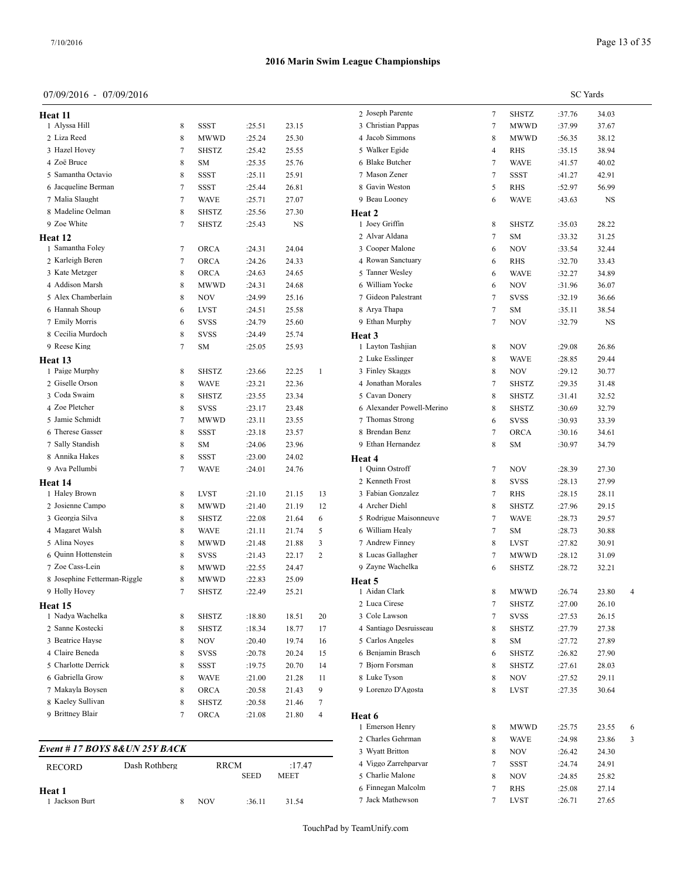## 2016 Marin Swim League Championships

07/09/2016 - 07/09/2016 SC Yards

### Heat 11

| | Name | Age | Team | Seed | Time | Points |
|---|---|---|---|---|---|---|
| 1 | Alyssa Hill | 8 | SSST | :25.51 | 23.15 | |
| 2 | Liza Reed | 8 | MWWD | :25.24 | 25.30 | |
| 3 | Hazel Hovey | 7 | SHSTZ | :25.42 | 25.55 | |
| 4 | Zoë Bruce | 8 | SM | :25.35 | 25.76 | |
| 5 | Samantha Octavio | 8 | SSST | :25.11 | 25.91 | |
| 6 | Jacqueline Berman | 7 | SSST | :25.44 | 26.81 | |
| 7 | Malia Slaught | 7 | WAVE | :25.71 | 27.07 | |
| 8 | Madeline Oelman | 8 | SHSTZ | :25.56 | 27.30 | |
| 9 | Zoe White | 7 | SHSTZ | :25.43 | NS | |

### Heat 12

| | Name | Age | Team | Seed | Time | Points |
|---|---|---|---|---|---|---|
| 1 | Samantha Foley | 7 | ORCA | :24.31 | 24.04 | |
| 2 | Karleigh Beren | 7 | ORCA | :24.26 | 24.33 | |
| 3 | Kate Metzger | 8 | ORCA | :24.63 | 24.65 | |
| 4 | Addison Marsh | 8 | MWWD | :24.31 | 24.68 | |
| 5 | Alex Chamberlain | 8 | NOV | :24.99 | 25.16 | |
| 6 | Hannah Shoup | 6 | LVST | :24.51 | 25.58 | |
| 7 | Emily Morris | 6 | SVSS | :24.79 | 25.60 | |
| 8 | Cecilia Murdoch | 8 | SVSS | :24.49 | 25.74 | |
| 9 | Reese King | 7 | SM | :25.05 | 25.93 | |

### Heat 13

| | Name | Age | Team | Seed | Time | Points |
|---|---|---|---|---|---|---|
| 1 | Paige Murphy | 8 | SHSTZ | :23.66 | 22.25 | 1 |
| 2 | Giselle Orson | 8 | WAVE | :23.21 | 22.36 | |
| 3 | Coda Swaim | 8 | SHSTZ | :23.55 | 23.34 | |
| 4 | Zoe Pletcher | 8 | SVSS | :23.17 | 23.48 | |
| 5 | Jamie Schmidt | 7 | MWWD | :23.11 | 23.55 | |
| 6 | Therese Gasser | 8 | SSST | :23.18 | 23.57 | |
| 7 | Sally Standish | 8 | SM | :24.06 | 23.96 | |
| 8 | Annika Hakes | 8 | SSST | :23.00 | 24.02 | |
| 9 | Ava Pellumbi | 7 | WAVE | :24.01 | 24.76 | |

### Heat 14

| | Name | Age | Team | Seed | Time | Points |
|---|---|---|---|---|---|---|
| 1 | Haley Brown | 8 | LVST | :21.10 | 21.15 | 13 |
| 2 | Josienne Campo | 8 | MWWD | :21.40 | 21.19 | 12 |
| 3 | Georgia Silva | 8 | SHSTZ | :22.08 | 21.64 | 6 |
| 4 | Magaret Walsh | 8 | WAVE | :21.11 | 21.74 | 5 |
| 5 | Alina Noyes | 8 | MWWD | :21.48 | 21.88 | 3 |
| 6 | Quinn Hottenstein | 8 | SVSS | :21.43 | 22.17 | 2 |
| 7 | Zoe Cass-Lein | 8 | MWWD | :22.55 | 24.47 | |
| 8 | Josephine Fetterman-Riggle | 8 | MWWD | :22.83 | 25.09 | |
| 9 | Holly Hovey | 7 | SHSTZ | :22.49 | 25.21 | |

### Heat 15

| | Name | Age | Team | Seed | Time | Points |
|---|---|---|---|---|---|---|
| 1 | Nadya Wachelka | 8 | SHSTZ | :18.80 | 18.51 | 20 |
| 2 | Sanne Kostecki | 8 | SHSTZ | :18.34 | 18.77 | 17 |
| 3 | Beatrice Hayse | 8 | NOV | :20.40 | 19.74 | 16 |
| 4 | Claire Beneda | 8 | SVSS | :20.78 | 20.24 | 15 |
| 5 | Charlotte Derrick | 8 | SSST | :19.75 | 20.70 | 14 |
| 6 | Gabriella Grow | 8 | WAVE | :21.00 | 21.28 | 11 |
| 7 | Makayla Boysen | 8 | ORCA | :20.58 | 21.43 | 9 |
| 8 | Kaeley Sullivan | 8 | SHSTZ | :20.58 | 21.46 | 7 |
| 9 | Brittney Blair | 7 | ORCA | :21.08 | 21.80 | 4 |

### *Event # 17 BOYS 8&UN 25Y BACK*

RECORD: Dash Rothberg — RRCM — :17.47

### Heat 1

| | Name | Age | Team | Seed | Meet | Points |
|---|---|---|---|---|---|---|
| 1 | Jackson Burt | 8 | NOV | :36.11 | 31.54 | |
| 2 | Joseph Parente | 7 | SHSTZ | :37.76 | 34.03 | |
| 3 | Christian Pappas | 7 | MWWD | :37.99 | 37.67 | |
| 4 | Jacob Simmons | 8 | MWWD | :56.35 | 38.12 | |
| 5 | Walker Egide | 4 | RHS | :35.15 | 38.94 | |
| 6 | Blake Butcher | 7 | WAVE | :41.57 | 40.02 | |
| 7 | Mason Zener | 7 | SSST | :41.27 | 42.91 | |
| 8 | Gavin Weston | 5 | RHS | :52.97 | 56.99 | |
| 9 | Beau Looney | 6 | WAVE | :43.63 | NS | |

### Heat 2

| | Name | Age | Team | Seed | Meet | Points |
|---|---|---|---|---|---|---|
| 1 | Joey Griffin | 8 | SHSTZ | :35.03 | 28.22 | |
| 2 | Alvar Aldana | 7 | SM | :33.32 | 31.25 | |
| 3 | Cooper Malone | 6 | NOV | :33.54 | 32.44 | |
| 4 | Rowan Sanctuary | 6 | RHS | :32.70 | 33.43 | |
| 5 | Tanner Wesley | 6 | WAVE | :32.27 | 34.89 | |
| 6 | William Yocke | 6 | NOV | :31.96 | 36.07 | |
| 7 | Gideon Palestrant | 7 | SVSS | :32.19 | 36.66 | |
| 8 | Arya Thapa | 7 | SM | :35.11 | 38.54 | |
| 9 | Ethan Murphy | 7 | NOV | :32.79 | NS | |

### Heat 3

| | Name | Age | Team | Seed | Meet | Points |
|---|---|---|---|---|---|---|
| 1 | Layton Tashjian | 8 | NOV | :29.08 | 26.86 | |
| 2 | Luke Esslinger | 8 | WAVE | :28.85 | 29.44 | |
| 3 | Finley Skaggs | 8 | NOV | :29.12 | 30.77 | |
| 4 | Jonathan Morales | 7 | SHSTZ | :29.35 | 31.48 | |
| 5 | Cavan Donery | 8 | SHSTZ | :31.41 | 32.52 | |
| 6 | Alexander Powell-Merino | 8 | SHSTZ | :30.69 | 32.79 | |
| 7 | Thomas Strong | 6 | SVSS | :30.93 | 33.39 | |
| 8 | Brendan Benz | 7 | ORCA | :30.16 | 34.61 | |
| 9 | Ethan Hernandez | 8 | SM | :30.97 | 34.79 | |

### Heat 4

| | Name | Age | Team | Seed | Meet | Points |
|---|---|---|---|---|---|---|
| 1 | Quinn Ostroff | 7 | NOV | :28.39 | 27.30 | |
| 2 | Kenneth Frost | 8 | SVSS | :28.13 | 27.99 | |
| 3 | Fabian Gonzalez | 7 | RHS | :28.15 | 28.11 | |
| 4 | Archer Diehl | 8 | SHSTZ | :27.96 | 29.15 | |
| 5 | Rodrigue Maisonneuve | 7 | WAVE | :28.73 | 29.57 | |
| 6 | William Healy | 7 | SM | :28.73 | 30.88 | |
| 7 | Andrew Finney | 8 | LVST | :27.82 | 30.91 | |
| 8 | Lucas Gallagher | 7 | MWWD | :28.12 | 31.09 | |
| 9 | Zayne Wachelka | 6 | SHSTZ | :28.72 | 32.21 | |

### Heat 5

| | Name | Age | Team | Seed | Meet | Points |
|---|---|---|---|---|---|---|
| 1 | Aidan Clark | 8 | MWWD | :26.74 | 23.80 | 4 |
| 2 | Luca Cirese | 7 | SHSTZ | :27.00 | 26.10 | |
| 3 | Cole Lawson | 7 | SVSS | :27.53 | 26.15 | |
| 4 | Santiago Desruisseau | 8 | SHSTZ | :27.79 | 27.38 | |
| 5 | Carlos Angeles | 8 | SM | :27.72 | 27.89 | |
| 6 | Benjamin Brasch | 6 | SHSTZ | :26.82 | 27.90 | |
| 7 | Bjorn Forsman | 8 | SHSTZ | :27.61 | 28.03 | |
| 8 | Luke Tyson | 8 | NOV | :27.52 | 29.11 | |
| 9 | Lorenzo D'Agosta | 8 | LVST | :27.35 | 30.64 | |

### Heat 6

| | Name | Age | Team | Seed | Meet | Points |
|---|---|---|---|---|---|---|
| 1 | Emerson Henry | 8 | MWWD | :25.75 | 23.55 | 6 |
| 2 | Charles Gehrman | 8 | WAVE | :24.98 | 23.86 | 3 |
| 3 | Wyatt Britton | 8 | NOV | :26.42 | 24.30 | |
| 4 | Viggo Zarrehparvar | 7 | SSST | :24.74 | 24.91 | |
| 5 | Charlie Malone | 8 | NOV | :24.85 | 25.82 | |
| 6 | Finnegan Malcolm | 7 | RHS | :25.08 | 27.14 | |
| 7 | Jack Mathewson | 7 | LVST | :26.71 | 27.65 | |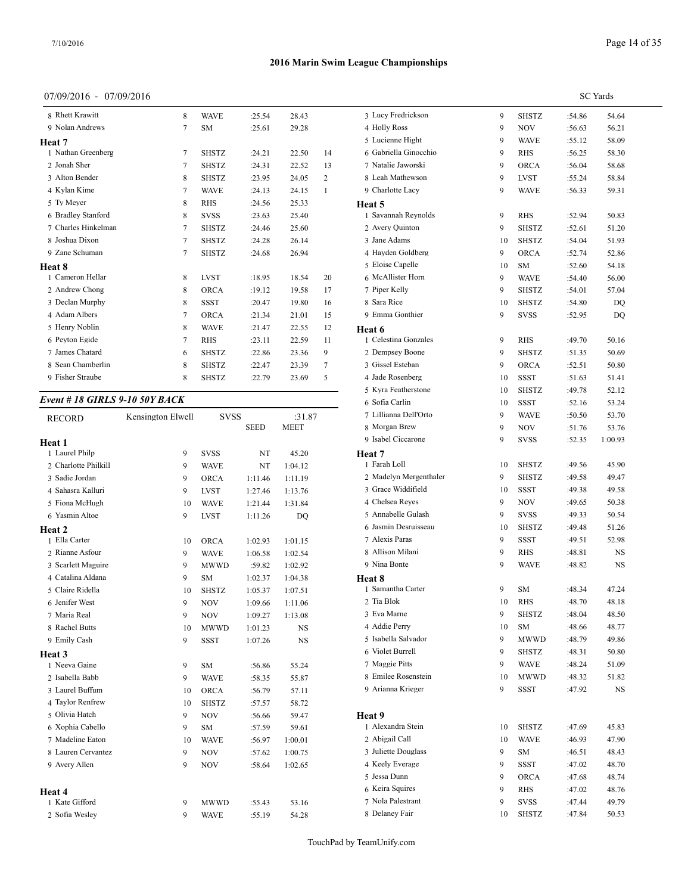# 2016 Marin Swim League Championships

07/09/2016 - 07/09/2016 SC Yards

| | Age | Team | Seed | Meet | Points |
|---|---|---|---|---|---|
| 8 Rhett Krawitt | 8 | WAVE | :25.54 | 28.43 | |
| 9 Nolan Andrews | 7 | SM | :25.61 | 29.28 | |
| **Heat 7** | | | | | |
| 1 Nathan Greenberg | 7 | SHSTZ | :24.21 | 22.50 | 14 |
| 2 Jonah Sher | 7 | SHSTZ | :24.31 | 22.52 | 13 |
| 3 Alton Bender | 8 | SHSTZ | :23.95 | 24.05 | 2 |
| 4 Kylan Kime | 7 | WAVE | :24.13 | 24.15 | 1 |
| 5 Ty Meyer | 8 | RHS | :24.56 | 25.33 | |
| 6 Bradley Stanford | 8 | SVSS | :23.63 | 25.40 | |
| 7 Charles Hinkelman | 7 | SHSTZ | :24.46 | 25.60 | |
| 8 Joshua Dixon | 7 | SHSTZ | :24.28 | 26.14 | |
| 9 Zane Schuman | 7 | SHSTZ | :24.68 | 26.94 | |
| **Heat 8** | | | | | |
| 1 Cameron Hellar | 8 | LVST | :18.95 | 18.54 | 20 |
| 2 Andrew Chong | 8 | ORCA | :19.12 | 19.58 | 17 |
| 3 Declan Murphy | 8 | SSST | :20.47 | 19.80 | 16 |
| 4 Adam Albers | 7 | ORCA | :21.34 | 21.01 | 15 |
| 5 Henry Noblin | 8 | WAVE | :21.47 | 22.55 | 12 |
| 6 Peyton Egide | 7 | RHS | :23.11 | 22.59 | 11 |
| 7 James Chatard | 6 | SHSTZ | :22.86 | 23.36 | 9 |
| 8 Sean Chamberlin | 8 | SHSTZ | :22.47 | 23.39 | 7 |
| 9 Fisher Straube | 8 | SHSTZ | :22.79 | 23.69 | 5 |

## *Event # 18 GIRLS 9-10 50Y BACK*

| RECORD | Kensington Elwell | | SVSS | :31.87 |
|---|---|---|---|---|
| | | | SEED | MEET |

| | Age | Team | Seed | Meet |
|---|---|---|---|---|
| **Heat 1** | | | | |
| 1 Laurel Philp | 9 | SVSS | NT | 45.20 |
| 2 Charlotte Philkill | 9 | WAVE | NT | 1:04.12 |
| 3 Sadie Jordan | 9 | ORCA | 1:11.46 | 1:11.19 |
| 4 Sahasra Kalluri | 9 | LVST | 1:27.46 | 1:13.76 |
| 5 Fiona McHugh | 10 | WAVE | 1:21.44 | 1:31.84 |
| 6 Yasmin Altoe | 9 | LVST | 1:11.26 | DQ |
| **Heat 2** | | | | |
| 1 Ella Carter | 10 | ORCA | 1:02.93 | 1:01.15 |
| 2 Rianne Asfour | 9 | WAVE | 1:06.58 | 1:02.54 |
| 3 Scarlett Maguire | 9 | MWWD | :59.82 | 1:02.92 |
| 4 Catalina Aldana | 9 | SM | 1:02.37 | 1:04.38 |
| 5 Claire Ridella | 10 | SHSTZ | 1:05.37 | 1:07.51 |
| 6 Jenifer West | 9 | NOV | 1:09.66 | 1:11.06 |
| 7 Maria Real | 9 | NOV | 1:09.27 | 1:13.08 |
| 8 Rachel Butts | 10 | MWWD | 1:01.23 | NS |
| 9 Emily Cash | 9 | SSST | 1:07.26 | NS |
| **Heat 3** | | | | |
| 1 Neeva Gaine | 9 | SM | :56.86 | 55.24 |
| 2 Isabella Babb | 9 | WAVE | :58.35 | 55.87 |
| 3 Laurel Buffum | 10 | ORCA | :56.79 | 57.11 |
| 4 Taylor Renfrew | 10 | SHSTZ | :57.57 | 58.72 |
| 5 Olivia Hatch | 9 | NOV | :56.66 | 59.47 |
| 6 Xophia Cabello | 9 | SM | :57.59 | 59.61 |
| 7 Madeline Eaton | 10 | WAVE | :56.97 | 1:00.01 |
| 8 Lauren Cervantez | 9 | NOV | :57.62 | 1:00.75 |
| 9 Avery Allen | 9 | NOV | :58.64 | 1:02.65 |
| **Heat 4** | | | | |
| 1 Kate Gifford | 9 | MWWD | :55.43 | 53.16 |
| 2 Sofia Wesley | 9 | WAVE | :55.19 | 54.28 |
| 3 Lucy Fredrickson | 9 | SHSTZ | :54.86 | 54.64 |
| 4 Holly Ross | 9 | NOV | :56.63 | 56.21 |
| 5 Lucienne Hight | 9 | WAVE | :55.12 | 58.09 |
| 6 Gabriella Ginocchio | 9 | RHS | :56.25 | 58.30 |
| 7 Natalie Jaworski | 9 | ORCA | :56.04 | 58.68 |
| 8 Leah Mathewson | 9 | LVST | :55.24 | 58.84 |
| 9 Charlotte Lacy | 9 | WAVE | :56.33 | 59.31 |
| **Heat 5** | | | | |
| 1 Savannah Reynolds | 9 | RHS | :52.94 | 50.83 |
| 2 Avery Quinton | 9 | SHSTZ | :52.61 | 51.20 |
| 3 Jane Adams | 10 | SHSTZ | :54.04 | 51.93 |
| 4 Hayden Goldberg | 9 | ORCA | :52.74 | 52.86 |
| 5 Eloise Capelle | 10 | SM | :52.60 | 54.18 |
| 6 McAllister Horn | 9 | WAVE | :54.40 | 56.00 |
| 7 Piper Kelly | 9 | SHSTZ | :54.01 | 57.04 |
| 8 Sara Rice | 10 | SHSTZ | :54.80 | DQ |
| 9 Emma Gonthier | 9 | SVSS | :52.95 | DQ |
| **Heat 6** | | | | |
| 1 Celestina Gonzales | 9 | RHS | :49.70 | 50.16 |
| 2 Dempsey Boone | 9 | SHSTZ | :51.35 | 50.69 |
| 3 Gissel Esteban | 9 | ORCA | :52.51 | 50.80 |
| 4 Jade Rosenberg | 10 | SSST | :51.63 | 51.41 |
| 5 Kyra Featherstone | 10 | SHSTZ | :49.78 | 52.12 |
| 6 Sofia Carlin | 10 | SSST | :52.16 | 53.24 |
| 7 Lillianna Dell'Orto | 9 | WAVE | :50.50 | 53.70 |
| 8 Morgan Brew | 9 | NOV | :51.76 | 53.76 |
| 9 Isabel Ciccarone | 9 | SVSS | :52.35 | 1:00.93 |
| **Heat 7** | | | | |
| 1 Farah Loll | 10 | SHSTZ | :49.56 | 45.90 |
| 2 Madelyn Mergenthaler | 9 | SHSTZ | :49.58 | 49.47 |
| 3 Grace Widdifield | 10 | SSST | :49.38 | 49.58 |
| 4 Chelsea Reyes | 9 | NOV | :49.65 | 50.38 |
| 5 Annabelle Gulash | 9 | SVSS | :49.33 | 50.54 |
| 6 Jasmin Desruisseau | 10 | SHSTZ | :49.48 | 51.26 |
| 7 Alexis Paras | 9 | SSST | :49.51 | 52.98 |
| 8 Allison Milani | 9 | RHS | :48.81 | NS |
| 9 Nina Bonte | 9 | WAVE | :48.82 | NS |
| **Heat 8** | | | | |
| 1 Samantha Carter | 9 | SM | :48.34 | 47.24 |
| 2 Tia Blok | 10 | RHS | :48.70 | 48.18 |
| 3 Eva Marne | 9 | SHSTZ | :48.04 | 48.50 |
| 4 Addie Perry | 10 | SM | :48.66 | 48.77 |
| 5 Isabella Salvador | 9 | MWWD | :48.79 | 49.86 |
| 6 Violet Burrell | 9 | SHSTZ | :48.31 | 50.80 |
| 7 Maggie Pitts | 9 | WAVE | :48.24 | 51.09 |
| 8 Emilee Rosenstein | 10 | MWWD | :48.32 | 51.82 |
| 9 Arianna Krieger | 9 | SSST | :47.92 | NS |
| **Heat 9** | | | | |
| 1 Alexandra Stein | 10 | SHSTZ | :47.69 | 45.83 |
| 2 Abigail Call | 10 | WAVE | :46.93 | 47.90 |
| 3 Juliette Douglass | 9 | SM | :46.51 | 48.43 |
| 4 Keely Everage | 9 | SSST | :47.02 | 48.70 |
| 5 Jessa Dunn | 9 | ORCA | :47.68 | 48.74 |
| 6 Keira Squires | 9 | RHS | :47.02 | 48.76 |
| 7 Nola Palestrant | 9 | SVSS | :47.44 | 49.79 |
| 8 Delaney Fair | 10 | SHSTZ | :47.84 | 50.53 |

TouchPad by TeamUnify.com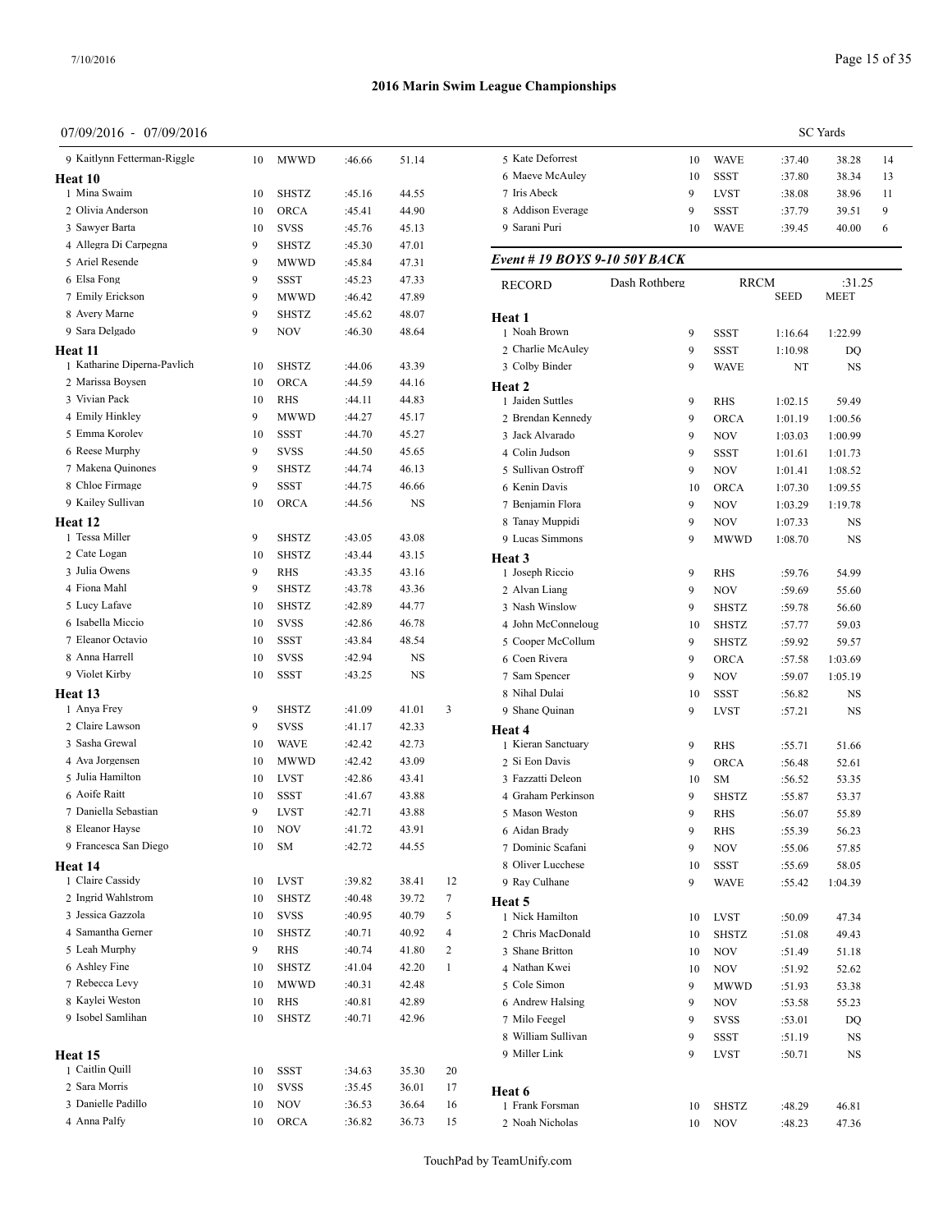## 2016 Marin Swim League Championships

07/09/2016 - 07/09/2016 SC Yards

| Name | Age | Team | Seed | Finals | Points |
|---|---|---|---|---|---|
| 9 Kaitlynn Fetterman-Riggle | 10 | MWWD | :46.66 | 51.14 | |

**Heat 10**

| Name | Age | Team | Seed | Finals | Points |
|---|---|---|---|---|---|
| 1 Mina Swaim | 10 | SHSTZ | :45.16 | 44.55 | |
| 2 Olivia Anderson | 10 | ORCA | :45.41 | 44.90 | |
| 3 Sawyer Barta | 10 | SVSS | :45.76 | 45.13 | |
| 4 Allegra Di Carpegna | 9 | SHSTZ | :45.30 | 47.01 | |
| 5 Ariel Resende | 9 | MWWD | :45.84 | 47.31 | |
| 6 Elsa Fong | 9 | SSST | :45.23 | 47.33 | |
| 7 Emily Erickson | 9 | MWWD | :46.42 | 47.89 | |
| 8 Avery Marne | 9 | SHSTZ | :45.62 | 48.07 | |
| 9 Sara Delgado | 9 | NOV | :46.30 | 48.64 | |

**Heat 11**

| Name | Age | Team | Seed | Finals | Points |
|---|---|---|---|---|---|
| 1 Katharine Diperna-Pavlich | 10 | SHSTZ | :44.06 | 43.39 | |
| 2 Marissa Boysen | 10 | ORCA | :44.59 | 44.16 | |
| 3 Vivian Pack | 10 | RHS | :44.11 | 44.83 | |
| 4 Emily Hinkley | 9 | MWWD | :44.27 | 45.17 | |
| 5 Emma Korolev | 10 | SSST | :44.70 | 45.27 | |
| 6 Reese Murphy | 9 | SVSS | :44.50 | 45.65 | |
| 7 Makena Quinones | 9 | SHSTZ | :44.74 | 46.13 | |
| 8 Chloe Firmage | 9 | SSST | :44.75 | 46.66 | |
| 9 Kailey Sullivan | 10 | ORCA | :44.56 | NS | |

**Heat 12**

| Name | Age | Team | Seed | Finals | Points |
|---|---|---|---|---|---|
| 1 Tessa Miller | 9 | SHSTZ | :43.05 | 43.08 | |
| 2 Cate Logan | 10 | SHSTZ | :43.44 | 43.15 | |
| 3 Julia Owens | 9 | RHS | :43.35 | 43.16 | |
| 4 Fiona Mahl | 9 | SHSTZ | :43.78 | 43.36 | |
| 5 Lucy Lafave | 10 | SHSTZ | :42.89 | 44.77 | |
| 6 Isabella Miccio | 10 | SVSS | :42.86 | 46.78 | |
| 7 Eleanor Octavio | 10 | SSST | :43.84 | 48.54 | |
| 8 Anna Harrell | 10 | SVSS | :42.94 | NS | |
| 9 Violet Kirby | 10 | SSST | :43.25 | NS | |

**Heat 13**

| Name | Age | Team | Seed | Finals | Points |
|---|---|---|---|---|---|
| 1 Anya Frey | 9 | SHSTZ | :41.09 | 41.01 | 3 |
| 2 Claire Lawson | 9 | SVSS | :41.17 | 42.33 | |
| 3 Sasha Grewal | 10 | WAVE | :42.42 | 42.73 | |
| 4 Ava Jorgensen | 10 | MWWD | :42.42 | 43.09 | |
| 5 Julia Hamilton | 10 | LVST | :42.86 | 43.41 | |
| 6 Aoife Raitt | 10 | SSST | :41.67 | 43.88 | |
| 7 Daniella Sebastian | 9 | LVST | :42.71 | 43.88 | |
| 8 Eleanor Hayse | 10 | NOV | :41.72 | 43.91 | |
| 9 Francesca San Diego | 10 | SM | :42.72 | 44.55 | |

**Heat 14**

| Name | Age | Team | Seed | Finals | Points |
|---|---|---|---|---|---|
| 1 Claire Cassidy | 10 | LVST | :39.82 | 38.41 | 12 |
| 2 Ingrid Wahlstrom | 10 | SHSTZ | :40.48 | 39.72 | 7 |
| 3 Jessica Gazzola | 10 | SVSS | :40.95 | 40.79 | 5 |
| 4 Samantha Gerner | 10 | SHSTZ | :40.71 | 40.92 | 4 |
| 5 Leah Murphy | 9 | RHS | :40.74 | 41.80 | 2 |
| 6 Ashley Fine | 10 | SHSTZ | :41.04 | 42.20 | 1 |
| 7 Rebecca Levy | 10 | MWWD | :40.31 | 42.48 | |
| 8 Kaylei Weston | 10 | RHS | :40.81 | 42.89 | |
| 9 Isobel Samlihan | 10 | SHSTZ | :40.71 | 42.96 | |

**Heat 15**

| Name | Age | Team | Seed | Finals | Points |
|---|---|---|---|---|---|
| 1 Caitlin Quill | 10 | SSST | :34.63 | 35.30 | 20 |
| 2 Sara Morris | 10 | SVSS | :35.45 | 36.01 | 17 |
| 3 Danielle Padillo | 10 | NOV | :36.53 | 36.64 | 16 |
| 4 Anna Palfy | 10 | ORCA | :36.82 | 36.73 | 15 |
| 5 Kate Deforrest | 10 | WAVE | :37.40 | 38.28 | 14 |
| 6 Maeve McAuley | 10 | SSST | :37.80 | 38.34 | 13 |
| 7 Iris Abeck | 9 | LVST | :38.08 | 38.96 | 11 |
| 8 Addison Everage | 9 | SSST | :37.79 | 39.51 | 9 |
| 9 Sarani Puri | 10 | WAVE | :39.45 | 40.00 | 6 |

### *Event # 19 BOYS 9-10 50Y BACK*

| RECORD | Dash Rothberg | RRCM | :31.25 |
|---|---|---|---|
| | | SEED | MEET |

**Heat 1**

| Name | Age | Team | Seed | Finals |
|---|---|---|---|---|
| 1 Noah Brown | 9 | SSST | 1:16.64 | 1:22.99 |
| 2 Charlie McAuley | 9 | SSST | 1:10.98 | DQ |
| 3 Colby Binder | 9 | WAVE | NT | NS |

**Heat 2**

| Name | Age | Team | Seed | Finals |
|---|---|---|---|---|
| 1 Jaiden Suttles | 9 | RHS | 1:02.15 | 59.49 |
| 2 Brendan Kennedy | 9 | ORCA | 1:01.19 | 1:00.56 |
| 3 Jack Alvarado | 9 | NOV | 1:03.03 | 1:00.99 |
| 4 Colin Judson | 9 | SSST | 1:01.61 | 1:01.73 |
| 5 Sullivan Ostroff | 9 | NOV | 1:01.41 | 1:08.52 |
| 6 Kenin Davis | 10 | ORCA | 1:07.30 | 1:09.55 |
| 7 Benjamin Flora | 9 | NOV | 1:03.29 | 1:19.78 |
| 8 Tanay Muppidi | 9 | NOV | 1:07.33 | NS |
| 9 Lucas Simmons | 9 | MWWD | 1:08.70 | NS |

**Heat 3**

| Name | Age | Team | Seed | Finals |
|---|---|---|---|---|
| 1 Joseph Riccio | 9 | RHS | :59.76 | 54.99 |
| 2 Alvan Liang | 9 | NOV | :59.69 | 55.60 |
| 3 Nash Winslow | 9 | SHSTZ | :59.78 | 56.60 |
| 4 John McConneloug | 10 | SHSTZ | :57.77 | 59.03 |
| 5 Cooper McCollum | 9 | SHSTZ | :59.92 | 59.57 |
| 6 Coen Rivera | 9 | ORCA | :57.58 | 1:03.69 |
| 7 Sam Spencer | 9 | NOV | :59.07 | 1:05.19 |
| 8 Nihal Dulai | 10 | SSST | :56.82 | NS |
| 9 Shane Quinan | 9 | LVST | :57.21 | NS |

**Heat 4**

| Name | Age | Team | Seed | Finals |
|---|---|---|---|---|
| 1 Kieran Sanctuary | 9 | RHS | :55.71 | 51.66 |
| 2 Si Eon Davis | 9 | ORCA | :56.48 | 52.61 |
| 3 Fazzatti Deleon | 10 | SM | :56.52 | 53.35 |
| 4 Graham Perkinson | 9 | SHSTZ | :55.87 | 53.37 |
| 5 Mason Weston | 9 | RHS | :56.07 | 55.89 |
| 6 Aidan Brady | 9 | RHS | :55.39 | 56.23 |
| 7 Dominic Scafani | 9 | NOV | :55.06 | 57.85 |
| 8 Oliver Lucchese | 10 | SSST | :55.69 | 58.05 |
| 9 Ray Culhane | 9 | WAVE | :55.42 | 1:04.39 |

**Heat 5**

| Name | Age | Team | Seed | Finals |
|---|---|---|---|---|
| 1 Nick Hamilton | 10 | LVST | :50.09 | 47.34 |
| 2 Chris MacDonald | 10 | SHSTZ | :51.08 | 49.43 |
| 3 Shane Britton | 10 | NOV | :51.49 | 51.18 |
| 4 Nathan Kwei | 10 | NOV | :51.92 | 52.62 |
| 5 Cole Simon | 9 | MWWD | :51.93 | 53.38 |
| 6 Andrew Halsing | 9 | NOV | :53.58 | 55.23 |
| 7 Milo Feegel | 9 | SVSS | :53.01 | DQ |
| 8 William Sullivan | 9 | SSST | :51.19 | NS |
| 9 Miller Link | 9 | LVST | :50.71 | NS |

**Heat 6**

| Name | Age | Team | Seed | Finals |
|---|---|---|---|---|
| 1 Frank Forsman | 10 | SHSTZ | :48.29 | 46.81 |
| 2 Noah Nicholas | 10 | NOV | :48.23 | 47.36 |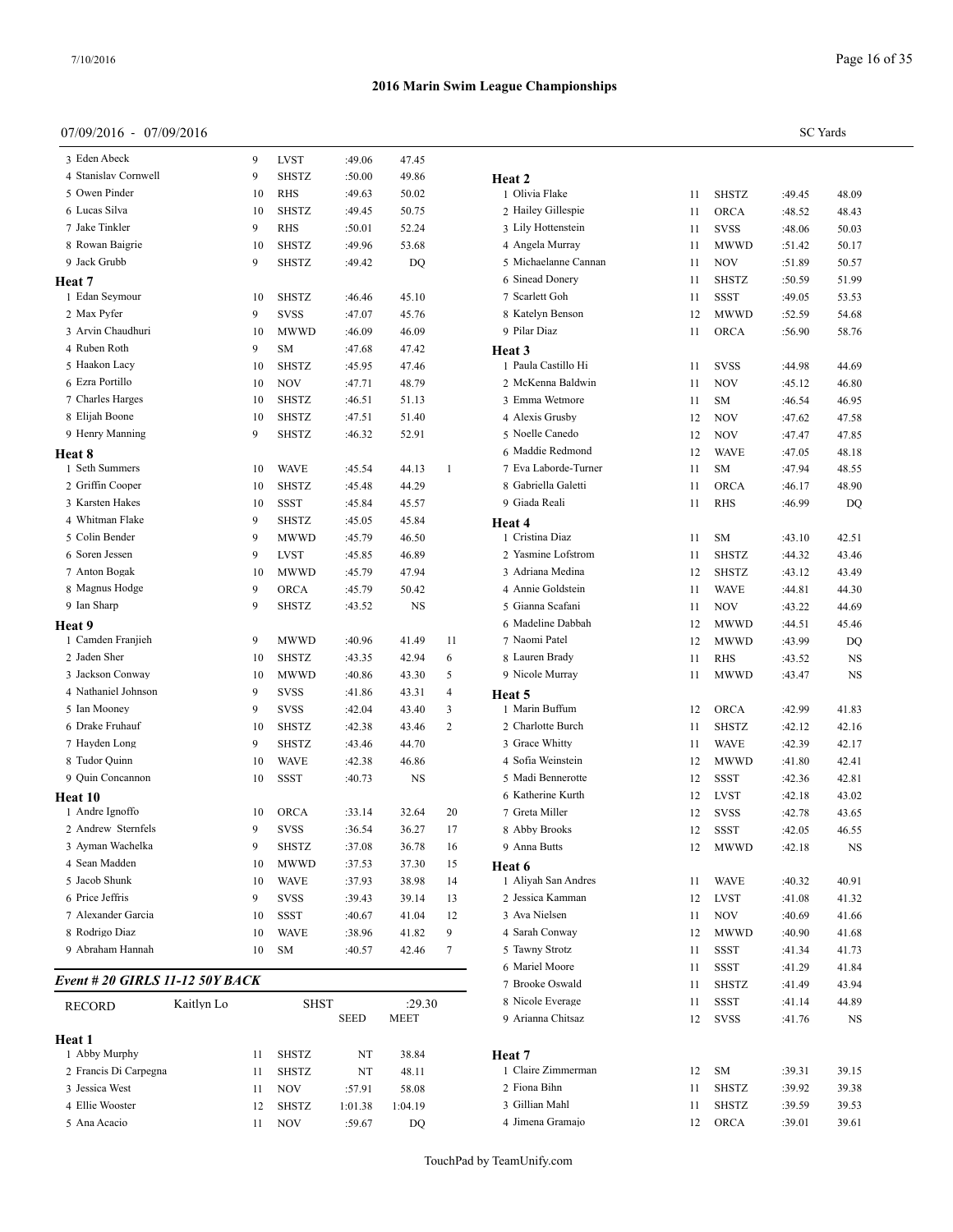## 2016 Marin Swim League Championships

07/09/2016 - 07/09/2016

SC Yards

| | Name | Age | Team | Seed | Time | Points |
|---|---|---|---|---|---|---|
| 3 | Eden Abeck | 9 | LVST | :49.06 | 47.45 | |
| 4 | Stanislav Cornwell | 9 | SHSTZ | :50.00 | 49.86 | |
| 5 | Owen Pinder | 10 | RHS | :49.63 | 50.02 | |
| 6 | Lucas Silva | 10 | SHSTZ | :49.45 | 50.75 | |
| 7 | Jake Tinkler | 9 | RHS | :50.01 | 52.24 | |
| 8 | Rowan Baigrie | 10 | SHSTZ | :49.96 | 53.68 | |
| 9 | Jack Grubb | 9 | SHSTZ | :49.42 | DQ | |

**Heat 7**

| | Name | Age | Team | Seed | Time | Points |
|---|---|---|---|---|---|---|
| 1 | Edan Seymour | 10 | SHSTZ | :46.46 | 45.10 | |
| 2 | Max Pyfer | 9 | SVSS | :47.07 | 45.76 | |
| 3 | Arvin Chaudhuri | 10 | MWWD | :46.09 | 46.09 | |
| 4 | Ruben Roth | 9 | SM | :47.68 | 47.42 | |
| 5 | Haakon Lacy | 10 | SHSTZ | :45.95 | 47.46 | |
| 6 | Ezra Portillo | 10 | NOV | :47.71 | 48.79 | |
| 7 | Charles Harges | 10 | SHSTZ | :46.51 | 51.13 | |
| 8 | Elijah Boone | 10 | SHSTZ | :47.51 | 51.40 | |
| 9 | Henry Manning | 9 | SHSTZ | :46.32 | 52.91 | |

**Heat 8**

| | Name | Age | Team | Seed | Time | Points |
|---|---|---|---|---|---|---|
| 1 | Seth Summers | 10 | WAVE | :45.54 | 44.13 | 1 |
| 2 | Griffin Cooper | 10 | SHSTZ | :45.48 | 44.29 | |
| 3 | Karsten Hakes | 10 | SSST | :45.84 | 45.57 | |
| 4 | Whitman Flake | 9 | SHSTZ | :45.05 | 45.84 | |
| 5 | Colin Bender | 9 | MWWD | :45.79 | 46.50 | |
| 6 | Soren Jessen | 9 | LVST | :45.85 | 46.89 | |
| 7 | Anton Bogak | 10 | MWWD | :45.79 | 47.94 | |
| 8 | Magnus Hodge | 9 | ORCA | :45.79 | 50.42 | |
| 9 | Ian Sharp | 9 | SHSTZ | :43.52 | NS | |

**Heat 9**

| | Name | Age | Team | Seed | Time | Points |
|---|---|---|---|---|---|---|
| 1 | Camden Franjieh | 9 | MWWD | :40.96 | 41.49 | 11 |
| 2 | Jaden Sher | 10 | SHSTZ | :43.35 | 42.94 | 6 |
| 3 | Jackson Conway | 10 | MWWD | :40.86 | 43.30 | 5 |
| 4 | Nathaniel Johnson | 9 | SVSS | :41.86 | 43.31 | 4 |
| 5 | Ian Mooney | 9 | SVSS | :42.04 | 43.40 | 3 |
| 6 | Drake Fruhauf | 10 | SHSTZ | :42.38 | 43.46 | 2 |
| 7 | Hayden Long | 9 | SHSTZ | :43.46 | 44.70 | |
| 8 | Tudor Quinn | 10 | WAVE | :42.38 | 46.86 | |
| 9 | Quin Concannon | 10 | SSST | :40.73 | NS | |

**Heat 10**

| | Name | Age | Team | Seed | Time | Points |
|---|---|---|---|---|---|---|
| 1 | Andre Ignoffo | 10 | ORCA | :33.14 | 32.64 | 20 |
| 2 | Andrew Sternfels | 9 | SVSS | :36.54 | 36.27 | 17 |
| 3 | Ayman Wachelka | 9 | SHSTZ | :37.08 | 36.78 | 16 |
| 4 | Sean Madden | 10 | MWWD | :37.53 | 37.30 | 15 |
| 5 | Jacob Shunk | 10 | WAVE | :37.93 | 38.98 | 14 |
| 6 | Price Jeffris | 9 | SVSS | :39.43 | 39.14 | 13 |
| 7 | Alexander Garcia | 10 | SSST | :40.67 | 41.04 | 12 |
| 8 | Rodrigo Diaz | 10 | WAVE | :38.96 | 41.82 | 9 |
| 9 | Abraham Hannah | 10 | SM | :40.57 | 42.46 | 7 |

### *Event # 20 GIRLS 11-12 50Y BACK*

| RECORD | Kaitlyn Lo | SHST | :29.30 |
|---|---|---|---|

**Heat 1**

| | Name | Age | Team | SEED | MEET |
|---|---|---|---|---|---|
| 1 | Abby Murphy | 11 | SHSTZ | NT | 38.84 |
| 2 | Francis Di Carpegna | 11 | SHSTZ | NT | 48.11 |
| 3 | Jessica West | 11 | NOV | :57.91 | 58.08 |
| 4 | Ellie Wooster | 12 | SHSTZ | 1:01.38 | 1:04.19 |
| 5 | Ana Acacio | 11 | NOV | :59.67 | DQ |

**Heat 2**

| | Name | Age | Team | Seed | Time |
|---|---|---|---|---|---|
| 1 | Olivia Flake | 11 | SHSTZ | :49.45 | 48.09 |
| 2 | Hailey Gillespie | 11 | ORCA | :48.52 | 48.43 |
| 3 | Lily Hottenstein | 11 | SVSS | :48.06 | 50.03 |
| 4 | Angela Murray | 11 | MWWD | :51.42 | 50.17 |
| 5 | Michaelanne Cannan | 11 | NOV | :51.89 | 50.57 |
| 6 | Sinead Donery | 11 | SHSTZ | :50.59 | 51.99 |
| 7 | Scarlett Goh | 11 | SSST | :49.05 | 53.53 |
| 8 | Katelyn Benson | 12 | MWWD | :52.59 | 54.68 |
| 9 | Pilar Diaz | 11 | ORCA | :56.90 | 58.76 |

**Heat 3**

| | Name | Age | Team | Seed | Time |
|---|---|---|---|---|---|
| 1 | Paula Castillo Hi | 11 | SVSS | :44.98 | 44.69 |
| 2 | McKenna Baldwin | 11 | NOV | :45.12 | 46.80 |
| 3 | Emma Wetmore | 11 | SM | :46.54 | 46.95 |
| 4 | Alexis Grusby | 12 | NOV | :47.62 | 47.58 |
| 5 | Noelle Canedo | 12 | NOV | :47.47 | 47.85 |
| 6 | Maddie Redmond | 12 | WAVE | :47.05 | 48.18 |
| 7 | Eva Laborde-Turner | 11 | SM | :47.94 | 48.55 |
| 8 | Gabriella Galetti | 11 | ORCA | :46.17 | 48.90 |
| 9 | Giada Reali | 11 | RHS | :46.99 | DQ |

**Heat 4**

| | Name | Age | Team | Seed | Time |
|---|---|---|---|---|---|
| 1 | Cristina Diaz | 11 | SM | :43.10 | 42.51 |
| 2 | Yasmine Lofstrom | 11 | SHSTZ | :44.32 | 43.46 |
| 3 | Adriana Medina | 12 | SHSTZ | :43.12 | 43.49 |
| 4 | Annie Goldstein | 11 | WAVE | :44.81 | 44.30 |
| 5 | Gianna Scafani | 11 | NOV | :43.22 | 44.69 |
| 6 | Madeline Dabbah | 12 | MWWD | :44.51 | 45.46 |
| 7 | Naomi Patel | 12 | MWWD | :43.99 | DQ |
| 8 | Lauren Brady | 11 | RHS | :43.52 | NS |
| 9 | Nicole Murray | 11 | MWWD | :43.47 | NS |

**Heat 5**

| | Name | Age | Team | Seed | Time |
|---|---|---|---|---|---|
| 1 | Marin Buffum | 12 | ORCA | :42.99 | 41.83 |
| 2 | Charlotte Burch | 11 | SHSTZ | :42.12 | 42.16 |
| 3 | Grace Whitty | 11 | WAVE | :42.39 | 42.17 |
| 4 | Sofia Weinstein | 12 | MWWD | :41.80 | 42.41 |
| 5 | Madi Bennerotte | 12 | SSST | :42.36 | 42.81 |
| 6 | Katherine Kurth | 12 | LVST | :42.18 | 43.02 |
| 7 | Greta Miller | 12 | SVSS | :42.78 | 43.65 |
| 8 | Abby Brooks | 12 | SSST | :42.05 | 46.55 |
| 9 | Anna Butts | 12 | MWWD | :42.18 | NS |

**Heat 6**

| | Name | Age | Team | Seed | Time |
|---|---|---|---|---|---|
| 1 | Aliyah San Andres | 11 | WAVE | :40.32 | 40.91 |
| 2 | Jessica Kamman | 12 | LVST | :41.08 | 41.32 |
| 3 | Ava Nielsen | 11 | NOV | :40.69 | 41.66 |
| 4 | Sarah Conway | 12 | MWWD | :40.90 | 41.68 |
| 5 | Tawny Strotz | 11 | SSST | :41.34 | 41.73 |
| 6 | Mariel Moore | 11 | SSST | :41.29 | 41.84 |
| 7 | Brooke Oswald | 11 | SHSTZ | :41.49 | 43.94 |
| 8 | Nicole Everage | 11 | SSST | :41.14 | 44.89 |
| 9 | Arianna Chitsaz | 12 | SVSS | :41.76 | NS |

**Heat 7**

| | Name | Age | Team | Seed | Time |
|---|---|---|---|---|---|
| 1 | Claire Zimmerman | 12 | SM | :39.31 | 39.15 |
| 2 | Fiona Bihn | 11 | SHSTZ | :39.92 | 39.38 |
| 3 | Gillian Mahl | 11 | SHSTZ | :39.59 | 39.53 |
| 4 | Jimena Gramajo | 12 | ORCA | :39.01 | 39.61 |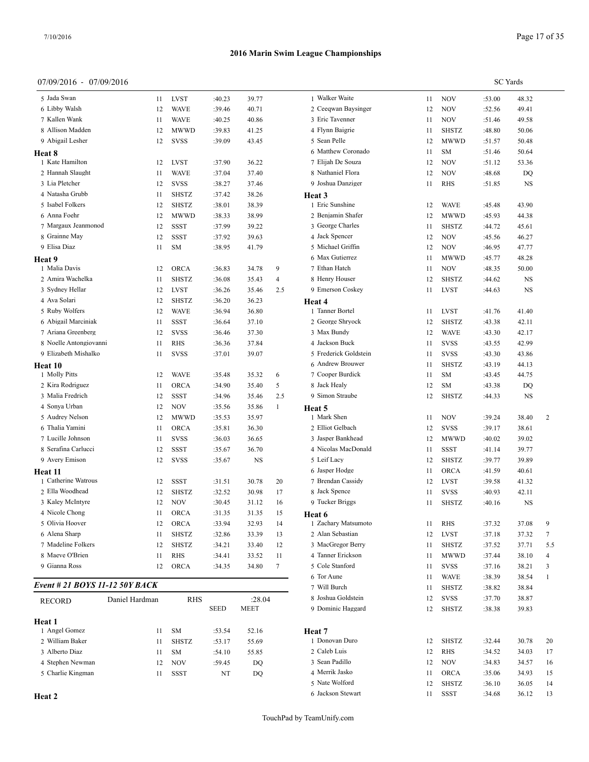# 2016 Marin Swim League Championships

07/09/2016 - 07/09/2016

SC Yards

| | | | | | |
|---|---|---|---|---|---|
| 5 Jada Swan | 11 | LVST | :40.23 | 39.77 | |
| 6 Libby Walsh | 12 | WAVE | :39.46 | 40.71 | |
| 7 Kallen Wank | 11 | WAVE | :40.25 | 40.86 | |
| 8 Allison Madden | 12 | MWWD | :39.83 | 41.25 | |
| 9 Abigail Lesher | 12 | SVSS | :39.09 | 43.45 | |

**Heat 8**

| | | | | | |
|---|---|---|---|---|---|
| 1 Kate Hamilton | 12 | LVST | :37.90 | 36.22 | |
| 2 Hannah Slaught | 11 | WAVE | :37.04 | 37.40 | |
| 3 Lia Pletcher | 12 | SVSS | :38.27 | 37.46 | |
| 4 Natasha Grubb | 11 | SHSTZ | :37.42 | 38.26 | |
| 5 Isabel Folkers | 12 | SHSTZ | :38.01 | 38.39 | |
| 6 Anna Foehr | 12 | MWWD | :38.33 | 38.99 | |
| 7 Margaux Jeanmonod | 12 | SSST | :37.99 | 39.22 | |
| 8 Grainne May | 12 | SSST | :37.92 | 39.63 | |
| 9 Elisa Diaz | 11 | SM | :38.95 | 41.79 | |

**Heat 9**

| | | | | | |
|---|---|---|---|---|---|
| 1 Malia Davis | 12 | ORCA | :36.83 | 34.78 | 9 |
| 2 Amira Wachelka | 11 | SHSTZ | :36.08 | 35.43 | 4 |
| 3 Sydney Hellar | 12 | LVST | :36.26 | 35.46 | 2.5 |
| 4 Ava Solari | 12 | SHSTZ | :36.20 | 36.23 | |
| 5 Ruby Wolfers | 12 | WAVE | :36.94 | 36.80 | |
| 6 Abigail Marciniak | 11 | SSST | :36.64 | 37.10 | |
| 7 Ariana Greenberg | 12 | SVSS | :36.46 | 37.30 | |
| 8 Noelle Antongiovanni | 11 | RHS | :36.36 | 37.84 | |
| 9 Elizabeth Mishalko | 11 | SVSS | :37.01 | 39.07 | |

**Heat 10**

| | | | | | |
|---|---|---|---|---|---|
| 1 Molly Pitts | 12 | WAVE | :35.48 | 35.32 | 6 |
| 2 Kira Rodriguez | 11 | ORCA | :34.90 | 35.40 | 5 |
| 3 Malia Fredrich | 12 | SSST | :34.96 | 35.46 | 2.5 |
| 4 Sonya Urban | 12 | NOV | :35.56 | 35.86 | 1 |
| 5 Audrey Nelson | 12 | MWWD | :35.53 | 35.97 | |
| 6 Thalia Yamini | 11 | ORCA | :35.81 | 36.30 | |
| 7 Lucille Johnson | 11 | SVSS | :36.03 | 36.65 | |
| 8 Serafina Carlucci | 12 | SSST | :35.67 | 36.70 | |
| 9 Avery Emison | 12 | SVSS | :35.67 | NS | |

**Heat 11**

| | | | | | |
|---|---|---|---|---|---|
| 1 Catherine Watrous | 12 | SSST | :31.51 | 30.78 | 20 |
| 2 Ella Woodhead | 12 | SHSTZ | :32.52 | 30.98 | 17 |
| 3 Kaley McIntyre | 12 | NOV | :30.45 | 31.12 | 16 |
| 4 Nicole Chong | 11 | ORCA | :31.35 | 31.35 | 15 |
| 5 Olivia Hoover | 12 | ORCA | :33.94 | 32.93 | 14 |
| 6 Alena Sharp | 11 | SHSTZ | :32.86 | 33.39 | 13 |
| 7 Madeline Folkers | 12 | SHSTZ | :34.21 | 33.40 | 12 |
| 8 Maeve O'Brien | 11 | RHS | :34.41 | 33.52 | 11 |
| 9 Gianna Ross | 12 | ORCA | :34.35 | 34.80 | 7 |

### *Event # 21 BOYS 11-12 50Y BACK*

| RECORD | Daniel Hardman | | RHS | :28.04 | |
|---|---|---|---|---|---|
| | | | SEED | MEET | |

**Heat 1**

| | | | | | |
|---|---|---|---|---|---|
| 1 Angel Gomez | 11 | SM | :53.54 | 52.16 | |
| 2 William Baker | 11 | SHSTZ | :53.17 | 55.69 | |
| 3 Alberto Diaz | 11 | SM | :54.10 | 55.85 | |
| 4 Stephen Newman | 12 | NOV | :59.45 | DQ | |
| 5 Charlie Kingman | 11 | SSST | NT | DQ | |

**Heat 2**

| | | | | | |
|---|---|---|---|---|---|
| 1 Walker Waite | 11 | NOV | :53.00 | 48.32 | |
| 2 Ceeqwan Baysinger | 12 | NOV | :52.56 | 49.41 | |
| 3 Eric Tavenner | 11 | NOV | :51.46 | 49.58 | |
| 4 Flynn Baigrie | 11 | SHSTZ | :48.80 | 50.06 | |
| 5 Sean Pelle | 12 | MWWD | :51.57 | 50.48 | |
| 6 Matthew Coronado | 11 | SM | :51.46 | 50.64 | |
| 7 Elijah De Souza | 12 | NOV | :51.12 | 53.36 | |
| 8 Nathaniel Flora | 12 | NOV | :48.68 | DQ | |
| 9 Joshua Danziger | 11 | RHS | :51.85 | NS | |

**Heat 3**

| | | | | | |
|---|---|---|---|---|---|
| 1 Eric Sunshine | 12 | WAVE | :45.48 | 43.90 | |
| 2 Benjamin Shafer | 12 | MWWD | :45.93 | 44.38 | |
| 3 George Charles | 11 | SHSTZ | :44.72 | 45.61 | |
| 4 Jack Spencer | 12 | NOV | :45.56 | 46.27 | |
| 5 Michael Griffin | 12 | NOV | :46.95 | 47.77 | |
| 6 Max Gutierrez | 11 | MWWD | :45.77 | 48.28 | |
| 7 Ethan Hatch | 11 | NOV | :48.35 | 50.00 | |
| 8 Henry Houser | 12 | SHSTZ | :44.62 | NS | |
| 9 Emerson Coskey | 11 | LVST | :44.63 | NS | |

**Heat 4**

| | | | | | |
|---|---|---|---|---|---|
| 1 Tanner Bortel | 11 | LVST | :41.76 | 41.40 | |
| 2 George Shryock | 12 | SHSTZ | :43.38 | 42.11 | |
| 3 Max Bundy | 12 | WAVE | :43.30 | 42.17 | |
| 4 Jackson Buck | 11 | SVSS | :43.55 | 42.99 | |
| 5 Frederick Goldstein | 11 | SVSS | :43.30 | 43.86 | |
| 6 Andrew Brouwer | 11 | SHSTZ | :43.19 | 44.13 | |
| 7 Cooper Burdick | 11 | SM | :43.45 | 44.75 | |
| 8 Jack Healy | 12 | SM | :43.38 | DQ | |
| 9 Simon Straube | 12 | SHSTZ | :44.33 | NS | |

**Heat 5**

| | | | | | |
|---|---|---|---|---|---|
| 1 Mark Shen | 11 | NOV | :39.24 | 38.40 | 2 |
| 2 Elliot Gelbach | 12 | SVSS | :39.17 | 38.61 | |
| 3 Jasper Bankhead | 12 | MWWD | :40.02 | 39.02 | |
| 4 Nicolas MacDonald | 11 | SSST | :41.14 | 39.77 | |
| 5 Leif Lacy | 12 | SHSTZ | :39.77 | 39.89 | |
| 6 Jasper Hodge | 11 | ORCA | :41.59 | 40.61 | |
| 7 Brendan Cassidy | 12 | LVST | :39.58 | 41.32 | |
| 8 Jack Spence | 11 | SVSS | :40.93 | 42.11 | |
| 9 Tucker Briggs | 11 | SHSTZ | :40.16 | NS | |

**Heat 6**

| | | | | | |
|---|---|---|---|---|---|
| 1 Zachary Matsumoto | 11 | RHS | :37.32 | 37.08 | 9 |
| 2 Alan Sebastian | 12 | LVST | :37.18 | 37.32 | 7 |
| 3 MacGregor Berry | 11 | SHSTZ | :37.52 | 37.71 | 5.5 |
| 4 Tanner Erickson | 11 | MWWD | :37.44 | 38.10 | 4 |
| 5 Cole Stanford | 11 | SVSS | :37.16 | 38.21 | 3 |
| 6 Tor Aune | 11 | WAVE | :38.39 | 38.54 | 1 |
| 7 Will Burch | 11 | SHSTZ | :38.82 | 38.84 | |
| 8 Joshua Goldstein | 12 | SVSS | :37.70 | 38.87 | |
| 9 Dominic Haggard | 12 | SHSTZ | :38.38 | 39.83 | |

**Heat 7**

| | | | | | |
|---|---|---|---|---|---|
| 1 Donovan Duro | 12 | SHSTZ | :32.44 | 30.78 | 20 |
| 2 Caleb Luis | 12 | RHS | :34.52 | 34.03 | 17 |
| 3 Sean Padillo | 12 | NOV | :34.83 | 34.57 | 16 |
| 4 Merrik Jasko | 11 | ORCA | :35.06 | 34.93 | 15 |
| 5 Nate Wolford | 12 | SHSTZ | :36.10 | 36.05 | 14 |
| 6 Jackson Stewart | 11 | SSST | :34.68 | 36.12 | 13 |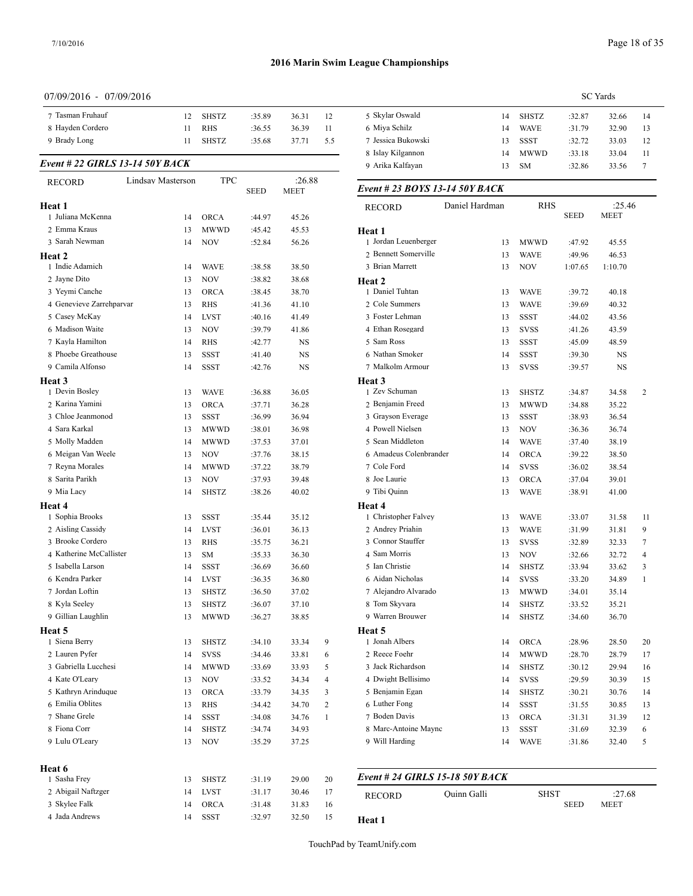# 2016 Marin Swim League Championships

07/09/2016 - 07/09/2016

SC Yards

| Name | Age | Team | Seed | Meet | Points |
|---|---|---|---|---|---|
| 7 Tasman Fruhauf | 12 | SHSTZ | :35.89 | 36.31 | 12 |
| 8 Hayden Cordero | 11 | RHS | :36.55 | 36.39 | 11 |
| 9 Brady Long | 11 | SHSTZ | :35.68 | 37.71 | 5.5 |

## *Event # 22 GIRLS 13-14 50Y BACK*

RECORD — Lindsay Masterson — TPC — :26.88

| Name | Age | Team | SEED | MEET | Points |
|---|---|---|---|---|---|
| **Heat 1** | | | | | |
| 1 Juliana McKenna | 14 | ORCA | :44.97 | 45.26 | |
| 2 Emma Kraus | 13 | MWWD | :45.42 | 45.53 | |
| 3 Sarah Newman | 14 | NOV | :52.84 | 56.26 | |
| **Heat 2** | | | | | |
| 1 Indie Adamich | 14 | WAVE | :38.58 | 38.50 | |
| 2 Jayne Dito | 13 | NOV | :38.82 | 38.68 | |
| 3 Yeymi Canche | 13 | ORCA | :38.45 | 38.70 | |
| 4 Genevieve Zarrehparvar | 13 | RHS | :41.36 | 41.10 | |
| 5 Casey McKay | 14 | LVST | :40.16 | 41.49 | |
| 6 Madison Waite | 13 | NOV | :39.79 | 41.86 | |
| 7 Kayla Hamilton | 14 | RHS | :42.77 | NS | |
| 8 Phoebe Greathouse | 13 | SSST | :41.40 | NS | |
| 9 Camila Alfonso | 14 | SSST | :42.76 | NS | |
| **Heat 3** | | | | | |
| 1 Devin Bosley | 13 | WAVE | :36.88 | 36.05 | |
| 2 Karina Yamini | 13 | ORCA | :37.71 | 36.28 | |
| 3 Chloe Jeanmonod | 13 | SSST | :36.99 | 36.94 | |
| 4 Sara Karkal | 13 | MWWD | :38.01 | 36.98 | |
| 5 Molly Madden | 14 | MWWD | :37.53 | 37.01 | |
| 6 Meigan Van Weele | 13 | NOV | :37.76 | 38.15 | |
| 7 Reyna Morales | 14 | MWWD | :37.22 | 38.79 | |
| 8 Sarita Parikh | 13 | NOV | :37.93 | 39.48 | |
| 9 Mia Lacy | 14 | SHSTZ | :38.26 | 40.02 | |
| **Heat 4** | | | | | |
| 1 Sophia Brooks | 13 | SSST | :35.44 | 35.12 | |
| 2 Aisling Cassidy | 14 | LVST | :36.01 | 36.13 | |
| 3 Brooke Cordero | 13 | RHS | :35.75 | 36.21 | |
| 4 Katherine McCallister | 13 | SM | :35.33 | 36.30 | |
| 5 Isabella Larson | 14 | SSST | :36.69 | 36.60 | |
| 6 Kendra Parker | 14 | LVST | :36.35 | 36.80 | |
| 7 Jordan Loftin | 13 | SHSTZ | :36.50 | 37.02 | |
| 8 Kyla Seeley | 13 | SHSTZ | :36.07 | 37.10 | |
| 9 Gillian Laughlin | 13 | MWWD | :36.27 | 38.85 | |
| **Heat 5** | | | | | |
| 1 Siena Berry | 13 | SHSTZ | :34.10 | 33.34 | 9 |
| 2 Lauren Pyfer | 14 | SVSS | :34.46 | 33.81 | 6 |
| 3 Gabriella Lucchesi | 14 | MWWD | :33.69 | 33.93 | 5 |
| 4 Kate O'Leary | 13 | NOV | :33.52 | 34.34 | 4 |
| 5 Kathryn Arinduque | 13 | ORCA | :33.79 | 34.35 | 3 |
| 6 Emilia Oblites | 13 | RHS | :34.42 | 34.70 | 2 |
| 7 Shane Grele | 14 | SSST | :34.08 | 34.76 | 1 |
| 8 Fiona Corr | 14 | SHSTZ | :34.74 | 34.93 | |
| 9 Lulu O'Leary | 13 | NOV | :35.29 | 37.25 | |
| **Heat 6** | | | | | |
| 1 Sasha Frey | 13 | SHSTZ | :31.19 | 29.00 | 20 |
| 2 Abigail Naftzger | 14 | LVST | :31.17 | 30.46 | 17 |
| 3 Skylee Falk | 14 | ORCA | :31.48 | 31.83 | 16 |
| 4 Jada Andrews | 14 | SSST | :32.97 | 32.50 | 15 |
| 5 Skylar Oswald | 14 | SHSTZ | :32.87 | 32.66 | 14 |
| 6 Miya Schilz | 14 | WAVE | :31.79 | 32.90 | 13 |
| 7 Jessica Bukowski | 13 | SSST | :32.72 | 33.03 | 12 |
| 8 Islay Kilgannon | 14 | MWWD | :33.18 | 33.04 | 11 |
| 9 Arika Kalfayan | 13 | SM | :32.86 | 33.56 | 7 |

## *Event # 23 BOYS 13-14 50Y BACK*

RECORD — Daniel Hardman — RHS — :25.46

| Name | Age | Team | SEED | MEET | Points |
|---|---|---|---|---|---|
| **Heat 1** | | | | | |
| 1 Jordan Leuenberger | 13 | MWWD | :47.92 | 45.55 | |
| 2 Bennett Somerville | 13 | WAVE | :49.96 | 46.53 | |
| 3 Brian Marrett | 13 | NOV | 1:07.65 | 1:10.70 | |
| **Heat 2** | | | | | |
| 1 Daniel Tuhtan | 13 | WAVE | :39.72 | 40.18 | |
| 2 Cole Summers | 13 | WAVE | :39.69 | 40.32 | |
| 3 Foster Lehman | 13 | SSST | :44.02 | 43.56 | |
| 4 Ethan Rosegard | 13 | SVSS | :41.26 | 43.59 | |
| 5 Sam Ross | 13 | SSST | :45.09 | 48.59 | |
| 6 Nathan Smoker | 14 | SSST | :39.30 | NS | |
| 7 Malkolm Armour | 13 | SVSS | :39.57 | NS | |
| **Heat 3** | | | | | |
| 1 Zev Schuman | 13 | SHSTZ | :34.87 | 34.58 | 2 |
| 2 Benjamin Freed | 13 | MWWD | :34.88 | 35.22 | |
| 3 Grayson Everage | 13 | SSST | :38.93 | 36.54 | |
| 4 Powell Nielsen | 13 | NOV | :36.36 | 36.74 | |
| 5 Sean Middleton | 14 | WAVE | :37.40 | 38.19 | |
| 6 Amadeus Colenbrander | 14 | ORCA | :39.22 | 38.50 | |
| 7 Cole Ford | 14 | SVSS | :36.02 | 38.54 | |
| 8 Joe Laurie | 13 | ORCA | :37.04 | 39.01 | |
| 9 Tibi Quinn | 13 | WAVE | :38.91 | 41.00 | |
| **Heat 4** | | | | | |
| 1 Christopher Falvey | 13 | WAVE | :33.07 | 31.58 | 11 |
| 2 Andrey Priahin | 13 | WAVE | :31.99 | 31.81 | 9 |
| 3 Connor Stauffer | 13 | SVSS | :32.89 | 32.33 | 7 |
| 4 Sam Morris | 13 | NOV | :32.66 | 32.72 | 4 |
| 5 Ian Christie | 14 | SHSTZ | :33.94 | 33.62 | 3 |
| 6 Aidan Nicholas | 14 | SVSS | :33.20 | 34.89 | 1 |
| 7 Alejandro Alvarado | 13 | MWWD | :34.01 | 35.14 | |
| 8 Tom Skyvara | 14 | SHSTZ | :33.52 | 35.21 | |
| 9 Warren Brouwer | 14 | SHSTZ | :34.60 | 36.70 | |
| **Heat 5** | | | | | |
| 1 Jonah Albers | 14 | ORCA | :28.96 | 28.50 | 20 |
| 2 Reece Foehr | 14 | MWWD | :28.70 | 28.79 | 17 |
| 3 Jack Richardson | 14 | SHSTZ | :30.12 | 29.94 | 16 |
| 4 Dwight Bellisimo | 14 | SVSS | :29.59 | 30.39 | 15 |
| 5 Benjamin Egan | 14 | SHSTZ | :30.21 | 30.76 | 14 |
| 6 Luther Fong | 14 | SSST | :31.55 | 30.85 | 13 |
| 7 Boden Davis | 13 | ORCA | :31.31 | 31.39 | 12 |
| 8 Marc-Antoine Maync | 13 | SSST | :31.69 | 32.39 | 6 |
| 9 Will Harding | 14 | WAVE | :31.86 | 32.40 | 5 |

## *Event # 24 GIRLS 15-18 50Y BACK*

RECORD — Quinn Galli — SHST — :27.68

SEED — MEET

**Heat 1**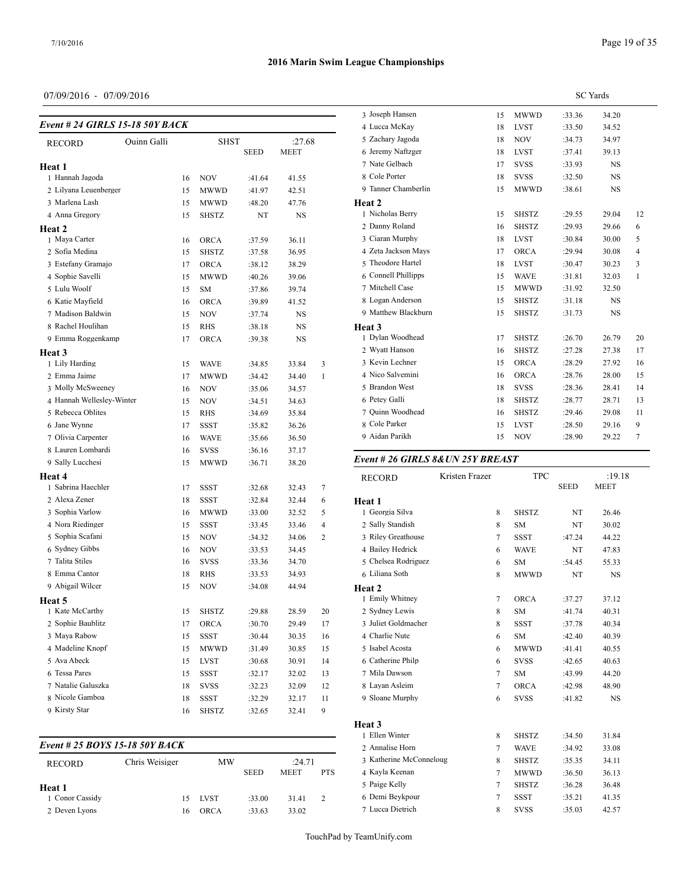## 2016 Marin Swim League Championships

07/09/2016 - 07/09/2016

SC Yards

### Event # 24 GIRLS 15-18 50Y BACK

| RECORD | Quinn Galli | | SHST | :27.68 | |
|---|---|---|---|---|---|
| | | | SEED | MEET | |
| **Heat 1** | | | | | |
| 1 Hannah Jagoda | 16 | NOV | :41.64 | 41.55 | |
| 2 Lilyana Leuenberger | 15 | MWWD | :41.97 | 42.51 | |
| 3 Marlena Lash | 15 | MWWD | :48.20 | 47.76 | |
| 4 Anna Gregory | 15 | SHSTZ | NT | NS | |
| **Heat 2** | | | | | |
| 1 Maya Carter | 16 | ORCA | :37.59 | 36.11 | |
| 2 Sofia Medina | 15 | SHSTZ | :37.58 | 36.95 | |
| 3 Estefany Gramajo | 17 | ORCA | :38.12 | 38.29 | |
| 4 Sophie Savelli | 15 | MWWD | :40.26 | 39.06 | |
| 5 Lulu Woolf | 15 | SM | :37.86 | 39.74 | |
| 6 Katie Mayfield | 16 | ORCA | :39.89 | 41.52 | |
| 7 Madison Baldwin | 15 | NOV | :37.74 | NS | |
| 8 Rachel Houlihan | 15 | RHS | :38.18 | NS | |
| 9 Emma Roggenkamp | 17 | ORCA | :39.38 | NS | |
| **Heat 3** | | | | | |
| 1 Lily Harding | 15 | WAVE | :34.85 | 33.84 | 3 |
| 2 Emma Jaime | 17 | MWWD | :34.42 | 34.40 | 1 |
| 3 Molly McSweeney | 16 | NOV | :35.06 | 34.57 | |
| 4 Hannah Wellesley-Winter | 15 | NOV | :34.51 | 34.63 | |
| 5 Rebecca Oblites | 15 | RHS | :34.69 | 35.84 | |
| 6 Jane Wynne | 17 | SSST | :35.82 | 36.26 | |
| 7 Olivia Carpenter | 16 | WAVE | :35.66 | 36.50 | |
| 8 Lauren Lombardi | 16 | SVSS | :36.16 | 37.17 | |
| 9 Sally Lucchesi | 15 | MWWD | :36.71 | 38.20 | |
| **Heat 4** | | | | | |
| 1 Sabrina Haechler | 17 | SSST | :32.68 | 32.43 | 7 |
| 2 Alexa Zener | 18 | SSST | :32.84 | 32.44 | 6 |
| 3 Sophia Varlow | 16 | MWWD | :33.00 | 32.52 | 5 |
| 4 Nora Riedinger | 15 | SSST | :33.45 | 33.46 | 4 |
| 5 Sophia Scafani | 15 | NOV | :34.32 | 34.06 | 2 |
| 6 Sydney Gibbs | 16 | NOV | :33.53 | 34.45 | |
| 7 Talita Stiles | 16 | SVSS | :33.36 | 34.70 | |
| 8 Emma Cantor | 18 | RHS | :33.53 | 34.93 | |
| 9 Abigail Wilcer | 15 | NOV | :34.08 | 44.94 | |
| **Heat 5** | | | | | |
| 1 Kate McCarthy | 15 | SHSTZ | :29.88 | 28.59 | 20 |
| 2 Sophie Baublitz | 17 | ORCA | :30.70 | 29.49 | 17 |
| 3 Maya Rabow | 15 | SSST | :30.44 | 30.35 | 16 |
| 4 Madeline Knopf | 15 | MWWD | :31.49 | 30.85 | 15 |
| 5 Ava Abeck | 15 | LVST | :30.68 | 30.91 | 14 |
| 6 Tessa Pares | 15 | SSST | :32.17 | 32.02 | 13 |
| 7 Natalie Galuszka | 18 | SVSS | :32.23 | 32.09 | 12 |
| 8 Nicole Gamboa | 18 | SSST | :32.29 | 32.17 | 11 |
| 9 Kirsty Star | 16 | SHSTZ | :32.65 | 32.41 | 9 |

### Event # 25 BOYS 15-18 50Y BACK

| RECORD | Chris Weisiger | | MW | :24.71 | |
|---|---|---|---|---|---|
| | | | SEED | MEET | PTS |
| **Heat 1** | | | | | |
| 1 Conor Cassidy | 15 | LVST | :33.00 | 31.41 | 2 |
| 2 Deven Lyons | 16 | ORCA | :33.63 | 33.02 | |
| 3 Joseph Hansen | 15 | MWWD | :33.36 | 34.20 | |
| 4 Lucca McKay | 18 | LVST | :33.50 | 34.52 | |
| 5 Zachary Jagoda | 18 | NOV | :34.73 | 34.97 | |
| 6 Jeremy Naftzger | 18 | LVST | :37.41 | 39.13 | |
| 7 Nate Gelbach | 17 | SVSS | :33.93 | NS | |
| 8 Cole Porter | 18 | SVSS | :32.50 | NS | |
| 9 Tanner Chamberlin | 15 | MWWD | :38.61 | NS | |
| **Heat 2** | | | | | |
| 1 Nicholas Berry | 15 | SHSTZ | :29.55 | 29.04 | 12 |
| 2 Danny Roland | 16 | SHSTZ | :29.93 | 29.66 | 6 |
| 3 Ciaran Murphy | 18 | LVST | :30.84 | 30.00 | 5 |
| 4 Zeta Jackson Mays | 17 | ORCA | :29.94 | 30.08 | 4 |
| 5 Theodore Hartel | 18 | LVST | :30.47 | 30.23 | 3 |
| 6 Connell Phillipps | 15 | WAVE | :31.81 | 32.03 | 1 |
| 7 Mitchell Case | 15 | MWWD | :31.92 | 32.50 | |
| 8 Logan Anderson | 15 | SHSTZ | :31.18 | NS | |
| 9 Matthew Blackburn | 15 | SHSTZ | :31.73 | NS | |
| **Heat 3** | | | | | |
| 1 Dylan Woodhead | 17 | SHSTZ | :26.70 | 26.79 | 20 |
| 2 Wyatt Hanson | 16 | SHSTZ | :27.28 | 27.38 | 17 |
| 3 Kevin Lechner | 15 | ORCA | :28.29 | 27.92 | 16 |
| 4 Nico Salvemini | 16 | ORCA | :28.76 | 28.00 | 15 |
| 5 Brandon West | 18 | SVSS | :28.36 | 28.41 | 14 |
| 6 Petey Galli | 18 | SHSTZ | :28.77 | 28.71 | 13 |
| 7 Quinn Woodhead | 16 | SHSTZ | :29.46 | 29.08 | 11 |
| 8 Cole Parker | 15 | LVST | :28.50 | 29.16 | 9 |
| 9 Aidan Parikh | 15 | NOV | :28.90 | 29.22 | 7 |

### Event # 26 GIRLS 8&UN 25Y BREAST

| RECORD | Kristen Frazer | | TPC | :19.18 |
|---|---|---|---|---|
| | | | SEED | MEET |
| **Heat 1** | | | | |
| 1 Georgia Silva | 8 | SHSTZ | NT | 26.46 |
| 2 Sally Standish | 8 | SM | NT | 30.02 |
| 3 Riley Greathouse | 7 | SSST | :47.24 | 44.22 |
| 4 Bailey Hedrick | 6 | WAVE | NT | 47.83 |
| 5 Chelsea Rodriguez | 6 | SM | :54.45 | 55.33 |
| 6 Liliana Soth | 8 | MWWD | NT | NS |
| **Heat 2** | | | | |
| 1 Emily Whitney | 7 | ORCA | :37.27 | 37.12 |
| 2 Sydney Lewis | 8 | SM | :41.74 | 40.31 |
| 3 Juliet Goldmacher | 8 | SSST | :37.78 | 40.34 |
| 4 Charlie Nute | 6 | SM | :42.40 | 40.39 |
| 5 Isabel Acosta | 6 | MWWD | :41.41 | 40.55 |
| 6 Catherine Philp | 6 | SVSS | :42.65 | 40.63 |
| 7 Mila Dawson | 7 | SM | :43.99 | 44.20 |
| 8 Layan Asleim | 7 | ORCA | :42.98 | 48.90 |
| 9 Sloane Murphy | 6 | SVSS | :41.82 | NS |
| **Heat 3** | | | | |
| 1 Ellen Winter | 8 | SHSTZ | :34.50 | 31.84 |
| 2 Annalise Horn | 7 | WAVE | :34.92 | 33.08 |
| 3 Katherine McConneloug | 8 | SHSTZ | :35.35 | 34.11 |
| 4 Kayla Keenan | 7 | MWWD | :36.50 | 36.13 |
| 5 Paige Kelly | 7 | SHSTZ | :36.28 | 36.48 |
| 6 Demi Beykpour | 7 | SSST | :35.21 | 41.35 |
| 7 Lucca Dietrich | 8 | SVSS | :35.03 | 42.57 |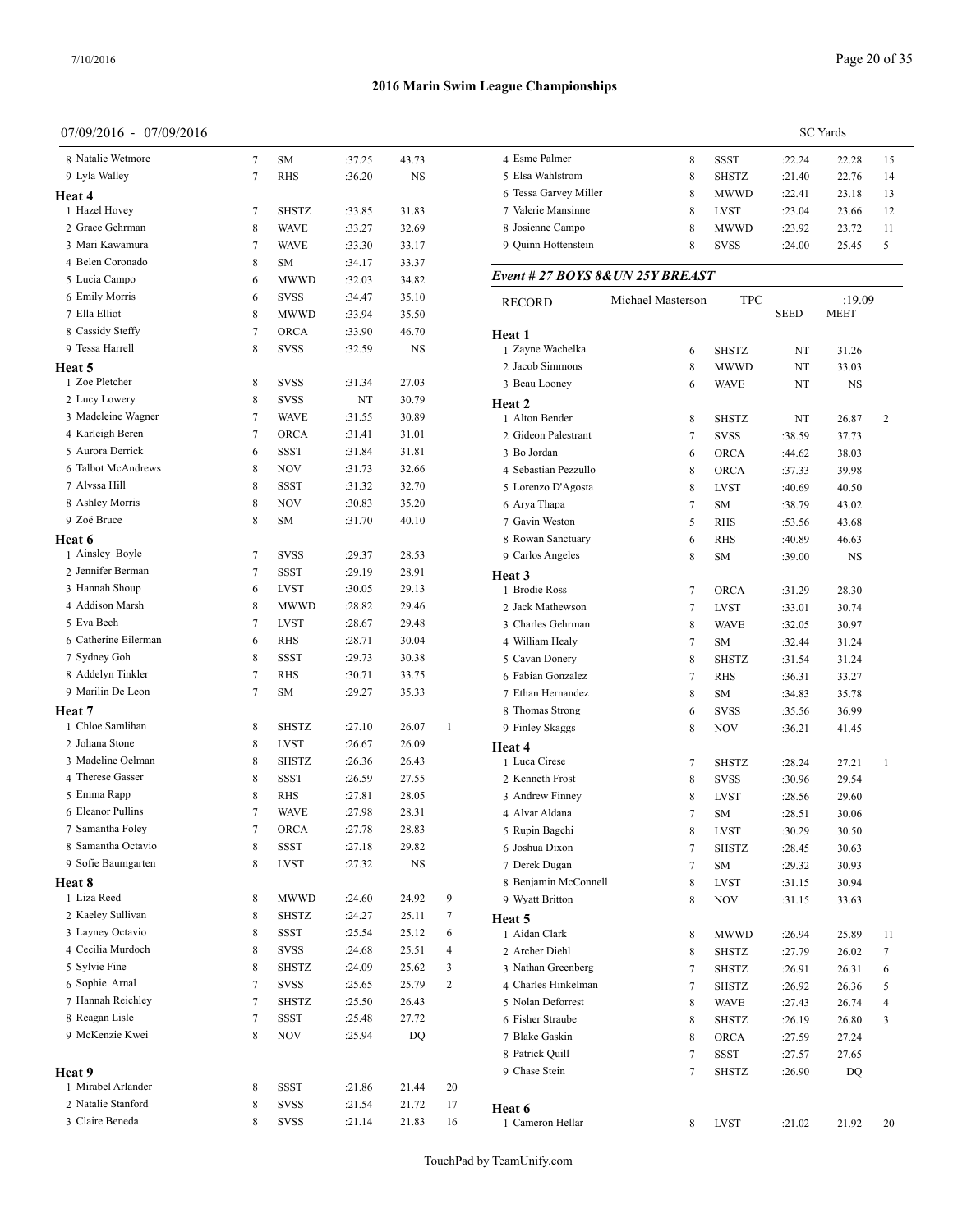# 2016 Marin Swim League Championships

07/09/2016 - 07/09/2016 SC Yards

| | | | | | |
|---|---|---|---|---|---|
| 8 Natalie Wetmore | 7 | SM | :37.25 | 43.73 | |
| 9 Lyla Walley | 7 | RHS | :36.20 | NS | |
| **Heat 4** | | | | | |
| 1 Hazel Hovey | 7 | SHSTZ | :33.85 | 31.83 | |
| 2 Grace Gehrman | 8 | WAVE | :33.27 | 32.69 | |
| 3 Mari Kawamura | 7 | WAVE | :33.30 | 33.17 | |
| 4 Belen Coronado | 8 | SM | :34.17 | 33.37 | |
| 5 Lucia Campo | 6 | MWWD | :32.03 | 34.82 | |
| 6 Emily Morris | 6 | SVSS | :34.47 | 35.10 | |
| 7 Ella Elliot | 8 | MWWD | :33.94 | 35.50 | |
| 8 Cassidy Steffy | 7 | ORCA | :33.90 | 46.70 | |
| 9 Tessa Harrell | 8 | SVSS | :32.59 | NS | |
| **Heat 5** | | | | | |
| 1 Zoe Pletcher | 8 | SVSS | :31.34 | 27.03 | |
| 2 Lucy Lowery | 8 | SVSS | NT | 30.79 | |
| 3 Madeleine Wagner | 7 | WAVE | :31.55 | 30.89 | |
| 4 Karleigh Beren | 7 | ORCA | :31.41 | 31.01 | |
| 5 Aurora Derrick | 6 | SSST | :31.84 | 31.81 | |
| 6 Talbot McAndrews | 8 | NOV | :31.73 | 32.66 | |
| 7 Alyssa Hill | 8 | SSST | :31.32 | 32.70 | |
| 8 Ashley Morris | 8 | NOV | :30.83 | 35.20 | |
| 9 Zoë Bruce | 8 | SM | :31.70 | 40.10 | |
| **Heat 6** | | | | | |
| 1 Ainsley Boyle | 7 | SVSS | :29.37 | 28.53 | |
| 2 Jennifer Berman | 7 | SSST | :29.19 | 28.91 | |
| 3 Hannah Shoup | 6 | LVST | :30.05 | 29.13 | |
| 4 Addison Marsh | 8 | MWWD | :28.82 | 29.46 | |
| 5 Eva Bech | 7 | LVST | :28.67 | 29.48 | |
| 6 Catherine Eilerman | 6 | RHS | :28.71 | 30.04 | |
| 7 Sydney Goh | 8 | SSST | :29.73 | 30.38 | |
| 8 Addelyn Tinkler | 7 | RHS | :30.71 | 33.75 | |
| 9 Marilin De Leon | 7 | SM | :29.27 | 35.33 | |
| **Heat 7** | | | | | |
| 1 Chloe Samlihan | 8 | SHSTZ | :27.10 | 26.07 | 1 |
| 2 Johana Stone | 8 | LVST | :26.67 | 26.09 | |
| 3 Madeline Oelman | 8 | SHSTZ | :26.36 | 26.43 | |
| 4 Therese Gasser | 8 | SSST | :26.59 | 27.55 | |
| 5 Emma Rapp | 8 | RHS | :27.81 | 28.05 | |
| 6 Eleanor Pullins | 7 | WAVE | :27.98 | 28.31 | |
| 7 Samantha Foley | 7 | ORCA | :27.78 | 28.83 | |
| 8 Samantha Octavio | 8 | SSST | :27.18 | 29.82 | |
| 9 Sofie Baumgarten | 8 | LVST | :27.32 | NS | |
| **Heat 8** | | | | | |
| 1 Liza Reed | 8 | MWWD | :24.60 | 24.92 | 9 |
| 2 Kaeley Sullivan | 8 | SHSTZ | :24.27 | 25.11 | 7 |
| 3 Layney Octavio | 8 | SSST | :25.54 | 25.12 | 6 |
| 4 Cecilia Murdoch | 8 | SVSS | :24.68 | 25.51 | 4 |
| 5 Sylvie Fine | 8 | SHSTZ | :24.09 | 25.62 | 3 |
| 6 Sophie Arnal | 7 | SVSS | :25.65 | 25.79 | 2 |
| 7 Hannah Reichley | 7 | SHSTZ | :25.50 | 26.43 | |
| 8 Reagan Lisle | 7 | SSST | :25.48 | 27.72 | |
| 9 McKenzie Kwei | 8 | NOV | :25.94 | DQ | |
| **Heat 9** | | | | | |
| 1 Mirabel Arlander | 8 | SSST | :21.86 | 21.44 | 20 |
| 2 Natalie Stanford | 8 | SVSS | :21.54 | 21.72 | 17 |
| 3 Claire Beneda | 8 | SVSS | :21.14 | 21.83 | 16 |
| 4 Esme Palmer | 8 | SSST | :22.24 | 22.28 | 15 |
| 5 Elsa Wahlstrom | 8 | SHSTZ | :21.40 | 22.76 | 14 |
| 6 Tessa Garvey Miller | 8 | MWWD | :22.41 | 23.18 | 13 |
| 7 Valerie Mansinne | 8 | LVST | :23.04 | 23.66 | 12 |
| 8 Josienne Campo | 8 | MWWD | :23.92 | 23.72 | 11 |
| 9 Quinn Hottenstein | 8 | SVSS | :24.00 | 25.45 | 5 |

## *Event # 27 BOYS 8&UN 25Y BREAST*

| | | | SEED | MEET | |
|---|---|---|---|---|---|
| RECORD Michael Masterson | | TPC | | :19.09 | |
| **Heat 1** | | | | | |
| 1 Zayne Wachelka | 6 | SHSTZ | NT | 31.26 | |
| 2 Jacob Simmons | 8 | MWWD | NT | 33.03 | |
| 3 Beau Looney | 6 | WAVE | NT | NS | |
| **Heat 2** | | | | | |
| 1 Alton Bender | 8 | SHSTZ | NT | 26.87 | 2 |
| 2 Gideon Palestrant | 7 | SVSS | :38.59 | 37.73 | |
| 3 Bo Jordan | 6 | ORCA | :44.62 | 38.03 | |
| 4 Sebastian Pezzullo | 8 | ORCA | :37.33 | 39.98 | |
| 5 Lorenzo D'Agosta | 8 | LVST | :40.69 | 40.50 | |
| 6 Arya Thapa | 7 | SM | :38.79 | 43.02 | |
| 7 Gavin Weston | 5 | RHS | :53.56 | 43.68 | |
| 8 Rowan Sanctuary | 6 | RHS | :40.89 | 46.63 | |
| 9 Carlos Angeles | 8 | SM | :39.00 | NS | |
| **Heat 3** | | | | | |
| 1 Brodie Ross | 7 | ORCA | :31.29 | 28.30 | |
| 2 Jack Mathewson | 7 | LVST | :33.01 | 30.74 | |
| 3 Charles Gehrman | 8 | WAVE | :32.05 | 30.97 | |
| 4 William Healy | 7 | SM | :32.44 | 31.24 | |
| 5 Cavan Donery | 8 | SHSTZ | :31.54 | 31.24 | |
| 6 Fabian Gonzalez | 7 | RHS | :36.31 | 33.27 | |
| 7 Ethan Hernandez | 8 | SM | :34.83 | 35.78 | |
| 8 Thomas Strong | 6 | SVSS | :35.56 | 36.99 | |
| 9 Finley Skaggs | 8 | NOV | :36.21 | 41.45 | |
| **Heat 4** | | | | | |
| 1 Luca Cirese | 7 | SHSTZ | :28.24 | 27.21 | 1 |
| 2 Kenneth Frost | 8 | SVSS | :30.96 | 29.54 | |
| 3 Andrew Finney | 8 | LVST | :28.56 | 29.60 | |
| 4 Alvar Aldana | 7 | SM | :28.51 | 30.06 | |
| 5 Rupin Bagchi | 8 | LVST | :30.29 | 30.50 | |
| 6 Joshua Dixon | 7 | SHSTZ | :28.45 | 30.63 | |
| 7 Derek Dugan | 7 | SM | :29.32 | 30.93 | |
| 8 Benjamin McConnell | 8 | LVST | :31.15 | 30.94 | |
| 9 Wyatt Britton | 8 | NOV | :31.15 | 33.63 | |
| **Heat 5** | | | | | |
| 1 Aidan Clark | 8 | MWWD | :26.94 | 25.89 | 11 |
| 2 Archer Diehl | 8 | SHSTZ | :27.79 | 26.02 | 7 |
| 3 Nathan Greenberg | 7 | SHSTZ | :26.91 | 26.31 | 6 |
| 4 Charles Hinkelman | 7 | SHSTZ | :26.92 | 26.36 | 5 |
| 5 Nolan Deforrest | 8 | WAVE | :27.43 | 26.74 | 4 |
| 6 Fisher Straube | 8 | SHSTZ | :26.19 | 26.80 | 3 |
| 7 Blake Gaskin | 8 | ORCA | :27.59 | 27.24 | |
| 8 Patrick Quill | 7 | SSST | :27.57 | 27.65 | |
| 9 Chase Stein | 7 | SHSTZ | :26.90 | DQ | |
| **Heat 6** | | | | | |
| 1 Cameron Hellar | 8 | LVST | :21.02 | 21.92 | 20 |

TouchPad by TeamUnify.com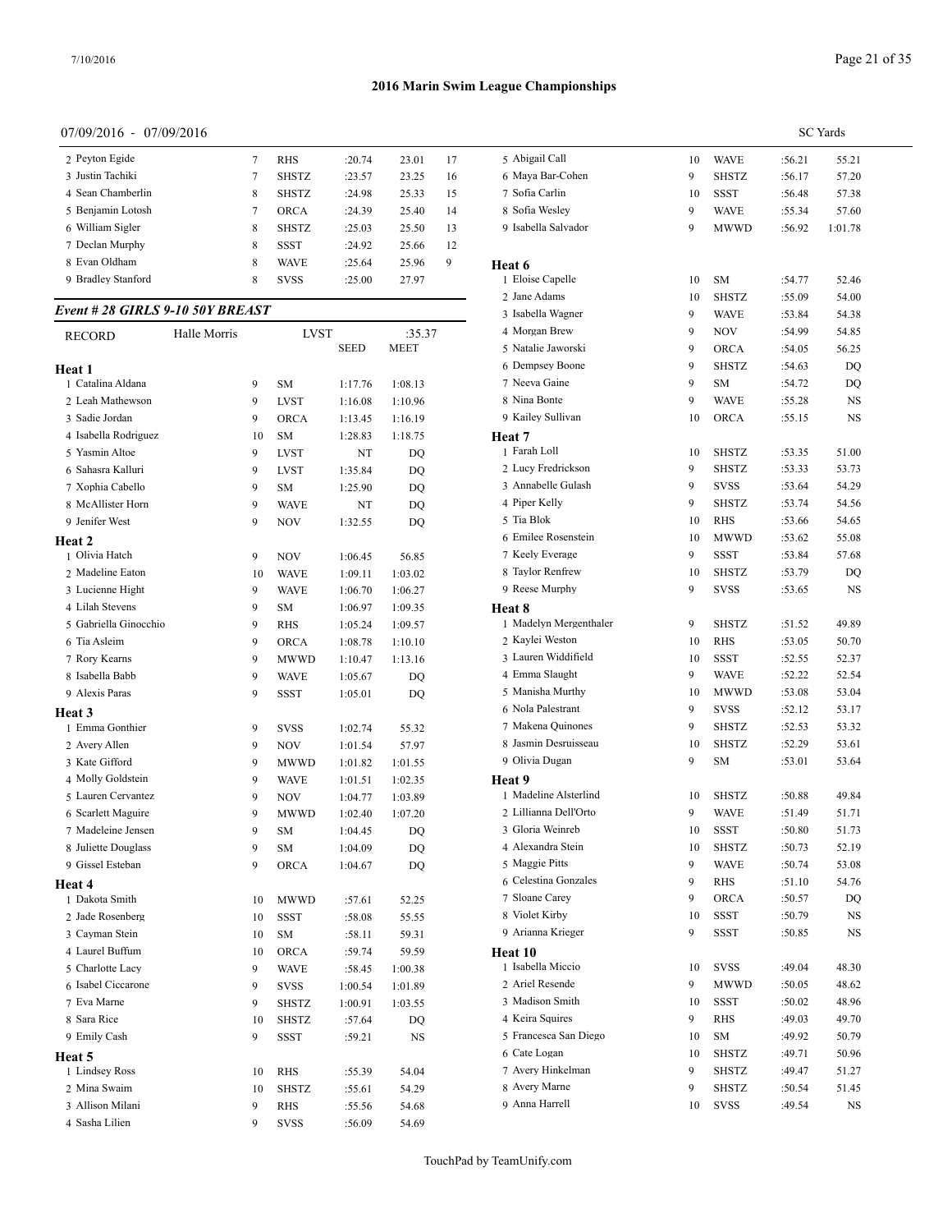# 2016 Marin Swim League Championships

07/09/2016 - 07/09/2016

SC Yards

| | Name | Age | Team | Seed | Meet | Points |
|---|---|---|---|---|---|---|
| 2 | Peyton Egide | 7 | RHS | :20.74 | 23.01 | 17 |
| 3 | Justin Tachiki | 7 | SHSTZ | :23.57 | 23.25 | 16 |
| 4 | Sean Chamberlin | 8 | SHSTZ | :24.98 | 25.33 | 15 |
| 5 | Benjamin Lotosh | 7 | ORCA | :24.39 | 25.40 | 14 |
| 6 | William Sigler | 8 | SHSTZ | :25.03 | 25.50 | 13 |
| 7 | Declan Murphy | 8 | SSST | :24.92 | 25.66 | 12 |
| 8 | Evan Oldham | 8 | WAVE | :25.64 | 25.96 | 9 |
| 9 | Bradley Stanford | 8 | SVSS | :25.00 | 27.97 | |

## *Event # 28 GIRLS 9-10 50Y BREAST*

| RECORD | Halle Morris | | LVST | | :35.37 |
|---|---|---|---|---|---|
| | | | | SEED | MEET |

**Heat 1**

| | Name | Age | Team | Seed | Meet |
|---|---|---|---|---|---|
| 1 | Catalina Aldana | 9 | SM | 1:17.76 | 1:08.13 |
| 2 | Leah Mathewson | 9 | LVST | 1:16.08 | 1:10.96 |
| 3 | Sadie Jordan | 9 | ORCA | 1:13.45 | 1:16.19 |
| 4 | Isabella Rodriguez | 10 | SM | 1:28.83 | 1:18.75 |
| 5 | Yasmin Altoe | 9 | LVST | NT | DQ |
| 6 | Sahasra Kalluri | 9 | LVST | 1:35.84 | DQ |
| 7 | Xophia Cabello | 9 | SM | 1:25.90 | DQ |
| 8 | McAllister Horn | 9 | WAVE | NT | DQ |
| 9 | Jenifer West | 9 | NOV | 1:32.55 | DQ |

**Heat 2**

| | Name | Age | Team | Seed | Meet |
|---|---|---|---|---|---|
| 1 | Olivia Hatch | 9 | NOV | 1:06.45 | 56.85 |
| 2 | Madeline Eaton | 10 | WAVE | 1:09.11 | 1:03.02 |
| 3 | Lucienne Hight | 9 | WAVE | 1:06.70 | 1:06.27 |
| 4 | Lilah Stevens | 9 | SM | 1:06.97 | 1:09.35 |
| 5 | Gabriella Ginocchio | 9 | RHS | 1:05.24 | 1:09.57 |
| 6 | Tia Asleim | 9 | ORCA | 1:08.78 | 1:10.10 |
| 7 | Rory Kearns | 9 | MWWD | 1:10.47 | 1:13.16 |
| 8 | Isabella Babb | 9 | WAVE | 1:05.67 | DQ |
| 9 | Alexis Paras | 9 | SSST | 1:05.01 | DQ |

**Heat 3**

| | Name | Age | Team | Seed | Meet |
|---|---|---|---|---|---|
| 1 | Emma Gonthier | 9 | SVSS | 1:02.74 | 55.32 |
| 2 | Avery Allen | 9 | NOV | 1:01.54 | 57.97 |
| 3 | Kate Gifford | 9 | MWWD | 1:01.82 | 1:01.55 |
| 4 | Molly Goldstein | 9 | WAVE | 1:01.51 | 1:02.35 |
| 5 | Lauren Cervantez | 9 | NOV | 1:04.77 | 1:03.89 |
| 6 | Scarlett Maguire | 9 | MWWD | 1:02.40 | 1:07.20 |
| 7 | Madeleine Jensen | 9 | SM | 1:04.45 | DQ |
| 8 | Juliette Douglass | 9 | SM | 1:04.09 | DQ |
| 9 | Gissel Esteban | 9 | ORCA | 1:04.67 | DQ |

**Heat 4**

| | Name | Age | Team | Seed | Meet |
|---|---|---|---|---|---|
| 1 | Dakota Smith | 10 | MWWD | :57.61 | 52.25 |
| 2 | Jade Rosenberg | 10 | SSST | :58.08 | 55.55 |
| 3 | Cayman Stein | 10 | SM | :58.11 | 59.31 |
| 4 | Laurel Buffum | 10 | ORCA | :59.74 | 59.59 |
| 5 | Charlotte Lacy | 9 | WAVE | :58.45 | 1:00.38 |
| 6 | Isabel Ciccarone | 9 | SVSS | 1:00.54 | 1:01.89 |
| 7 | Eva Marne | 9 | SHSTZ | 1:00.91 | 1:03.55 |
| 8 | Sara Rice | 10 | SHSTZ | :57.64 | DQ |
| 9 | Emily Cash | 9 | SSST | :59.21 | NS |

**Heat 5**

| | Name | Age | Team | Seed | Meet |
|---|---|---|---|---|---|
| 1 | Lindsey Ross | 10 | RHS | :55.39 | 54.04 |
| 2 | Mina Swaim | 10 | SHSTZ | :55.61 | 54.29 |
| 3 | Allison Milani | 9 | RHS | :55.56 | 54.68 |
| 4 | Sasha Lilien | 9 | SVSS | :56.09 | 54.69 |
| 5 | Abigail Call | 10 | WAVE | :56.21 | 55.21 |
| 6 | Maya Bar-Cohen | 9 | SHSTZ | :56.17 | 57.20 |
| 7 | Sofia Carlin | 10 | SSST | :56.48 | 57.38 |
| 8 | Sofia Wesley | 9 | WAVE | :55.34 | 57.60 |
| 9 | Isabella Salvador | 9 | MWWD | :56.92 | 1:01.78 |

**Heat 6**

| | Name | Age | Team | Seed | Meet |
|---|---|---|---|---|---|
| 1 | Eloise Capelle | 10 | SM | :54.77 | 52.46 |
| 2 | Jane Adams | 10 | SHSTZ | :55.09 | 54.00 |
| 3 | Isabella Wagner | 9 | WAVE | :53.84 | 54.38 |
| 4 | Morgan Brew | 9 | NOV | :54.99 | 54.85 |
| 5 | Natalie Jaworski | 9 | ORCA | :54.05 | 56.25 |
| 6 | Dempsey Boone | 9 | SHSTZ | :54.63 | DQ |
| 7 | Neeva Gaine | 9 | SM | :54.72 | DQ |
| 8 | Nina Bonte | 9 | WAVE | :55.28 | NS |
| 9 | Kailey Sullivan | 10 | ORCA | :55.15 | NS |

**Heat 7**

| | Name | Age | Team | Seed | Meet |
|---|---|---|---|---|---|
| 1 | Farah Loll | 10 | SHSTZ | :53.35 | 51.00 |
| 2 | Lucy Fredrickson | 9 | SHSTZ | :53.33 | 53.73 |
| 3 | Annabelle Gulash | 9 | SVSS | :53.64 | 54.29 |
| 4 | Piper Kelly | 9 | SHSTZ | :53.74 | 54.56 |
| 5 | Tia Blok | 10 | RHS | :53.66 | 54.65 |
| 6 | Emilee Rosenstein | 10 | MWWD | :53.62 | 55.08 |
| 7 | Keely Everage | 9 | SSST | :53.84 | 57.68 |
| 8 | Taylor Renfrew | 10 | SHSTZ | :53.79 | DQ |
| 9 | Reese Murphy | 9 | SVSS | :53.65 | NS |

**Heat 8**

| | Name | Age | Team | Seed | Meet |
|---|---|---|---|---|---|
| 1 | Madelyn Mergenthaler | 9 | SHSTZ | :51.52 | 49.89 |
| 2 | Kaylei Weston | 10 | RHS | :53.05 | 50.70 |
| 3 | Lauren Widdifield | 10 | SSST | :52.55 | 52.37 |
| 4 | Emma Slaught | 9 | WAVE | :52.22 | 52.54 |
| 5 | Manisha Murthy | 10 | MWWD | :53.08 | 53.04 |
| 6 | Nola Palestrant | 9 | SVSS | :52.12 | 53.17 |
| 7 | Makena Quinones | 9 | SHSTZ | :52.53 | 53.32 |
| 8 | Jasmin Desruisseau | 10 | SHSTZ | :52.29 | 53.61 |
| 9 | Olivia Dugan | 9 | SM | :53.01 | 53.64 |

**Heat 9**

| | Name | Age | Team | Seed | Meet |
|---|---|---|---|---|---|
| 1 | Madeline Alsterlind | 10 | SHSTZ | :50.88 | 49.84 |
| 2 | Lillianna Dell'Orto | 9 | WAVE | :51.49 | 51.71 |
| 3 | Gloria Weinreb | 10 | SSST | :50.80 | 51.73 |
| 4 | Alexandra Stein | 10 | SHSTZ | :50.73 | 52.19 |
| 5 | Maggie Pitts | 9 | WAVE | :50.74 | 53.08 |
| 6 | Celestina Gonzales | 9 | RHS | :51.10 | 54.76 |
| 7 | Sloane Carey | 9 | ORCA | :50.57 | DQ |
| 8 | Violet Kirby | 10 | SSST | :50.79 | NS |
| 9 | Arianna Krieger | 9 | SSST | :50.85 | NS |

**Heat 10**

| | Name | Age | Team | Seed | Meet |
|---|---|---|---|---|---|
| 1 | Isabella Miccio | 10 | SVSS | :49.04 | 48.30 |
| 2 | Ariel Resende | 9 | MWWD | :50.05 | 48.62 |
| 3 | Madison Smith | 10 | SSST | :50.02 | 48.96 |
| 4 | Keira Squires | 9 | RHS | :49.03 | 49.70 |
| 5 | Francesca San Diego | 10 | SM | :49.92 | 50.79 |
| 6 | Cate Logan | 10 | SHSTZ | :49.71 | 50.96 |
| 7 | Avery Hinkelman | 9 | SHSTZ | :49.47 | 51.27 |
| 8 | Avery Marne | 9 | SHSTZ | :50.54 | 51.45 |
| 9 | Anna Harrell | 10 | SVSS | :49.54 | NS |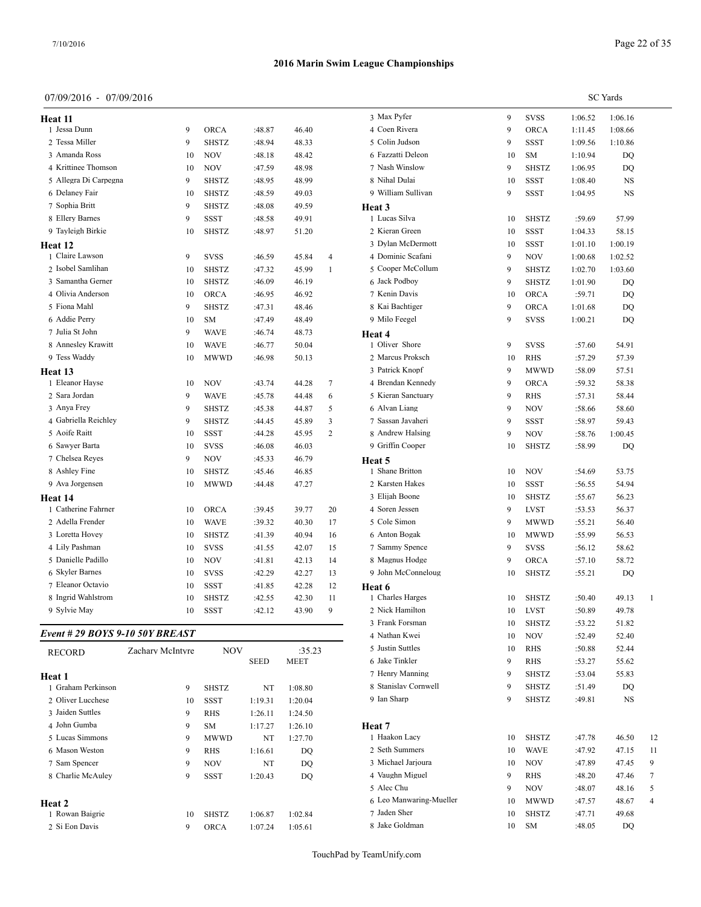## 2016 Marin Swim League Championships

07/09/2016 - 07/09/2016

SC Yards

### Heat 11

| Place | Name | Age | Team | Seed | Finals | Points |
|---|---|---|---|---|---|---|
| 1 | Jessa Dunn | 9 | ORCA | :48.87 | 46.40 | |
| 2 | Tessa Miller | 9 | SHSTZ | :48.94 | 48.33 | |
| 3 | Amanda Ross | 10 | NOV | :48.18 | 48.42 | |
| 4 | Krittinee Thomson | 10 | NOV | :47.59 | 48.98 | |
| 5 | Allegra Di Carpegna | 9 | SHSTZ | :48.95 | 48.99 | |
| 6 | Delaney Fair | 10 | SHSTZ | :48.59 | 49.03 | |
| 7 | Sophia Britt | 9 | SHSTZ | :48.08 | 49.59 | |
| 8 | Ellery Barnes | 9 | SSST | :48.58 | 49.91 | |
| 9 | Tayleigh Birkie | 10 | SHSTZ | :48.97 | 51.20 | |

### Heat 12

| Place | Name | Age | Team | Seed | Finals | Points |
|---|---|---|---|---|---|---|
| 1 | Claire Lawson | 9 | SVSS | :46.59 | 45.84 | 4 |
| 2 | Isobel Samlihan | 10 | SHSTZ | :47.32 | 45.99 | 1 |
| 3 | Samantha Gerner | 10 | SHSTZ | :46.09 | 46.19 | |
| 4 | Olivia Anderson | 10 | ORCA | :46.95 | 46.92 | |
| 5 | Fiona Mahl | 9 | SHSTZ | :47.31 | 48.46 | |
| 6 | Addie Perry | 10 | SM | :47.49 | 48.49 | |
| 7 | Julia St John | 9 | WAVE | :46.74 | 48.73 | |
| 8 | Annesley Krawitt | 10 | WAVE | :46.77 | 50.04 | |
| 9 | Tess Waddy | 10 | MWWD | :46.98 | 50.13 | |

### Heat 13

| Place | Name | Age | Team | Seed | Finals | Points |
|---|---|---|---|---|---|---|
| 1 | Eleanor Hayse | 10 | NOV | :43.74 | 44.28 | 7 |
| 2 | Sara Jordan | 9 | WAVE | :45.78 | 44.48 | 6 |
| 3 | Anya Frey | 9 | SHSTZ | :45.38 | 44.87 | 5 |
| 4 | Gabriella Reichley | 9 | SHSTZ | :44.45 | 45.89 | 3 |
| 5 | Aoife Raitt | 10 | SSST | :44.28 | 45.95 | 2 |
| 6 | Sawyer Barta | 10 | SVSS | :46.08 | 46.03 | |
| 7 | Chelsea Reyes | 9 | NOV | :45.33 | 46.79 | |
| 8 | Ashley Fine | 10 | SHSTZ | :45.46 | 46.85 | |
| 9 | Ava Jorgensen | 10 | MWWD | :44.48 | 47.27 | |

### Heat 14

| Place | Name | Age | Team | Seed | Finals | Points |
|---|---|---|---|---|---|---|
| 1 | Catherine Fahrner | 10 | ORCA | :39.45 | 39.77 | 20 |
| 2 | Adella Frender | 10 | WAVE | :39.32 | 40.30 | 17 |
| 3 | Loretta Hovey | 10 | SHSTZ | :41.39 | 40.94 | 16 |
| 4 | Lily Pashman | 10 | SVSS | :41.55 | 42.07 | 15 |
| 5 | Danielle Padillo | 10 | NOV | :41.81 | 42.13 | 14 |
| 6 | Skyler Barnes | 10 | SVSS | :42.29 | 42.27 | 13 |
| 7 | Eleanor Octavio | 10 | SSST | :41.85 | 42.28 | 12 |
| 8 | Ingrid Wahlstrom | 10 | SHSTZ | :42.55 | 42.30 | 11 |
| 9 | Sylvie May | 10 | SSST | :42.12 | 43.90 | 9 |

## *Event # 29 BOYS 9-10 50Y BREAST*

| RECORD | Zachary McIntyre | NOV | :35.23 |
|---|---|---|---|

### Heat 1

| Place | Name | Age | Team | Seed | Finals | Points |
|---|---|---|---|---|---|---|
| 1 | Graham Perkinson | 9 | SHSTZ | NT | 1:08.80 | |
| 2 | Oliver Lucchese | 10 | SSST | 1:19.31 | 1:20.04 | |
| 3 | Jaiden Suttles | 9 | RHS | 1:26.11 | 1:24.50 | |
| 4 | John Gumba | 9 | SM | 1:17.27 | 1:26.10 | |
| 5 | Lucas Simmons | 9 | MWWD | NT | 1:27.70 | |
| 6 | Mason Weston | 9 | RHS | 1:16.61 | DQ | |
| 7 | Sam Spencer | 9 | NOV | NT | DQ | |
| 8 | Charlie McAuley | 9 | SSST | 1:20.43 | DQ | |

### Heat 2

| Place | Name | Age | Team | Seed | Finals | Points |
|---|---|---|---|---|---|---|
| 1 | Rowan Baigrie | 10 | SHSTZ | 1:06.87 | 1:02.84 | |
| 2 | Si Eon Davis | 9 | ORCA | 1:07.24 | 1:05.61 | |
| 3 | Max Pyfer | 9 | SVSS | 1:06.52 | 1:06.16 | |
| 4 | Coen Rivera | 9 | ORCA | 1:11.45 | 1:08.66 | |
| 5 | Colin Judson | 9 | SSST | 1:09.56 | 1:10.86 | |
| 6 | Fazzatti Deleon | 10 | SM | 1:10.94 | DQ | |
| 7 | Nash Winslow | 9 | SHSTZ | 1:06.95 | DQ | |
| 8 | Nihal Dulai | 10 | SSST | 1:08.40 | NS | |
| 9 | William Sullivan | 9 | SSST | 1:04.95 | NS | |

### Heat 3

| Place | Name | Age | Team | Seed | Finals | Points |
|---|---|---|---|---|---|---|
| 1 | Lucas Silva | 10 | SHSTZ | :59.69 | 57.99 | |
| 2 | Kieran Green | 10 | SSST | 1:04.33 | 58.15 | |
| 3 | Dylan McDermott | 10 | SSST | 1:01.10 | 1:00.19 | |
| 4 | Dominic Scafani | 9 | NOV | 1:00.68 | 1:02.52 | |
| 5 | Cooper McCollum | 9 | SHSTZ | 1:02.70 | 1:03.60 | |
| 6 | Jack Podboy | 9 | SHSTZ | 1:01.90 | DQ | |
| 7 | Kenin Davis | 10 | ORCA | :59.71 | DQ | |
| 8 | Kai Bachtiger | 9 | ORCA | 1:01.68 | DQ | |
| 9 | Milo Feegel | 9 | SVSS | 1:00.21 | DQ | |

### Heat 4

| Place | Name | Age | Team | Seed | Finals | Points |
|---|---|---|---|---|---|---|
| 1 | Oliver Shore | 9 | SVSS | :57.60 | 54.91 | |
| 2 | Marcus Proksch | 10 | RHS | :57.29 | 57.39 | |
| 3 | Patrick Knopf | 9 | MWWD | :58.09 | 57.51 | |
| 4 | Brendan Kennedy | 9 | ORCA | :59.32 | 58.38 | |
| 5 | Kieran Sanctuary | 9 | RHS | :57.31 | 58.44 | |
| 6 | Alvan Liang | 9 | NOV | :58.66 | 58.60 | |
| 7 | Sassan Javaheri | 9 | SSST | :58.97 | 59.43 | |
| 8 | Andrew Halsing | 9 | NOV | :58.76 | 1:00.45 | |
| 9 | Griffin Cooper | 10 | SHSTZ | :58.99 | DQ | |

### Heat 5

| Place | Name | Age | Team | Seed | Finals | Points |
|---|---|---|---|---|---|---|
| 1 | Shane Britton | 10 | NOV | :54.69 | 53.75 | |
| 2 | Karsten Hakes | 10 | SSST | :56.55 | 54.94 | |
| 3 | Elijah Boone | 10 | SHSTZ | :55.67 | 56.23 | |
| 4 | Soren Jessen | 9 | LVST | :53.53 | 56.37 | |
| 5 | Cole Simon | 9 | MWWD | :55.21 | 56.40 | |
| 6 | Anton Bogak | 10 | MWWD | :55.99 | 56.53 | |
| 7 | Sammy Spence | 9 | SVSS | :56.12 | 58.62 | |
| 8 | Magnus Hodge | 9 | ORCA | :57.10 | 58.72 | |
| 9 | John McConneloug | 10 | SHSTZ | :55.21 | DQ | |

### Heat 6

| Place | Name | Age | Team | Seed | Finals | Points |
|---|---|---|---|---|---|---|
| 1 | Charles Harges | 10 | SHSTZ | :50.40 | 49.13 | 1 |
| 2 | Nick Hamilton | 10 | LVST | :50.89 | 49.78 | |
| 3 | Frank Forsman | 10 | SHSTZ | :53.22 | 51.82 | |
| 4 | Nathan Kwei | 10 | NOV | :52.49 | 52.40 | |
| 5 | Justin Suttles | 10 | RHS | :50.88 | 52.44 | |
| 6 | Jake Tinkler | 9 | RHS | :53.27 | 55.62 | |
| 7 | Henry Manning | 9 | SHSTZ | :53.04 | 55.83 | |
| 8 | Stanislav Cornwell | 9 | SHSTZ | :51.49 | DQ | |
| 9 | Ian Sharp | 9 | SHSTZ | :49.81 | NS | |

### Heat 7

| Place | Name | Age | Team | Seed | Finals | Points |
|---|---|---|---|---|---|---|
| 1 | Haakon Lacy | 10 | SHSTZ | :47.78 | 46.50 | 12 |
| 2 | Seth Summers | 10 | WAVE | :47.92 | 47.15 | 11 |
| 3 | Michael Jarjoura | 10 | NOV | :47.89 | 47.45 | 9 |
| 4 | Vaughn Miguel | 9 | RHS | :48.20 | 47.46 | 7 |
| 5 | Alec Chu | 9 | NOV | :48.07 | 48.16 | 5 |
| 6 | Leo Manwaring-Mueller | 10 | MWWD | :47.57 | 48.67 | 4 |
| 7 | Jaden Sher | 10 | SHSTZ | :47.71 | 49.68 | |
| 8 | Jake Goldman | 10 | SM | :48.05 | DQ | |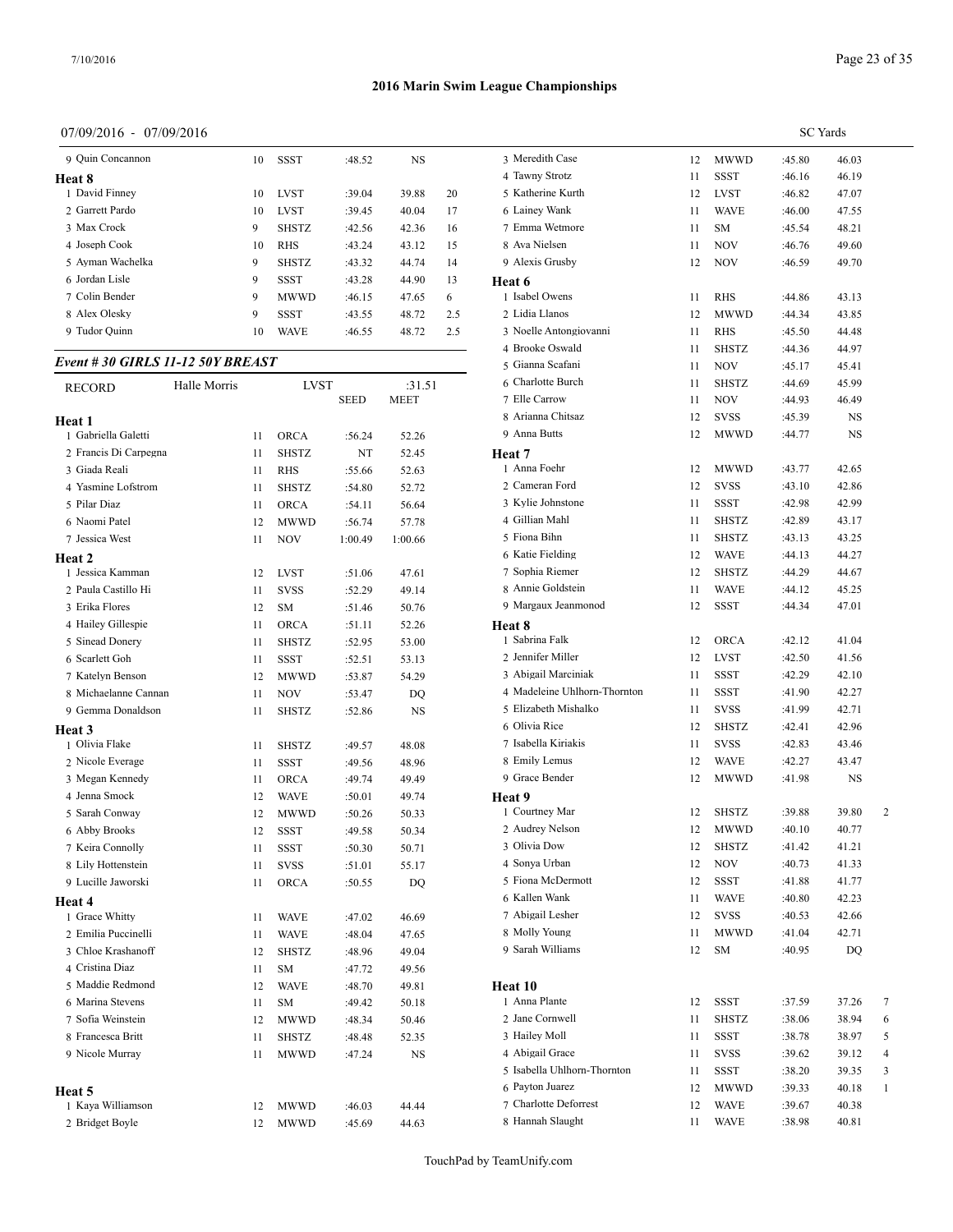# 2016 Marin Swim League Championships

07/09/2016 - 07/09/2016

SC Yards

| Name | Age | Team | Seed | Finals | Points |
|---|---|---|---|---|---|
| 9 Quin Concannon | 10 | SSST | :48.52 | NS | |

**Heat 8**

| Name | Age | Team | Seed | Finals | Points |
|---|---|---|---|---|---|
| 1 David Finney | 10 | LVST | :39.04 | 39.88 | 20 |
| 2 Garrett Pardo | 10 | LVST | :39.45 | 40.04 | 17 |
| 3 Max Crock | 9 | SHSTZ | :42.56 | 42.36 | 16 |
| 4 Joseph Cook | 10 | RHS | :43.24 | 43.12 | 15 |
| 5 Ayman Wachelka | 9 | SHSTZ | :43.32 | 44.74 | 14 |
| 6 Jordan Lisle | 9 | SSST | :43.28 | 44.90 | 13 |
| 7 Colin Bender | 9 | MWWD | :46.15 | 47.65 | 6 |
| 8 Alex Olesky | 9 | SSST | :43.55 | 48.72 | 2.5 |
| 9 Tudor Quinn | 10 | WAVE | :46.55 | 48.72 | 2.5 |

## *Event # 30 GIRLS 11-12 50Y BREAST*

RECORD: Halle Morris, LVST, :31.51

| Name | Age | Team | SEED | MEET | Points |
|---|---|---|---|---|---|

**Heat 1**

| Name | Age | Team | Seed | Finals | Points |
|---|---|---|---|---|---|
| 1 Gabriella Galetti | 11 | ORCA | :56.24 | 52.26 | |
| 2 Francis Di Carpegna | 11 | SHSTZ | NT | 52.45 | |
| 3 Giada Reali | 11 | RHS | :55.66 | 52.63 | |
| 4 Yasmine Lofstrom | 11 | SHSTZ | :54.80 | 52.72 | |
| 5 Pilar Diaz | 11 | ORCA | :54.11 | 56.64 | |
| 6 Naomi Patel | 12 | MWWD | :56.74 | 57.78 | |
| 7 Jessica West | 11 | NOV | 1:00.49 | 1:00.66 | |

**Heat 2**

| Name | Age | Team | Seed | Finals | Points |
|---|---|---|---|---|---|
| 1 Jessica Kamman | 12 | LVST | :51.06 | 47.61 | |
| 2 Paula Castillo Hi | 11 | SVSS | :52.29 | 49.14 | |
| 3 Erika Flores | 12 | SM | :51.46 | 50.76 | |
| 4 Hailey Gillespie | 11 | ORCA | :51.11 | 52.26 | |
| 5 Sinead Donery | 11 | SHSTZ | :52.95 | 53.00 | |
| 6 Scarlett Goh | 11 | SSST | :52.51 | 53.13 | |
| 7 Katelyn Benson | 12 | MWWD | :53.87 | 54.29 | |
| 8 Michaelanne Cannan | 11 | NOV | :53.47 | DQ | |
| 9 Gemma Donaldson | 11 | SHSTZ | :52.86 | NS | |

**Heat 3**

| Name | Age | Team | Seed | Finals | Points |
|---|---|---|---|---|---|
| 1 Olivia Flake | 11 | SHSTZ | :49.57 | 48.08 | |
| 2 Nicole Everage | 11 | SSST | :49.56 | 48.96 | |
| 3 Megan Kennedy | 11 | ORCA | :49.74 | 49.49 | |
| 4 Jenna Smock | 12 | WAVE | :50.01 | 49.74 | |
| 5 Sarah Conway | 12 | MWWD | :50.26 | 50.33 | |
| 6 Abby Brooks | 12 | SSST | :49.58 | 50.34 | |
| 7 Keira Connolly | 11 | SSST | :50.30 | 50.71 | |
| 8 Lily Hottenstein | 11 | SVSS | :51.01 | 55.17 | |
| 9 Lucille Jaworski | 11 | ORCA | :50.55 | DQ | |

**Heat 4**

| Name | Age | Team | Seed | Finals | Points |
|---|---|---|---|---|---|
| 1 Grace Whitty | 11 | WAVE | :47.02 | 46.69 | |
| 2 Emilia Puccinelli | 11 | WAVE | :48.04 | 47.65 | |
| 3 Chloe Krashanoff | 12 | SHSTZ | :48.96 | 49.04 | |
| 4 Cristina Diaz | 11 | SM | :47.72 | 49.56 | |
| 5 Maddie Redmond | 12 | WAVE | :48.70 | 49.81 | |
| 6 Marina Stevens | 11 | SM | :49.42 | 50.18 | |
| 7 Sofia Weinstein | 12 | MWWD | :48.34 | 50.46 | |
| 8 Francesca Britt | 11 | SHSTZ | :48.48 | 52.35 | |
| 9 Nicole Murray | 11 | MWWD | :47.24 | NS | |

**Heat 5**

| Name | Age | Team | Seed | Finals | Points |
|---|---|---|---|---|---|
| 1 Kaya Williamson | 12 | MWWD | :46.03 | 44.44 | |
| 2 Bridget Boyle | 12 | MWWD | :45.69 | 44.63 | |
| 3 Meredith Case | 12 | MWWD | :45.80 | 46.03 | |
| 4 Tawny Strotz | 11 | SSST | :46.16 | 46.19 | |
| 5 Katherine Kurth | 12 | LVST | :46.82 | 47.07 | |
| 6 Lainey Wank | 11 | WAVE | :46.00 | 47.55 | |
| 7 Emma Wetmore | 11 | SM | :45.54 | 48.21 | |
| 8 Ava Nielsen | 11 | NOV | :46.76 | 49.60 | |
| 9 Alexis Grusby | 12 | NOV | :46.59 | 49.70 | |

**Heat 6**

| Name | Age | Team | Seed | Finals | Points |
|---|---|---|---|---|---|
| 1 Isabel Owens | 11 | RHS | :44.86 | 43.13 | |
| 2 Lidia Llanos | 12 | MWWD | :44.34 | 43.85 | |
| 3 Noelle Antongiovanni | 11 | RHS | :45.50 | 44.48 | |
| 4 Brooke Oswald | 11 | SHSTZ | :44.36 | 44.97 | |
| 5 Gianna Scafani | 11 | NOV | :45.17 | 45.41 | |
| 6 Charlotte Burch | 11 | SHSTZ | :44.69 | 45.99 | |
| 7 Elle Carrow | 11 | NOV | :44.93 | 46.49 | |
| 8 Arianna Chitsaz | 12 | SVSS | :45.39 | NS | |
| 9 Anna Butts | 12 | MWWD | :44.77 | NS | |

**Heat 7**

| Name | Age | Team | Seed | Finals | Points |
|---|---|---|---|---|---|
| 1 Anna Foehr | 12 | MWWD | :43.77 | 42.65 | |
| 2 Cameran Ford | 12 | SVSS | :43.10 | 42.86 | |
| 3 Kylie Johnstone | 11 | SSST | :42.98 | 42.99 | |
| 4 Gillian Mahl | 11 | SHSTZ | :42.89 | 43.17 | |
| 5 Fiona Bihn | 11 | SHSTZ | :43.13 | 43.25 | |
| 6 Katie Fielding | 12 | WAVE | :44.13 | 44.27 | |
| 7 Sophia Riemer | 12 | SHSTZ | :44.29 | 44.67 | |
| 8 Annie Goldstein | 11 | WAVE | :44.12 | 45.25 | |
| 9 Margaux Jeanmonod | 12 | SSST | :44.34 | 47.01 | |

**Heat 8**

| Name | Age | Team | Seed | Finals | Points |
|---|---|---|---|---|---|
| 1 Sabrina Falk | 12 | ORCA | :42.12 | 41.04 | |
| 2 Jennifer Miller | 12 | LVST | :42.50 | 41.56 | |
| 3 Abigail Marciniak | 11 | SSST | :42.29 | 42.10 | |
| 4 Madeleine Uhlhorn-Thornton | 11 | SSST | :41.90 | 42.27 | |
| 5 Elizabeth Mishalko | 11 | SVSS | :41.99 | 42.71 | |
| 6 Olivia Rice | 12 | SHSTZ | :42.41 | 42.96 | |
| 7 Isabella Kiriakis | 11 | SVSS | :42.83 | 43.46 | |
| 8 Emily Lemus | 12 | WAVE | :42.27 | 43.47 | |
| 9 Grace Bender | 12 | MWWD | :41.98 | NS | |

**Heat 9**

| Name | Age | Team | Seed | Finals | Points |
|---|---|---|---|---|---|
| 1 Courtney Mar | 12 | SHSTZ | :39.88 | 39.80 | 2 |
| 2 Audrey Nelson | 12 | MWWD | :40.10 | 40.77 | |
| 3 Olivia Dow | 12 | SHSTZ | :41.42 | 41.21 | |
| 4 Sonya Urban | 12 | NOV | :40.73 | 41.33 | |
| 5 Fiona McDermott | 12 | SSST | :41.88 | 41.77 | |
| 6 Kallen Wank | 11 | WAVE | :40.80 | 42.23 | |
| 7 Abigail Lesher | 12 | SVSS | :40.53 | 42.66 | |
| 8 Molly Young | 11 | MWWD | :41.04 | 42.71 | |
| 9 Sarah Williams | 12 | SM | :40.95 | DQ | |

**Heat 10**

| Name | Age | Team | Seed | Finals | Points |
|---|---|---|---|---|---|
| 1 Anna Plante | 12 | SSST | :37.59 | 37.26 | 7 |
| 2 Jane Cornwell | 11 | SHSTZ | :38.06 | 38.94 | 6 |
| 3 Hailey Moll | 11 | SSST | :38.78 | 38.97 | 5 |
| 4 Abigail Grace | 11 | SVSS | :39.62 | 39.12 | 4 |
| 5 Isabella Uhlhorn-Thornton | 11 | SSST | :38.20 | 39.35 | 3 |
| 6 Payton Juarez | 12 | MWWD | :39.33 | 40.18 | 1 |
| 7 Charlotte Deforrest | 12 | WAVE | :39.67 | 40.38 | |
| 8 Hannah Slaught | 11 | WAVE | :38.98 | 40.81 | |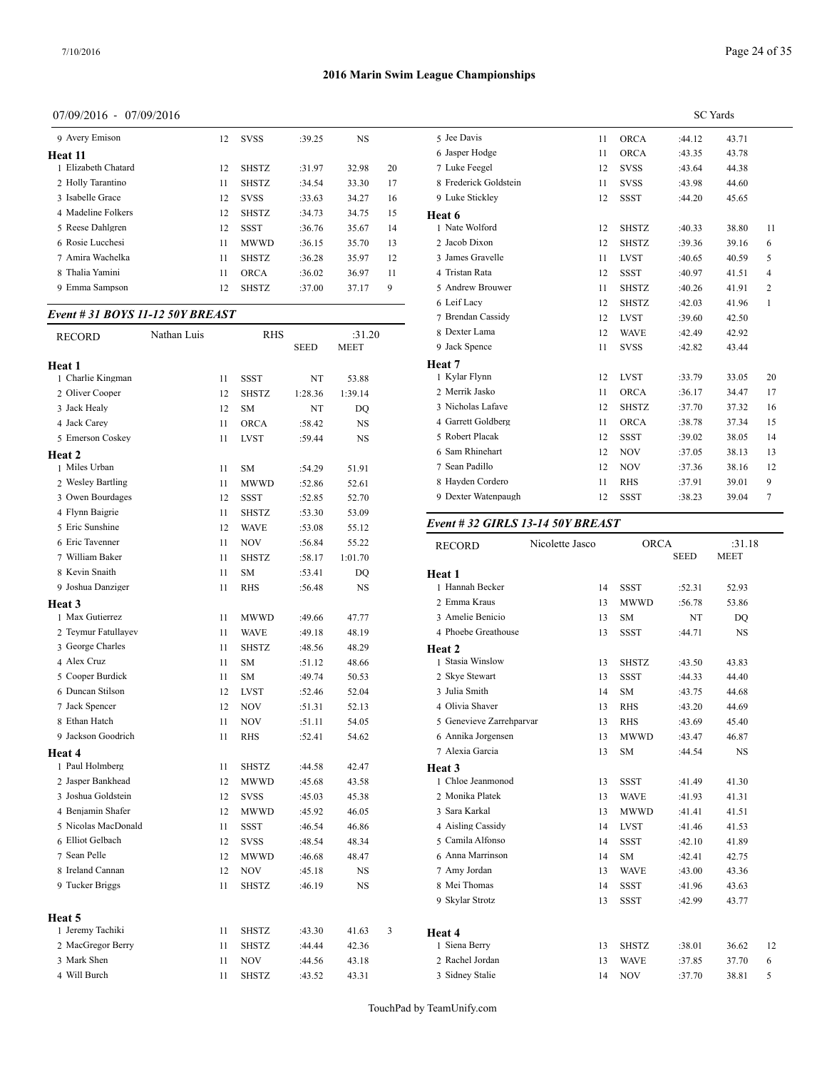# 2016 Marin Swim League Championships

07/09/2016 - 07/09/2016

SC Yards

| | | | | | |
|---|---|---|---|---|---|
| 9 Avery Emison | 12 | SVSS | :39.25 | NS | |
| **Heat 11** | | | | | |
| 1 Elizabeth Chatard | 12 | SHSTZ | :31.97 | 32.98 | 20 |
| 2 Holly Tarantino | 11 | SHSTZ | :34.54 | 33.30 | 17 |
| 3 Isabelle Grace | 12 | SVSS | :33.63 | 34.27 | 16 |
| 4 Madeline Folkers | 12 | SHSTZ | :34.73 | 34.75 | 15 |
| 5 Reese Dahlgren | 12 | SSST | :36.76 | 35.67 | 14 |
| 6 Rosie Lucchesi | 11 | MWWD | :36.15 | 35.70 | 13 |
| 7 Amira Wachelka | 11 | SHSTZ | :36.28 | 35.97 | 12 |
| 8 Thalia Yamini | 11 | ORCA | :36.02 | 36.97 | 11 |
| 9 Emma Sampson | 12 | SHSTZ | :37.00 | 37.17 | 9 |

### *Event # 31 BOYS 11-12 50Y BREAST*

| RECORD | Nathan Luis | RHS | | :31.20 | |
|---|---|---|---|---|---|
| | | | SEED | MEET | |
| **Heat 1** | | | | | |
| 1 Charlie Kingman | 11 | SSST | NT | 53.88 | |
| 2 Oliver Cooper | 12 | SHSTZ | 1:28.36 | 1:39.14 | |
| 3 Jack Healy | 12 | SM | NT | DQ | |
| 4 Jack Carey | 11 | ORCA | :58.42 | NS | |
| 5 Emerson Coskey | 11 | LVST | :59.44 | NS | |
| **Heat 2** | | | | | |
| 1 Miles Urban | 11 | SM | :54.29 | 51.91 | |
| 2 Wesley Bartling | 11 | MWWD | :52.86 | 52.61 | |
| 3 Owen Bourdages | 12 | SSST | :52.85 | 52.70 | |
| 4 Flynn Baigrie | 11 | SHSTZ | :53.30 | 53.09 | |
| 5 Eric Sunshine | 12 | WAVE | :53.08 | 55.12 | |
| 6 Eric Tavenner | 11 | NOV | :56.84 | 55.22 | |
| 7 William Baker | 11 | SHSTZ | :58.17 | 1:01.70 | |
| 8 Kevin Snaith | 11 | SM | :53.41 | DQ | |
| 9 Joshua Danziger | 11 | RHS | :56.48 | NS | |
| **Heat 3** | | | | | |
| 1 Max Gutierrez | 11 | MWWD | :49.66 | 47.77 | |
| 2 Teymur Fatullayev | 11 | WAVE | :49.18 | 48.19 | |
| 3 George Charles | 11 | SHSTZ | :48.56 | 48.29 | |
| 4 Alex Cruz | 11 | SM | :51.12 | 48.66 | |
| 5 Cooper Burdick | 11 | SM | :49.74 | 50.53 | |
| 6 Duncan Stilson | 12 | LVST | :52.46 | 52.04 | |
| 7 Jack Spencer | 12 | NOV | :51.31 | 52.13 | |
| 8 Ethan Hatch | 11 | NOV | :51.11 | 54.05 | |
| 9 Jackson Goodrich | 11 | RHS | :52.41 | 54.62 | |
| **Heat 4** | | | | | |
| 1 Paul Holmberg | 11 | SHSTZ | :44.58 | 42.47 | |
| 2 Jasper Bankhead | 12 | MWWD | :45.68 | 43.58 | |
| 3 Joshua Goldstein | 12 | SVSS | :45.03 | 45.38 | |
| 4 Benjamin Shafer | 12 | MWWD | :45.92 | 46.05 | |
| 5 Nicolas MacDonald | 11 | SSST | :46.54 | 46.86 | |
| 6 Elliot Gelbach | 12 | SVSS | :48.54 | 48.34 | |
| 7 Sean Pelle | 12 | MWWD | :46.68 | 48.47 | |
| 8 Ireland Cannan | 12 | NOV | :45.18 | NS | |
| 9 Tucker Briggs | 11 | SHSTZ | :46.19 | NS | |
| **Heat 5** | | | | | |
| 1 Jeremy Tachiki | 11 | SHSTZ | :43.30 | 41.63 | 3 |
| 2 MacGregor Berry | 11 | SHSTZ | :44.44 | 42.36 | |
| 3 Mark Shen | 11 | NOV | :44.56 | 43.18 | |
| 4 Will Burch | 11 | SHSTZ | :43.52 | 43.31 | |
| 5 Jee Davis | 11 | ORCA | :44.12 | 43.71 | |
| 6 Jasper Hodge | 11 | ORCA | :43.35 | 43.78 | |
| 7 Luke Feegel | 12 | SVSS | :43.64 | 44.38 | |
| 8 Frederick Goldstein | 11 | SVSS | :43.98 | 44.60 | |
| 9 Luke Stickley | 12 | SSST | :44.20 | 45.65 | |
| **Heat 6** | | | | | |
| 1 Nate Wolford | 12 | SHSTZ | :40.33 | 38.80 | 11 |
| 2 Jacob Dixon | 12 | SHSTZ | :39.36 | 39.16 | 6 |
| 3 James Gravelle | 11 | LVST | :40.65 | 40.59 | 5 |
| 4 Tristan Rata | 12 | SSST | :40.97 | 41.51 | 4 |
| 5 Andrew Brouwer | 11 | SHSTZ | :40.26 | 41.91 | 2 |
| 6 Leif Lacy | 12 | SHSTZ | :42.03 | 41.96 | 1 |
| 7 Brendan Cassidy | 12 | LVST | :39.60 | 42.50 | |
| 8 Dexter Lama | 12 | WAVE | :42.49 | 42.92 | |
| 9 Jack Spence | 11 | SVSS | :42.82 | 43.44 | |
| **Heat 7** | | | | | |
| 1 Kylar Flynn | 12 | LVST | :33.79 | 33.05 | 20 |
| 2 Merrik Jasko | 11 | ORCA | :36.17 | 34.47 | 17 |
| 3 Nicholas Lafave | 12 | SHSTZ | :37.70 | 37.32 | 16 |
| 4 Garrett Goldberg | 11 | ORCA | :38.78 | 37.34 | 15 |
| 5 Robert Placak | 12 | SSST | :39.02 | 38.05 | 14 |
| 6 Sam Rhinehart | 12 | NOV | :37.05 | 38.13 | 13 |
| 7 Sean Padillo | 12 | NOV | :37.36 | 38.16 | 12 |
| 8 Hayden Cordero | 11 | RHS | :37.91 | 39.01 | 9 |
| 9 Dexter Watenpaugh | 12 | SSST | :38.23 | 39.04 | 7 |

### *Event # 32 GIRLS 13-14 50Y BREAST*

| RECORD | Nicolette Jasco | ORCA | | :31.18 | |
|---|---|---|---|---|---|
| | | | SEED | MEET | |
| **Heat 1** | | | | | |
| 1 Hannah Becker | 14 | SSST | :52.31 | 52.93 | |
| 2 Emma Kraus | 13 | MWWD | :56.78 | 53.86 | |
| 3 Amelie Benicio | 13 | SM | NT | DQ | |
| 4 Phoebe Greathouse | 13 | SSST | :44.71 | NS | |
| **Heat 2** | | | | | |
| 1 Stasia Winslow | 13 | SHSTZ | :43.50 | 43.83 | |
| 2 Skye Stewart | 13 | SSST | :44.33 | 44.40 | |
| 3 Julia Smith | 14 | SM | :43.75 | 44.68 | |
| 4 Olivia Shaver | 13 | RHS | :43.20 | 44.69 | |
| 5 Genevieve Zarrehparvar | 13 | RHS | :43.69 | 45.40 | |
| 6 Annika Jorgensen | 13 | MWWD | :43.47 | 46.87 | |
| 7 Alexia Garcia | 13 | SM | :44.54 | NS | |
| **Heat 3** | | | | | |
| 1 Chloe Jeanmonod | 13 | SSST | :41.49 | 41.30 | |
| 2 Monika Platek | 13 | WAVE | :41.93 | 41.31 | |
| 3 Sara Karkal | 13 | MWWD | :41.41 | 41.51 | |
| 4 Aisling Cassidy | 14 | LVST | :41.46 | 41.53 | |
| 5 Camila Alfonso | 14 | SSST | :42.10 | 41.89 | |
| 6 Anna Marrinson | 14 | SM | :42.41 | 42.75 | |
| 7 Amy Jordan | 13 | WAVE | :43.00 | 43.36 | |
| 8 Mei Thomas | 14 | SSST | :41.96 | 43.63 | |
| 9 Skylar Strotz | 13 | SSST | :42.99 | 43.77 | |
| **Heat 4** | | | | | |
| 1 Siena Berry | 13 | SHSTZ | :38.01 | 36.62 | 12 |
| 2 Rachel Jordan | 13 | WAVE | :37.85 | 37.70 | 6 |
| 3 Sidney Stalie | 14 | NOV | :37.70 | 38.81 | 5 |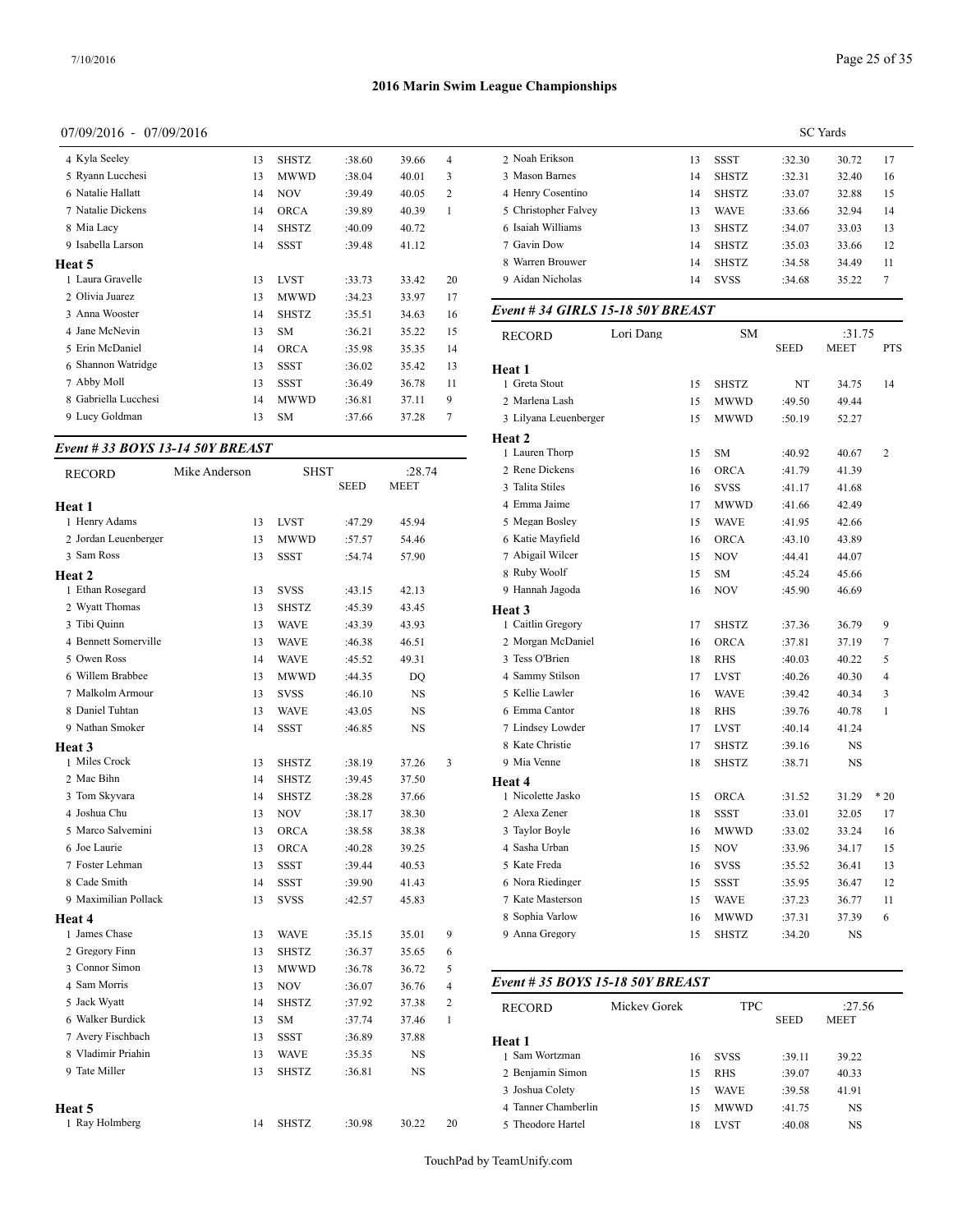# 2016 Marin Swim League Championships

07/09/2016 - 07/09/2016

SC Yards

| | | | | | |
|---|---|---|---|---|---|
| 4 Kyla Seeley | 13 | SHSTZ | :38.60 | 39.66 | 4 |
| 5 Ryann Lucchesi | 13 | MWWD | :38.04 | 40.01 | 3 |
| 6 Natalie Hallatt | 14 | NOV | :39.49 | 40.05 | 2 |
| 7 Natalie Dickens | 14 | ORCA | :39.89 | 40.39 | 1 |
| 8 Mia Lacy | 14 | SHSTZ | :40.09 | 40.72 | |
| 9 Isabella Larson | 14 | SSST | :39.48 | 41.12 | |
| **Heat 5** | | | | | |
| 1 Laura Gravelle | 13 | LVST | :33.73 | 33.42 | 20 |
| 2 Olivia Juarez | 13 | MWWD | :34.23 | 33.97 | 17 |
| 3 Anna Wooster | 14 | SHSTZ | :35.51 | 34.63 | 16 |
| 4 Jane McNevin | 13 | SM | :36.21 | 35.22 | 15 |
| 5 Erin McDaniel | 14 | ORCA | :35.98 | 35.35 | 14 |
| 6 Shannon Watridge | 13 | SSST | :36.02 | 35.42 | 13 |
| 7 Abby Moll | 13 | SSST | :36.49 | 36.78 | 11 |
| 8 Gabriella Lucchesi | 14 | MWWD | :36.81 | 37.11 | 9 |
| 9 Lucy Goldman | 13 | SM | :37.66 | 37.28 | 7 |

## Event # 33 BOYS 13-14 50Y BREAST

| RECORD | Mike Anderson | SHST | SEED | :28.74 MEET | |
|---|---|---|---|---|---|
| **Heat 1** | | | | | |
| 1 Henry Adams | 13 | LVST | :47.29 | 45.94 | |
| 2 Jordan Leuenberger | 13 | MWWD | :57.57 | 54.46 | |
| 3 Sam Ross | 13 | SSST | :54.74 | 57.90 | |
| **Heat 2** | | | | | |
| 1 Ethan Rosegard | 13 | SVSS | :43.15 | 42.13 | |
| 2 Wyatt Thomas | 13 | SHSTZ | :45.39 | 43.45 | |
| 3 Tibi Quinn | 13 | WAVE | :43.39 | 43.93 | |
| 4 Bennett Somerville | 13 | WAVE | :46.38 | 46.51 | |
| 5 Owen Ross | 14 | WAVE | :45.52 | 49.31 | |
| 6 Willem Brabbee | 13 | MWWD | :44.35 | DQ | |
| 7 Malkolm Armour | 13 | SVSS | :46.10 | NS | |
| 8 Daniel Tuhtan | 13 | WAVE | :43.05 | NS | |
| 9 Nathan Smoker | 14 | SSST | :46.85 | NS | |
| **Heat 3** | | | | | |
| 1 Miles Crock | 13 | SHSTZ | :38.19 | 37.26 | 3 |
| 2 Mac Bihn | 14 | SHSTZ | :39.45 | 37.50 | |
| 3 Tom Skyvara | 14 | SHSTZ | :38.28 | 37.66 | |
| 4 Joshua Chu | 13 | NOV | :38.17 | 38.30 | |
| 5 Marco Salvemini | 13 | ORCA | :38.58 | 38.38 | |
| 6 Joe Laurie | 13 | ORCA | :40.28 | 39.25 | |
| 7 Foster Lehman | 13 | SSST | :39.44 | 40.53 | |
| 8 Cade Smith | 14 | SSST | :39.90 | 41.43 | |
| 9 Maximilian Pollack | 13 | SVSS | :42.57 | 45.83 | |
| **Heat 4** | | | | | |
| 1 James Chase | 13 | WAVE | :35.15 | 35.01 | 9 |
| 2 Gregory Finn | 13 | SHSTZ | :36.37 | 35.65 | 6 |
| 3 Connor Simon | 13 | MWWD | :36.78 | 36.72 | 5 |
| 4 Sam Morris | 13 | NOV | :36.07 | 36.76 | 4 |
| 5 Jack Wyatt | 14 | SHSTZ | :37.92 | 37.38 | 2 |
| 6 Walker Burdick | 13 | SM | :37.74 | 37.46 | 1 |
| 7 Avery Fischbach | 13 | SSST | :36.89 | 37.88 | |
| 8 Vladimir Priahin | 13 | WAVE | :35.35 | NS | |
| 9 Tate Miller | 13 | SHSTZ | :36.81 | NS | |
| **Heat 5** | | | | | |
| 1 Ray Holmberg | 14 | SHSTZ | :30.98 | 30.22 | 20 |
| 2 Noah Erikson | 13 | SSST | :32.30 | 30.72 | 17 |
| 3 Mason Barnes | 14 | SHSTZ | :32.31 | 32.40 | 16 |
| 4 Henry Cosentino | 14 | SHSTZ | :33.07 | 32.88 | 15 |
| 5 Christopher Falvey | 13 | WAVE | :33.66 | 32.94 | 14 |
| 6 Isaiah Williams | 13 | SHSTZ | :34.07 | 33.03 | 13 |
| 7 Gavin Dow | 14 | SHSTZ | :35.03 | 33.66 | 12 |
| 8 Warren Brouwer | 14 | SHSTZ | :34.58 | 34.49 | 11 |
| 9 Aidan Nicholas | 14 | SVSS | :34.68 | 35.22 | 7 |

## Event # 34 GIRLS 15-18 50Y BREAST

| RECORD | Lori Dang | SM | SEED | :31.75 MEET | PTS |
|---|---|---|---|---|---|
| **Heat 1** | | | | | |
| 1 Greta Stout | 15 | SHSTZ | NT | 34.75 | 14 |
| 2 Marlena Lash | 15 | MWWD | :49.50 | 49.44 | |
| 3 Lilyana Leuenberger | 15 | MWWD | :50.19 | 52.27 | |
| **Heat 2** | | | | | |
| 1 Lauren Thorp | 15 | SM | :40.92 | 40.67 | 2 |
| 2 Rene Dickens | 16 | ORCA | :41.79 | 41.39 | |
| 3 Talita Stiles | 16 | SVSS | :41.17 | 41.68 | |
| 4 Emma Jaime | 17 | MWWD | :41.66 | 42.49 | |
| 5 Megan Bosley | 15 | WAVE | :41.95 | 42.66 | |
| 6 Katie Mayfield | 16 | ORCA | :43.10 | 43.89 | |
| 7 Abigail Wilcer | 15 | NOV | :44.41 | 44.07 | |
| 8 Ruby Woolf | 15 | SM | :45.24 | 45.66 | |
| 9 Hannah Jagoda | 16 | NOV | :45.90 | 46.69 | |
| **Heat 3** | | | | | |
| 1 Caitlin Gregory | 17 | SHSTZ | :37.36 | 36.79 | 9 |
| 2 Morgan McDaniel | 16 | ORCA | :37.81 | 37.19 | 7 |
| 3 Tess O'Brien | 18 | RHS | :40.03 | 40.22 | 5 |
| 4 Sammy Stilson | 17 | LVST | :40.26 | 40.30 | 4 |
| 5 Kellie Lawler | 16 | WAVE | :39.42 | 40.34 | 3 |
| 6 Emma Cantor | 18 | RHS | :39.76 | 40.78 | 1 |
| 7 Lindsey Lowder | 17 | LVST | :40.14 | 41.24 | |
| 8 Kate Christie | 17 | SHSTZ | :39.16 | NS | |
| 9 Mia Venne | 18 | SHSTZ | :38.71 | NS | |
| **Heat 4** | | | | | |
| 1 Nicolette Jasko | 15 | ORCA | :31.52 | 31.29 | * 20 |
| 2 Alexa Zener | 18 | SSST | :33.01 | 32.05 | 17 |
| 3 Taylor Boyle | 16 | MWWD | :33.02 | 33.24 | 16 |
| 4 Sasha Urban | 15 | NOV | :33.96 | 34.17 | 15 |
| 5 Kate Freda | 16 | SVSS | :35.52 | 36.41 | 13 |
| 6 Nora Riedinger | 15 | SSST | :35.95 | 36.47 | 12 |
| 7 Kate Masterson | 15 | WAVE | :37.23 | 36.77 | 11 |
| 8 Sophia Varlow | 16 | MWWD | :37.31 | 37.39 | 6 |
| 9 Anna Gregory | 15 | SHSTZ | :34.20 | NS | |

## Event # 35 BOYS 15-18 50Y BREAST

| RECORD | Mickey Gorek | TPC | SEED | :27.56 MEET |
|---|---|---|---|---|
| **Heat 1** | | | | |
| 1 Sam Wortzman | 16 | SVSS | :39.11 | 39.22 |
| 2 Benjamin Simon | 15 | RHS | :39.07 | 40.33 |
| 3 Joshua Colety | 15 | WAVE | :39.58 | 41.91 |
| 4 Tanner Chamberlin | 15 | MWWD | :41.75 | NS |
| 5 Theodore Hartel | 18 | LVST | :40.08 | NS |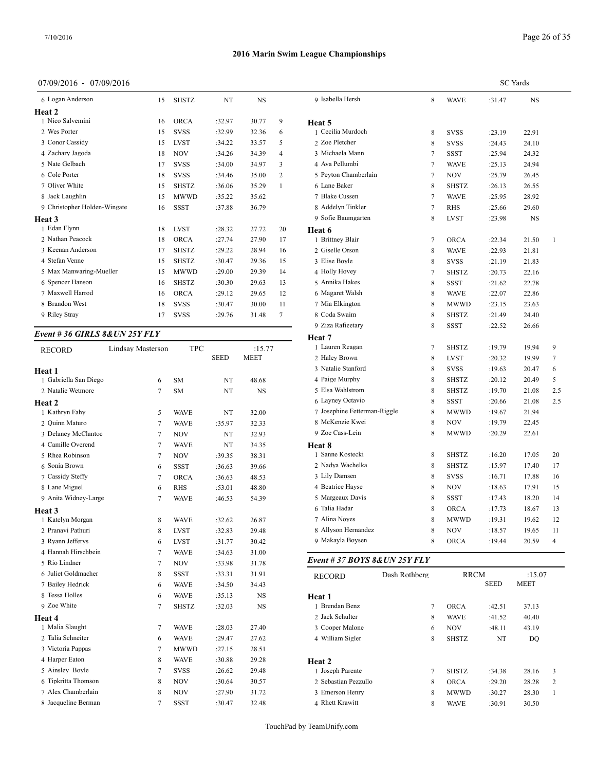# 2016 Marin Swim League Championships

07/09/2016 - 07/09/2016 SC Yards

| Name | Age | Team | Seed | Meet | Points |
|---|---|---|---|---|---|
| 6 Logan Anderson | 15 | SHSTZ | NT | NS | |
| **Heat 2** | | | | | |
| 1 Nico Salvemini | 16 | ORCA | :32.97 | 30.77 | 9 |
| 2 Wes Porter | 15 | SVSS | :32.99 | 32.36 | 6 |
| 3 Conor Cassidy | 15 | LVST | :34.22 | 33.57 | 5 |
| 4 Zachary Jagoda | 18 | NOV | :34.26 | 34.39 | 4 |
| 5 Nate Gelbach | 17 | SVSS | :34.00 | 34.97 | 3 |
| 6 Cole Porter | 18 | SVSS | :34.46 | 35.00 | 2 |
| 7 Oliver White | 15 | SHSTZ | :36.06 | 35.29 | 1 |
| 8 Jack Laughlin | 15 | MWWD | :35.22 | 35.62 | |
| 9 Christopher Holden-Wingate | 16 | SSST | :37.88 | 36.79 | |
| **Heat 3** | | | | | |
| 1 Edan Flynn | 18 | LVST | :28.32 | 27.72 | 20 |
| 2 Nathan Peacock | 18 | ORCA | :27.74 | 27.90 | 17 |
| 3 Keenan Anderson | 17 | SHSTZ | :29.22 | 28.94 | 16 |
| 4 Stefan Venne | 15 | SHSTZ | :30.47 | 29.36 | 15 |
| 5 Max Manwaring-Mueller | 15 | MWWD | :29.00 | 29.39 | 14 |
| 6 Spencer Hanson | 16 | SHSTZ | :30.30 | 29.63 | 13 |
| 7 Maxwell Harrod | 16 | ORCA | :29.12 | 29.65 | 12 |
| 8 Brandon West | 18 | SVSS | :30.47 | 30.00 | 11 |
| 9 Riley Stray | 17 | SVSS | :29.76 | 31.48 | 7 |

## *Event # 36 GIRLS 8&UN 25Y FLY*

| RECORD | Lindsay Masterson | TPC | | :15.77 | |
|---|---|---|---|---|---|
| | | | SEED | MEET | |
| **Heat 1** | | | | | |
| 1 Gabriella San Diego | 6 | SM | NT | 48.68 | |
| 2 Natalie Wetmore | 7 | SM | NT | NS | |
| **Heat 2** | | | | | |
| 1 Kathryn Fahy | 5 | WAVE | NT | 32.00 | |
| 2 Quinn Maturo | 7 | WAVE | :35.97 | 32.33 | |
| 3 Delaney McClantoc | 7 | NOV | NT | 32.93 | |
| 4 Camille Overend | 7 | WAVE | NT | 34.35 | |
| 5 Rhea Robinson | 7 | NOV | :39.35 | 38.31 | |
| 6 Sonia Brown | 6 | SSST | :36.63 | 39.66 | |
| 7 Cassidy Steffy | 7 | ORCA | :36.63 | 48.53 | |
| 8 Lane Miguel | 6 | RHS | :53.01 | 48.80 | |
| 9 Anita Widney-Large | 7 | WAVE | :46.53 | 54.39 | |
| **Heat 3** | | | | | |
| 1 Katelyn Morgan | 8 | WAVE | :32.62 | 26.87 | |
| 2 Pranavi Pathuri | 8 | LVST | :32.83 | 29.48 | |
| 3 Ryann Jefferys | 6 | LVST | :31.77 | 30.42 | |
| 4 Hannah Hirschbein | 7 | WAVE | :34.63 | 31.00 | |
| 5 Rio Lindner | 7 | NOV | :33.98 | 31.78 | |
| 6 Juliet Goldmacher | 8 | SSST | :33.31 | 31.91 | |
| 7 Bailey Hedrick | 6 | WAVE | :34.50 | 34.43 | |
| 8 Tessa Holles | 6 | WAVE | :35.13 | NS | |
| 9 Zoe White | 7 | SHSTZ | :32.03 | NS | |
| **Heat 4** | | | | | |
| 1 Malia Slaught | 7 | WAVE | :28.03 | 27.40 | |
| 2 Talia Schneiter | 6 | WAVE | :29.47 | 27.62 | |
| 3 Victoria Pappas | 7 | MWWD | :27.15 | 28.51 | |
| 4 Harper Eaton | 8 | WAVE | :30.88 | 29.28 | |
| 5 Ainsley Boyle | 7 | SVSS | :26.62 | 29.48 | |
| 6 Tipkritta Thomson | 8 | NOV | :30.64 | 30.57 | |
| 7 Alex Chamberlain | 8 | NOV | :27.90 | 31.72 | |
| 8 Jacqueline Berman | 7 | SSST | :30.47 | 32.48 | |
| 9 Isabella Hersh | 8 | WAVE | :31.47 | NS | |
| **Heat 5** | | | | | |
| 1 Cecilia Murdoch | 8 | SVSS | :23.19 | 22.91 | |
| 2 Zoe Pletcher | 8 | SVSS | :24.43 | 24.10 | |
| 3 Michaela Mann | 7 | SSST | :25.94 | 24.32 | |
| 4 Ava Pellumbi | 7 | WAVE | :25.13 | 24.94 | |
| 5 Peyton Chamberlain | 7 | NOV | :25.79 | 26.45 | |
| 6 Lane Baker | 8 | SHSTZ | :26.13 | 26.55 | |
| 7 Blake Cussen | 7 | WAVE | :25.95 | 28.92 | |
| 8 Addelyn Tinkler | 7 | RHS | :25.66 | 29.60 | |
| 9 Sofie Baumgarten | 8 | LVST | :23.98 | NS | |
| **Heat 6** | | | | | |
| 1 Brittney Blair | 7 | ORCA | :22.34 | 21.50 | 1 |
| 2 Giselle Orson | 8 | WAVE | :22.93 | 21.81 | |
| 3 Elise Boyle | 8 | SVSS | :21.19 | 21.83 | |
| 4 Holly Hovey | 7 | SHSTZ | :20.73 | 22.16 | |
| 5 Annika Hakes | 8 | SSST | :21.62 | 22.78 | |
| 6 Magaret Walsh | 8 | WAVE | :22.07 | 22.86 | |
| 7 Mia Elkington | 8 | MWWD | :23.15 | 23.63 | |
| 8 Coda Swaim | 8 | SHSTZ | :21.49 | 24.40 | |
| 9 Ziza Rafieetary | 8 | SSST | :22.52 | 26.66 | |
| **Heat 7** | | | | | |
| 1 Lauren Reagan | 7 | SHSTZ | :19.79 | 19.94 | 9 |
| 2 Haley Brown | 8 | LVST | :20.32 | 19.99 | 7 |
| 3 Natalie Stanford | 8 | SVSS | :19.63 | 20.47 | 6 |
| 4 Paige Murphy | 8 | SHSTZ | :20.12 | 20.49 | 5 |
| 5 Elsa Wahlstrom | 8 | SHSTZ | :19.70 | 21.08 | 2.5 |
| 6 Layney Octavio | 8 | SSST | :20.66 | 21.08 | 2.5 |
| 7 Josephine Fetterman-Riggle | 8 | MWWD | :19.67 | 21.94 | |
| 8 McKenzie Kwei | 8 | NOV | :19.79 | 22.45 | |
| 9 Zoe Cass-Lein | 8 | MWWD | :20.29 | 22.61 | |
| **Heat 8** | | | | | |
| 1 Sanne Kostecki | 8 | SHSTZ | :16.20 | 17.05 | 20 |
| 2 Nadya Wachelka | 8 | SHSTZ | :15.97 | 17.40 | 17 |
| 3 Lily Damsen | 8 | SVSS | :16.71 | 17.88 | 16 |
| 4 Beatrice Hayse | 8 | NOV | :18.63 | 17.91 | 15 |
| 5 Margeaux Davis | 8 | SSST | :17.43 | 18.20 | 14 |
| 6 Talia Hadar | 8 | ORCA | :17.73 | 18.67 | 13 |
| 7 Alina Noyes | 8 | MWWD | :19.31 | 19.62 | 12 |
| 8 Allyson Hernandez | 8 | NOV | :18.57 | 19.65 | 11 |
| 9 Makayla Boysen | 8 | ORCA | :19.44 | 20.59 | 4 |

## *Event # 37 BOYS 8&UN 25Y FLY*

| RECORD | Dash Rothberg | RRCM | | :15.07 | |
|---|---|---|---|---|---|
| | | | SEED | MEET | |
| **Heat 1** | | | | | |
| 1 Brendan Benz | 7 | ORCA | :42.51 | 37.13 | |
| 2 Jack Schulter | 8 | WAVE | :41.52 | 40.40 | |
| 3 Cooper Malone | 6 | NOV | :48.11 | 43.19 | |
| 4 William Sigler | 8 | SHSTZ | NT | DQ | |
| **Heat 2** | | | | | |
| 1 Joseph Parente | 7 | SHSTZ | :34.38 | 28.16 | 3 |
| 2 Sebastian Pezzullo | 8 | ORCA | :29.20 | 28.28 | 2 |
| 3 Emerson Henry | 8 | MWWD | :30.27 | 28.30 | 1 |
| 4 Rhett Krawitt | 8 | WAVE | :30.91 | 30.50 | |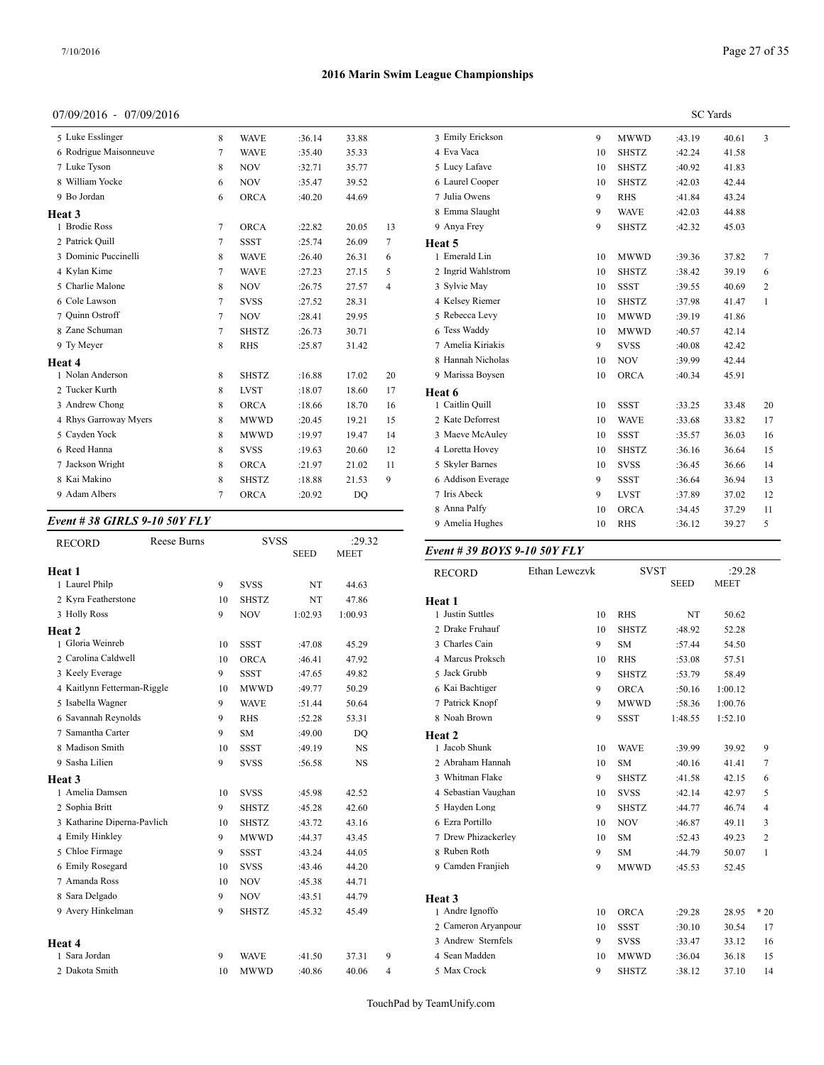# 2016 Marin Swim League Championships

07/09/2016 - 07/09/2016

SC Yards

| Name | Age | Team | Seed | Meet | Points |
|---|---|---|---|---|---|
| 5 Luke Esslinger | 8 | WAVE | :36.14 | 33.88 | |
| 6 Rodrigue Maisonneuve | 7 | WAVE | :35.40 | 35.33 | |
| 7 Luke Tyson | 8 | NOV | :32.71 | 35.77 | |
| 8 William Yocke | 6 | NOV | :35.47 | 39.52 | |
| 9 Bo Jordan | 6 | ORCA | :40.20 | 44.69 | |
| **Heat 3** | | | | | |
| 1 Brodie Ross | 7 | ORCA | :22.82 | 20.05 | 13 |
| 2 Patrick Quill | 7 | SSST | :25.74 | 26.09 | 7 |
| 3 Dominic Puccinelli | 8 | WAVE | :26.40 | 26.31 | 6 |
| 4 Kylan Kime | 7 | WAVE | :27.23 | 27.15 | 5 |
| 5 Charlie Malone | 8 | NOV | :26.75 | 27.57 | 4 |
| 6 Cole Lawson | 7 | SVSS | :27.52 | 28.31 | |
| 7 Quinn Ostroff | 7 | NOV | :28.41 | 29.95 | |
| 8 Zane Schuman | 7 | SHSTZ | :26.73 | 30.71 | |
| 9 Ty Meyer | 8 | RHS | :25.87 | 31.42 | |
| **Heat 4** | | | | | |
| 1 Nolan Anderson | 8 | SHSTZ | :16.88 | 17.02 | 20 |
| 2 Tucker Kurth | 8 | LVST | :18.07 | 18.60 | 17 |
| 3 Andrew Chong | 8 | ORCA | :18.66 | 18.70 | 16 |
| 4 Rhys Garroway Myers | 8 | MWWD | :20.45 | 19.21 | 15 |
| 5 Cayden Yock | 8 | MWWD | :19.97 | 19.47 | 14 |
| 6 Reed Hanna | 8 | SVSS | :19.63 | 20.60 | 12 |
| 7 Jackson Wright | 8 | ORCA | :21.97 | 21.02 | 11 |
| 8 Kai Makino | 8 | SHSTZ | :18.88 | 21.53 | 9 |
| 9 Adam Albers | 7 | ORCA | :20.92 | DQ | |

## *Event # 38 GIRLS 9-10 50Y FLY*

RECORD: Reese Burns, SVSS, :29.32

| Name | Age | Team | Seed | Meet | Points |
|---|---|---|---|---|---|
| **Heat 1** | | | | | |
| 1 Laurel Philp | 9 | SVSS | NT | 44.63 | |
| 2 Kyra Featherstone | 10 | SHSTZ | NT | 47.86 | |
| 3 Holly Ross | 9 | NOV | 1:02.93 | 1:00.93 | |
| **Heat 2** | | | | | |
| 1 Gloria Weinreb | 10 | SSST | :47.08 | 45.29 | |
| 2 Carolina Caldwell | 10 | ORCA | :46.41 | 47.92 | |
| 3 Keely Everage | 9 | SSST | :47.65 | 49.82 | |
| 4 Kaitlynn Fetterman-Riggle | 10 | MWWD | :49.77 | 50.29 | |
| 5 Isabella Wagner | 9 | WAVE | :51.44 | 50.64 | |
| 6 Savannah Reynolds | 9 | RHS | :52.28 | 53.31 | |
| 7 Samantha Carter | 9 | SM | :49.00 | DQ | |
| 8 Madison Smith | 10 | SSST | :49.19 | NS | |
| 9 Sasha Lilien | 9 | SVSS | :56.58 | NS | |
| **Heat 3** | | | | | |
| 1 Amelia Damsen | 10 | SVSS | :45.98 | 42.52 | |
| 2 Sophia Britt | 9 | SHSTZ | :45.28 | 42.60 | |
| 3 Katharine Diperna-Pavlich | 10 | SHSTZ | :43.72 | 43.16 | |
| 4 Emily Hinkley | 9 | MWWD | :44.37 | 43.45 | |
| 5 Chloe Firmage | 9 | SSST | :43.24 | 44.05 | |
| 6 Emily Rosegard | 10 | SVSS | :43.46 | 44.20 | |
| 7 Amanda Ross | 10 | NOV | :45.38 | 44.71 | |
| 8 Sara Delgado | 9 | NOV | :43.51 | 44.79 | |
| 9 Avery Hinkelman | 9 | SHSTZ | :45.32 | 45.49 | |
| **Heat 4** | | | | | |
| 1 Sara Jordan | 9 | WAVE | :41.50 | 37.31 | 9 |
| 2 Dakota Smith | 10 | MWWD | :40.86 | 40.06 | 4 |
| 3 Emily Erickson | 9 | MWWD | :43.19 | 40.61 | 3 |
| 4 Eva Vaca | 10 | SHSTZ | :42.24 | 41.58 | |
| 5 Lucy Lafave | 10 | SHSTZ | :40.92 | 41.83 | |
| 6 Laurel Cooper | 10 | SHSTZ | :42.03 | 42.44 | |
| 7 Julia Owens | 9 | RHS | :41.84 | 43.24 | |
| 8 Emma Slaught | 9 | WAVE | :42.03 | 44.88 | |
| 9 Anya Frey | 9 | SHSTZ | :42.32 | 45.03 | |
| **Heat 5** | | | | | |
| 1 Emerald Lin | 10 | MWWD | :39.36 | 37.82 | 7 |
| 2 Ingrid Wahlstrom | 10 | SHSTZ | :38.42 | 39.19 | 6 |
| 3 Sylvie May | 10 | SSST | :39.55 | 40.69 | 2 |
| 4 Kelsey Riemer | 10 | SHSTZ | :37.98 | 41.47 | 1 |
| 5 Rebecca Levy | 10 | MWWD | :39.19 | 41.86 | |
| 6 Tess Waddy | 10 | MWWD | :40.57 | 42.14 | |
| 7 Amelia Kiriakis | 9 | SVSS | :40.08 | 42.42 | |
| 8 Hannah Nicholas | 10 | NOV | :39.99 | 42.44 | |
| 9 Marissa Boysen | 10 | ORCA | :40.34 | 45.91 | |
| **Heat 6** | | | | | |
| 1 Caitlin Quill | 10 | SSST | :33.25 | 33.48 | 20 |
| 2 Kate Deforrest | 10 | WAVE | :33.68 | 33.82 | 17 |
| 3 Maeve McAuley | 10 | SSST | :35.57 | 36.03 | 16 |
| 4 Loretta Hovey | 10 | SHSTZ | :36.16 | 36.64 | 15 |
| 5 Skyler Barnes | 10 | SVSS | :36.45 | 36.66 | 14 |
| 6 Addison Everage | 9 | SSST | :36.64 | 36.94 | 13 |
| 7 Iris Abeck | 9 | LVST | :37.89 | 37.02 | 12 |
| 8 Anna Palfy | 10 | ORCA | :34.45 | 37.29 | 11 |
| 9 Amelia Hughes | 10 | RHS | :36.12 | 39.27 | 5 |

## *Event # 39 BOYS 9-10 50Y FLY*

RECORD: Ethan Lewczyk, SVST, :29.28

| Name | Age | Team | Seed | Meet | Points |
|---|---|---|---|---|---|
| **Heat 1** | | | | | |
| 1 Justin Suttles | 10 | RHS | NT | 50.62 | |
| 2 Drake Fruhauf | 10 | SHSTZ | :48.92 | 52.28 | |
| 3 Charles Cain | 9 | SM | :57.44 | 54.50 | |
| 4 Marcus Proksch | 10 | RHS | :53.08 | 57.51 | |
| 5 Jack Grubb | 9 | SHSTZ | :53.79 | 58.49 | |
| 6 Kai Bachtiger | 9 | ORCA | :50.16 | 1:00.12 | |
| 7 Patrick Knopf | 9 | MWWD | :58.36 | 1:00.76 | |
| 8 Noah Brown | 9 | SSST | 1:48.55 | 1:52.10 | |
| **Heat 2** | | | | | |
| 1 Jacob Shunk | 10 | WAVE | :39.99 | 39.92 | 9 |
| 2 Abraham Hannah | 10 | SM | :40.16 | 41.41 | 7 |
| 3 Whitman Flake | 9 | SHSTZ | :41.58 | 42.15 | 6 |
| 4 Sebastian Vaughan | 10 | SVSS | :42.14 | 42.97 | 5 |
| 5 Hayden Long | 9 | SHSTZ | :44.77 | 46.74 | 4 |
| 6 Ezra Portillo | 10 | NOV | :46.87 | 49.11 | 3 |
| 7 Drew Phizackerley | 10 | SM | :52.43 | 49.23 | 2 |
| 8 Ruben Roth | 9 | SM | :44.79 | 50.07 | 1 |
| 9 Camden Franjieh | 9 | MWWD | :45.53 | 52.45 | |
| **Heat 3** | | | | | |
| 1 Andre Ignoffo | 10 | ORCA | :29.28 | 28.95 | * 20 |
| 2 Cameron Aryanpour | 10 | SSST | :30.10 | 30.54 | 17 |
| 3 Andrew Sternfels | 9 | SVSS | :33.47 | 33.12 | 16 |
| 4 Sean Madden | 10 | MWWD | :36.04 | 36.18 | 15 |
| 5 Max Crock | 9 | SHSTZ | :38.12 | 37.10 | 14 |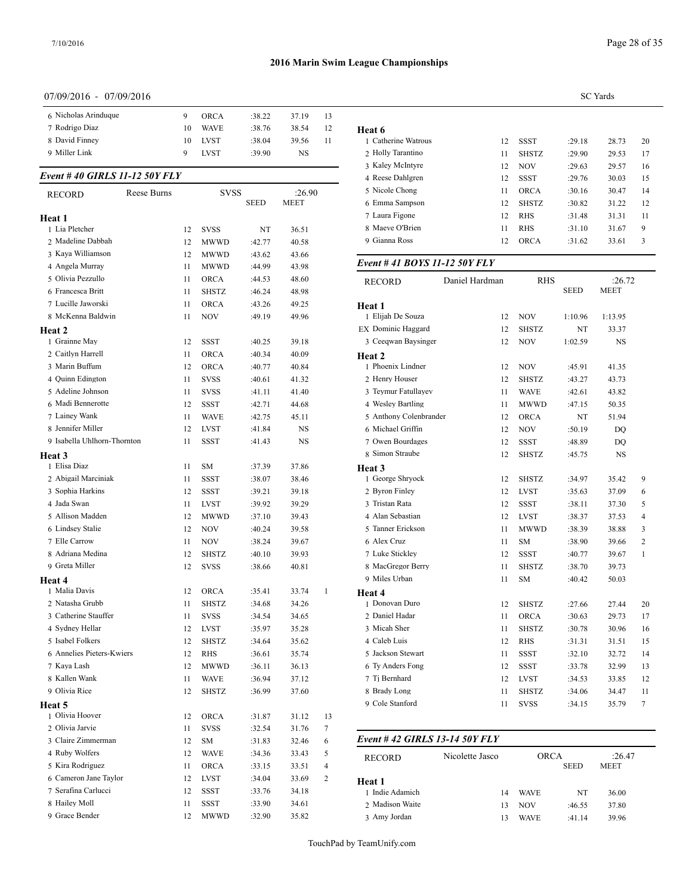## 2016 Marin Swim League Championships

07/09/2016 - 07/09/2016 SC Yards

| | Name | Age | Team | Seed | Finals | Points |
|---|---|---|---|---|---|---|
| 6 | Nicholas Arinduque | 9 | ORCA | :38.22 | 37.19 | 13 |
| 7 | Rodrigo Diaz | 10 | WAVE | :38.76 | 38.54 | 12 |
| 8 | David Finney | 10 | LVST | :38.04 | 39.56 | 11 |
| 9 | Miller Link | 9 | LVST | :39.90 | NS | |

### Event # 40 GIRLS 11-12 50Y FLY

RECORD Reese Burns SVSS :26.90

| | Name | Age | Team | SEED | MEET | Points |
|---|---|---|---|---|---|---|
| **Heat 1** | | | | | | |
| 1 | Lia Pletcher | 12 | SVSS | NT | 36.51 | |
| 2 | Madeline Dabbah | 12 | MWWD | :42.77 | 40.58 | |
| 3 | Kaya Williamson | 12 | MWWD | :43.62 | 43.66 | |
| 4 | Angela Murray | 11 | MWWD | :44.99 | 43.98 | |
| 5 | Olivia Pezzullo | 11 | ORCA | :44.53 | 48.60 | |
| 6 | Francesca Britt | 11 | SHSTZ | :46.24 | 48.98 | |
| 7 | Lucille Jaworski | 11 | ORCA | :43.26 | 49.25 | |
| 8 | McKenna Baldwin | 11 | NOV | :49.19 | 49.96 | |
| **Heat 2** | | | | | | |
| 1 | Grainne May | 12 | SSST | :40.25 | 39.18 | |
| 2 | Caitlyn Harrell | 11 | ORCA | :40.34 | 40.09 | |
| 3 | Marin Buffum | 12 | ORCA | :40.77 | 40.84 | |
| 4 | Quinn Edington | 11 | SVSS | :40.61 | 41.32 | |
| 5 | Adeline Johnson | 11 | SVSS | :41.11 | 41.40 | |
| 6 | Madi Bennerotte | 12 | SSST | :42.71 | 44.68 | |
| 7 | Lainey Wank | 11 | WAVE | :42.75 | 45.11 | |
| 8 | Jennifer Miller | 12 | LVST | :41.84 | NS | |
| 9 | Isabella Uhlhorn-Thornton | 11 | SSST | :41.43 | NS | |
| **Heat 3** | | | | | | |
| 1 | Elisa Diaz | 11 | SM | :37.39 | 37.86 | |
| 2 | Abigail Marciniak | 11 | SSST | :38.07 | 38.46 | |
| 3 | Sophia Harkins | 12 | SSST | :39.21 | 39.18 | |
| 4 | Jada Swan | 11 | LVST | :39.92 | 39.29 | |
| 5 | Allison Madden | 12 | MWWD | :37.10 | 39.43 | |
| 6 | Lindsey Stalie | 12 | NOV | :40.24 | 39.58 | |
| 7 | Elle Carrow | 11 | NOV | :38.24 | 39.67 | |
| 8 | Adriana Medina | 12 | SHSTZ | :40.10 | 39.93 | |
| 9 | Greta Miller | 12 | SVSS | :38.66 | 40.81 | |
| **Heat 4** | | | | | | |
| 1 | Malia Davis | 12 | ORCA | :35.41 | 33.74 | 1 |
| 2 | Natasha Grubb | 11 | SHSTZ | :34.68 | 34.26 | |
| 3 | Catherine Stauffer | 11 | SVSS | :34.54 | 34.65 | |
| 4 | Sydney Hellar | 12 | LVST | :35.97 | 35.28 | |
| 5 | Isabel Folkers | 12 | SHSTZ | :34.64 | 35.62 | |
| 6 | Annelies Pieters-Kwiers | 12 | RHS | :36.61 | 35.74 | |
| 7 | Kaya Lash | 12 | MWWD | :36.11 | 36.13 | |
| 8 | Kallen Wank | 11 | WAVE | :36.94 | 37.12 | |
| 9 | Olivia Rice | 12 | SHSTZ | :36.99 | 37.60 | |
| **Heat 5** | | | | | | |
| 1 | Olivia Hoover | 12 | ORCA | :31.87 | 31.12 | 13 |
| 2 | Olivia Jarvie | 11 | SVSS | :32.54 | 31.76 | 7 |
| 3 | Claire Zimmerman | 12 | SM | :31.83 | 32.46 | 6 |
| 4 | Ruby Wolfers | 12 | WAVE | :34.36 | 33.43 | 5 |
| 5 | Kira Rodriguez | 11 | ORCA | :33.15 | 33.51 | 4 |
| 6 | Cameron Jane Taylor | 12 | LVST | :34.04 | 33.69 | 2 |
| 7 | Serafina Carlucci | 12 | SSST | :33.76 | 34.18 | |
| 8 | Hailey Moll | 11 | SSST | :33.90 | 34.61 | |
| 9 | Grace Bender | 12 | MWWD | :32.90 | 35.82 | |
| **Heat 6** | | | | | | |
| 1 | Catherine Watrous | 12 | SSST | :29.18 | 28.73 | 20 |
| 2 | Holly Tarantino | 11 | SHSTZ | :29.90 | 29.53 | 17 |
| 3 | Kaley McIntyre | 12 | NOV | :29.63 | 29.57 | 16 |
| 4 | Reese Dahlgren | 12 | SSST | :29.76 | 30.03 | 15 |
| 5 | Nicole Chong | 11 | ORCA | :30.16 | 30.47 | 14 |
| 6 | Emma Sampson | 12 | SHSTZ | :30.82 | 31.22 | 12 |
| 7 | Laura Figone | 12 | RHS | :31.48 | 31.31 | 11 |
| 8 | Maeve O'Brien | 11 | RHS | :31.10 | 31.67 | 9 |
| 9 | Gianna Ross | 12 | ORCA | :31.62 | 33.61 | 3 |

### Event # 41 BOYS 11-12 50Y FLY

RECORD Daniel Hardman RHS :26.72

| | Name | Age | Team | SEED | MEET | Points |
|---|---|---|---|---|---|---|
| **Heat 1** | | | | | | |
| 1 | Elijah De Souza | 12 | NOV | 1:10.96 | 1:13.95 | |
| EX | Dominic Haggard | 12 | SHSTZ | NT | 33.37 | |
| 3 | Ceeqwan Baysinger | 12 | NOV | 1:02.59 | NS | |
| **Heat 2** | | | | | | |
| 1 | Phoenix Lindner | 12 | NOV | :45.91 | 41.35 | |
| 2 | Henry Houser | 12 | SHSTZ | :43.27 | 43.73 | |
| 3 | Teymur Fatullayev | 11 | WAVE | :42.61 | 43.82 | |
| 4 | Wesley Bartling | 11 | MWWD | :47.15 | 50.35 | |
| 5 | Anthony Colenbrander | 12 | ORCA | NT | 51.94 | |
| 6 | Michael Griffin | 12 | NOV | :50.19 | DQ | |
| 7 | Owen Bourdages | 12 | SSST | :48.89 | DQ | |
| 8 | Simon Straube | 12 | SHSTZ | :45.75 | NS | |
| **Heat 3** | | | | | | |
| 1 | George Shryock | 12 | SHSTZ | :34.97 | 35.42 | 9 |
| 2 | Byron Finley | 12 | LVST | :35.63 | 37.09 | 6 |
| 3 | Tristan Rata | 12 | SSST | :38.11 | 37.30 | 5 |
| 4 | Alan Sebastian | 12 | LVST | :38.37 | 37.53 | 4 |
| 5 | Tanner Erickson | 11 | MWWD | :38.39 | 38.88 | 3 |
| 6 | Alex Cruz | 11 | SM | :38.90 | 39.66 | 2 |
| 7 | Luke Stickley | 12 | SSST | :40.77 | 39.67 | 1 |
| 8 | MacGregor Berry | 11 | SHSTZ | :38.70 | 39.73 | |
| 9 | Miles Urban | 11 | SM | :40.42 | 50.03 | |
| **Heat 4** | | | | | | |
| 1 | Donovan Duro | 12 | SHSTZ | :27.66 | 27.44 | 20 |
| 2 | Daniel Hadar | 11 | ORCA | :30.63 | 29.73 | 17 |
| 3 | Micah Sher | 11 | SHSTZ | :30.78 | 30.96 | 16 |
| 4 | Caleb Luis | 12 | RHS | :31.31 | 31.51 | 15 |
| 5 | Jackson Stewart | 11 | SSST | :32.10 | 32.72 | 14 |
| 6 | Ty Anders Fong | 12 | SSST | :33.78 | 32.99 | 13 |
| 7 | Tj Bernhard | 12 | LVST | :34.53 | 33.85 | 12 |
| 8 | Brady Long | 11 | SHSTZ | :34.06 | 34.47 | 11 |
| 9 | Cole Stanford | 11 | SVSS | :34.15 | 35.79 | 7 |

### Event # 42 GIRLS 13-14 50Y FLY

RECORD Nicolette Jasco ORCA :26.47

| | Name | Age | Team | SEED | MEET |
|---|---|---|---|---|---|
| **Heat 1** | | | | | |
| 1 | Indie Adamich | 14 | WAVE | NT | 36.00 |
| 2 | Madison Waite | 13 | NOV | :46.55 | 37.80 |
| 3 | Amy Jordan | 13 | WAVE | :41.14 | 39.96 |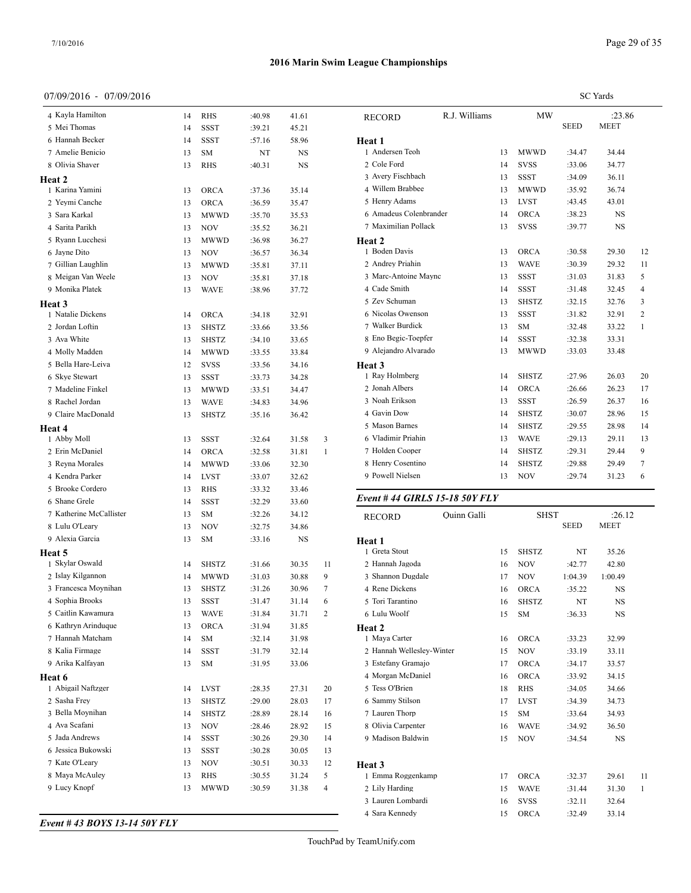# 2016 Marin Swim League Championships

07/09/2016 - 07/09/2016

SC Yards

| Name | Age | Team | Seed | Meet | Points |
|---|---|---|---|---|---|
| 4 Kayla Hamilton | 14 | RHS | :40.98 | 41.61 | |
| 5 Mei Thomas | 14 | SSST | :39.21 | 45.21 | |
| 6 Hannah Becker | 14 | SSST | :57.16 | 58.96 | |
| 7 Amelie Benicio | 13 | SM | NT | NS | |
| 8 Olivia Shaver | 13 | RHS | :40.31 | NS | |

**Heat 2**

| Name | Age | Team | Seed | Meet | Points |
|---|---|---|---|---|---|
| 1 Karina Yamini | 13 | ORCA | :37.36 | 35.14 | |
| 2 Yeymi Canche | 13 | ORCA | :36.59 | 35.47 | |
| 3 Sara Karkal | 13 | MWWD | :35.70 | 35.53 | |
| 4 Sarita Parikh | 13 | NOV | :35.52 | 36.21 | |
| 5 Ryann Lucchesi | 13 | MWWD | :36.98 | 36.27 | |
| 6 Jayne Dito | 13 | NOV | :36.57 | 36.34 | |
| 7 Gillian Laughlin | 13 | MWWD | :35.81 | 37.11 | |
| 8 Meigan Van Weele | 13 | NOV | :35.81 | 37.18 | |
| 9 Monika Platek | 13 | WAVE | :38.96 | 37.72 | |

**Heat 3**

| Name | Age | Team | Seed | Meet | Points |
|---|---|---|---|---|---|
| 1 Natalie Dickens | 14 | ORCA | :34.18 | 32.91 | |
| 2 Jordan Loftin | 13 | SHSTZ | :33.66 | 33.56 | |
| 3 Ava White | 13 | SHSTZ | :34.10 | 33.65 | |
| 4 Molly Madden | 14 | MWWD | :33.55 | 33.84 | |
| 5 Bella Hare-Leiva | 12 | SVSS | :33.56 | 34.16 | |
| 6 Skye Stewart | 13 | SSST | :33.73 | 34.28 | |
| 7 Madeline Finkel | 13 | MWWD | :33.51 | 34.47 | |
| 8 Rachel Jordan | 13 | WAVE | :34.83 | 34.96 | |
| 9 Claire MacDonald | 13 | SHSTZ | :35.16 | 36.42 | |

**Heat 4**

| Name | Age | Team | Seed | Meet | Points |
|---|---|---|---|---|---|
| 1 Abby Moll | 13 | SSST | :32.64 | 31.58 | 3 |
| 2 Erin McDaniel | 14 | ORCA | :32.58 | 31.81 | 1 |
| 3 Reyna Morales | 14 | MWWD | :33.06 | 32.30 | |
| 4 Kendra Parker | 14 | LVST | :33.07 | 32.62 | |
| 5 Brooke Cordero | 13 | RHS | :33.32 | 33.46 | |
| 6 Shane Grele | 14 | SSST | :32.29 | 33.60 | |
| 7 Katherine McCallister | 13 | SM | :32.26 | 34.12 | |
| 8 Lulu O'Leary | 13 | NOV | :32.75 | 34.86 | |
| 9 Alexia Garcia | 13 | SM | :33.16 | NS | |

**Heat 5**

| Name | Age | Team | Seed | Meet | Points |
|---|---|---|---|---|---|
| 1 Skylar Oswald | 14 | SHSTZ | :31.66 | 30.35 | 11 |
| 2 Islay Kilgannon | 14 | MWWD | :31.03 | 30.88 | 9 |
| 3 Francesca Moynihan | 13 | SHSTZ | :31.26 | 30.96 | 7 |
| 4 Sophia Brooks | 13 | SSST | :31.47 | 31.14 | 6 |
| 5 Caitlin Kawamura | 13 | WAVE | :31.84 | 31.71 | 2 |
| 6 Kathryn Arinduque | 13 | ORCA | :31.94 | 31.85 | |
| 7 Hannah Matcham | 14 | SM | :32.14 | 31.98 | |
| 8 Kalia Firmage | 14 | SSST | :31.79 | 32.14 | |
| 9 Arika Kalfayan | 13 | SM | :31.95 | 33.06 | |

**Heat 6**

| Name | Age | Team | Seed | Meet | Points |
|---|---|---|---|---|---|
| 1 Abigail Naftzger | 14 | LVST | :28.35 | 27.31 | 20 |
| 2 Sasha Frey | 13 | SHSTZ | :29.00 | 28.03 | 17 |
| 3 Bella Moynihan | 14 | SHSTZ | :28.89 | 28.14 | 16 |
| 4 Ava Scafani | 13 | NOV | :28.46 | 28.92 | 15 |
| 5 Jada Andrews | 14 | SSST | :30.26 | 29.30 | 14 |
| 6 Jessica Bukowski | 13 | SSST | :30.28 | 30.05 | 13 |
| 7 Kate O'Leary | 13 | NOV | :30.51 | 30.33 | 12 |
| 8 Maya McAuley | 13 | RHS | :30.55 | 31.24 | 5 |
| 9 Lucy Knopf | 13 | MWWD | :30.59 | 31.38 | 4 |

### *Event # 43 BOYS 13-14 50Y FLY*

RECORD R.J. Williams MW :23.86

**Heat 1**

| Name | Age | Team | Seed | Meet | Points |
|---|---|---|---|---|---|
| 1 Andersen Teoh | 13 | MWWD | :34.47 | 34.44 | |
| 2 Cole Ford | 14 | SVSS | :33.06 | 34.77 | |
| 3 Avery Fischbach | 13 | SSST | :34.09 | 36.11 | |
| 4 Willem Brabbee | 13 | MWWD | :35.92 | 36.74 | |
| 5 Henry Adams | 13 | LVST | :43.45 | 43.01 | |
| 6 Amadeus Colenbrander | 14 | ORCA | :38.23 | NS | |
| 7 Maximilian Pollack | 13 | SVSS | :39.77 | NS | |

**Heat 2**

| Name | Age | Team | Seed | Meet | Points |
|---|---|---|---|---|---|
| 1 Boden Davis | 13 | ORCA | :30.58 | 29.30 | 12 |
| 2 Andrey Priahin | 13 | WAVE | :30.39 | 29.32 | 11 |
| 3 Marc-Antoine Maync | 13 | SSST | :31.03 | 31.83 | 5 |
| 4 Cade Smith | 14 | SSST | :31.48 | 32.45 | 4 |
| 5 Zev Schuman | 13 | SHSTZ | :32.15 | 32.76 | 3 |
| 6 Nicolas Owenson | 13 | SSST | :31.82 | 32.91 | 2 |
| 7 Walker Burdick | 13 | SM | :32.48 | 33.22 | 1 |
| 8 Eno Begic-Toepfer | 14 | SSST | :32.38 | 33.31 | |
| 9 Alejandro Alvarado | 13 | MWWD | :33.03 | 33.48 | |

**Heat 3**

| Name | Age | Team | Seed | Meet | Points |
|---|---|---|---|---|---|
| 1 Ray Holmberg | 14 | SHSTZ | :27.96 | 26.03 | 20 |
| 2 Jonah Albers | 14 | ORCA | :26.66 | 26.23 | 17 |
| 3 Noah Erikson | 13 | SSST | :26.59 | 26.37 | 16 |
| 4 Gavin Dow | 14 | SHSTZ | :30.07 | 28.96 | 15 |
| 5 Mason Barnes | 14 | SHSTZ | :29.55 | 28.98 | 14 |
| 6 Vladimir Priahin | 13 | WAVE | :29.13 | 29.11 | 13 |
| 7 Holden Cooper | 14 | SHSTZ | :29.31 | 29.44 | 9 |
| 8 Henry Cosentino | 14 | SHSTZ | :29.88 | 29.49 | 7 |
| 9 Powell Nielsen | 13 | NOV | :29.74 | 31.23 | 6 |

### *Event # 44 GIRLS 15-18 50Y FLY*

RECORD Quinn Galli SHST :26.12

**Heat 1**

| Name | Age | Team | Seed | Meet | Points |
|---|---|---|---|---|---|
| 1 Greta Stout | 15 | SHSTZ | NT | 35.26 | |
| 2 Hannah Jagoda | 16 | NOV | :42.77 | 42.80 | |
| 3 Shannon Dugdale | 17 | NOV | 1:04.39 | 1:00.49 | |
| 4 Rene Dickens | 16 | ORCA | :35.22 | NS | |
| 5 Tori Tarantino | 16 | SHSTZ | NT | NS | |
| 6 Lulu Woolf | 15 | SM | :36.33 | NS | |

**Heat 2**

| Name | Age | Team | Seed | Meet | Points |
|---|---|---|---|---|---|
| 1 Maya Carter | 16 | ORCA | :33.23 | 32.99 | |
| 2 Hannah Wellesley-Winter | 15 | NOV | :33.19 | 33.11 | |
| 3 Estefany Gramajo | 17 | ORCA | :34.17 | 33.57 | |
| 4 Morgan McDaniel | 16 | ORCA | :33.92 | 34.15 | |
| 5 Tess O'Brien | 18 | RHS | :34.05 | 34.66 | |
| 6 Sammy Stilson | 17 | LVST | :34.39 | 34.73 | |
| 7 Lauren Thorp | 15 | SM | :33.64 | 34.93 | |
| 8 Olivia Carpenter | 16 | WAVE | :34.92 | 36.50 | |
| 9 Madison Baldwin | 15 | NOV | :34.54 | NS | |

**Heat 3**

| Name | Age | Team | Seed | Meet | Points |
|---|---|---|---|---|---|
| 1 Emma Roggenkamp | 17 | ORCA | :32.37 | 29.61 | 11 |
| 2 Lily Harding | 15 | WAVE | :31.44 | 31.30 | 1 |
| 3 Lauren Lombardi | 16 | SVSS | :32.11 | 32.64 | |
| 4 Sara Kennedy | 15 | ORCA | :32.49 | 33.14 | |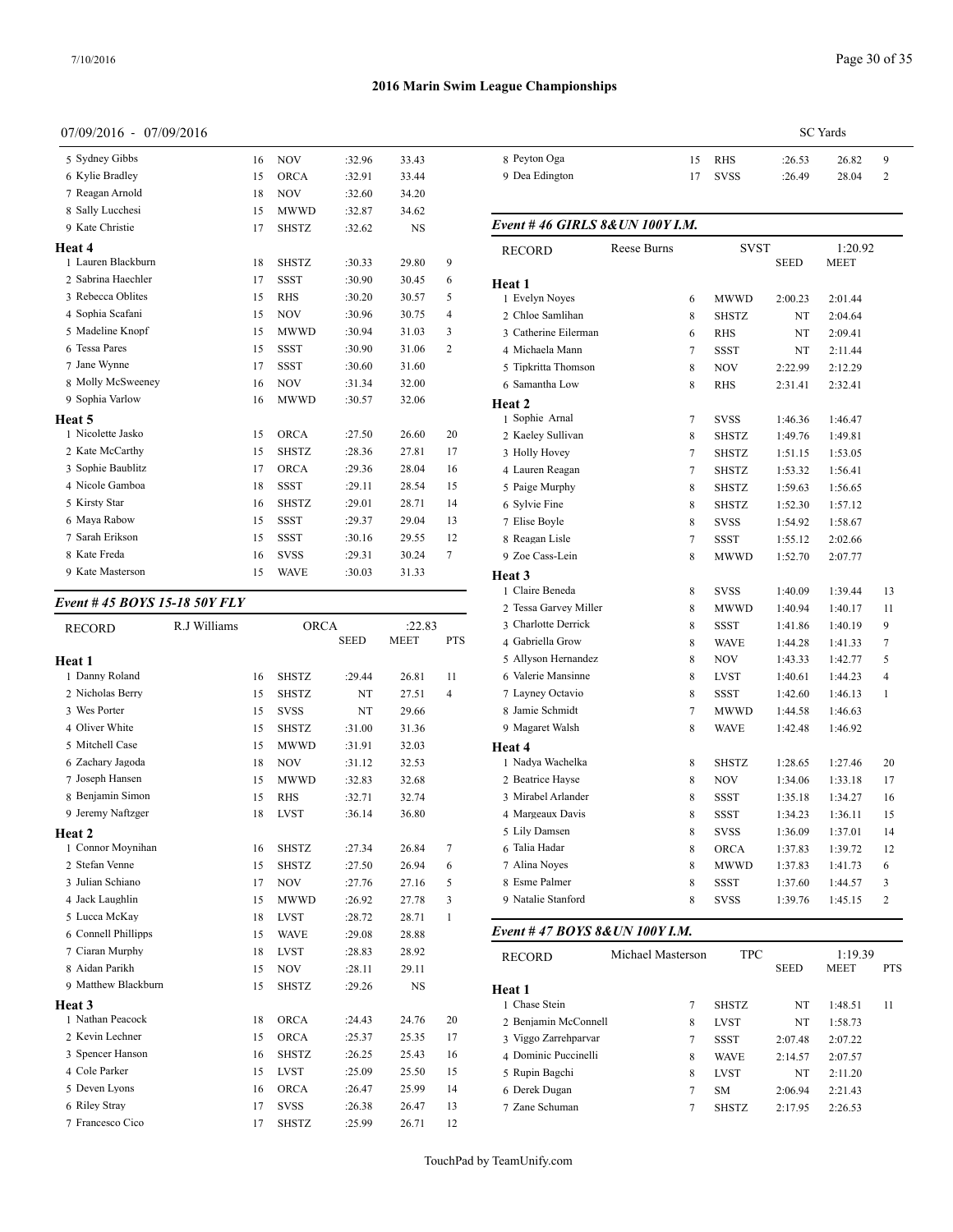# 2016 Marin Swim League Championships

07/09/2016 - 07/09/2016

SC Yards

| | Name | Age | Team | Seed | Meet | PTS |
|---|---|---|---|---|---|---|
| 5 | Sydney Gibbs | 16 | NOV | :32.96 | 33.43 | |
| 6 | Kylie Bradley | 15 | ORCA | :32.91 | 33.44 | |
| 7 | Reagan Arnold | 18 | NOV | :32.60 | 34.20 | |
| 8 | Sally Lucchesi | 15 | MWWD | :32.87 | 34.62 | |
| 9 | Kate Christie | 17 | SHSTZ | :32.62 | NS | |
| **Heat 4** | | | | | | |
| 1 | Lauren Blackburn | 18 | SHSTZ | :30.33 | 29.80 | 9 |
| 2 | Sabrina Haechler | 17 | SSST | :30.90 | 30.45 | 6 |
| 3 | Rebecca Oblites | 15 | RHS | :30.20 | 30.57 | 5 |
| 4 | Sophia Scafani | 15 | NOV | :30.96 | 30.75 | 4 |
| 5 | Madeline Knopf | 15 | MWWD | :30.94 | 31.03 | 3 |
| 6 | Tessa Pares | 15 | SSST | :30.90 | 31.06 | 2 |
| 7 | Jane Wynne | 17 | SSST | :30.60 | 31.60 | |
| 8 | Molly McSweeney | 16 | NOV | :31.34 | 32.00 | |
| 9 | Sophia Varlow | 16 | MWWD | :30.57 | 32.06 | |
| **Heat 5** | | | | | | |
| 1 | Nicolette Jasko | 15 | ORCA | :27.50 | 26.60 | 20 |
| 2 | Kate McCarthy | 15 | SHSTZ | :28.36 | 27.81 | 17 |
| 3 | Sophie Baublitz | 17 | ORCA | :29.36 | 28.04 | 16 |
| 4 | Nicole Gamboa | 18 | SSST | :29.11 | 28.54 | 15 |
| 5 | Kirsty Star | 16 | SHSTZ | :29.01 | 28.71 | 14 |
| 6 | Maya Rabow | 15 | SSST | :29.37 | 29.04 | 13 |
| 7 | Sarah Erikson | 15 | SSST | :30.16 | 29.55 | 12 |
| 8 | Kate Freda | 16 | SVSS | :29.31 | 30.24 | 7 |
| 9 | Kate Masterson | 15 | WAVE | :30.03 | 31.33 | |

### *Event # 45 BOYS 15-18 50Y FLY*

RECORD: R.J Williams — ORCA — :22.83

| | Name | Age | Team | SEED | MEET | PTS |
|---|---|---|---|---|---|---|
| **Heat 1** | | | | | | |
| 1 | Danny Roland | 16 | SHSTZ | :29.44 | 26.81 | 11 |
| 2 | Nicholas Berry | 15 | SHSTZ | NT | 27.51 | 4 |
| 3 | Wes Porter | 15 | SVSS | NT | 29.66 | |
| 4 | Oliver White | 15 | SHSTZ | :31.00 | 31.36 | |
| 5 | Mitchell Case | 15 | MWWD | :31.91 | 32.03 | |
| 6 | Zachary Jagoda | 18 | NOV | :31.12 | 32.53 | |
| 7 | Joseph Hansen | 15 | MWWD | :32.83 | 32.68 | |
| 8 | Benjamin Simon | 15 | RHS | :32.71 | 32.74 | |
| 9 | Jeremy Naftzger | 18 | LVST | :36.14 | 36.80 | |
| **Heat 2** | | | | | | |
| 1 | Connor Moynihan | 16 | SHSTZ | :27.34 | 26.84 | 7 |
| 2 | Stefan Venne | 15 | SHSTZ | :27.50 | 26.94 | 6 |
| 3 | Julian Schiano | 17 | NOV | :27.76 | 27.16 | 5 |
| 4 | Jack Laughlin | 15 | MWWD | :26.92 | 27.78 | 3 |
| 5 | Lucca McKay | 18 | LVST | :28.72 | 28.71 | 1 |
| 6 | Connell Phillipps | 15 | WAVE | :29.08 | 28.88 | |
| 7 | Ciaran Murphy | 18 | LVST | :28.83 | 28.92 | |
| 8 | Aidan Parikh | 15 | NOV | :28.11 | 29.11 | |
| 9 | Matthew Blackburn | 15 | SHSTZ | :29.26 | NS | |
| **Heat 3** | | | | | | |
| 1 | Nathan Peacock | 18 | ORCA | :24.43 | 24.76 | 20 |
| 2 | Kevin Lechner | 15 | ORCA | :25.37 | 25.35 | 17 |
| 3 | Spencer Hanson | 16 | SHSTZ | :26.25 | 25.43 | 16 |
| 4 | Cole Parker | 15 | LVST | :25.09 | 25.50 | 15 |
| 5 | Deven Lyons | 16 | ORCA | :26.47 | 25.99 | 14 |
| 6 | Riley Stray | 17 | SVSS | :26.38 | 26.47 | 13 |
| 7 | Francesco Cico | 17 | SHSTZ | :25.99 | 26.71 | 12 |
| 8 | Peyton Oga | 15 | RHS | :26.53 | 26.82 | 9 |
| 9 | Dea Edington | 17 | SVSS | :26.49 | 28.04 | 2 |

### *Event # 46 GIRLS 8&UN 100Y I.M.*

RECORD: Reese Burns — SVST — 1:20.92

| | Name | Age | Team | SEED | MEET | PTS |
|---|---|---|---|---|---|---|
| **Heat 1** | | | | | | |
| 1 | Evelyn Noyes | 6 | MWWD | 2:00.23 | 2:01.44 | |
| 2 | Chloe Samlihan | 8 | SHSTZ | NT | 2:04.64 | |
| 3 | Catherine Eilerman | 6 | RHS | NT | 2:09.41 | |
| 4 | Michaela Mann | 7 | SSST | NT | 2:11.44 | |
| 5 | Tipkritta Thomson | 8 | NOV | 2:22.99 | 2:12.29 | |
| 6 | Samantha Low | 8 | RHS | 2:31.41 | 2:32.41 | |
| **Heat 2** | | | | | | |
| 1 | Sophie Arnal | 7 | SVSS | 1:46.36 | 1:46.47 | |
| 2 | Kaeley Sullivan | 8 | SHSTZ | 1:49.76 | 1:49.81 | |
| 3 | Holly Hovey | 7 | SHSTZ | 1:51.15 | 1:53.05 | |
| 4 | Lauren Reagan | 7 | SHSTZ | 1:53.32 | 1:56.41 | |
| 5 | Paige Murphy | 8 | SHSTZ | 1:59.63 | 1:56.65 | |
| 6 | Sylvie Fine | 8 | SHSTZ | 1:52.30 | 1:57.12 | |
| 7 | Elise Boyle | 8 | SVSS | 1:54.92 | 1:58.67 | |
| 8 | Reagan Lisle | 7 | SSST | 1:55.12 | 2:02.66 | |
| 9 | Zoe Cass-Lein | 8 | MWWD | 1:52.70 | 2:07.77 | |
| **Heat 3** | | | | | | |
| 1 | Claire Beneda | 8 | SVSS | 1:40.09 | 1:39.44 | 13 |
| 2 | Tessa Garvey Miller | 8 | MWWD | 1:40.94 | 1:40.17 | 11 |
| 3 | Charlotte Derrick | 8 | SSST | 1:41.86 | 1:40.19 | 9 |
| 4 | Gabriella Grow | 8 | WAVE | 1:44.28 | 1:41.33 | 7 |
| 5 | Allyson Hernandez | 8 | NOV | 1:43.33 | 1:42.77 | 5 |
| 6 | Valerie Mansinne | 8 | LVST | 1:40.61 | 1:44.23 | 4 |
| 7 | Layney Octavio | 8 | SSST | 1:42.60 | 1:46.13 | 1 |
| 8 | Jamie Schmidt | 7 | MWWD | 1:44.58 | 1:46.63 | |
| 9 | Magaret Walsh | 8 | WAVE | 1:42.48 | 1:46.92 | |
| **Heat 4** | | | | | | |
| 1 | Nadya Wachelka | 8 | SHSTZ | 1:28.65 | 1:27.46 | 20 |
| 2 | Beatrice Hayse | 8 | NOV | 1:34.06 | 1:33.18 | 17 |
| 3 | Mirabel Arlander | 8 | SSST | 1:35.18 | 1:34.27 | 16 |
| 4 | Margeaux Davis | 8 | SSST | 1:34.23 | 1:36.11 | 15 |
| 5 | Lily Damsen | 8 | SVSS | 1:36.09 | 1:37.01 | 14 |
| 6 | Talia Hadar | 8 | ORCA | 1:37.83 | 1:39.72 | 12 |
| 7 | Alina Noyes | 8 | MWWD | 1:37.83 | 1:41.73 | 6 |
| 8 | Esme Palmer | 8 | SSST | 1:37.60 | 1:44.57 | 3 |
| 9 | Natalie Stanford | 8 | SVSS | 1:39.76 | 1:45.15 | 2 |

### *Event # 47 BOYS 8&UN 100Y I.M.*

RECORD: Michael Masterson — TPC — 1:19.39

| | Name | Age | Team | SEED | MEET | PTS |
|---|---|---|---|---|---|---|
| **Heat 1** | | | | | | |
| 1 | Chase Stein | 7 | SHSTZ | NT | 1:48.51 | 11 |
| 2 | Benjamin McConnell | 8 | LVST | NT | 1:58.73 | |
| 3 | Viggo Zarrehparvar | 7 | SSST | 2:07.48 | 2:07.22 | |
| 4 | Dominic Puccinelli | 8 | WAVE | 2:14.57 | 2:07.57 | |
| 5 | Rupin Bagchi | 8 | LVST | NT | 2:11.20 | |
| 6 | Derek Dugan | 7 | SM | 2:06.94 | 2:21.43 | |
| 7 | Zane Schuman | 7 | SHSTZ | 2:17.95 | 2:26.53 | |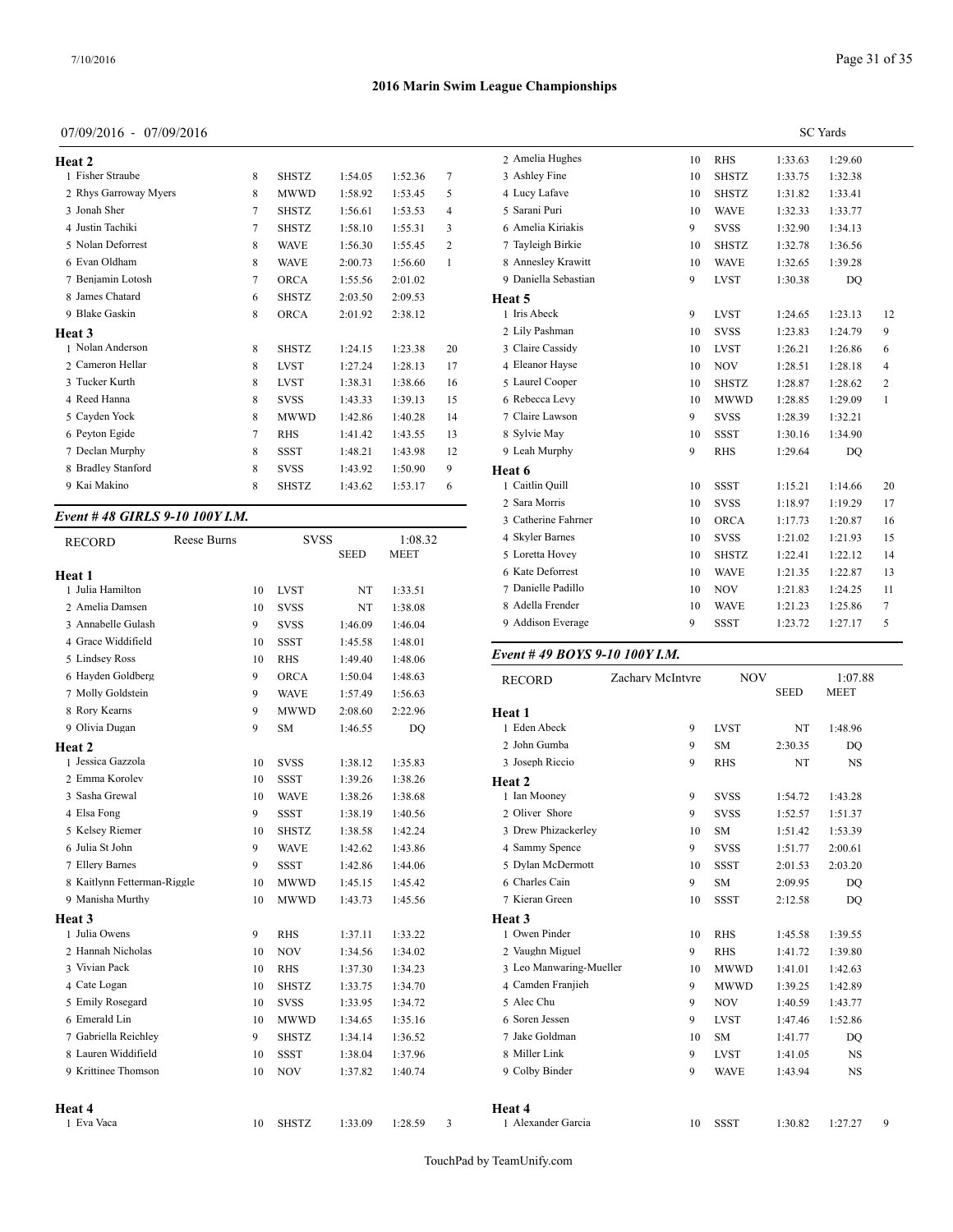# 2016 Marin Swim League Championships

07/09/2016 - 07/09/2016

SC Yards

### Heat 2

| Place | Name | Age | Team | Seed | Finals | Points |
|---|---|---|---|---|---|---|
| 1 | Fisher Straube | 8 | SHSTZ | 1:54.05 | 1:52.36 | 7 |
| 2 | Rhys Garroway Myers | 8 | MWWD | 1:58.92 | 1:53.45 | 5 |
| 3 | Jonah Sher | 7 | SHSTZ | 1:56.61 | 1:53.53 | 4 |
| 4 | Justin Tachiki | 7 | SHSTZ | 1:58.10 | 1:55.31 | 3 |
| 5 | Nolan Deforrest | 8 | WAVE | 1:56.30 | 1:55.45 | 2 |
| 6 | Evan Oldham | 8 | WAVE | 2:00.73 | 1:56.60 | 1 |
| 7 | Benjamin Lotosh | 7 | ORCA | 1:55.56 | 2:01.02 | |
| 8 | James Chatard | 6 | SHSTZ | 2:03.50 | 2:09.53 | |
| 9 | Blake Gaskin | 8 | ORCA | 2:01.92 | 2:38.12 | |

### Heat 3

| Place | Name | Age | Team | Seed | Finals | Points |
|---|---|---|---|---|---|---|
| 1 | Nolan Anderson | 8 | SHSTZ | 1:24.15 | 1:23.38 | 20 |
| 2 | Cameron Hellar | 8 | LVST | 1:27.24 | 1:28.13 | 17 |
| 3 | Tucker Kurth | 8 | LVST | 1:38.31 | 1:38.66 | 16 |
| 4 | Reed Hanna | 8 | SVSS | 1:43.33 | 1:39.13 | 15 |
| 5 | Cayden Yock | 8 | MWWD | 1:42.86 | 1:40.28 | 14 |
| 6 | Peyton Egide | 7 | RHS | 1:41.42 | 1:43.55 | 13 |
| 7 | Declan Murphy | 8 | SSST | 1:48.21 | 1:43.98 | 12 |
| 8 | Bradley Stanford | 8 | SVSS | 1:43.92 | 1:50.90 | 9 |
| 9 | Kai Makino | 8 | SHSTZ | 1:43.62 | 1:53.17 | 6 |

## *Event # 48 GIRLS 9-10 100Y I.M.*

RECORD: Reese Burns, SVSS, 1:08.32

### Heat 1

| Place | Name | Age | Team | Seed | Finals | Points |
|---|---|---|---|---|---|---|
| 1 | Julia Hamilton | 10 | LVST | NT | 1:33.51 | |
| 2 | Amelia Damsen | 10 | SVSS | NT | 1:38.08 | |
| 3 | Annabelle Gulash | 9 | SVSS | 1:46.09 | 1:46.04 | |
| 4 | Grace Widdifield | 10 | SSST | 1:45.58 | 1:48.01 | |
| 5 | Lindsey Ross | 10 | RHS | 1:49.40 | 1:48.06 | |
| 6 | Hayden Goldberg | 9 | ORCA | 1:50.04 | 1:48.63 | |
| 7 | Molly Goldstein | 9 | WAVE | 1:57.49 | 1:56.63 | |
| 8 | Rory Kearns | 9 | MWWD | 2:08.60 | 2:22.96 | |
| 9 | Olivia Dugan | 9 | SM | 1:46.55 | DQ | |

### Heat 2

| Place | Name | Age | Team | Seed | Finals | Points |
|---|---|---|---|---|---|---|
| 1 | Jessica Gazzola | 10 | SVSS | 1:38.12 | 1:35.83 | |
| 2 | Emma Korolev | 10 | SSST | 1:39.26 | 1:38.26 | |
| 3 | Sasha Grewal | 10 | WAVE | 1:38.26 | 1:38.68 | |
| 4 | Elsa Fong | 9 | SSST | 1:38.19 | 1:40.56 | |
| 5 | Kelsey Riemer | 10 | SHSTZ | 1:38.58 | 1:42.24 | |
| 6 | Julia St John | 9 | WAVE | 1:42.62 | 1:43.86 | |
| 7 | Ellery Barnes | 9 | SSST | 1:42.86 | 1:44.06 | |
| 8 | Kaitlynn Fetterman-Riggle | 10 | MWWD | 1:45.15 | 1:45.42 | |
| 9 | Manisha Murthy | 10 | MWWD | 1:43.73 | 1:45.56 | |

### Heat 3

| Place | Name | Age | Team | Seed | Finals | Points |
|---|---|---|---|---|---|---|
| 1 | Julia Owens | 9 | RHS | 1:37.11 | 1:33.22 | |
| 2 | Hannah Nicholas | 10 | NOV | 1:34.56 | 1:34.02 | |
| 3 | Vivian Pack | 10 | RHS | 1:37.30 | 1:34.23 | |
| 4 | Cate Logan | 10 | SHSTZ | 1:33.75 | 1:34.70 | |
| 5 | Emily Rosegard | 10 | SVSS | 1:33.95 | 1:34.72 | |
| 6 | Emerald Lin | 10 | MWWD | 1:34.65 | 1:35.16 | |
| 7 | Gabriella Reichley | 9 | SHSTZ | 1:34.14 | 1:36.52 | |
| 8 | Lauren Widdifield | 10 | SSST | 1:38.04 | 1:37.96 | |
| 9 | Krittinee Thomson | 10 | NOV | 1:37.82 | 1:40.74 | |

### Heat 4

| Place | Name | Age | Team | Seed | Finals | Points |
|---|---|---|---|---|---|---|
| 1 | Eva Vaca | 10 | SHSTZ | 1:33.09 | 1:28.59 | 3 |
| 2 | Amelia Hughes | 10 | RHS | 1:33.63 | 1:29.60 | |
| 3 | Ashley Fine | 10 | SHSTZ | 1:33.75 | 1:32.38 | |
| 4 | Lucy Lafave | 10 | SHSTZ | 1:31.82 | 1:33.41 | |
| 5 | Sarani Puri | 10 | WAVE | 1:32.33 | 1:33.77 | |
| 6 | Amelia Kiriakis | 9 | SVSS | 1:32.90 | 1:34.13 | |
| 7 | Tayleigh Birkie | 10 | SHSTZ | 1:32.78 | 1:36.56 | |
| 8 | Annesley Krawitt | 10 | WAVE | 1:32.65 | 1:39.28 | |
| 9 | Daniella Sebastian | 9 | LVST | 1:30.38 | DQ | |

### Heat 5

| Place | Name | Age | Team | Seed | Finals | Points |
|---|---|---|---|---|---|---|
| 1 | Iris Abeck | 9 | LVST | 1:24.65 | 1:23.13 | 12 |
| 2 | Lily Pashman | 10 | SVSS | 1:23.83 | 1:24.79 | 9 |
| 3 | Claire Cassidy | 10 | LVST | 1:26.21 | 1:26.86 | 6 |
| 4 | Eleanor Hayse | 10 | NOV | 1:28.51 | 1:28.18 | 4 |
| 5 | Laurel Cooper | 10 | SHSTZ | 1:28.87 | 1:28.62 | 2 |
| 6 | Rebecca Levy | 10 | MWWD | 1:28.85 | 1:29.09 | 1 |
| 7 | Claire Lawson | 9 | SVSS | 1:28.39 | 1:32.21 | |
| 8 | Sylvie May | 10 | SSST | 1:30.16 | 1:34.90 | |
| 9 | Leah Murphy | 9 | RHS | 1:29.64 | DQ | |

### Heat 6

| Place | Name | Age | Team | Seed | Finals | Points |
|---|---|---|---|---|---|---|
| 1 | Caitlin Quill | 10 | SSST | 1:15.21 | 1:14.66 | 20 |
| 2 | Sara Morris | 10 | SVSS | 1:18.97 | 1:19.29 | 17 |
| 3 | Catherine Fahrner | 10 | ORCA | 1:17.73 | 1:20.87 | 16 |
| 4 | Skyler Barnes | 10 | SVSS | 1:21.02 | 1:21.93 | 15 |
| 5 | Loretta Hovey | 10 | SHSTZ | 1:22.41 | 1:22.12 | 14 |
| 6 | Kate Deforrest | 10 | WAVE | 1:21.35 | 1:22.87 | 13 |
| 7 | Danielle Padillo | 10 | NOV | 1:21.83 | 1:24.25 | 11 |
| 8 | Adella Frender | 10 | WAVE | 1:21.23 | 1:25.86 | 7 |
| 9 | Addison Everage | 9 | SSST | 1:23.72 | 1:27.17 | 5 |

## *Event # 49 BOYS 9-10 100Y I.M.*

RECORD: Zachary McIntyre, NOV, 1:07.88

### Heat 1

| Place | Name | Age | Team | Seed | Finals | Points |
|---|---|---|---|---|---|---|
| 1 | Eden Abeck | 9 | LVST | NT | 1:48.96 | |
| 2 | John Gumba | 9 | SM | 2:30.35 | DQ | |
| 3 | Joseph Riccio | 9 | RHS | NT | NS | |

### Heat 2

| Place | Name | Age | Team | Seed | Finals | Points |
|---|---|---|---|---|---|---|
| 1 | Ian Mooney | 9 | SVSS | 1:54.72 | 1:43.28 | |
| 2 | Oliver Shore | 9 | SVSS | 1:52.57 | 1:51.37 | |
| 3 | Drew Phizackerley | 10 | SM | 1:51.42 | 1:53.39 | |
| 4 | Sammy Spence | 9 | SVSS | 1:51.77 | 2:00.61 | |
| 5 | Dylan McDermott | 10 | SSST | 2:01.53 | 2:03.20 | |
| 6 | Charles Cain | 9 | SM | 2:09.95 | DQ | |
| 7 | Kieran Green | 10 | SSST | 2:12.58 | DQ | |

### Heat 3

| Place | Name | Age | Team | Seed | Finals | Points |
|---|---|---|---|---|---|---|
| 1 | Owen Pinder | 10 | RHS | 1:45.58 | 1:39.55 | |
| 2 | Vaughn Miguel | 9 | RHS | 1:41.72 | 1:39.80 | |
| 3 | Leo Manwaring-Mueller | 10 | MWWD | 1:41.01 | 1:42.63 | |
| 4 | Camden Franjieh | 9 | MWWD | 1:39.25 | 1:42.89 | |
| 5 | Alec Chu | 9 | NOV | 1:40.59 | 1:43.77 | |
| 6 | Soren Jessen | 9 | LVST | 1:47.46 | 1:52.86 | |
| 7 | Jake Goldman | 10 | SM | 1:41.77 | DQ | |
| 8 | Miller Link | 9 | LVST | 1:41.05 | NS | |
| 9 | Colby Binder | 9 | WAVE | 1:43.94 | NS | |

### Heat 4

| Place | Name | Age | Team | Seed | Finals | Points |
|---|---|---|---|---|---|---|
| 1 | Alexander Garcia | 10 | SSST | 1:30.82 | 1:27.27 | 9 |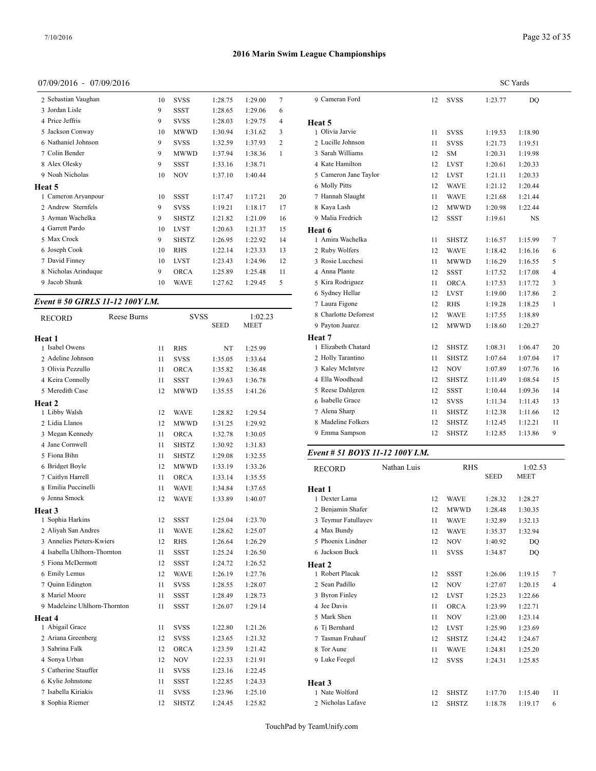## 2016 Marin Swim League Championships

07/09/2016 - 07/09/2016

SC Yards

| | Age | Team | Seed | Meet | Points |
|---|---|---|---|---|---|
| 2 Sebastian Vaughan | 10 | SVSS | 1:28.75 | 1:29.00 | 7 |
| 3 Jordan Lisle | 9 | SSST | 1:28.65 | 1:29.06 | 6 |
| 4 Price Jeffris | 9 | SVSS | 1:28.03 | 1:29.75 | 4 |
| 5 Jackson Conway | 10 | MWWD | 1:30.94 | 1:31.62 | 3 |
| 6 Nathaniel Johnson | 9 | SVSS | 1:32.59 | 1:37.93 | 2 |
| 7 Colin Bender | 9 | MWWD | 1:37.94 | 1:38.36 | 1 |
| 8 Alex Olesky | 9 | SSST | 1:33.16 | 1:38.71 | |
| 9 Noah Nicholas | 10 | NOV | 1:37.10 | 1:40.44 | |
| **Heat 5** | | | | | |
| 1 Cameron Aryanpour | 10 | SSST | 1:17.47 | 1:17.21 | 20 |
| 2 Andrew Sternfels | 9 | SVSS | 1:19.21 | 1:18.17 | 17 |
| 3 Ayman Wachelka | 9 | SHSTZ | 1:21.82 | 1:21.09 | 16 |
| 4 Garrett Pardo | 10 | LVST | 1:20.63 | 1:21.37 | 15 |
| 5 Max Crock | 9 | SHSTZ | 1:26.95 | 1:22.92 | 14 |
| 6 Joseph Cook | 10 | RHS | 1:22.14 | 1:23.33 | 13 |
| 7 David Finney | 10 | LVST | 1:23.43 | 1:24.96 | 12 |
| 8 Nicholas Arinduque | 9 | ORCA | 1:25.89 | 1:25.48 | 11 |
| 9 Jacob Shunk | 10 | WAVE | 1:27.62 | 1:29.45 | 5 |

### *Event # 50 GIRLS 11-12 100Y I.M.*

RECORD: Reese Burns, SVSS, 1:02.23

| | Age | Team | SEED | MEET | Points |
|---|---|---|---|---|---|
| **Heat 1** | | | | | |
| 1 Isabel Owens | 11 | RHS | NT | 1:25.99 | |
| 2 Adeline Johnson | 11 | SVSS | 1:35.05 | 1:33.64 | |
| 3 Olivia Pezzullo | 11 | ORCA | 1:35.82 | 1:36.48 | |
| 4 Keira Connolly | 11 | SSST | 1:39.63 | 1:36.78 | |
| 5 Meredith Case | 12 | MWWD | 1:35.55 | 1:41.26 | |
| **Heat 2** | | | | | |
| 1 Libby Walsh | 12 | WAVE | 1:28.82 | 1:29.54 | |
| 2 Lidia Llanos | 12 | MWWD | 1:31.25 | 1:29.92 | |
| 3 Megan Kennedy | 11 | ORCA | 1:32.78 | 1:30.05 | |
| 4 Jane Cornwell | 11 | SHSTZ | 1:30.92 | 1:31.83 | |
| 5 Fiona Bihn | 11 | SHSTZ | 1:29.08 | 1:32.55 | |
| 6 Bridget Boyle | 12 | MWWD | 1:33.19 | 1:33.26 | |
| 7 Caitlyn Harrell | 11 | ORCA | 1:33.14 | 1:35.55 | |
| 8 Emilia Puccinelli | 11 | WAVE | 1:34.84 | 1:37.65 | |
| 9 Jenna Smock | 12 | WAVE | 1:33.89 | 1:40.07 | |
| **Heat 3** | | | | | |
| 1 Sophia Harkins | 12 | SSST | 1:25.04 | 1:23.70 | |
| 2 Aliyah San Andres | 11 | WAVE | 1:28.62 | 1:25.07 | |
| 3 Annelies Pieters-Kwiers | 12 | RHS | 1:26.64 | 1:26.29 | |
| 4 Isabella Uhlhorn-Thornton | 11 | SSST | 1:25.24 | 1:26.50 | |
| 5 Fiona McDermott | 12 | SSST | 1:24.72 | 1:26.52 | |
| 6 Emily Lemus | 12 | WAVE | 1:26.19 | 1:27.76 | |
| 7 Quinn Edington | 11 | SVSS | 1:28.55 | 1:28.07 | |
| 8 Mariel Moore | 11 | SSST | 1:28.49 | 1:28.73 | |
| 9 Madeleine Uhlhorn-Thornton | 11 | SSST | 1:26.07 | 1:29.14 | |
| **Heat 4** | | | | | |
| 1 Abigail Grace | 11 | SVSS | 1:22.80 | 1:21.26 | |
| 2 Ariana Greenberg | 12 | SVSS | 1:23.65 | 1:21.32 | |
| 3 Sabrina Falk | 12 | ORCA | 1:23.59 | 1:21.42 | |
| 4 Sonya Urban | 12 | NOV | 1:22.33 | 1:21.91 | |
| 5 Catherine Stauffer | 11 | SVSS | 1:23.16 | 1:22.45 | |
| 6 Kylie Johnstone | 11 | SSST | 1:22.85 | 1:24.33 | |
| 7 Isabella Kiriakis | 11 | SVSS | 1:23.96 | 1:25.10 | |
| 8 Sophia Riemer | 12 | SHSTZ | 1:24.45 | 1:25.82 | |
| 9 Cameran Ford | 12 | SVSS | 1:23.77 | DQ | |
| **Heat 5** | | | | | |
| 1 Olivia Jarvie | 11 | SVSS | 1:19.53 | 1:18.90 | |
| 2 Lucille Johnson | 11 | SVSS | 1:21.73 | 1:19.51 | |
| 3 Sarah Williams | 12 | SM | 1:20.31 | 1:19.98 | |
| 4 Kate Hamilton | 12 | LVST | 1:20.61 | 1:20.33 | |
| 5 Cameron Jane Taylor | 12 | LVST | 1:21.11 | 1:20.33 | |
| 6 Molly Pitts | 12 | WAVE | 1:21.12 | 1:20.44 | |
| 7 Hannah Slaught | 11 | WAVE | 1:21.68 | 1:21.44 | |
| 8 Kaya Lash | 12 | MWWD | 1:20.98 | 1:22.44 | |
| 9 Malia Fredrich | 12 | SSST | 1:19.61 | NS | |
| **Heat 6** | | | | | |
| 1 Amira Wachelka | 11 | SHSTZ | 1:16.57 | 1:15.99 | 7 |
| 2 Ruby Wolfers | 12 | WAVE | 1:18.42 | 1:16.16 | 6 |
| 3 Rosie Lucchesi | 11 | MWWD | 1:16.29 | 1:16.55 | 5 |
| 4 Anna Plante | 12 | SSST | 1:17.52 | 1:17.08 | 4 |
| 5 Kira Rodriguez | 11 | ORCA | 1:17.53 | 1:17.72 | 3 |
| 6 Sydney Hellar | 12 | LVST | 1:19.00 | 1:17.86 | 2 |
| 7 Laura Figone | 12 | RHS | 1:19.28 | 1:18.25 | 1 |
| 8 Charlotte Deforrest | 12 | WAVE | 1:17.55 | 1:18.89 | |
| 9 Payton Juarez | 12 | MWWD | 1:18.60 | 1:20.27 | |
| **Heat 7** | | | | | |
| 1 Elizabeth Chatard | 12 | SHSTZ | 1:08.31 | 1:06.47 | 20 |
| 2 Holly Tarantino | 11 | SHSTZ | 1:07.64 | 1:07.04 | 17 |
| 3 Kaley McIntyre | 12 | NOV | 1:07.89 | 1:07.76 | 16 |
| 4 Ella Woodhead | 12 | SHSTZ | 1:11.49 | 1:08.54 | 15 |
| 5 Reese Dahlgren | 12 | SSST | 1:10.44 | 1:09.36 | 14 |
| 6 Isabelle Grace | 12 | SVSS | 1:11.34 | 1:11.43 | 13 |
| 7 Alena Sharp | 11 | SHSTZ | 1:12.38 | 1:11.66 | 12 |
| 8 Madeline Folkers | 12 | SHSTZ | 1:12.45 | 1:12.21 | 11 |
| 9 Emma Sampson | 12 | SHSTZ | 1:12.85 | 1:13.86 | 9 |

### *Event # 51 BOYS 11-12 100Y I.M.*

RECORD: Nathan Luis, RHS, 1:02.53

| | Age | Team | SEED | MEET | Points |
|---|---|---|---|---|---|
| **Heat 1** | | | | | |
| 1 Dexter Lama | 12 | WAVE | 1:28.32 | 1:28.27 | |
| 2 Benjamin Shafer | 12 | MWWD | 1:28.48 | 1:30.35 | |
| 3 Teymur Fatullayev | 11 | WAVE | 1:32.89 | 1:32.13 | |
| 4 Max Bundy | 12 | WAVE | 1:35.37 | 1:32.94 | |
| 5 Phoenix Lindner | 12 | NOV | 1:40.92 | DQ | |
| 6 Jackson Buck | 11 | SVSS | 1:34.87 | DQ | |
| **Heat 2** | | | | | |
| 1 Robert Placak | 12 | SSST | 1:26.06 | 1:19.15 | 7 |
| 2 Sean Padillo | 12 | NOV | 1:27.07 | 1:20.15 | 4 |
| 3 Byron Finley | 12 | LVST | 1:25.23 | 1:22.66 | |
| 4 Jee Davis | 11 | ORCA | 1:23.99 | 1:22.71 | |
| 5 Mark Shen | 11 | NOV | 1:23.00 | 1:23.14 | |
| 6 Tj Bernhard | 12 | LVST | 1:25.90 | 1:23.69 | |
| 7 Tasman Fruhauf | 12 | SHSTZ | 1:24.42 | 1:24.67 | |
| 8 Tor Aune | 11 | WAVE | 1:24.81 | 1:25.20 | |
| 9 Luke Feegel | 12 | SVSS | 1:24.31 | 1:25.85 | |
| **Heat 3** | | | | | |
| 1 Nate Wolford | 12 | SHSTZ | 1:17.70 | 1:15.40 | 11 |
| 2 Nicholas Lafave | 12 | SHSTZ | 1:18.78 | 1:19.17 | 6 |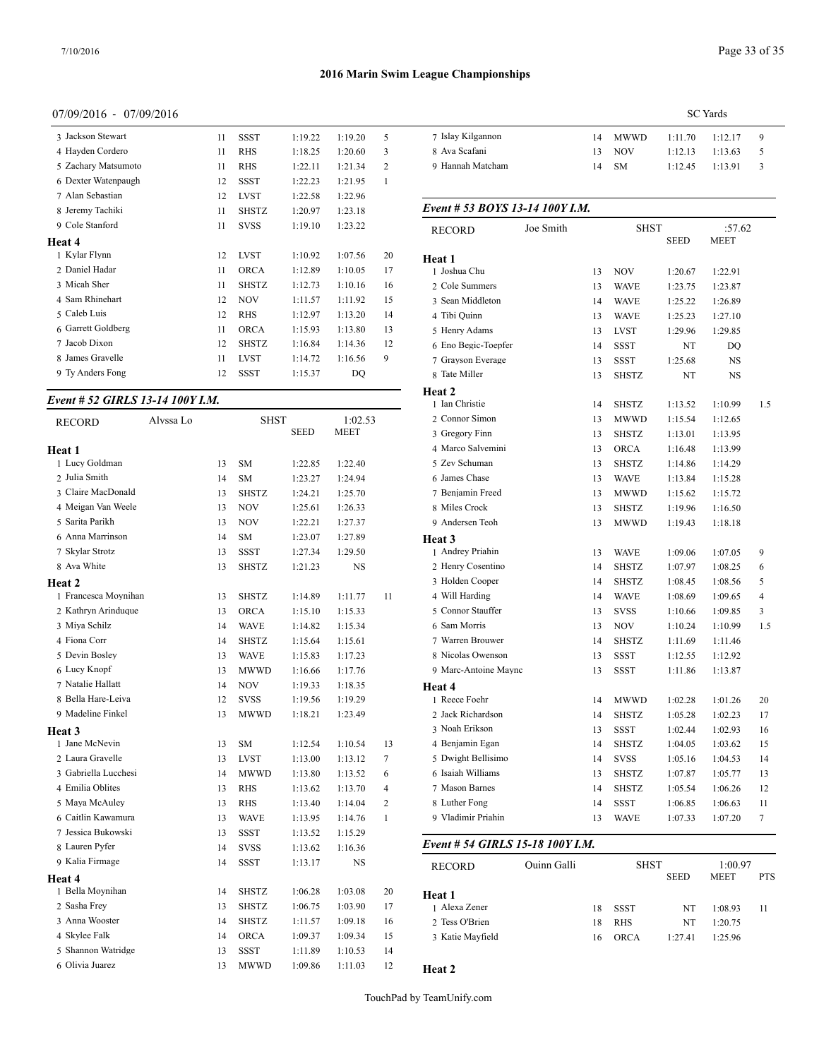## 2016 Marin Swim League Championships

07/09/2016 - 07/09/2016

SC Yards

| | | | | | |
|---|---|---|---|---|---|
| 3 Jackson Stewart | 11 | SSST | 1:19.22 | 1:19.20 | 5 |
| 4 Hayden Cordero | 11 | RHS | 1:18.25 | 1:20.60 | 3 |
| 5 Zachary Matsumoto | 11 | RHS | 1:22.11 | 1:21.34 | 2 |
| 6 Dexter Watenpaugh | 12 | SSST | 1:22.23 | 1:21.95 | 1 |
| 7 Alan Sebastian | 12 | LVST | 1:22.58 | 1:22.96 | |
| 8 Jeremy Tachiki | 11 | SHSTZ | 1:20.97 | 1:23.18 | |
| 9 Cole Stanford | 11 | SVSS | 1:19.10 | 1:23.22 | |

**Heat 4**

| | | | | | |
|---|---|---|---|---|---|
| 1 Kylar Flynn | 12 | LVST | 1:10.92 | 1:07.56 | 20 |
| 2 Daniel Hadar | 11 | ORCA | 1:12.89 | 1:10.05 | 17 |
| 3 Micah Sher | 11 | SHSTZ | 1:12.73 | 1:10.16 | 16 |
| 4 Sam Rhinehart | 12 | NOV | 1:11.57 | 1:11.92 | 15 |
| 5 Caleb Luis | 12 | RHS | 1:12.97 | 1:13.20 | 14 |
| 6 Garrett Goldberg | 11 | ORCA | 1:15.93 | 1:13.80 | 13 |
| 7 Jacob Dixon | 12 | SHSTZ | 1:16.84 | 1:14.36 | 12 |
| 8 James Gravelle | 11 | LVST | 1:14.72 | 1:16.56 | 9 |
| 9 Ty Anders Fong | 12 | SSST | 1:15.37 | DQ | |

### *Event # 52 GIRLS 13-14 100Y I.M.*

RECORD: Alyssa Lo, SHST, 1:02.53

| | | | SEED | MEET | |
|---|---|---|---|---|---|
| **Heat 1** | | | | | |
| 1 Lucy Goldman | 13 | SM | 1:22.85 | 1:22.40 | |
| 2 Julia Smith | 14 | SM | 1:23.27 | 1:24.94 | |
| 3 Claire MacDonald | 13 | SHSTZ | 1:24.21 | 1:25.70 | |
| 4 Meigan Van Weele | 13 | NOV | 1:25.61 | 1:26.33 | |
| 5 Sarita Parikh | 13 | NOV | 1:22.21 | 1:27.37 | |
| 6 Anna Marrinson | 14 | SM | 1:23.07 | 1:27.89 | |
| 7 Skylar Strotz | 13 | SSST | 1:27.34 | 1:29.50 | |
| 8 Ava White | 13 | SHSTZ | 1:21.23 | NS | |
| **Heat 2** | | | | | |
| 1 Francesca Moynihan | 13 | SHSTZ | 1:14.89 | 1:11.77 | 11 |
| 2 Kathryn Arinduque | 13 | ORCA | 1:15.10 | 1:15.33 | |
| 3 Miya Schilz | 14 | WAVE | 1:14.82 | 1:15.34 | |
| 4 Fiona Corr | 14 | SHSTZ | 1:15.64 | 1:15.61 | |
| 5 Devin Bosley | 13 | WAVE | 1:15.83 | 1:17.23 | |
| 6 Lucy Knopf | 13 | MWWD | 1:16.66 | 1:17.76 | |
| 7 Natalie Hallatt | 14 | NOV | 1:19.33 | 1:18.35 | |
| 8 Bella Hare-Leiva | 12 | SVSS | 1:19.56 | 1:19.29 | |
| 9 Madeline Finkel | 13 | MWWD | 1:18.21 | 1:23.49 | |
| **Heat 3** | | | | | |
| 1 Jane McNevin | 13 | SM | 1:12.54 | 1:10.54 | 13 |
| 2 Laura Gravelle | 13 | LVST | 1:13.00 | 1:13.12 | 7 |
| 3 Gabriella Lucchesi | 14 | MWWD | 1:13.80 | 1:13.52 | 6 |
| 4 Emilia Oblites | 13 | RHS | 1:13.62 | 1:13.70 | 4 |
| 5 Maya McAuley | 13 | RHS | 1:13.40 | 1:14.04 | 2 |
| 6 Caitlin Kawamura | 13 | WAVE | 1:13.95 | 1:14.76 | 1 |
| 7 Jessica Bukowski | 13 | SSST | 1:13.52 | 1:15.29 | |
| 8 Lauren Pyfer | 14 | SVSS | 1:13.62 | 1:16.36 | |
| 9 Kalia Firmage | 14 | SSST | 1:13.17 | NS | |
| **Heat 4** | | | | | |
| 1 Bella Moynihan | 14 | SHSTZ | 1:06.28 | 1:03.08 | 20 |
| 2 Sasha Frey | 13 | SHSTZ | 1:06.75 | 1:03.90 | 17 |
| 3 Anna Wooster | 14 | SHSTZ | 1:11.57 | 1:09.18 | 16 |
| 4 Skylee Falk | 14 | ORCA | 1:09.37 | 1:09.34 | 15 |
| 5 Shannon Watridge | 13 | SSST | 1:11.89 | 1:10.53 | 14 |
| 6 Olivia Juarez | 13 | MWWD | 1:09.86 | 1:11.03 | 12 |
| 7 Islay Kilgannon | 14 | MWWD | 1:11.70 | 1:12.17 | 9 |
| 8 Ava Scafani | 13 | NOV | 1:12.13 | 1:13.63 | 5 |
| 9 Hannah Matcham | 14 | SM | 1:12.45 | 1:13.91 | 3 |

### *Event # 53 BOYS 13-14 100Y I.M.*

RECORD: Joe Smith, SHST, :57.62

| | | | SEED | MEET | |
|---|---|---|---|---|---|
| **Heat 1** | | | | | |
| 1 Joshua Chu | 13 | NOV | 1:20.67 | 1:22.91 | |
| 2 Cole Summers | 13 | WAVE | 1:23.75 | 1:23.87 | |
| 3 Sean Middleton | 14 | WAVE | 1:25.22 | 1:26.89 | |
| 4 Tibi Quinn | 13 | WAVE | 1:25.23 | 1:27.10 | |
| 5 Henry Adams | 13 | LVST | 1:29.96 | 1:29.85 | |
| 6 Eno Begic-Toepfer | 14 | SSST | NT | DQ | |
| 7 Grayson Everage | 13 | SSST | 1:25.68 | NS | |
| 8 Tate Miller | 13 | SHSTZ | NT | NS | |
| **Heat 2** | | | | | |
| 1 Ian Christie | 14 | SHSTZ | 1:13.52 | 1:10.99 | 1.5 |
| 2 Connor Simon | 13 | MWWD | 1:15.54 | 1:12.65 | |
| 3 Gregory Finn | 13 | SHSTZ | 1:13.01 | 1:13.95 | |
| 4 Marco Salvemini | 13 | ORCA | 1:16.48 | 1:13.99 | |
| 5 Zev Schuman | 13 | SHSTZ | 1:14.86 | 1:14.29 | |
| 6 James Chase | 13 | WAVE | 1:13.84 | 1:15.28 | |
| 7 Benjamin Freed | 13 | MWWD | 1:15.62 | 1:15.72 | |
| 8 Miles Crock | 13 | SHSTZ | 1:19.96 | 1:16.50 | |
| 9 Andersen Teoh | 13 | MWWD | 1:19.43 | 1:18.18 | |
| **Heat 3** | | | | | |
| 1 Andrey Priahin | 13 | WAVE | 1:09.06 | 1:07.05 | 9 |
| 2 Henry Cosentino | 14 | SHSTZ | 1:07.97 | 1:08.25 | 6 |
| 3 Holden Cooper | 14 | SHSTZ | 1:08.45 | 1:08.56 | 5 |
| 4 Will Harding | 14 | WAVE | 1:08.69 | 1:09.65 | 4 |
| 5 Connor Stauffer | 13 | SVSS | 1:10.66 | 1:09.85 | 3 |
| 6 Sam Morris | 13 | NOV | 1:10.24 | 1:10.99 | 1.5 |
| 7 Warren Brouwer | 14 | SHSTZ | 1:11.69 | 1:11.46 | |
| 8 Nicolas Owenson | 13 | SSST | 1:12.55 | 1:12.92 | |
| 9 Marc-Antoine Maync | 13 | SSST | 1:11.86 | 1:13.87 | |
| **Heat 4** | | | | | |
| 1 Reece Foehr | 14 | MWWD | 1:02.28 | 1:01.26 | 20 |
| 2 Jack Richardson | 14 | SHSTZ | 1:05.28 | 1:02.23 | 17 |
| 3 Noah Erikson | 13 | SSST | 1:02.44 | 1:02.93 | 16 |
| 4 Benjamin Egan | 14 | SHSTZ | 1:04.05 | 1:03.62 | 15 |
| 5 Dwight Bellisimo | 14 | SVSS | 1:05.16 | 1:04.53 | 14 |
| 6 Isaiah Williams | 13 | SHSTZ | 1:07.87 | 1:05.77 | 13 |
| 7 Mason Barnes | 14 | SHSTZ | 1:05.54 | 1:06.26 | 12 |
| 8 Luther Fong | 14 | SSST | 1:06.85 | 1:06.63 | 11 |
| 9 Vladimir Priahin | 13 | WAVE | 1:07.33 | 1:07.20 | 7 |

### *Event # 54 GIRLS 15-18 100Y I.M.*

RECORD: Quinn Galli, SHST, 1:00.97

| | | | SEED | MEET | PTS |
|---|---|---|---|---|---|
| **Heat 1** | | | | | |
| 1 Alexa Zener | 18 | SSST | NT | 1:08.93 | 11 |
| 2 Tess O'Brien | 18 | RHS | NT | 1:20.75 | |
| 3 Katie Mayfield | 16 | ORCA | 1:27.41 | 1:25.96 | |

**Heat 2**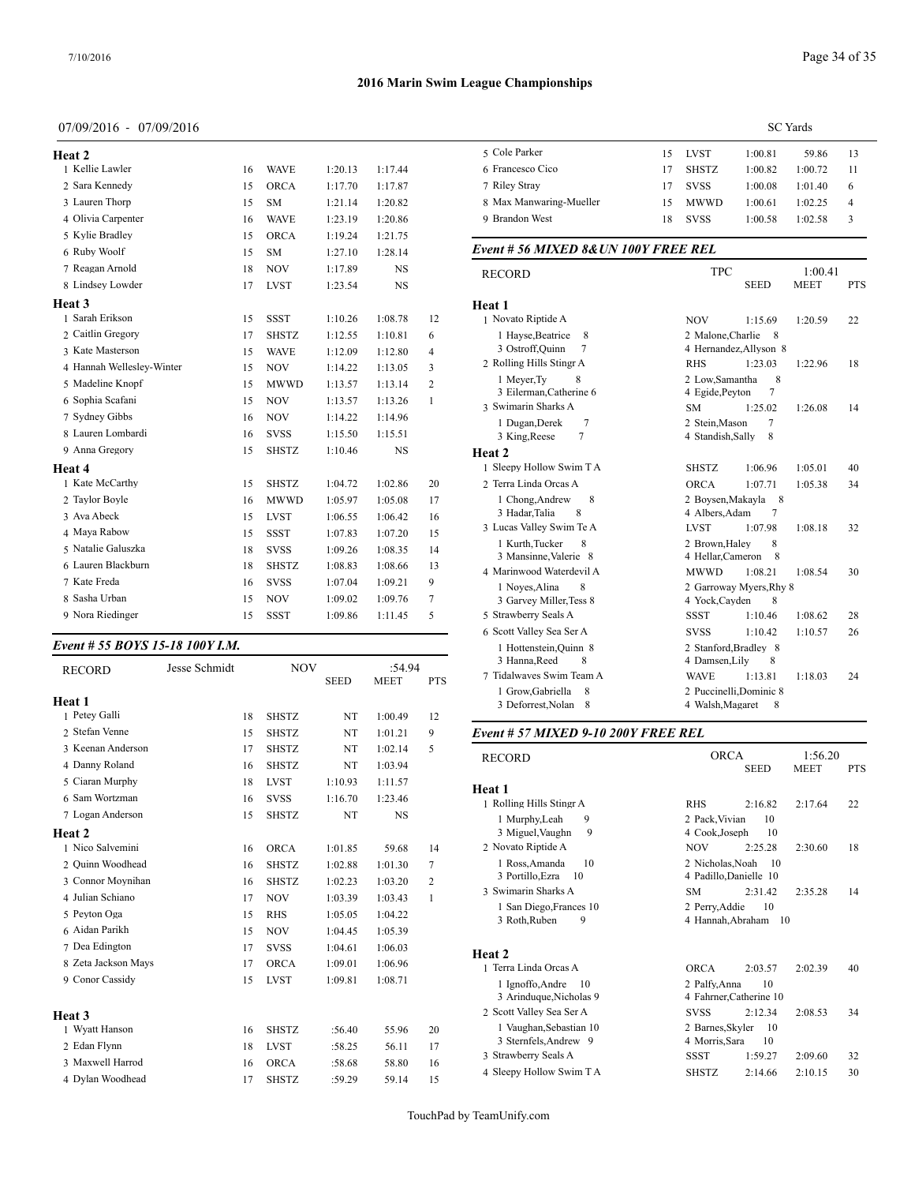# 2016 Marin Swim League Championships

07/09/2016 - 07/09/2016

SC Yards

**Heat 2**

| | Name | Age | Team | Seed | Meet | Pts |
|---|---|---|---|---|---|---|
| 1 | Kellie Lawler | 16 | WAVE | 1:20.13 | 1:17.44 | |
| 2 | Sara Kennedy | 15 | ORCA | 1:17.70 | 1:17.87 | |
| 3 | Lauren Thorp | 15 | SM | 1:21.14 | 1:20.82 | |
| 4 | Olivia Carpenter | 16 | WAVE | 1:23.19 | 1:20.86 | |
| 5 | Kylie Bradley | 15 | ORCA | 1:19.24 | 1:21.75 | |
| 6 | Ruby Woolf | 15 | SM | 1:27.10 | 1:28.14 | |
| 7 | Reagan Arnold | 18 | NOV | 1:17.89 | NS | |
| 8 | Lindsey Lowder | 17 | LVST | 1:23.54 | NS | |

**Heat 3**

| | Name | Age | Team | Seed | Meet | Pts |
|---|---|---|---|---|---|---|
| 1 | Sarah Erikson | 15 | SSST | 1:10.26 | 1:08.78 | 12 |
| 2 | Caitlin Gregory | 17 | SHSTZ | 1:12.55 | 1:10.81 | 6 |
| 3 | Kate Masterson | 15 | WAVE | 1:12.09 | 1:12.80 | 4 |
| 4 | Hannah Wellesley-Winter | 15 | NOV | 1:14.22 | 1:13.05 | 3 |
| 5 | Madeline Knopf | 15 | MWWD | 1:13.57 | 1:13.14 | 2 |
| 6 | Sophia Scafani | 15 | NOV | 1:13.57 | 1:13.26 | 1 |
| 7 | Sydney Gibbs | 16 | NOV | 1:14.22 | 1:14.96 | |
| 8 | Lauren Lombardi | 16 | SVSS | 1:15.50 | 1:15.51 | |
| 9 | Anna Gregory | 15 | SHSTZ | 1:10.46 | NS | |

**Heat 4**

| | Name | Age | Team | Seed | Meet | Pts |
|---|---|---|---|---|---|---|
| 1 | Kate McCarthy | 15 | SHSTZ | 1:04.72 | 1:02.86 | 20 |
| 2 | Taylor Boyle | 16 | MWWD | 1:05.97 | 1:05.08 | 17 |
| 3 | Ava Abeck | 15 | LVST | 1:06.55 | 1:06.42 | 16 |
| 4 | Maya Rabow | 15 | SSST | 1:07.83 | 1:07.20 | 15 |
| 5 | Natalie Galuszka | 18 | SVSS | 1:09.26 | 1:08.35 | 14 |
| 6 | Lauren Blackburn | 18 | SHSTZ | 1:08.83 | 1:08.66 | 13 |
| 7 | Kate Freda | 16 | SVSS | 1:07.04 | 1:09.21 | 9 |
| 8 | Sasha Urban | 15 | NOV | 1:09.02 | 1:09.76 | 7 |
| 9 | Nora Riedinger | 15 | SSST | 1:09.86 | 1:11.45 | 5 |

## Event # 55 BOYS 15-18 100Y I.M.

RECORD: Jesse Schmidt, NOV, :54.94

**Heat 1**

| | Name | Age | Team | Seed | Meet | Pts |
|---|---|---|---|---|---|---|
| 1 | Petey Galli | 18 | SHSTZ | NT | 1:00.49 | 12 |
| 2 | Stefan Venne | 15 | SHSTZ | NT | 1:01.21 | 9 |
| 3 | Keenan Anderson | 17 | SHSTZ | NT | 1:02.14 | 5 |
| 4 | Danny Roland | 16 | SHSTZ | NT | 1:03.94 | |
| 5 | Ciaran Murphy | 18 | LVST | 1:10.93 | 1:11.57 | |
| 6 | Sam Wortzman | 16 | SVSS | 1:16.70 | 1:23.46 | |
| 7 | Logan Anderson | 15 | SHSTZ | NT | NS | |

**Heat 2**

| | Name | Age | Team | Seed | Meet | Pts |
|---|---|---|---|---|---|---|
| 1 | Nico Salvemini | 16 | ORCA | 1:01.85 | 59.68 | 14 |
| 2 | Quinn Woodhead | 16 | SHSTZ | 1:02.88 | 1:01.30 | 7 |
| 3 | Connor Moynihan | 16 | SHSTZ | 1:02.23 | 1:03.20 | 2 |
| 4 | Julian Schiano | 17 | NOV | 1:03.39 | 1:03.43 | 1 |
| 5 | Peyton Oga | 15 | RHS | 1:05.05 | 1:04.22 | |
| 6 | Aidan Parikh | 15 | NOV | 1:04.45 | 1:05.39 | |
| 7 | Dea Edington | 17 | SVSS | 1:04.61 | 1:06.03 | |
| 8 | Zeta Jackson Mays | 17 | ORCA | 1:09.01 | 1:06.96 | |
| 9 | Conor Cassidy | 15 | LVST | 1:09.81 | 1:08.71 | |

**Heat 3**

| | Name | Age | Team | Seed | Meet | Pts |
|---|---|---|---|---|---|---|
| 1 | Wyatt Hanson | 16 | SHSTZ | :56.40 | 55.96 | 20 |
| 2 | Edan Flynn | 18 | LVST | :58.25 | 56.11 | 17 |
| 3 | Maxwell Harrod | 16 | ORCA | :58.68 | 58.80 | 16 |
| 4 | Dylan Woodhead | 17 | SHSTZ | :59.29 | 59.14 | 15 |
| 5 | Cole Parker | 15 | LVST | 1:00.81 | 59.86 | 13 |
| 6 | Francesco Cico | 17 | SHSTZ | 1:00.82 | 1:00.72 | 11 |
| 7 | Riley Stray | 17 | SVSS | 1:00.08 | 1:01.40 | 6 |
| 8 | Max Manwaring-Mueller | 15 | MWWD | 1:00.61 | 1:02.25 | 4 |
| 9 | Brandon West | 18 | SVSS | 1:00.58 | 1:02.58 | 3 |

## Event # 56 MIXED 8&UN 100Y FREE REL

RECORD: TPC, 1:00.41

**Heat 1**

| | Team | | Seed | Meet | Pts |
|---|---|---|---|---|---|
| 1 | Novato Riptide A | NOV | 1:15.69 | 1:20.59 | 22 |
| | 1 Hayse,Beatrice 8; 2 Malone,Charlie 8; 3 Ostroff,Quinn 7; 4 Hernandez,Allyson 8 | | | | |
| 2 | Rolling Hills Stingr A | RHS | 1:23.03 | 1:22.96 | 18 |
| | 1 Meyer,Ty 8; 2 Low,Samantha 8; 3 Eilerman,Catherine 6; 4 Egide,Peyton 7 | | | | |
| 3 | Swimarin Sharks A | SM | 1:25.02 | 1:26.08 | 14 |
| | 1 Dugan,Derek 7; 2 Stein,Mason 7; 3 King,Reese 7; 4 Standish,Sally 8 | | | | |

**Heat 2**

| | Team | | Seed | Meet | Pts |
|---|---|---|---|---|---|
| 1 | Sleepy Hollow Swim T A | SHSTZ | 1:06.96 | 1:05.01 | 40 |
| 2 | Terra Linda Orcas A | ORCA | 1:07.71 | 1:05.38 | 34 |
| | 1 Chong,Andrew 8; 2 Boysen,Makayla 8; 3 Hadar,Talia 8; 4 Albers,Adam 7 | | | | |
| 3 | Lucas Valley Swim Te A | LVST | 1:07.98 | 1:08.18 | 32 |
| | 1 Kurth,Tucker 8; 2 Brown,Haley 8; 3 Mansinne,Valerie 8; 4 Hellar,Cameron 8 | | | | |
| 4 | Marinwood Waterdevil A | MWWD | 1:08.21 | 1:08.54 | 30 |
| | 1 Noyes,Alina 8; 2 Garroway Myers,Rhy 8; 3 Garvey Miller,Tess 8; 4 Yock,Cayden 8 | | | | |
| 5 | Strawberry Seals A | SSST | 1:10.46 | 1:08.62 | 28 |
| 6 | Scott Valley Sea Ser A | SVSS | 1:10.42 | 1:10.57 | 26 |
| | 1 Hottenstein,Quinn 8; 2 Stanford,Bradley 8; 3 Hanna,Reed 8; 4 Damsen,Lily 8 | | | | |
| 7 | Tidalwaves Swim Team A | WAVE | 1:13.81 | 1:18.03 | 24 |
| | 1 Grow,Gabriella 8; 2 Puccinelli,Dominic 8; 3 Deforrest,Nolan 8; 4 Walsh,Magaret 8 | | | | |

## Event # 57 MIXED 9-10 200Y FREE REL

RECORD: ORCA, 1:56.20

**Heat 1**

| | Team | | Seed | Meet | Pts |
|---|---|---|---|---|---|
| 1 | Rolling Hills Stingr A | RHS | 2:16.82 | 2:17.64 | 22 |
| | 1 Murphy,Leah 9; 2 Pack,Vivian 10; 3 Miguel,Vaughn 9; 4 Cook,Joseph 10 | | | | |
| 2 | Novato Riptide A | NOV | 2:25.28 | 2:30.60 | 18 |
| | 1 Ross,Amanda 10; 2 Nicholas,Noah 10; 3 Portillo,Ezra 10; 4 Padillo,Danielle 10 | | | | |
| 3 | Swimarin Sharks A | SM | 2:31.42 | 2:35.28 | 14 |
| | 1 San Diego,Frances 10; 2 Perry,Addie 10; 3 Roth,Ruben 9; 4 Hannah,Abraham 10 | | | | |

**Heat 2**

| | Team | | Seed | Meet | Pts |
|---|---|---|---|---|---|
| 1 | Terra Linda Orcas A | ORCA | 2:03.57 | 2:02.39 | 40 |
| | 1 Ignoffo,Andre 10; 2 Palfy,Anna 10; 3 Arinduque,Nicholas 9; 4 Fahrner,Catherine 10 | | | | |
| 2 | Scott Valley Sea Ser A | SVSS | 2:12.34 | 2:08.53 | 34 |
| | 1 Vaughan,Sebastian 10; 2 Barnes,Skyler 10; 3 Sternfels,Andrew 9; 4 Morris,Sara 10 | | | | |
| 3 | Strawberry Seals A | SSST | 1:59.27 | 2:09.60 | 32 |
| 4 | Sleepy Hollow Swim T A | SHSTZ | 2:14.66 | 2:10.15 | 30 |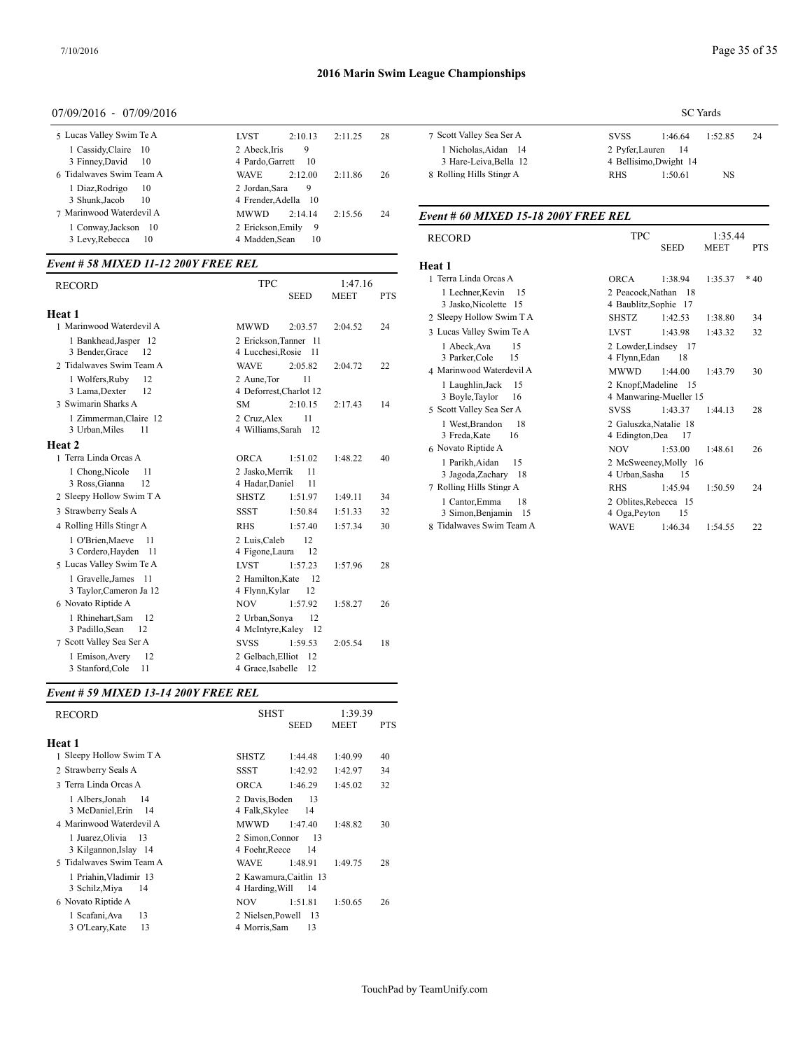# 2016 Marin Swim League Championships

07/09/2016 - 07/09/2016

SC Yards

| | | | | |
|---|---|---|---|---|
| 5 Lucas Valley Swim Te A | LVST | 2:10.13 | 2:11.25 | 28 |
| 1 Cassidy,Claire 10 | 2 Abeck,Iris 9 | | | |
| 3 Finney,David 10 | 4 Pardo,Garrett 10 | | | |
| 6 Tidalwaves Swim Team A | WAVE | 2:12.00 | 2:11.86 | 26 |
| 1 Diaz,Rodrigo 10 | 2 Jordan,Sara 9 | | | |
| 3 Shunk,Jacob 10 | 4 Frender,Adella 10 | | | |
| 7 Marinwood Waterdevil A | MWWD | 2:14.14 | 2:15.56 | 24 |
| 1 Conway,Jackson 10 | 2 Erickson,Emily 9 | | | |
| 3 Levy,Rebecca 10 | 4 Madden,Sean 10 | | | |

### Event # 58 MIXED 11-12 200Y FREE REL

| RECORD | TPC | SEED | 1:47.16 MEET | PTS |
|---|---|---|---|---|
| **Heat 1** | | | | |
| 1 Marinwood Waterdevil A | MWWD | 2:03.57 | 2:04.52 | 24 |
| 1 Bankhead,Jasper 12 | 2 Erickson,Tanner 11 | | | |
| 3 Bender,Grace 12 | 4 Lucchesi,Rosie 11 | | | |
| 2 Tidalwaves Swim Team A | WAVE | 2:05.82 | 2:04.72 | 22 |
| 1 Wolfers,Ruby 12 | 2 Aune,Tor 11 | | | |
| 3 Lama,Dexter 12 | 4 Deforrest,Charlot 12 | | | |
| 3 Swimarin Sharks A | SM | 2:10.15 | 2:17.43 | 14 |
| 1 Zimmerman,Claire 12 | 2 Cruz,Alex 11 | | | |
| 3 Urban,Miles 11 | 4 Williams,Sarah 12 | | | |
| **Heat 2** | | | | |
| 1 Terra Linda Orcas A | ORCA | 1:51.02 | 1:48.22 | 40 |
| 1 Chong,Nicole 11 | 2 Jasko,Merrik 11 | | | |
| 3 Ross,Gianna 12 | 4 Hadar,Daniel 11 | | | |
| 2 Sleepy Hollow Swim T A | SHSTZ | 1:51.97 | 1:49.11 | 34 |
| 3 Strawberry Seals A | SSST | 1:50.84 | 1:51.33 | 32 |
| 4 Rolling Hills Stingr A | RHS | 1:57.40 | 1:57.34 | 30 |
| 1 O'Brien,Maeve 11 | 2 Luis,Caleb 12 | | | |
| 3 Cordero,Hayden 11 | 4 Figone,Laura 12 | | | |
| 5 Lucas Valley Swim Te A | LVST | 1:57.23 | 1:57.96 | 28 |
| 1 Gravelle,James 11 | 2 Hamilton,Kate 12 | | | |
| 3 Taylor,Cameron Ja 12 | 4 Flynn,Kylar 12 | | | |
| 6 Novato Riptide A | NOV | 1:57.92 | 1:58.27 | 26 |
| 1 Rhinehart,Sam 12 | 2 Urban,Sonya 12 | | | |
| 3 Padillo,Sean 12 | 4 McIntyre,Kaley 12 | | | |
| 7 Scott Valley Sea Ser A | SVSS | 1:59.53 | 2:05.54 | 18 |
| 1 Emison,Avery 12 | 2 Gelbach,Elliot 12 | | | |
| 3 Stanford,Cole 11 | 4 Grace,Isabelle 12 | | | |

### Event # 59 MIXED 13-14 200Y FREE REL

| RECORD | SHST | SEED | 1:39.39 MEET | PTS |
|---|---|---|---|---|
| **Heat 1** | | | | |
| 1 Sleepy Hollow Swim T A | SHSTZ | 1:44.48 | 1:40.99 | 40 |
| 2 Strawberry Seals A | SSST | 1:42.92 | 1:42.97 | 34 |
| 3 Terra Linda Orcas A | ORCA | 1:46.29 | 1:45.02 | 32 |
| 1 Albers,Jonah 14 | 2 Davis,Boden 13 | | | |
| 3 McDaniel,Erin 14 | 4 Falk,Skylee 14 | | | |
| 4 Marinwood Waterdevil A | MWWD | 1:47.40 | 1:48.82 | 30 |
| 1 Juarez,Olivia 13 | 2 Simon,Connor 13 | | | |
| 3 Kilgannon,Islay 14 | 4 Foehr,Reece 14 | | | |
| 5 Tidalwaves Swim Team A | WAVE | 1:48.91 | 1:49.75 | 28 |
| 1 Priahin,Vladimir 13 | 2 Kawamura,Caitlin 13 | | | |
| 3 Schilz,Miya 14 | 4 Harding,Will 14 | | | |
| 6 Novato Riptide A | NOV | 1:51.81 | 1:50.65 | 26 |
| 1 Scafani,Ava 13 | 2 Nielsen,Powell 13 | | | |
| 3 O'Leary,Kate 13 | 4 Morris,Sam 13 | | | |
| 7 Scott Valley Sea Ser A | SVSS | 1:46.64 | 1:52.85 | 24 |
| 1 Nicholas,Aidan 14 | 2 Pyfer,Lauren 14 | | | |
| 3 Hare-Leiva,Bella 12 | 4 Bellisimo,Dwight 14 | | | |
| 8 Rolling Hills Stingr A | RHS | 1:50.61 | NS | |

### Event # 60 MIXED 15-18 200Y FREE REL

| RECORD | TPC | SEED | 1:35.44 MEET | PTS |
|---|---|---|---|---|
| **Heat 1** | | | | |
| 1 Terra Linda Orcas A | ORCA | 1:38.94 | 1:35.37 | * 40 |
| 1 Lechner,Kevin 15 | 2 Peacock,Nathan 18 | | | |
| 3 Jasko,Nicolette 15 | 4 Baublitz,Sophie 17 | | | |
| 2 Sleepy Hollow Swim T A | SHSTZ | 1:42.53 | 1:38.80 | 34 |
| 3 Lucas Valley Swim Te A | LVST | 1:43.98 | 1:43.32 | 32 |
| 1 Abeck,Ava 15 | 2 Lowder,Lindsey 17 | | | |
| 3 Parker,Cole 15 | 4 Flynn,Edan 18 | | | |
| 4 Marinwood Waterdevil A | MWWD | 1:44.00 | 1:43.79 | 30 |
| 1 Laughlin,Jack 15 | 2 Knopf,Madeline 15 | | | |
| 3 Boyle,Taylor 16 | 4 Manwaring-Mueller 15 | | | |
| 5 Scott Valley Sea Ser A | SVSS | 1:43.37 | 1:44.13 | 28 |
| 1 West,Brandon 18 | 2 Galuszka,Natalie 18 | | | |
| 3 Freda,Kate 16 | 4 Edington,Dea 17 | | | |
| 6 Novato Riptide A | NOV | 1:53.00 | 1:48.61 | 26 |
| 1 Parikh,Aidan 15 | 2 McSweeney,Molly 16 | | | |
| 3 Jagoda,Zachary 18 | 4 Urban,Sasha 15 | | | |
| 7 Rolling Hills Stingr A | RHS | 1:45.94 | 1:50.59 | 24 |
| 1 Cantor,Emma 18 | 2 Oblites,Rebecca 15 | | | |
| 3 Simon,Benjamin 15 | 4 Oga,Peyton 15 | | | |
| 8 Tidalwaves Swim Team A | WAVE | 1:46.34 | 1:54.55 | 22 |